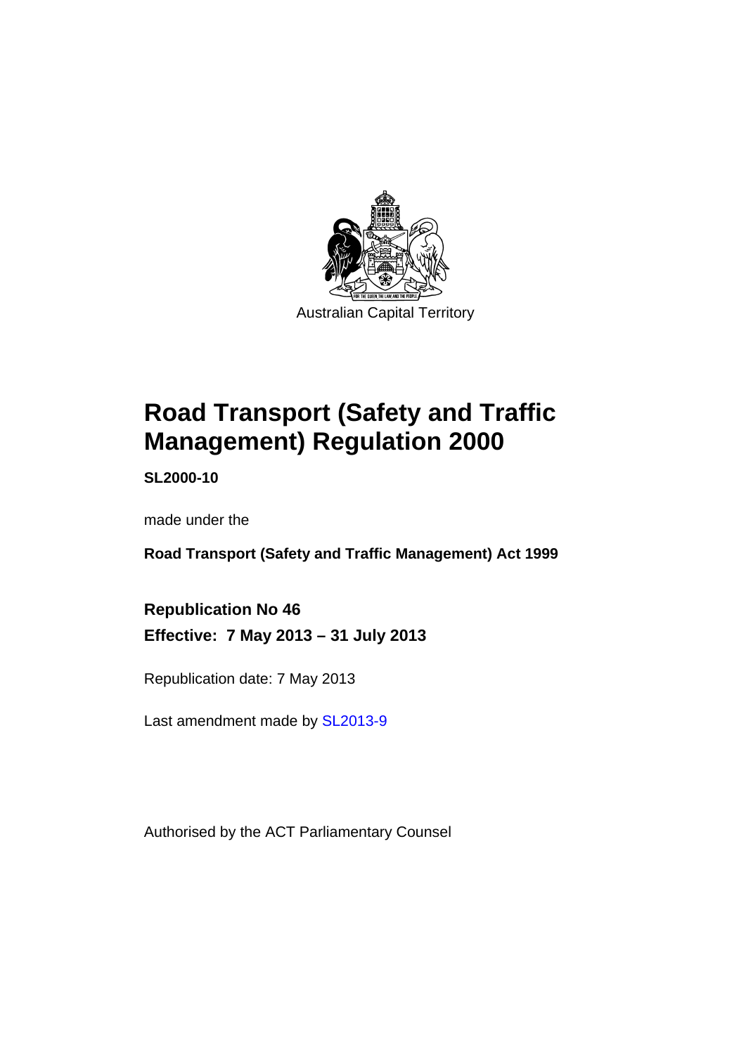Australian Capital Territory

# Road Transport (Safety and Traffic Management) Regulation 2000

**SL2000-10**

made under the

**Road Transport (Safety and Traffic Management) Act 1999**

**Republication No 46**

**Effective: 7 May 2013 – 31 July 2013**

Republication date: 7 May 2013

Last amendment made by SL2013-9

Authorised by the ACT Parliamentary Counsel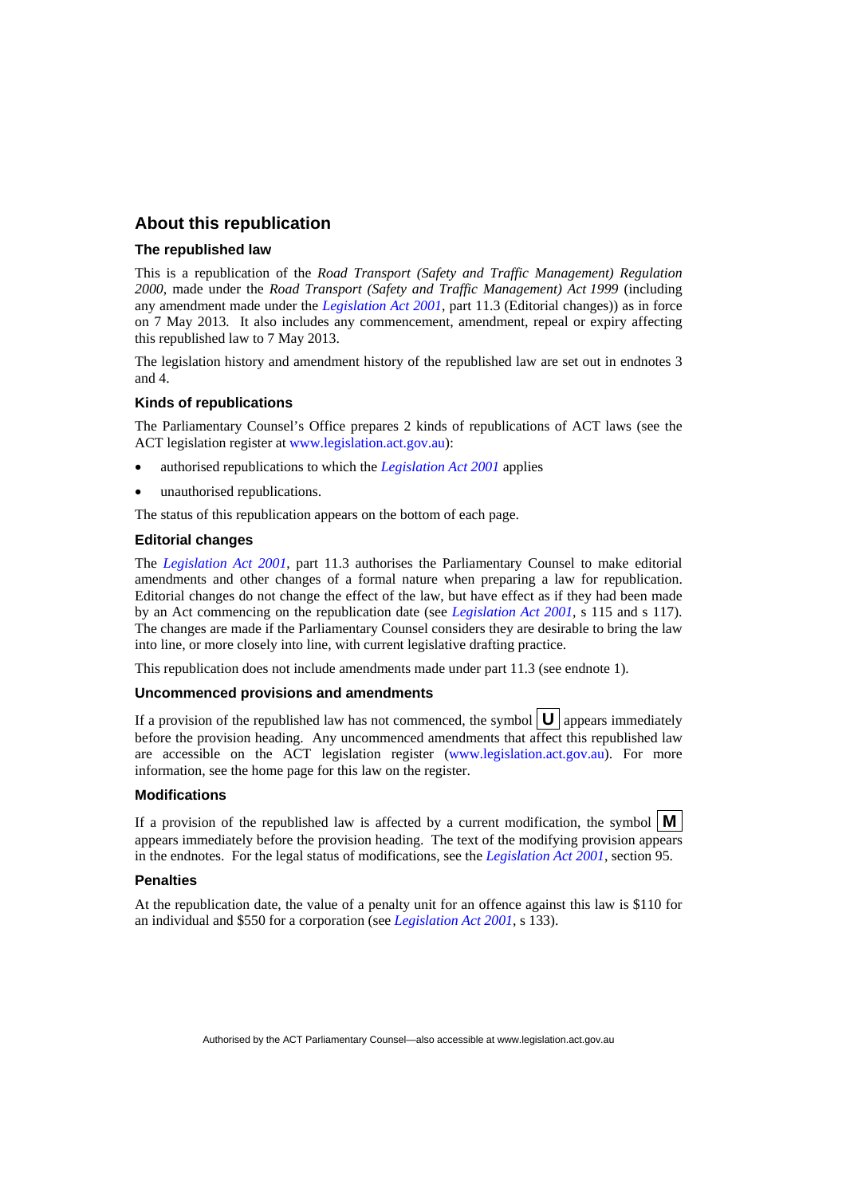## About this republication

### The republished law

This is a republication of the *Road Transport (Safety and Traffic Management) Regulation 2000*, made under the *Road Transport (Safety and Traffic Management) Act 1999* (including any amendment made under the *Legislation Act 2001*, part 11.3 (Editorial changes)) as in force on 7 May 2013*.* It also includes any commencement, amendment, repeal or expiry affecting this republished law to 7 May 2013.

The legislation history and amendment history of the republished law are set out in endnotes 3 and 4.

### Kinds of republications

The Parliamentary Counsel's Office prepares 2 kinds of republications of ACT laws (see the ACT legislation register at www.legislation.act.gov.au):

- authorised republications to which the *Legislation Act 2001* applies
- unauthorised republications.

The status of this republication appears on the bottom of each page.

### Editorial changes

The *Legislation Act 2001*, part 11.3 authorises the Parliamentary Counsel to make editorial amendments and other changes of a formal nature when preparing a law for republication. Editorial changes do not change the effect of the law, but have effect as if they had been made by an Act commencing on the republication date (see *Legislation Act 2001*, s 115 and s 117). The changes are made if the Parliamentary Counsel considers they are desirable to bring the law into line, or more closely into line, with current legislative drafting practice.

This republication does not include amendments made under part 11.3 (see endnote 1).

### Uncommenced provisions and amendments

If a provision of the republished law has not commenced, the symbol **U** appears immediately before the provision heading. Any uncommenced amendments that affect this republished law are accessible on the ACT legislation register (www.legislation.act.gov.au). For more information, see the home page for this law on the register.

### Modifications

If a provision of the republished law is affected by a current modification, the symbol **M** appears immediately before the provision heading. The text of the modifying provision appears in the endnotes. For the legal status of modifications, see the *Legislation Act 2001*, section 95.

### Penalties

At the republication date, the value of a penalty unit for an offence against this law is $110 for an individual and $550 for a corporation (see *Legislation Act 2001*, s 133).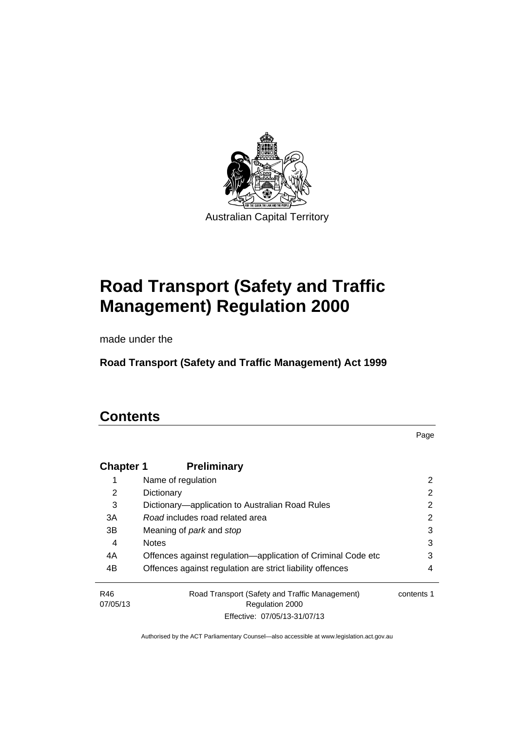Australian Capital Territory

# Road Transport (Safety and Traffic Management) Regulation 2000

made under the

**Road Transport (Safety and Traffic Management) Act 1999**

# Contents

| | | Page |
|---|---|---|
| **Chapter 1** | **Preliminary** | |
| 1 | Name of regulation | 2 |
| 2 | Dictionary | 2 |
| 3 | Dictionary—application to Australian Road Rules | 2 |
| 3A | *Road* includes road related area | 2 |
| 3B | Meaning of *park* and *stop* | 3 |
| 4 | Notes | 3 |
| 4A | Offences against regulation—application of Criminal Code etc | 3 |
| 4B | Offences against regulation are strict liability offences | 4 |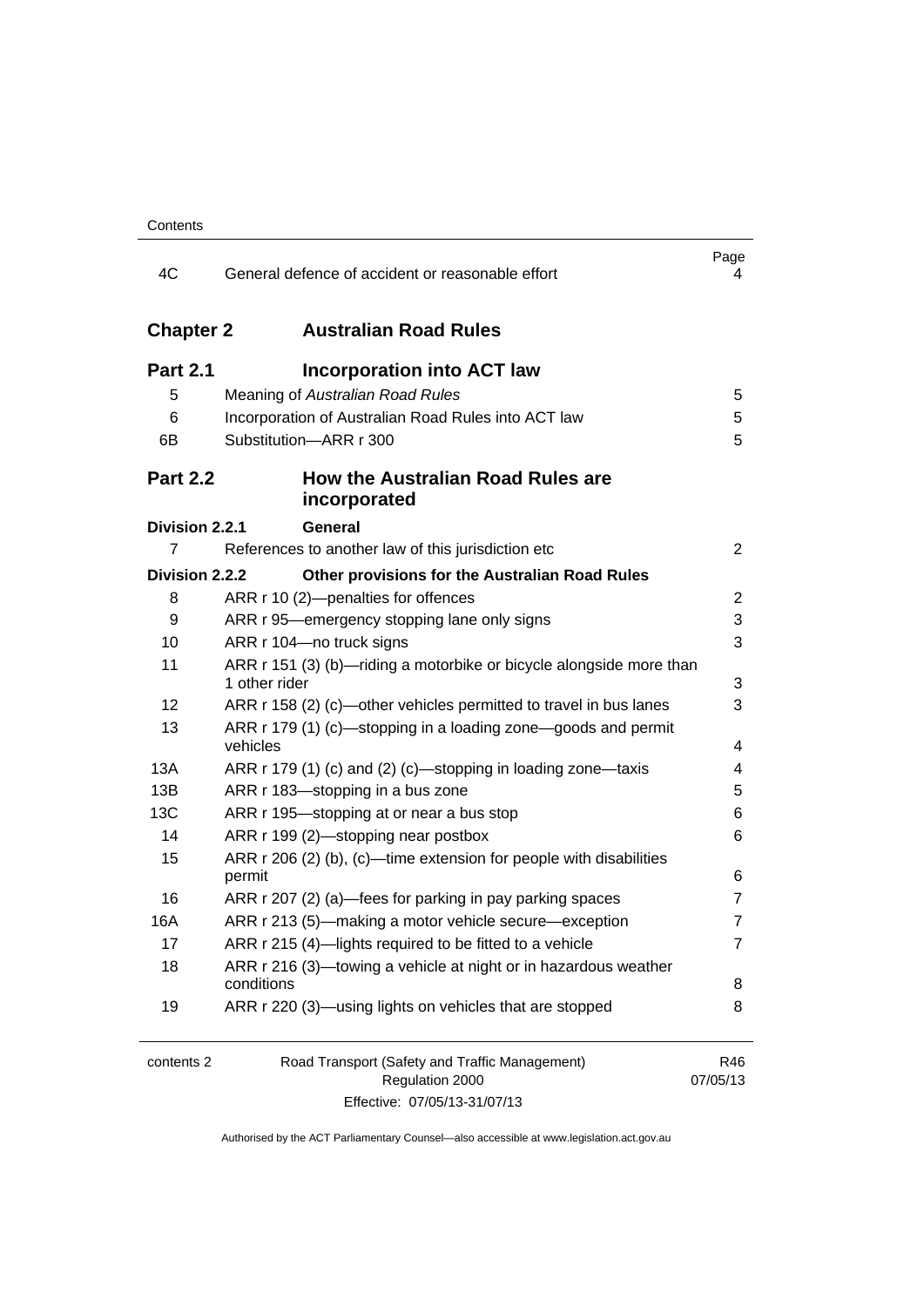| | | Page |
|---|---|---|
| 4C | General defence of accident or reasonable effort | 4 |

## Chapter 2 Australian Road Rules

### Part 2.1 Incorporation into ACT law

| | | |
|---|---|---|
| 5 | Meaning of *Australian Road Rules* | 5 |
| 6 | Incorporation of Australian Road Rules into ACT law | 5 |
| 6B | Substitution—ARR r 300 | 5 |

### Part 2.2 How the Australian Road Rules are incorporated

**Division 2.2.1 General**

| | | |
|---|---|---|
| 7 | References to another law of this jurisdiction etc | 2 |

**Division 2.2.2 Other provisions for the Australian Road Rules**

| | | |
|---|---|---|
| 8 | ARR r 10 (2)—penalties for offences | 2 |
| 9 | ARR r 95—emergency stopping lane only signs | 3 |
| 10 | ARR r 104—no truck signs | 3 |
| 11 | ARR r 151 (3) (b)—riding a motorbike or bicycle alongside more than 1 other rider | 3 |
| 12 | ARR r 158 (2) (c)—other vehicles permitted to travel in bus lanes | 3 |
| 13 | ARR r 179 (1) (c)—stopping in a loading zone—goods and permit vehicles | 4 |
| 13A | ARR r 179 (1) (c) and (2) (c)—stopping in loading zone—taxis | 4 |
| 13B | ARR r 183—stopping in a bus zone | 5 |
| 13C | ARR r 195—stopping at or near a bus stop | 6 |
| 14 | ARR r 199 (2)—stopping near postbox | 6 |
| 15 | ARR r 206 (2) (b), (c)—time extension for people with disabilities permit | 6 |
| 16 | ARR r 207 (2) (a)—fees for parking in pay parking spaces | 7 |
| 16A | ARR r 213 (5)—making a motor vehicle secure—exception | 7 |
| 17 | ARR r 215 (4)—lights required to be fitted to a vehicle | 7 |
| 18 | ARR r 216 (3)—towing a vehicle at night or in hazardous weather conditions | 8 |
| 19 | ARR r 220 (3)—using lights on vehicles that are stopped | 8 |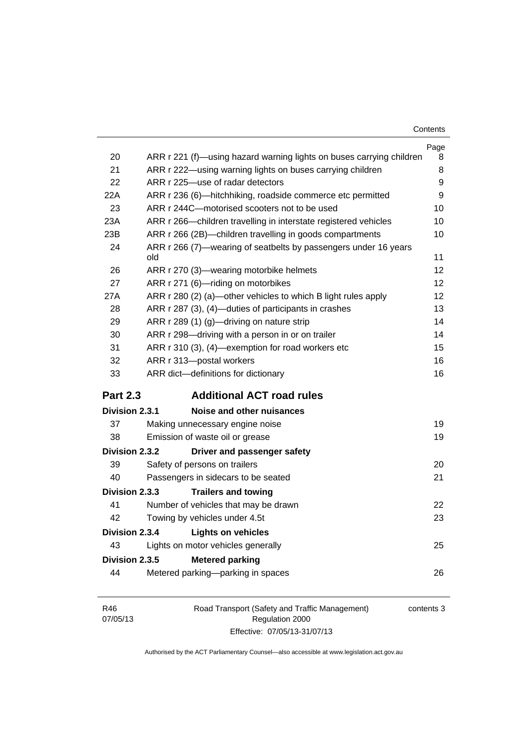| | | Page |
|---|---|---|
| 20 | ARR r 221 (f)—using hazard warning lights on buses carrying children | 8 |
| 21 | ARR r 222—using warning lights on buses carrying children | 8 |
| 22 | ARR r 225—use of radar detectors | 9 |
| 22A | ARR r 236 (6)—hitchhiking, roadside commerce etc permitted | 9 |
| 23 | ARR r 244C—motorised scooters not to be used | 10 |
| 23A | ARR r 266—children travelling in interstate registered vehicles | 10 |
| 23B | ARR r 266 (2B)—children travelling in goods compartments | 10 |
| 24 | ARR r 266 (7)—wearing of seatbelts by passengers under 16 years old | 11 |
| 26 | ARR r 270 (3)—wearing motorbike helmets | 12 |
| 27 | ARR r 271 (6)—riding on motorbikes | 12 |
| 27A | ARR r 280 (2) (a)—other vehicles to which B light rules apply | 12 |
| 28 | ARR r 287 (3), (4)—duties of participants in crashes | 13 |
| 29 | ARR r 289 (1) (g)—driving on nature strip | 14 |
| 30 | ARR r 298—driving with a person in or on trailer | 14 |
| 31 | ARR r 310 (3), (4)—exemption for road workers etc | 15 |
| 32 | ARR r 313—postal workers | 16 |
| 33 | ARR dict—definitions for dictionary | 16 |

## Part 2.3 Additional ACT road rules

**Division 2.3.1 Noise and other nuisances**

| | | |
|---|---|---|
| 37 | Making unnecessary engine noise | 19 |
| 38 | Emission of waste oil or grease | 19 |

**Division 2.3.2 Driver and passenger safety**

| | | |
|---|---|---|
| 39 | Safety of persons on trailers | 20 |
| 40 | Passengers in sidecars to be seated | 21 |

**Division 2.3.3 Trailers and towing**

| | | |
|---|---|---|
| 41 | Number of vehicles that may be drawn | 22 |
| 42 | Towing by vehicles under 4.5t | 23 |

**Division 2.3.4 Lights on vehicles**

| | | |
|---|---|---|
| 43 | Lights on motor vehicles generally | 25 |

**Division 2.3.5 Metered parking**

| | | |
|---|---|---|
| 44 | Metered parking—parking in spaces | 26 |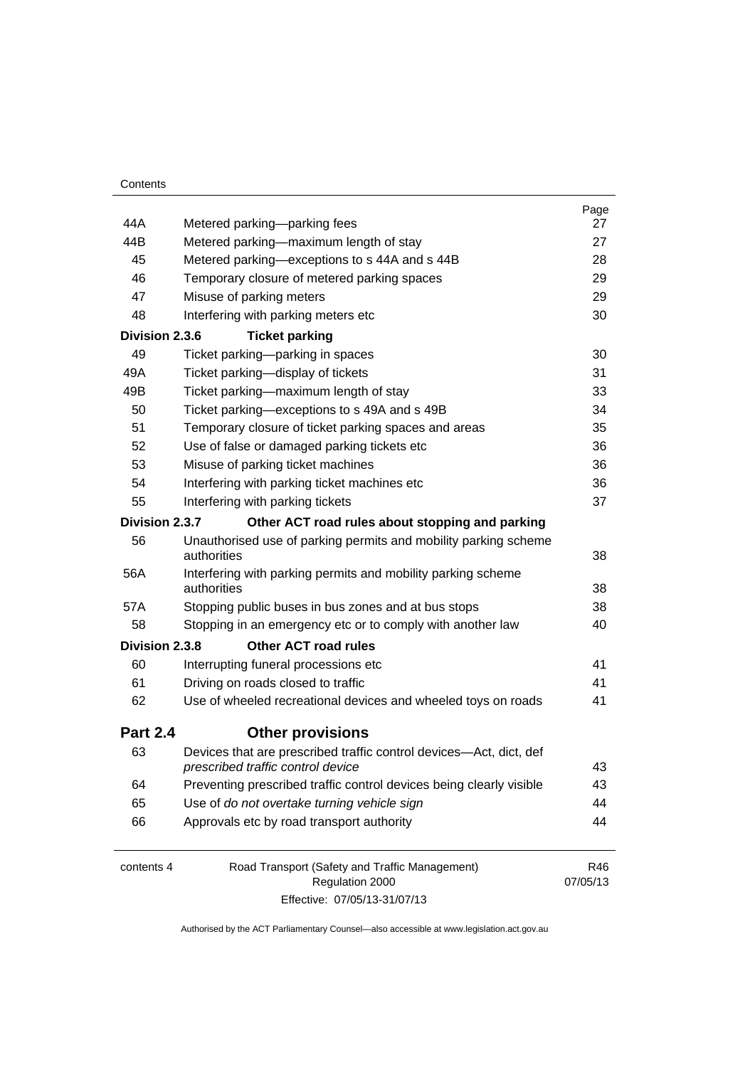| | | Page |
|---|---|---|
| 44A | Metered parking—parking fees | 27 |
| 44B | Metered parking—maximum length of stay | 27 |
| 45 | Metered parking—exceptions to s 44A and s 44B | 28 |
| 46 | Temporary closure of metered parking spaces | 29 |
| 47 | Misuse of parking meters | 29 |
| 48 | Interfering with parking meters etc | 30 |
| **Division 2.3.6** | **Ticket parking** | |
| 49 | Ticket parking—parking in spaces | 30 |
| 49A | Ticket parking—display of tickets | 31 |
| 49B | Ticket parking—maximum length of stay | 33 |
| 50 | Ticket parking—exceptions to s 49A and s 49B | 34 |
| 51 | Temporary closure of ticket parking spaces and areas | 35 |
| 52 | Use of false or damaged parking tickets etc | 36 |
| 53 | Misuse of parking ticket machines | 36 |
| 54 | Interfering with parking ticket machines etc | 36 |
| 55 | Interfering with parking tickets | 37 |
| **Division 2.3.7** | **Other ACT road rules about stopping and parking** | |
| 56 | Unauthorised use of parking permits and mobility parking scheme authorities | 38 |
| 56A | Interfering with parking permits and mobility parking scheme authorities | 38 |
| 57A | Stopping public buses in bus zones and at bus stops | 38 |
| 58 | Stopping in an emergency etc or to comply with another law | 40 |
| **Division 2.3.8** | **Other ACT road rules** | |
| 60 | Interrupting funeral processions etc | 41 |
| 61 | Driving on roads closed to traffic | 41 |
| 62 | Use of wheeled recreational devices and wheeled toys on roads | 41 |
| **Part 2.4** | **Other provisions** | |
| 63 | Devices that are prescribed traffic control devices—Act, dict, def *prescribed traffic control device* | 43 |
| 64 | Preventing prescribed traffic control devices being clearly visible | 43 |
| 65 | Use of *do not overtake turning vehicle sign* | 44 |
| 66 | Approvals etc by road transport authority | 44 |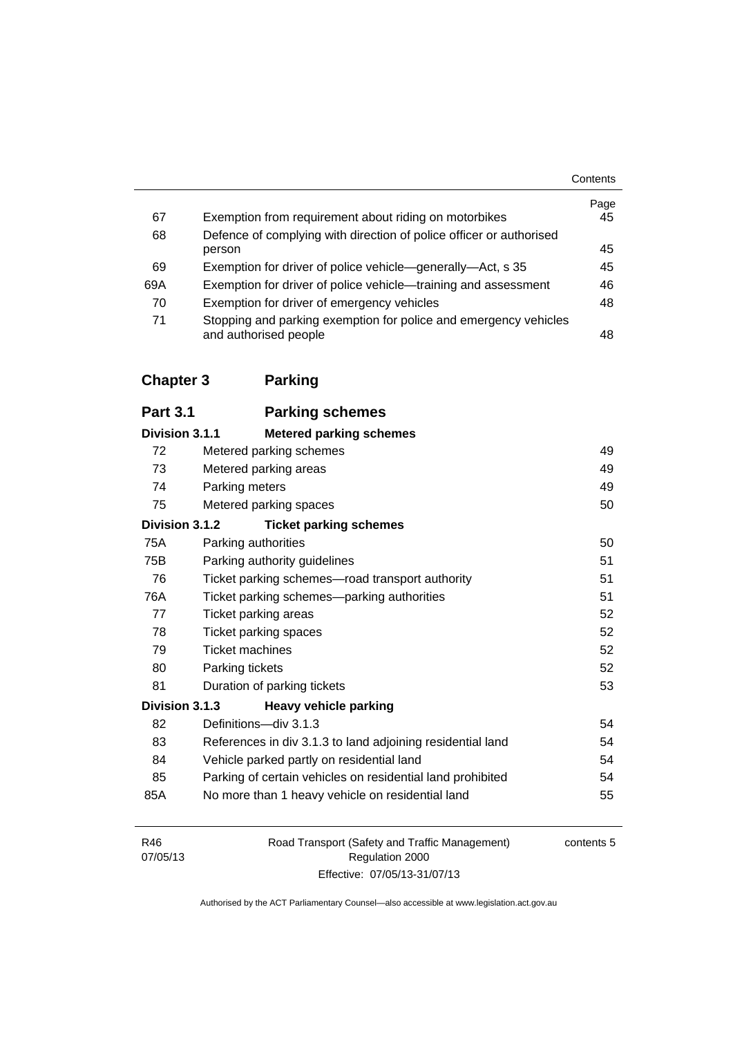| | | Page |
|---|---|---|
| 67 | Exemption from requirement about riding on motorbikes | 45 |
| 68 | Defence of complying with direction of police officer or authorised person | 45 |
| 69 | Exemption for driver of police vehicle—generally—Act, s 35 | 45 |
| 69A | Exemption for driver of police vehicle—training and assessment | 46 |
| 70 | Exemption for driver of emergency vehicles | 48 |
| 71 | Stopping and parking exemption for police and emergency vehicles and authorised people | 48 |

## Chapter 3 Parking

### Part 3.1 Parking schemes

**Division 3.1.1 Metered parking schemes**

| | | |
|---|---|---|
| 72 | Metered parking schemes | 49 |
| 73 | Metered parking areas | 49 |
| 74 | Parking meters | 49 |
| 75 | Metered parking spaces | 50 |

**Division 3.1.2 Ticket parking schemes**

| | | |
|---|---|---|
| 75A | Parking authorities | 50 |
| 75B | Parking authority guidelines | 51 |
| 76 | Ticket parking schemes—road transport authority | 51 |
| 76A | Ticket parking schemes—parking authorities | 51 |
| 77 | Ticket parking areas | 52 |
| 78 | Ticket parking spaces | 52 |
| 79 | Ticket machines | 52 |
| 80 | Parking tickets | 52 |
| 81 | Duration of parking tickets | 53 |

**Division 3.1.3 Heavy vehicle parking**

| | | |
|---|---|---|
| 82 | Definitions—div 3.1.3 | 54 |
| 83 | References in div 3.1.3 to land adjoining residential land | 54 |
| 84 | Vehicle parked partly on residential land | 54 |
| 85 | Parking of certain vehicles on residential land prohibited | 54 |
| 85A | No more than 1 heavy vehicle on residential land | 55 |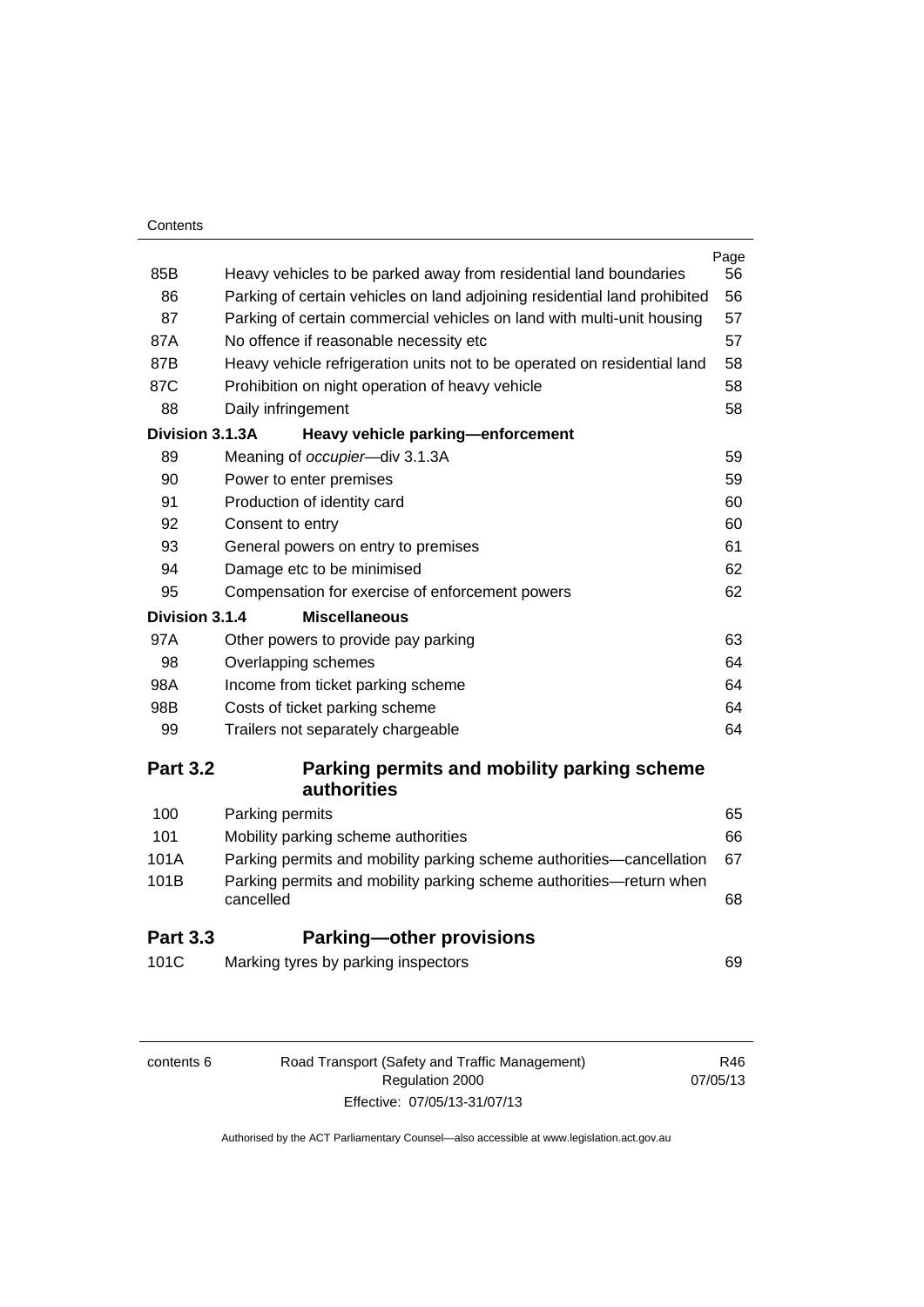| | | Page |
|---|---|---|
| 85B | Heavy vehicles to be parked away from residential land boundaries | 56 |
| 86 | Parking of certain vehicles on land adjoining residential land prohibited | 56 |
| 87 | Parking of certain commercial vehicles on land with multi-unit housing | 57 |
| 87A | No offence if reasonable necessity etc | 57 |
| 87B | Heavy vehicle refrigeration units not to be operated on residential land | 58 |
| 87C | Prohibition on night operation of heavy vehicle | 58 |
| 88 | Daily infringement | 58 |
| **Division 3.1.3A** | **Heavy vehicle parking—enforcement** | |
| 89 | Meaning of *occupier*—div 3.1.3A | 59 |
| 90 | Power to enter premises | 59 |
| 91 | Production of identity card | 60 |
| 92 | Consent to entry | 60 |
| 93 | General powers on entry to premises | 61 |
| 94 | Damage etc to be minimised | 62 |
| 95 | Compensation for exercise of enforcement powers | 62 |
| **Division 3.1.4** | **Miscellaneous** | |
| 97A | Other powers to provide pay parking | 63 |
| 98 | Overlapping schemes | 64 |
| 98A | Income from ticket parking scheme | 64 |
| 98B | Costs of ticket parking scheme | 64 |
| 99 | Trailers not separately chargeable | 64 |

## Part 3.2 Parking permits and mobility parking scheme authorities

| | | |
|---|---|---|
| 100 | Parking permits | 65 |
| 101 | Mobility parking scheme authorities | 66 |
| 101A | Parking permits and mobility parking scheme authorities—cancellation | 67 |
| 101B | Parking permits and mobility parking scheme authorities—return when cancelled | 68 |

## Part 3.3 Parking—other provisions

| | | |
|---|---|---|
| 101C | Marking tyres by parking inspectors | 69 |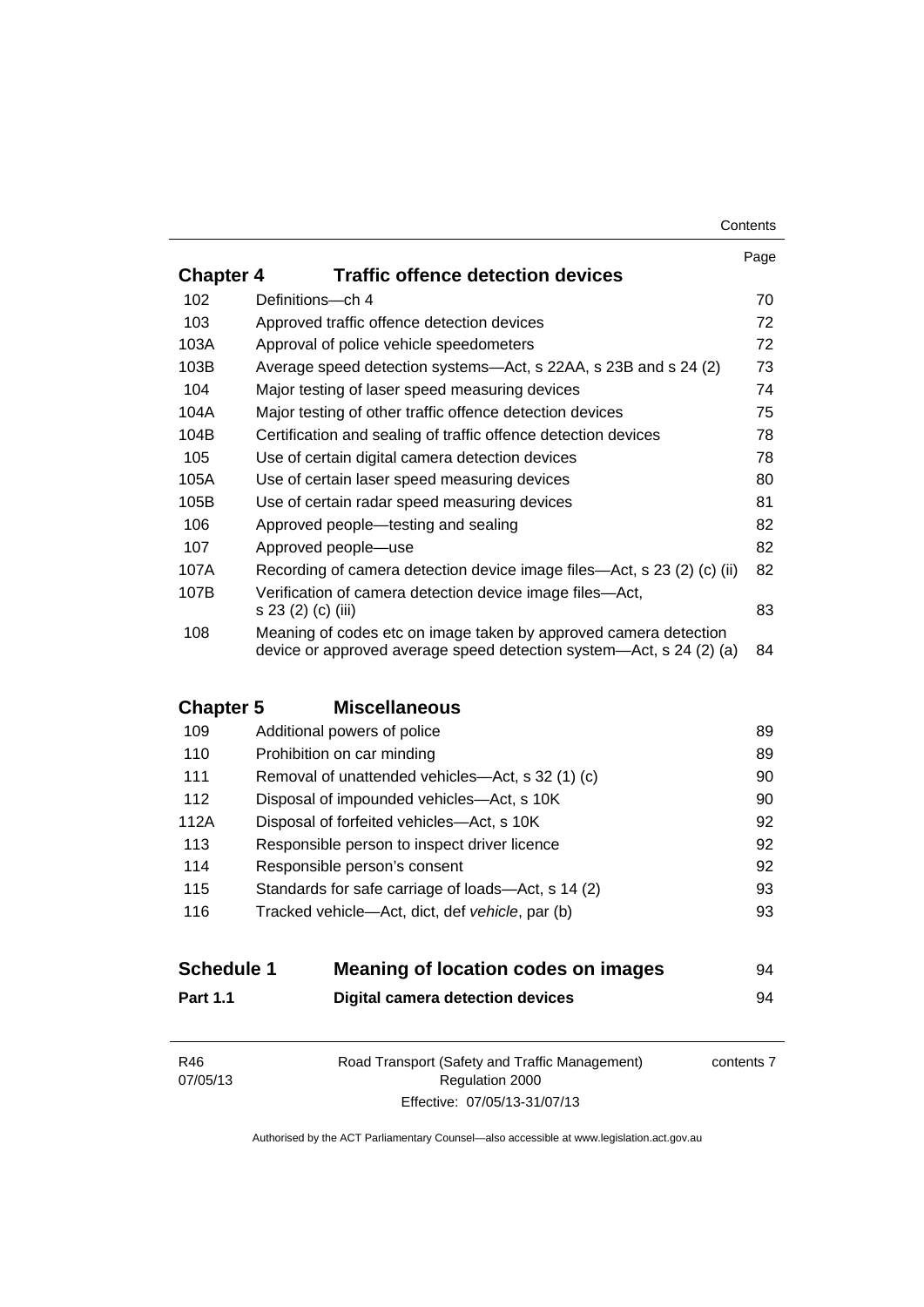| | | Page |
|---|---|---|
| **Chapter 4** | **Traffic offence detection devices** | |
| 102 | Definitions—ch 4 | 70 |
| 103 | Approved traffic offence detection devices | 72 |
| 103A | Approval of police vehicle speedometers | 72 |
| 103B | Average speed detection systems—Act, s 22AA, s 23B and s 24 (2) | 73 |
| 104 | Major testing of laser speed measuring devices | 74 |
| 104A | Major testing of other traffic offence detection devices | 75 |
| 104B | Certification and sealing of traffic offence detection devices | 78 |
| 105 | Use of certain digital camera detection devices | 78 |
| 105A | Use of certain laser speed measuring devices | 80 |
| 105B | Use of certain radar speed measuring devices | 81 |
| 106 | Approved people—testing and sealing | 82 |
| 107 | Approved people—use | 82 |
| 107A | Recording of camera detection device image files—Act, s 23 (2) (c) (ii) | 82 |
| 107B | Verification of camera detection device image files—Act, s 23 (2) (c) (iii) | 83 |
| 108 | Meaning of codes etc on image taken by approved camera detection device or approved average speed detection system—Act, s 24 (2) (a) | 84 |
| **Chapter 5** | **Miscellaneous** | |
| 109 | Additional powers of police | 89 |
| 110 | Prohibition on car minding | 89 |
| 111 | Removal of unattended vehicles—Act, s 32 (1) (c) | 90 |
| 112 | Disposal of impounded vehicles—Act, s 10K | 90 |
| 112A | Disposal of forfeited vehicles—Act, s 10K | 92 |
| 113 | Responsible person to inspect driver licence | 92 |
| 114 | Responsible person's consent | 92 |
| 115 | Standards for safe carriage of loads—Act, s 14 (2) | 93 |
| 116 | Tracked vehicle—Act, dict, def *vehicle*, par (b) | 93 |
| **Schedule 1** | **Meaning of location codes on images** | 94 |
| **Part 1.1** | **Digital camera detection devices** | 94 |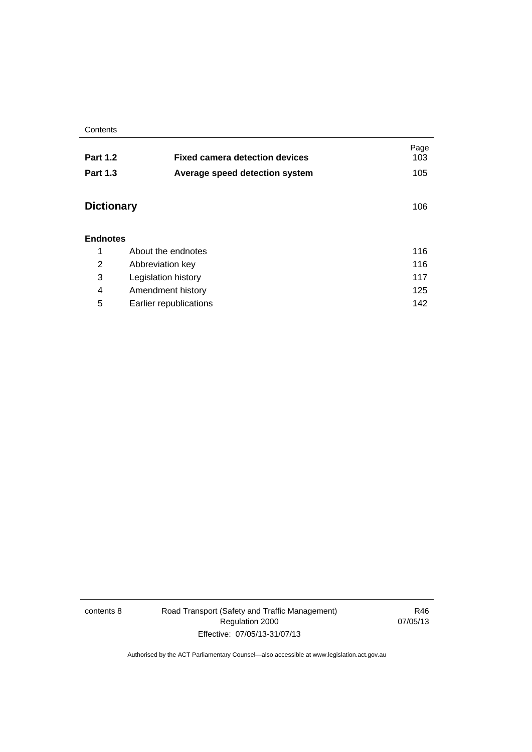| | | Page |
|---|---|---|
| **Part 1.2** | **Fixed camera detection devices** | 103 |
| **Part 1.3** | **Average speed detection system** | 105 |

| | Page |
|---|---|
| **Dictionary** | 106 |

**Endnotes**

| | | |
|---|---|---|
| 1 | About the endnotes | 116 |
| 2 | Abbreviation key | 116 |
| 3 | Legislation history | 117 |
| 4 | Amendment history | 125 |
| 5 | Earlier republications | 142 |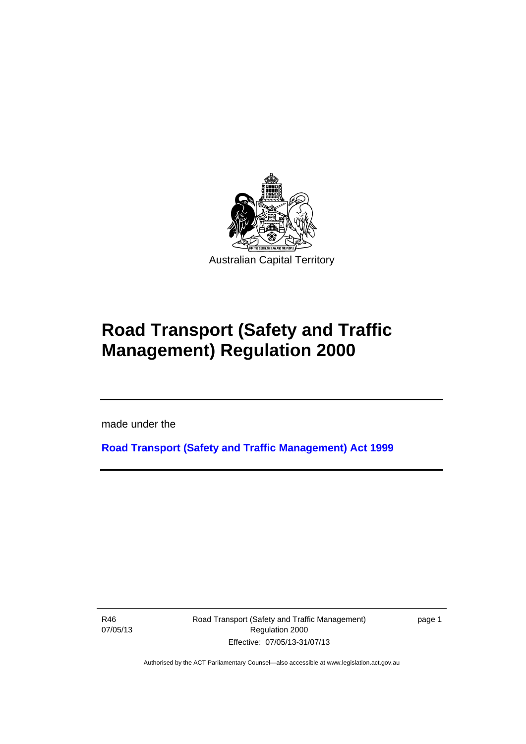Australian Capital Territory

# Road Transport (Safety and Traffic Management) Regulation 2000

made under the

**Road Transport (Safety and Traffic Management) Act 1999**

R46
07/05/13

Effective: 07/05/13-31/07/13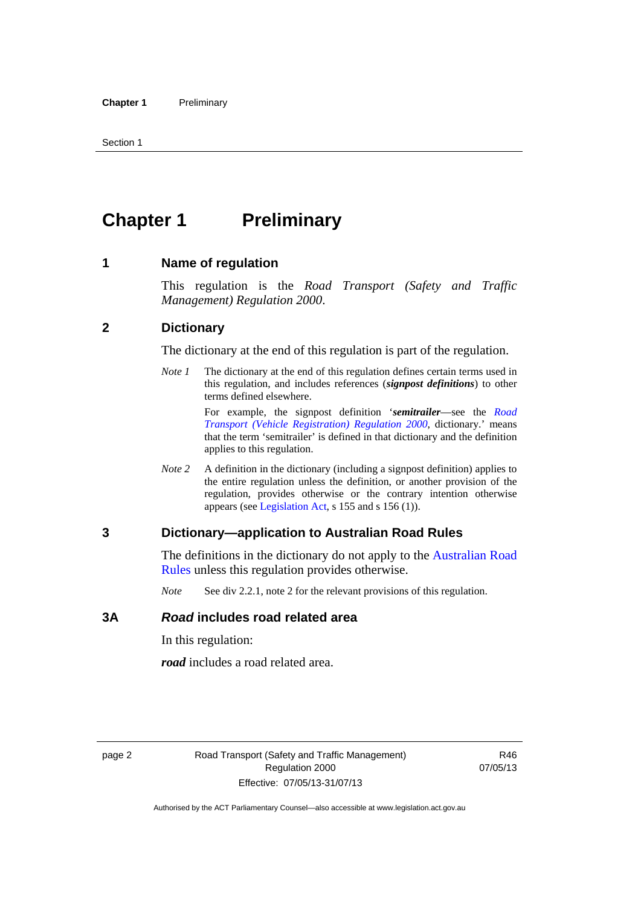# Chapter 1 Preliminary

## 1 Name of regulation

This regulation is the *Road Transport (Safety and Traffic Management) Regulation 2000*.

## 2 Dictionary

The dictionary at the end of this regulation is part of the regulation.

*Note 1* The dictionary at the end of this regulation defines certain terms used in this regulation, and includes references (***signpost definitions***) to other terms defined elsewhere.

For example, the signpost definition '***semitrailer***—see the *Road Transport (Vehicle Registration) Regulation 2000*, dictionary.' means that the term 'semitrailer' is defined in that dictionary and the definition applies to this regulation.

*Note 2* A definition in the dictionary (including a signpost definition) applies to the entire regulation unless the definition, or another provision of the regulation, provides otherwise or the contrary intention otherwise appears (see Legislation Act, s 155 and s 156 (1)).

## 3 Dictionary—application to Australian Road Rules

The definitions in the dictionary do not apply to the Australian Road Rules unless this regulation provides otherwise.

*Note* See div 2.2.1, note 2 for the relevant provisions of this regulation.

## 3A *Road* includes road related area

In this regulation:

***road*** includes a road related area.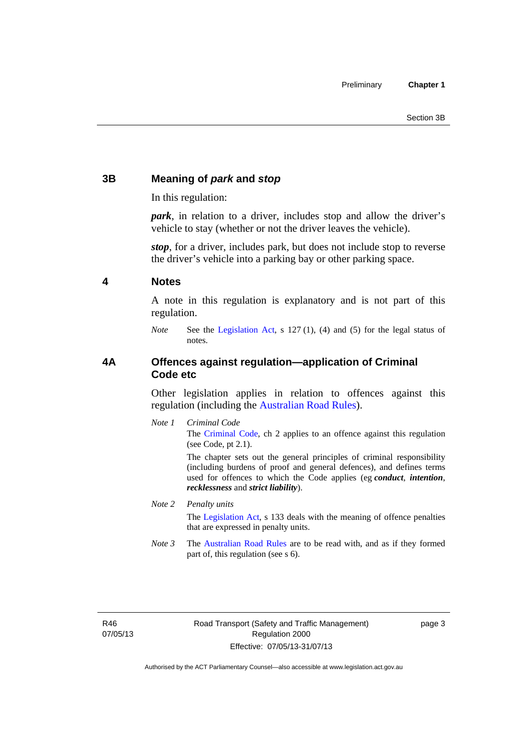## 3B Meaning of *park* and *stop*

In this regulation:

***park***, in relation to a driver, includes stop and allow the driver's vehicle to stay (whether or not the driver leaves the vehicle).

***stop***, for a driver, includes park, but does not include stop to reverse the driver's vehicle into a parking bay or other parking space.

## 4 Notes

A note in this regulation is explanatory and is not part of this regulation.

*Note* See the Legislation Act, s 127 (1), (4) and (5) for the legal status of notes.

## 4A Offences against regulation—application of Criminal Code etc

Other legislation applies in relation to offences against this regulation (including the Australian Road Rules).

*Note 1* *Criminal Code*

The Criminal Code, ch 2 applies to an offence against this regulation (see Code, pt 2.1).

The chapter sets out the general principles of criminal responsibility (including burdens of proof and general defences), and defines terms used for offences to which the Code applies (eg ***conduct***, ***intention***, ***recklessness*** and ***strict liability***).

*Note 2* *Penalty units*

The Legislation Act, s 133 deals with the meaning of offence penalties that are expressed in penalty units.

*Note 3* The Australian Road Rules are to be read with, and as if they formed part of, this regulation (see s 6).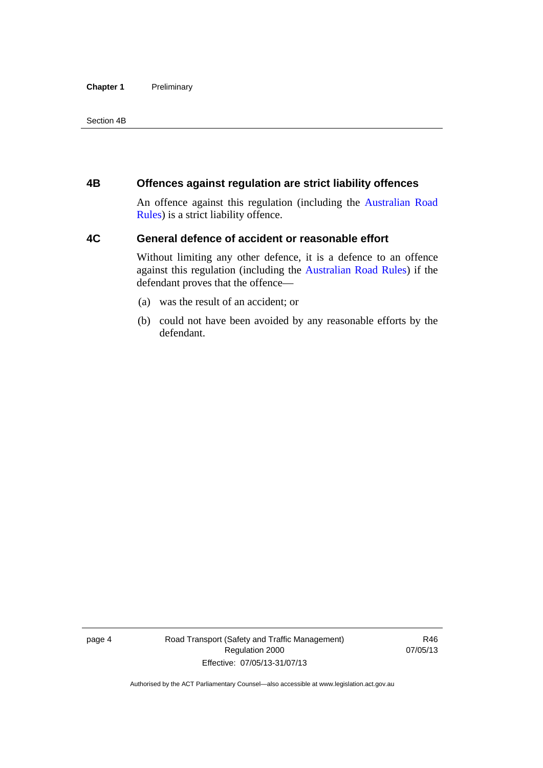## 4B Offences against regulation are strict liability offences

An offence against this regulation (including the Australian Road Rules) is a strict liability offence.

## 4C General defence of accident or reasonable effort

Without limiting any other defence, it is a defence to an offence against this regulation (including the Australian Road Rules) if the defendant proves that the offence—

(a) was the result of an accident; or

(b) could not have been avoided by any reasonable efforts by the defendant.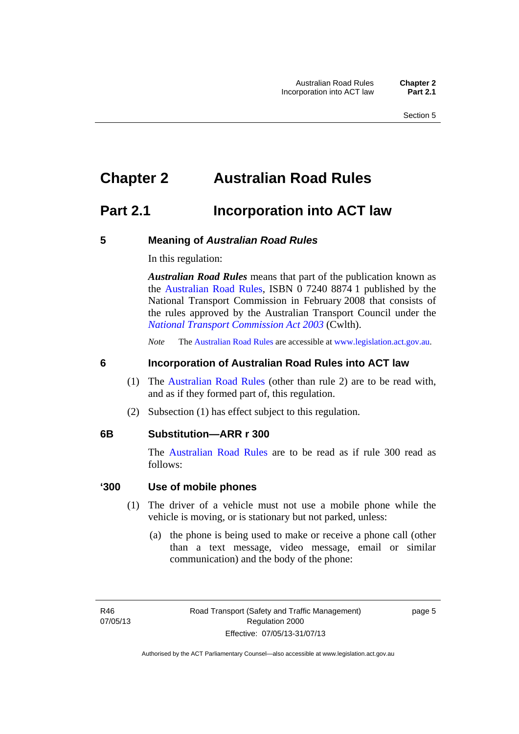# Chapter 2 Australian Road Rules

## Part 2.1 Incorporation into ACT law

### 5 Meaning of *Australian Road Rules*

In this regulation:

***Australian Road Rules*** means that part of the publication known as the Australian Road Rules, ISBN 0 7240 8874 1 published by the National Transport Commission in February 2008 that consists of the rules approved by the Australian Transport Council under the *National Transport Commission Act 2003* (Cwlth).

*Note* The Australian Road Rules are accessible at www.legislation.act.gov.au.

### 6 Incorporation of Australian Road Rules into ACT law

(1) The Australian Road Rules (other than rule 2) are to be read with, and as if they formed part of, this regulation.

(2) Subsection (1) has effect subject to this regulation.

### 6B Substitution—ARR r 300

The Australian Road Rules are to be read as if rule 300 read as follows:

### '300 Use of mobile phones

(1) The driver of a vehicle must not use a mobile phone while the vehicle is moving, or is stationary but not parked, unless:

(a) the phone is being used to make or receive a phone call (other than a text message, video message, email or similar communication) and the body of the phone: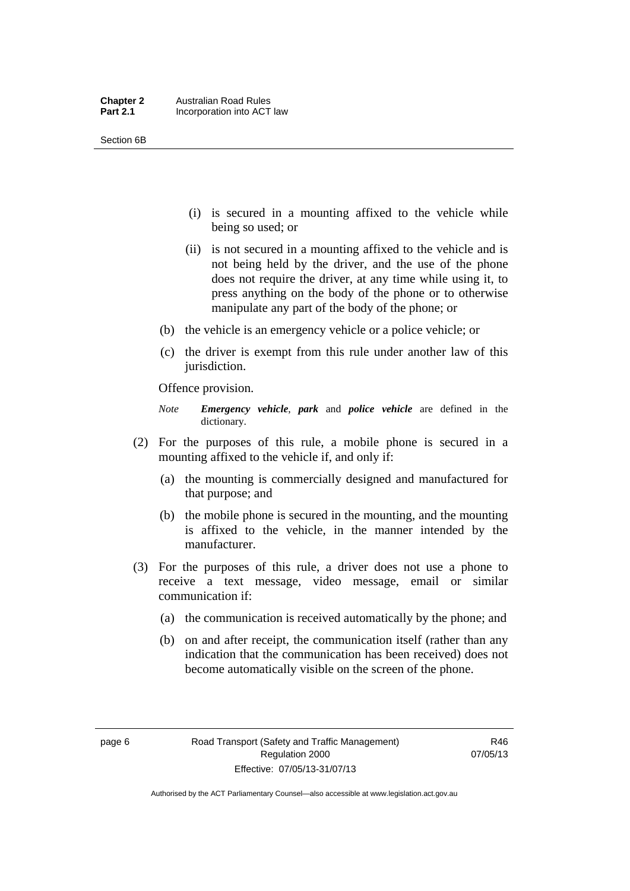(i) is secured in a mounting affixed to the vehicle while being so used; or

(ii) is not secured in a mounting affixed to the vehicle and is not being held by the driver, and the use of the phone does not require the driver, at any time while using it, to press anything on the body of the phone or to otherwise manipulate any part of the body of the phone; or

(b) the vehicle is an emergency vehicle or a police vehicle; or

(c) the driver is exempt from this rule under another law of this jurisdiction.

Offence provision.

*Note* ***Emergency vehicle***, ***park*** and ***police vehicle*** are defined in the dictionary.

(2) For the purposes of this rule, a mobile phone is secured in a mounting affixed to the vehicle if, and only if:

(a) the mounting is commercially designed and manufactured for that purpose; and

(b) the mobile phone is secured in the mounting, and the mounting is affixed to the vehicle, in the manner intended by the manufacturer.

(3) For the purposes of this rule, a driver does not use a phone to receive a text message, video message, email or similar communication if:

(a) the communication is received automatically by the phone; and

(b) on and after receipt, the communication itself (rather than any indication that the communication has been received) does not become automatically visible on the screen of the phone.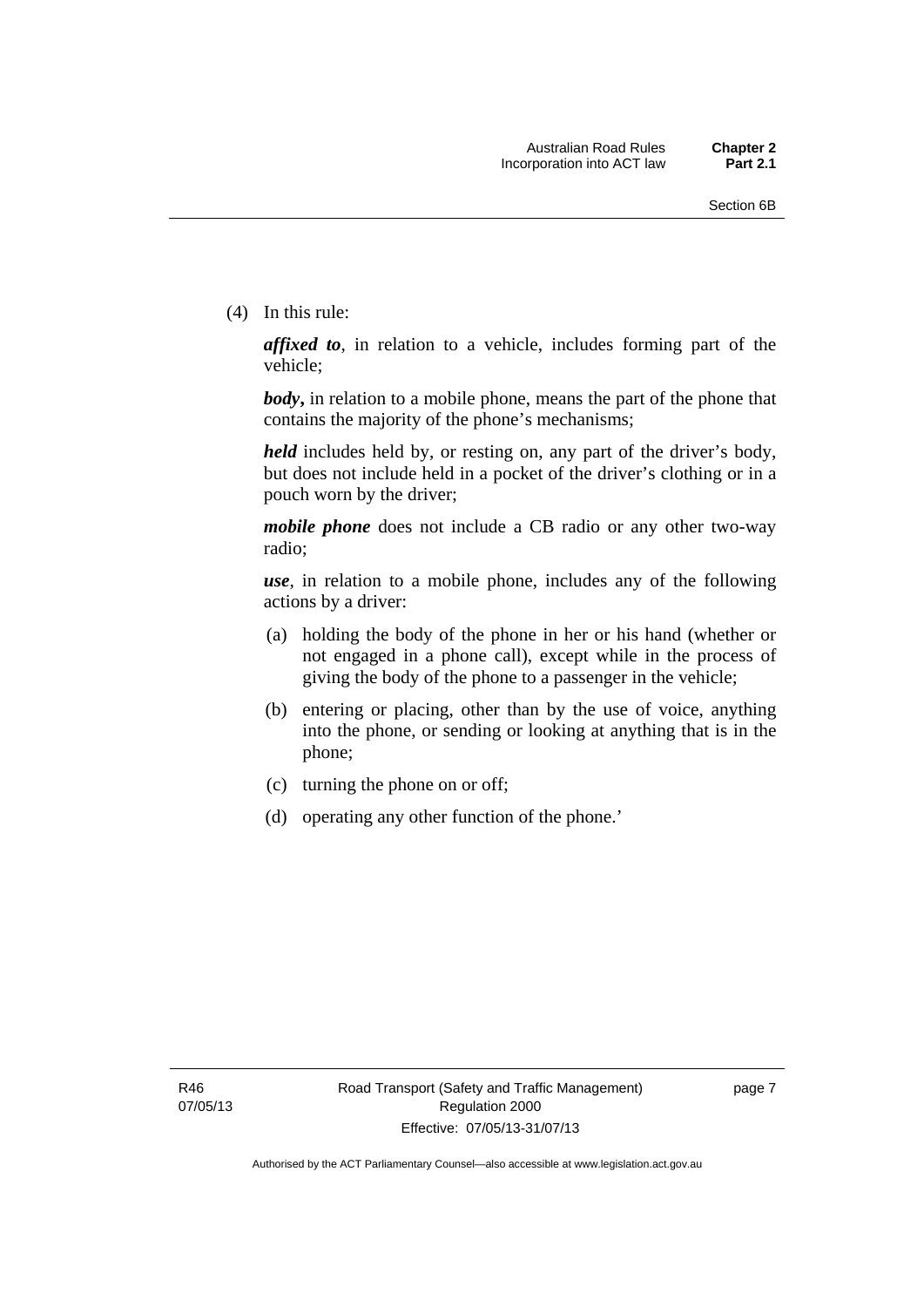(4) In this rule:

***affixed to***, in relation to a vehicle, includes forming part of the vehicle;

***body*,** in relation to a mobile phone, means the part of the phone that contains the majority of the phone's mechanisms;

***held*** includes held by, or resting on, any part of the driver's body, but does not include held in a pocket of the driver's clothing or in a pouch worn by the driver;

***mobile phone*** does not include a CB radio or any other two-way radio;

***use***, in relation to a mobile phone, includes any of the following actions by a driver:

(a) holding the body of the phone in her or his hand (whether or not engaged in a phone call), except while in the process of giving the body of the phone to a passenger in the vehicle;

(b) entering or placing, other than by the use of voice, anything into the phone, or sending or looking at anything that is in the phone;

(c) turning the phone on or off;

(d) operating any other function of the phone.'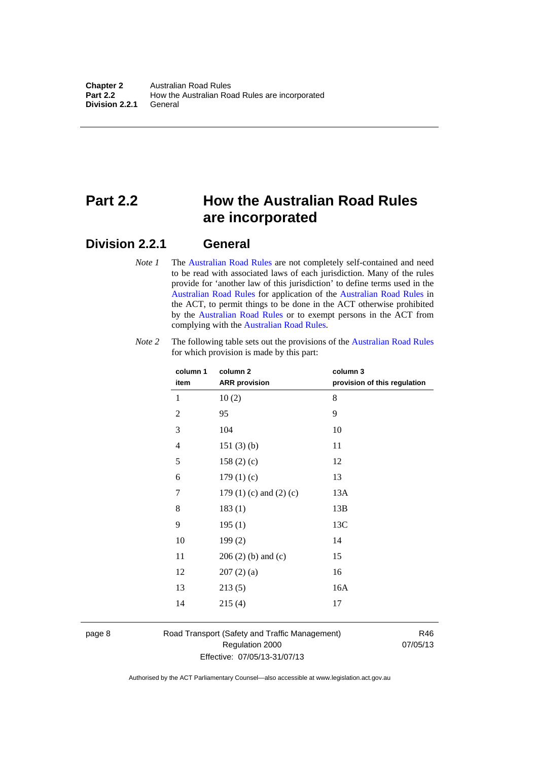# Part 2.2 How the Australian Road Rules are incorporated

## Division 2.2.1 General

*Note 1* The Australian Road Rules are not completely self-contained and need to be read with associated laws of each jurisdiction. Many of the rules provide for 'another law of this jurisdiction' to define terms used in the Australian Road Rules for application of the Australian Road Rules in the ACT, to permit things to be done in the ACT otherwise prohibited by the Australian Road Rules or to exempt persons in the ACT from complying with the Australian Road Rules.

*Note 2* The following table sets out the provisions of the Australian Road Rules for which provision is made by this part:

| column 1<br>item | column 2<br>ARR provision | column 3<br>provision of this regulation |
|---|---|---|
| 1 | 10 (2) | 8 |
| 2 | 95 | 9 |
| 3 | 104 | 10 |
| 4 | 151 (3) (b) | 11 |
| 5 | 158 (2) (c) | 12 |
| 6 | 179 (1) (c) | 13 |
| 7 | 179 (1) (c) and (2) (c) | 13A |
| 8 | 183 (1) | 13B |
| 9 | 195 (1) | 13C |
| 10 | 199 (2) | 14 |
| 11 | 206 (2) (b) and (c) | 15 |
| 12 | 207 (2) (a) | 16 |
| 13 | 213 (5) | 16A |
| 14 | 215 (4) | 17 |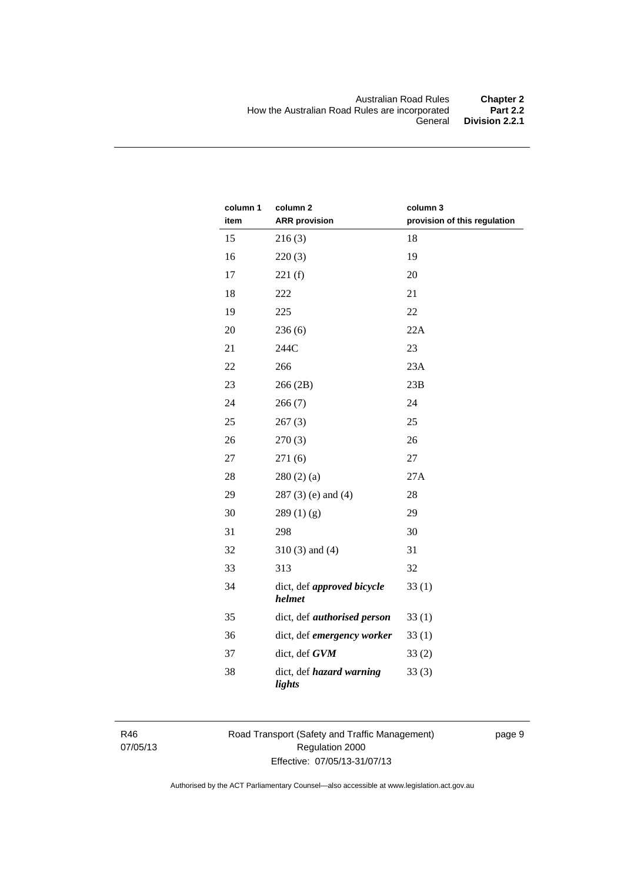| column 1 item | column 2 ARR provision | column 3 provision of this regulation |
|---|---|---|
| 15 | 216 (3) | 18 |
| 16 | 220 (3) | 19 |
| 17 | 221 (f) | 20 |
| 18 | 222 | 21 |
| 19 | 225 | 22 |
| 20 | 236 (6) | 22A |
| 21 | 244C | 23 |
| 22 | 266 | 23A |
| 23 | 266 (2B) | 23B |
| 24 | 266 (7) | 24 |
| 25 | 267 (3) | 25 |
| 26 | 270 (3) | 26 |
| 27 | 271 (6) | 27 |
| 28 | 280 (2) (a) | 27A |
| 29 | 287 (3) (e) and (4) | 28 |
| 30 | 289 (1) (g) | 29 |
| 31 | 298 | 30 |
| 32 | 310 (3) and (4) | 31 |
| 33 | 313 | 32 |
| 34 | dict, def ***approved bicycle helmet*** | 33 (1) |
| 35 | dict, def ***authorised person*** | 33 (1) |
| 36 | dict, def ***emergency worker*** | 33 (1) |
| 37 | dict, def ***GVM*** | 33 (2) |
| 38 | dict, def ***hazard warning lights*** | 33 (3) |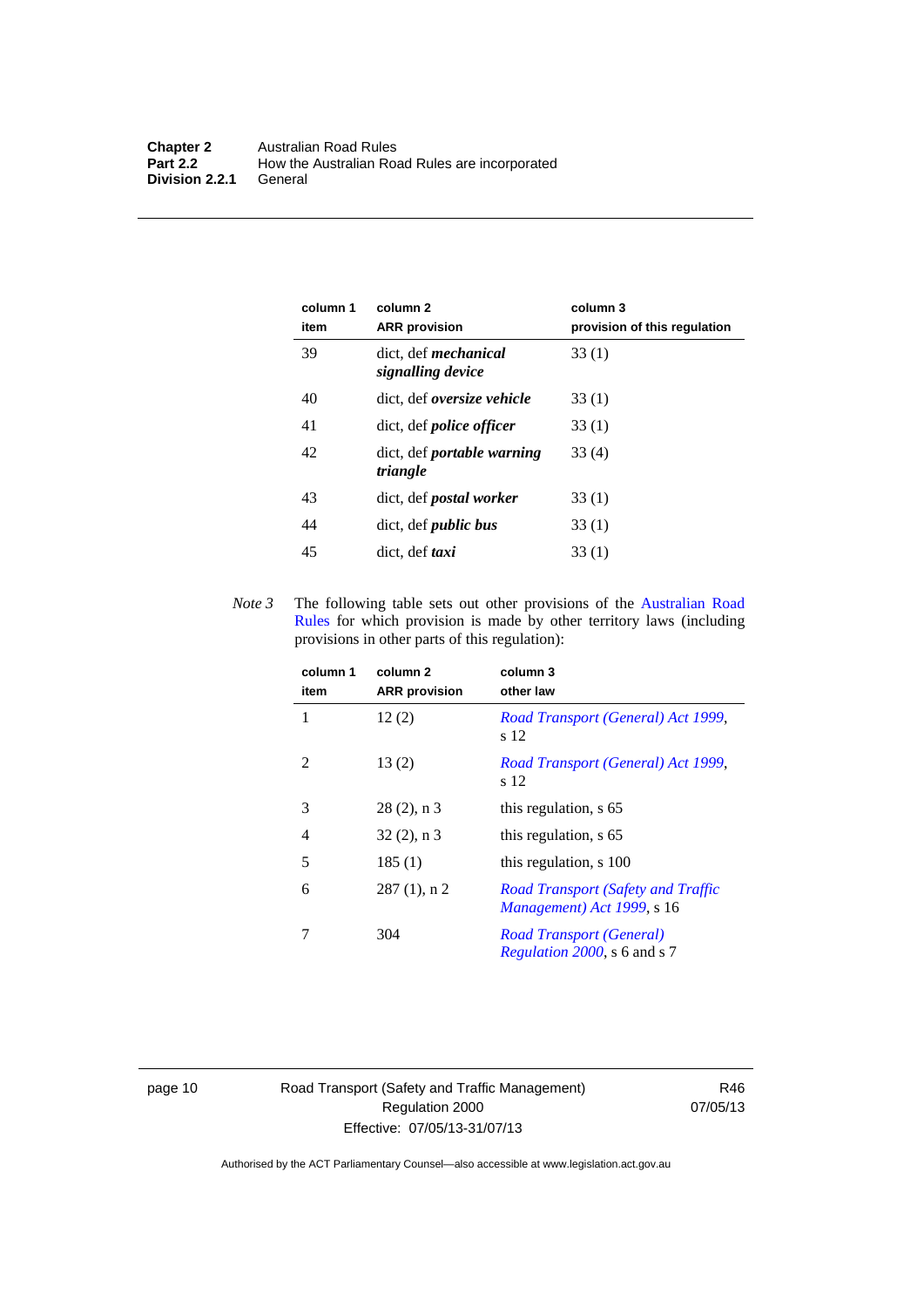| column 1 item | column 2 ARR provision | column 3 provision of this regulation |
|---|---|---|
| 39 | dict, def ***mechanical signalling device*** | 33 (1) |
| 40 | dict, def ***oversize vehicle*** | 33 (1) |
| 41 | dict, def ***police officer*** | 33 (1) |
| 42 | dict, def ***portable warning triangle*** | 33 (4) |
| 43 | dict, def ***postal worker*** | 33 (1) |
| 44 | dict, def ***public bus*** | 33 (1) |
| 45 | dict, def ***taxi*** | 33 (1) |

*Note 3* The following table sets out other provisions of the Australian Road Rules for which provision is made by other territory laws (including provisions in other parts of this regulation):

| column 1 item | column 2 ARR provision | column 3 other law |
|---|---|---|
| 1 | 12 (2) | *Road Transport (General) Act 1999*, s 12 |
| 2 | 13 (2) | *Road Transport (General) Act 1999*, s 12 |
| 3 | 28 (2), n 3 | this regulation, s 65 |
| 4 | 32 (2), n 3 | this regulation, s 65 |
| 5 | 185 (1) | this regulation, s 100 |
| 6 | 287 (1), n 2 | *Road Transport (Safety and Traffic Management) Act 1999*, s 16 |
| 7 | 304 | *Road Transport (General) Regulation 2000*, s 6 and s 7 |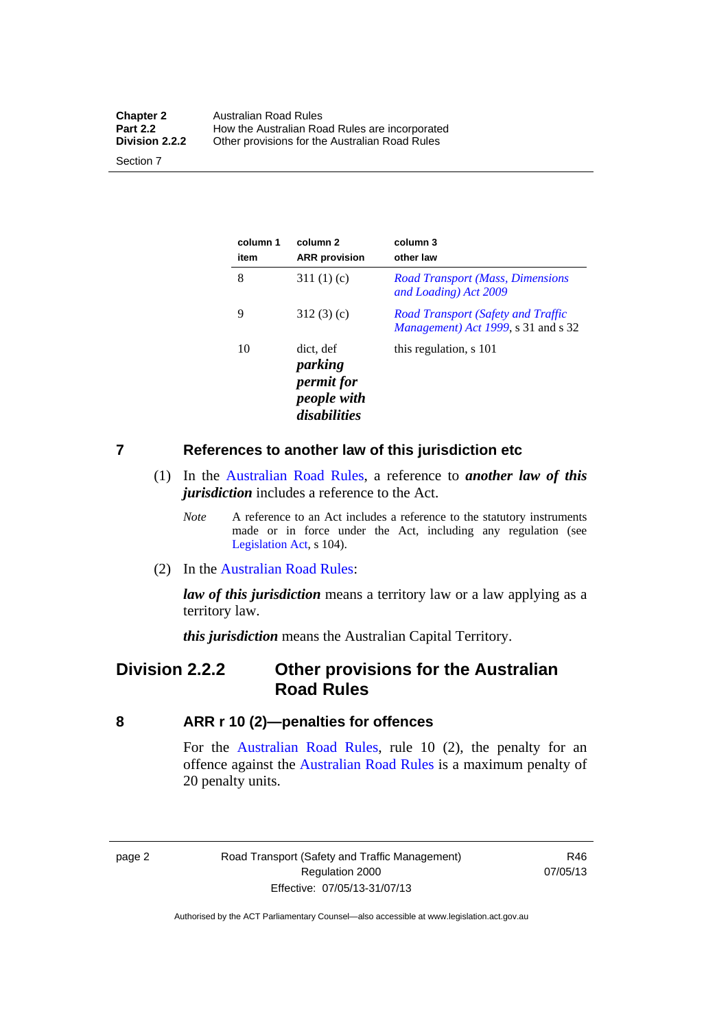| column 1 item | column 2 ARR provision | column 3 other law |
|---|---|---|
| 8 | 311 (1) (c) | *Road Transport (Mass, Dimensions and Loading) Act 2009* |
| 9 | 312 (3) (c) | *Road Transport (Safety and Traffic Management) Act 1999*, s 31 and s 32 |
| 10 | dict, def ***parking permit for people with disabilities*** | this regulation, s 101 |

### 7 References to another law of this jurisdiction etc

(1) In the Australian Road Rules, a reference to ***another law of this jurisdiction*** includes a reference to the Act.

*Note* A reference to an Act includes a reference to the statutory instruments made or in force under the Act, including any regulation (see Legislation Act, s 104).

(2) In the Australian Road Rules:

***law of this jurisdiction*** means a territory law or a law applying as a territory law.

***this jurisdiction*** means the Australian Capital Territory.

## Division 2.2.2 Other provisions for the Australian Road Rules

### 8 ARR r 10 (2)—penalties for offences

For the Australian Road Rules, rule 10 (2), the penalty for an offence against the Australian Road Rules is a maximum penalty of 20 penalty units.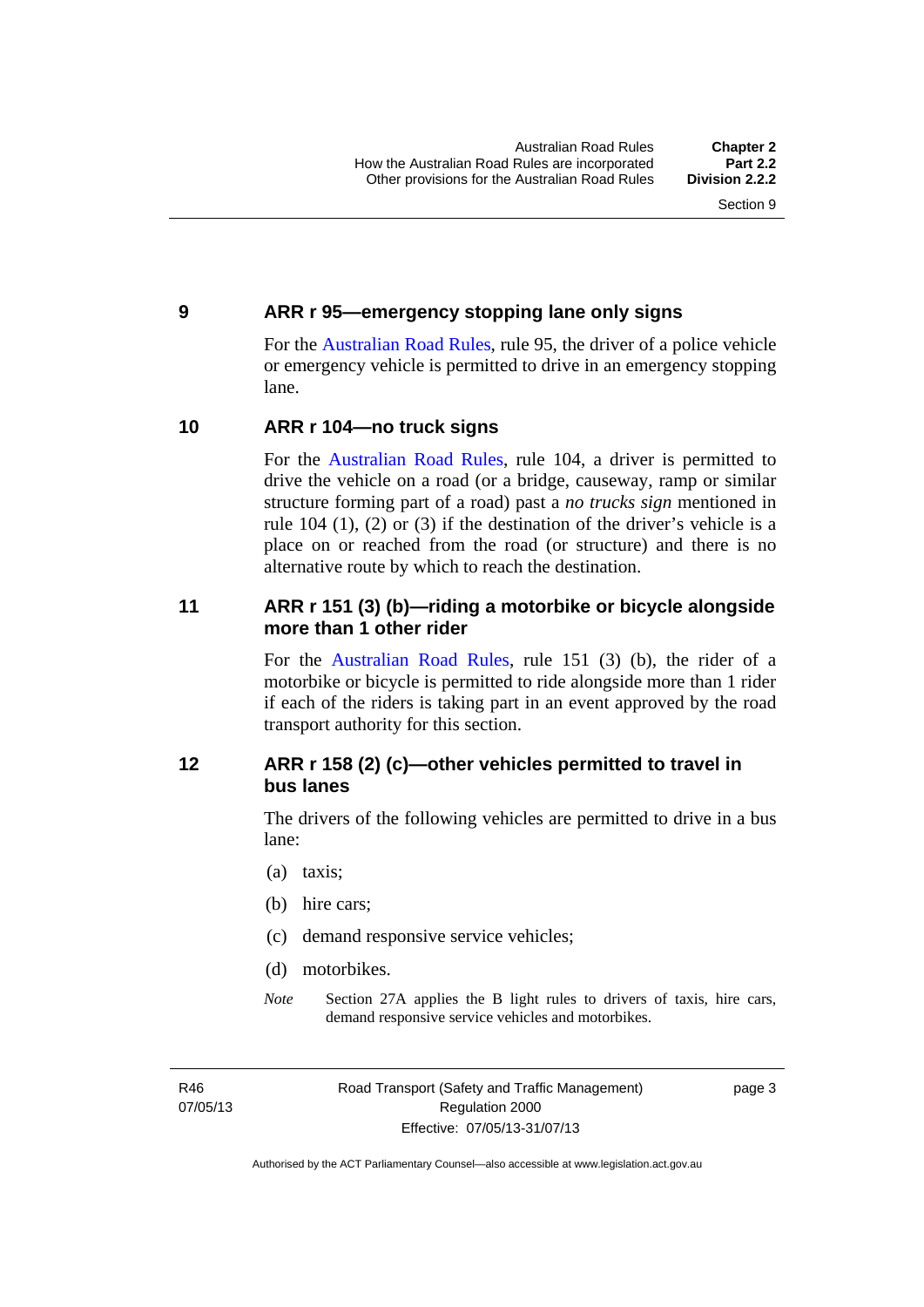## 9 ARR r 95—emergency stopping lane only signs

For the Australian Road Rules, rule 95, the driver of a police vehicle or emergency vehicle is permitted to drive in an emergency stopping lane.

## 10 ARR r 104—no truck signs

For the Australian Road Rules, rule 104, a driver is permitted to drive the vehicle on a road (or a bridge, causeway, ramp or similar structure forming part of a road) past a *no trucks sign* mentioned in rule 104 (1), (2) or (3) if the destination of the driver's vehicle is a place on or reached from the road (or structure) and there is no alternative route by which to reach the destination.

## 11 ARR r 151 (3) (b)—riding a motorbike or bicycle alongside more than 1 other rider

For the Australian Road Rules, rule 151 (3) (b), the rider of a motorbike or bicycle is permitted to ride alongside more than 1 rider if each of the riders is taking part in an event approved by the road transport authority for this section.

## 12 ARR r 158 (2) (c)—other vehicles permitted to travel in bus lanes

The drivers of the following vehicles are permitted to drive in a bus lane:

(a) taxis;

(b) hire cars;

(c) demand responsive service vehicles;

(d) motorbikes.

*Note* Section 27A applies the B light rules to drivers of taxis, hire cars, demand responsive service vehicles and motorbikes.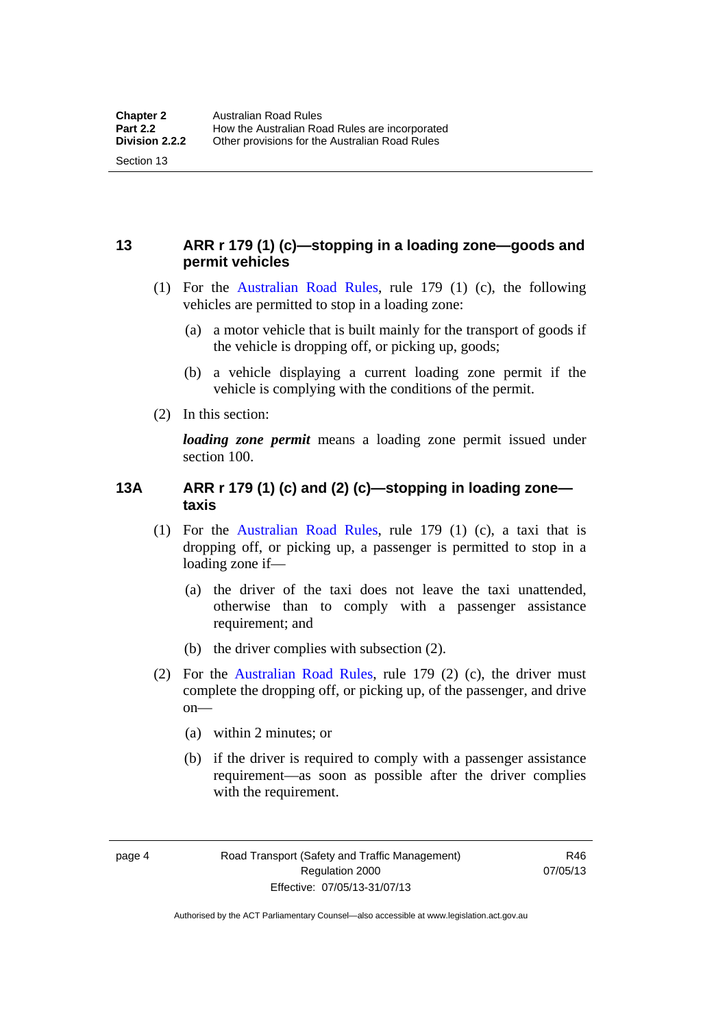## 13 ARR r 179 (1) (c)—stopping in a loading zone—goods and permit vehicles

(1) For the Australian Road Rules, rule 179 (1) (c), the following vehicles are permitted to stop in a loading zone:

(a) a motor vehicle that is built mainly for the transport of goods if the vehicle is dropping off, or picking up, goods;

(b) a vehicle displaying a current loading zone permit if the vehicle is complying with the conditions of the permit.

(2) In this section:

***loading zone permit*** means a loading zone permit issued under section 100.

## 13A ARR r 179 (1) (c) and (2) (c)—stopping in loading zone—taxis

(1) For the Australian Road Rules, rule 179 (1) (c), a taxi that is dropping off, or picking up, a passenger is permitted to stop in a loading zone if—

(a) the driver of the taxi does not leave the taxi unattended, otherwise than to comply with a passenger assistance requirement; and

(b) the driver complies with subsection (2).

(2) For the Australian Road Rules, rule 179 (2) (c), the driver must complete the dropping off, or picking up, of the passenger, and drive on—

(a) within 2 minutes; or

(b) if the driver is required to comply with a passenger assistance requirement—as soon as possible after the driver complies with the requirement.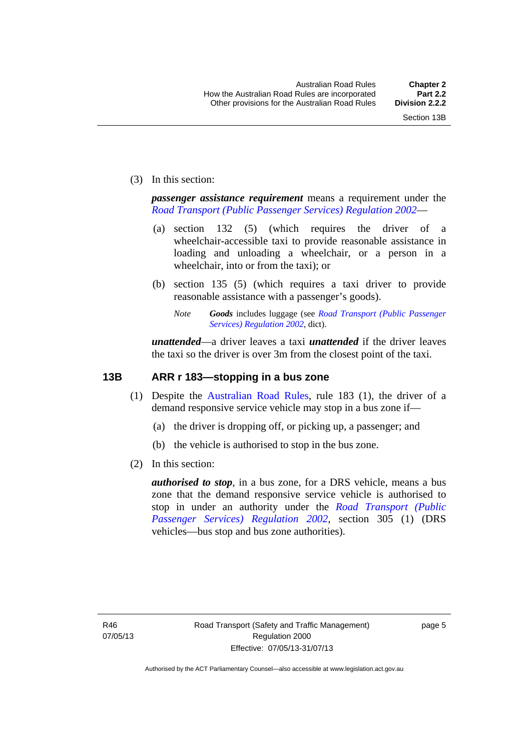(3) In this section:

***passenger assistance requirement*** means a requirement under the *Road Transport (Public Passenger Services) Regulation 2002*—

(a) section 132 (5) (which requires the driver of a wheelchair-accessible taxi to provide reasonable assistance in loading and unloading a wheelchair, or a person in a wheelchair, into or from the taxi); or

(b) section 135 (5) (which requires a taxi driver to provide reasonable assistance with a passenger's goods).

*Note* ***Goods*** includes luggage (see *Road Transport (Public Passenger Services) Regulation 2002*, dict).

***unattended***—a driver leaves a taxi ***unattended*** if the driver leaves the taxi so the driver is over 3m from the closest point of the taxi.

## 13B ARR r 183—stopping in a bus zone

(1) Despite the Australian Road Rules, rule 183 (1), the driver of a demand responsive service vehicle may stop in a bus zone if—

(a) the driver is dropping off, or picking up, a passenger; and

(b) the vehicle is authorised to stop in the bus zone.

(2) In this section:

***authorised to stop***, in a bus zone, for a DRS vehicle, means a bus zone that the demand responsive service vehicle is authorised to stop in under an authority under the *Road Transport (Public Passenger Services) Regulation 2002*, section 305 (1) (DRS vehicles—bus stop and bus zone authorities).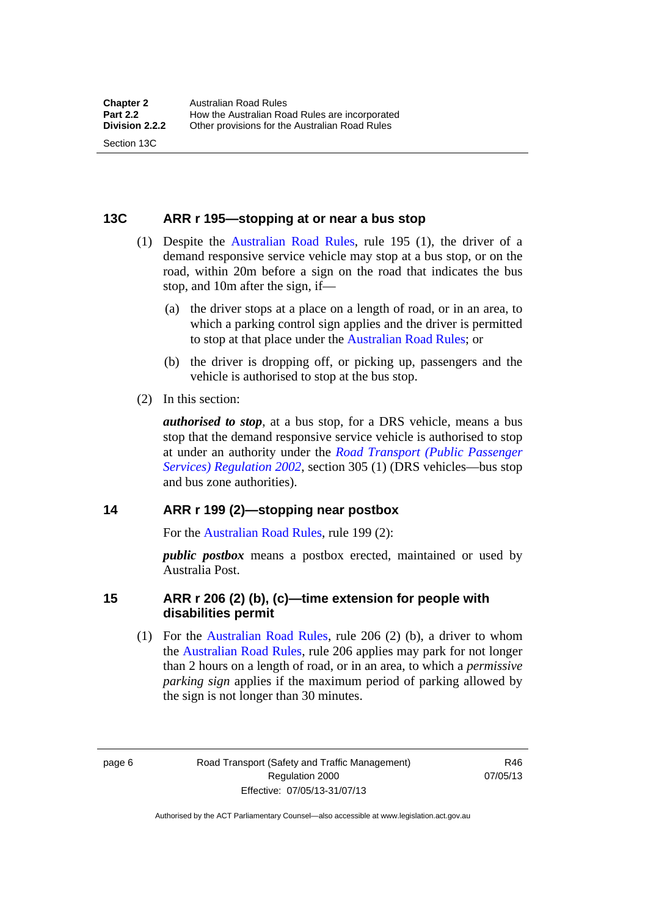### 13C ARR r 195—stopping at or near a bus stop

(1) Despite the Australian Road Rules, rule 195 (1), the driver of a demand responsive service vehicle may stop at a bus stop, or on the road, within 20m before a sign on the road that indicates the bus stop, and 10m after the sign, if—

(a) the driver stops at a place on a length of road, or in an area, to which a parking control sign applies and the driver is permitted to stop at that place under the Australian Road Rules; or

(b) the driver is dropping off, or picking up, passengers and the vehicle is authorised to stop at the bus stop.

(2) In this section:

***authorised to stop***, at a bus stop, for a DRS vehicle, means a bus stop that the demand responsive service vehicle is authorised to stop at under an authority under the *Road Transport (Public Passenger Services) Regulation 2002*, section 305 (1) (DRS vehicles—bus stop and bus zone authorities).

### 14 ARR r 199 (2)—stopping near postbox

For the Australian Road Rules, rule 199 (2):

***public postbox*** means a postbox erected, maintained or used by Australia Post.

### 15 ARR r 206 (2) (b), (c)—time extension for people with disabilities permit

(1) For the Australian Road Rules, rule 206 (2) (b), a driver to whom the Australian Road Rules, rule 206 applies may park for not longer than 2 hours on a length of road, or in an area, to which a *permissive parking sign* applies if the maximum period of parking allowed by the sign is not longer than 30 minutes.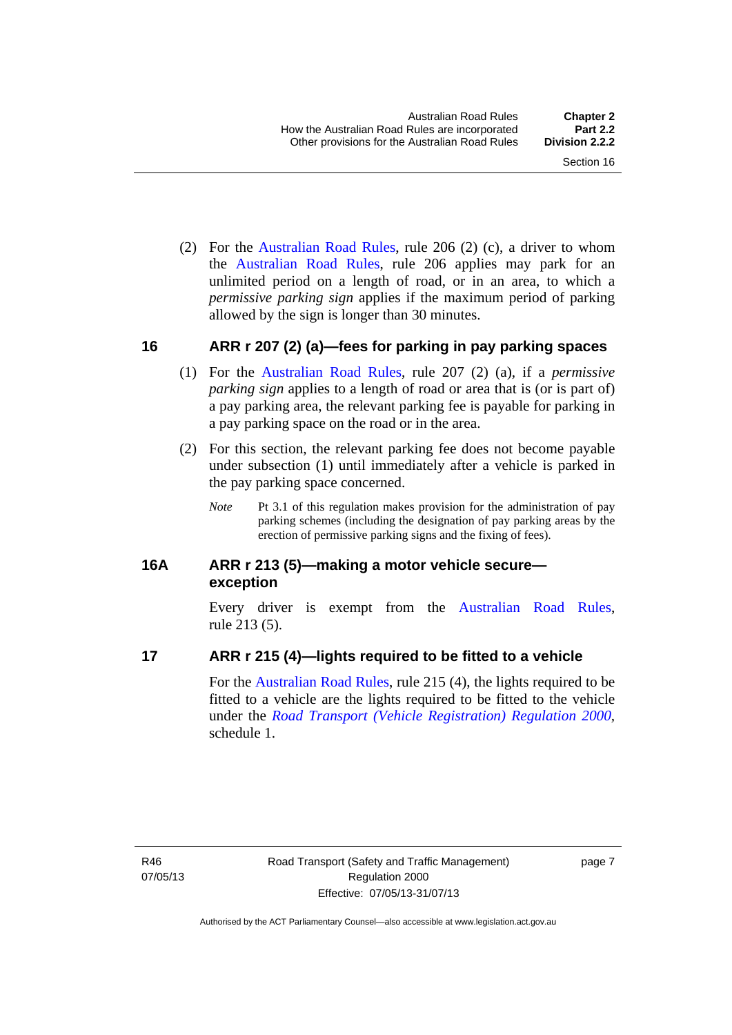(2) For the Australian Road Rules, rule 206 (2) (c), a driver to whom the Australian Road Rules, rule 206 applies may park for an unlimited period on a length of road, or in an area, to which a *permissive parking sign* applies if the maximum period of parking allowed by the sign is longer than 30 minutes.

## 16 ARR r 207 (2) (a)—fees for parking in pay parking spaces

(1) For the Australian Road Rules, rule 207 (2) (a), if a *permissive parking sign* applies to a length of road or area that is (or is part of) a pay parking area, the relevant parking fee is payable for parking in a pay parking space on the road or in the area.

(2) For this section, the relevant parking fee does not become payable under subsection (1) until immediately after a vehicle is parked in the pay parking space concerned.

*Note* Pt 3.1 of this regulation makes provision for the administration of pay parking schemes (including the designation of pay parking areas by the erection of permissive parking signs and the fixing of fees).

## 16A ARR r 213 (5)—making a motor vehicle secure—exception

Every driver is exempt from the Australian Road Rules, rule 213 (5).

## 17 ARR r 215 (4)—lights required to be fitted to a vehicle

For the Australian Road Rules, rule 215 (4), the lights required to be fitted to a vehicle are the lights required to be fitted to the vehicle under the *Road Transport (Vehicle Registration) Regulation 2000*, schedule 1.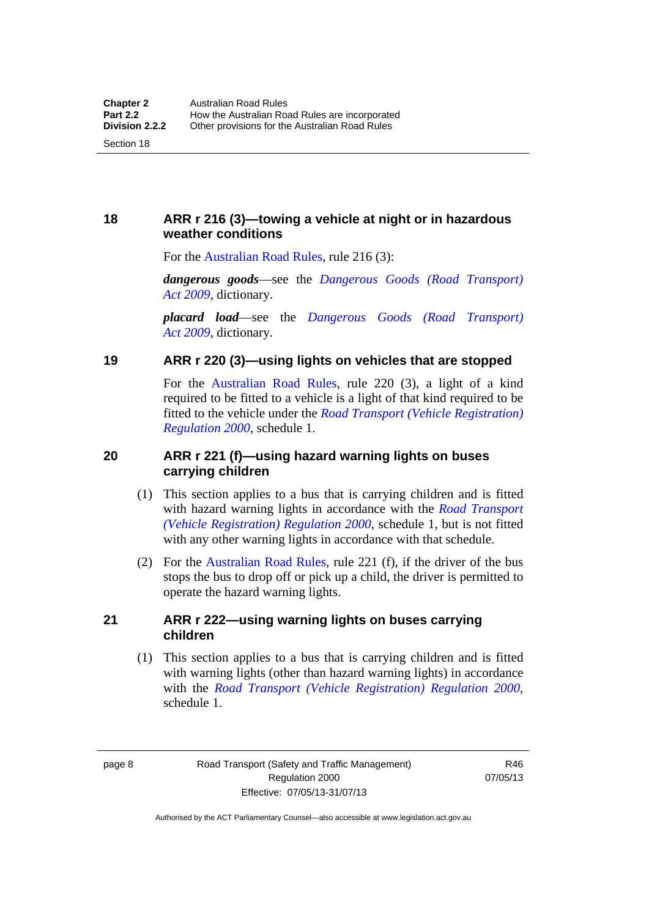## 18 ARR r 216 (3)—towing a vehicle at night or in hazardous weather conditions

For the Australian Road Rules, rule 216 (3):

***dangerous goods***—see the *Dangerous Goods (Road Transport) Act 2009*, dictionary.

***placard load***—see the *Dangerous Goods (Road Transport) Act 2009*, dictionary.

## 19 ARR r 220 (3)—using lights on vehicles that are stopped

For the Australian Road Rules, rule 220 (3), a light of a kind required to be fitted to a vehicle is a light of that kind required to be fitted to the vehicle under the *Road Transport (Vehicle Registration) Regulation 2000*, schedule 1.

## 20 ARR r 221 (f)—using hazard warning lights on buses carrying children

(1) This section applies to a bus that is carrying children and is fitted with hazard warning lights in accordance with the *Road Transport (Vehicle Registration) Regulation 2000*, schedule 1, but is not fitted with any other warning lights in accordance with that schedule.

(2) For the Australian Road Rules, rule 221 (f), if the driver of the bus stops the bus to drop off or pick up a child, the driver is permitted to operate the hazard warning lights.

## 21 ARR r 222—using warning lights on buses carrying children

(1) This section applies to a bus that is carrying children and is fitted with warning lights (other than hazard warning lights) in accordance with the *Road Transport (Vehicle Registration) Regulation 2000*, schedule 1.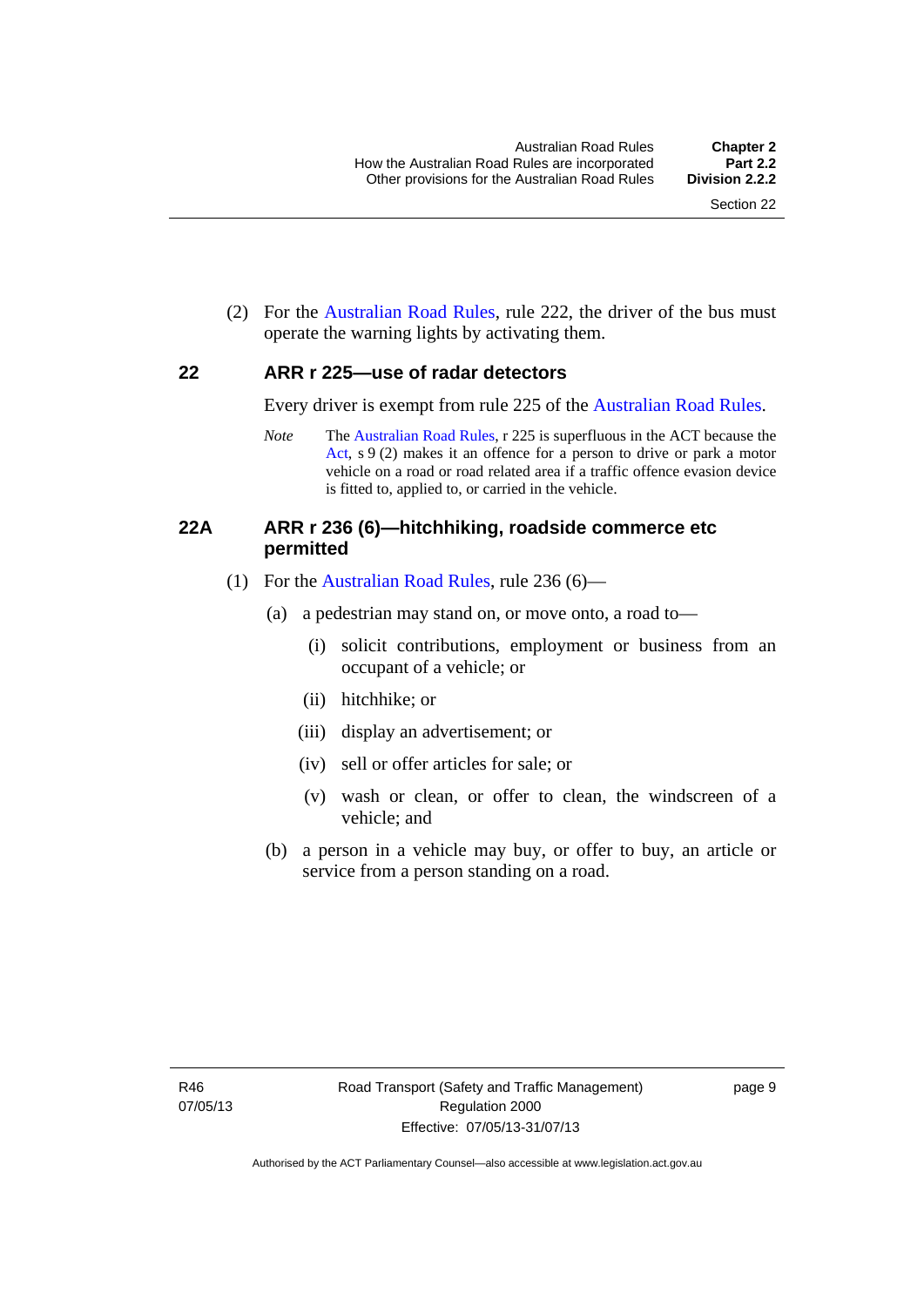(2) For the Australian Road Rules, rule 222, the driver of the bus must operate the warning lights by activating them.

## 22 ARR r 225—use of radar detectors

Every driver is exempt from rule 225 of the Australian Road Rules.

*Note* The Australian Road Rules, r 225 is superfluous in the ACT because the Act, s 9 (2) makes it an offence for a person to drive or park a motor vehicle on a road or road related area if a traffic offence evasion device is fitted to, applied to, or carried in the vehicle.

## 22A ARR r 236 (6)—hitchhiking, roadside commerce etc permitted

(1) For the Australian Road Rules, rule 236 (6)—

(a) a pedestrian may stand on, or move onto, a road to—

(i) solicit contributions, employment or business from an occupant of a vehicle; or

(ii) hitchhike; or

(iii) display an advertisement; or

(iv) sell or offer articles for sale; or

(v) wash or clean, or offer to clean, the windscreen of a vehicle; and

(b) a person in a vehicle may buy, or offer to buy, an article or service from a person standing on a road.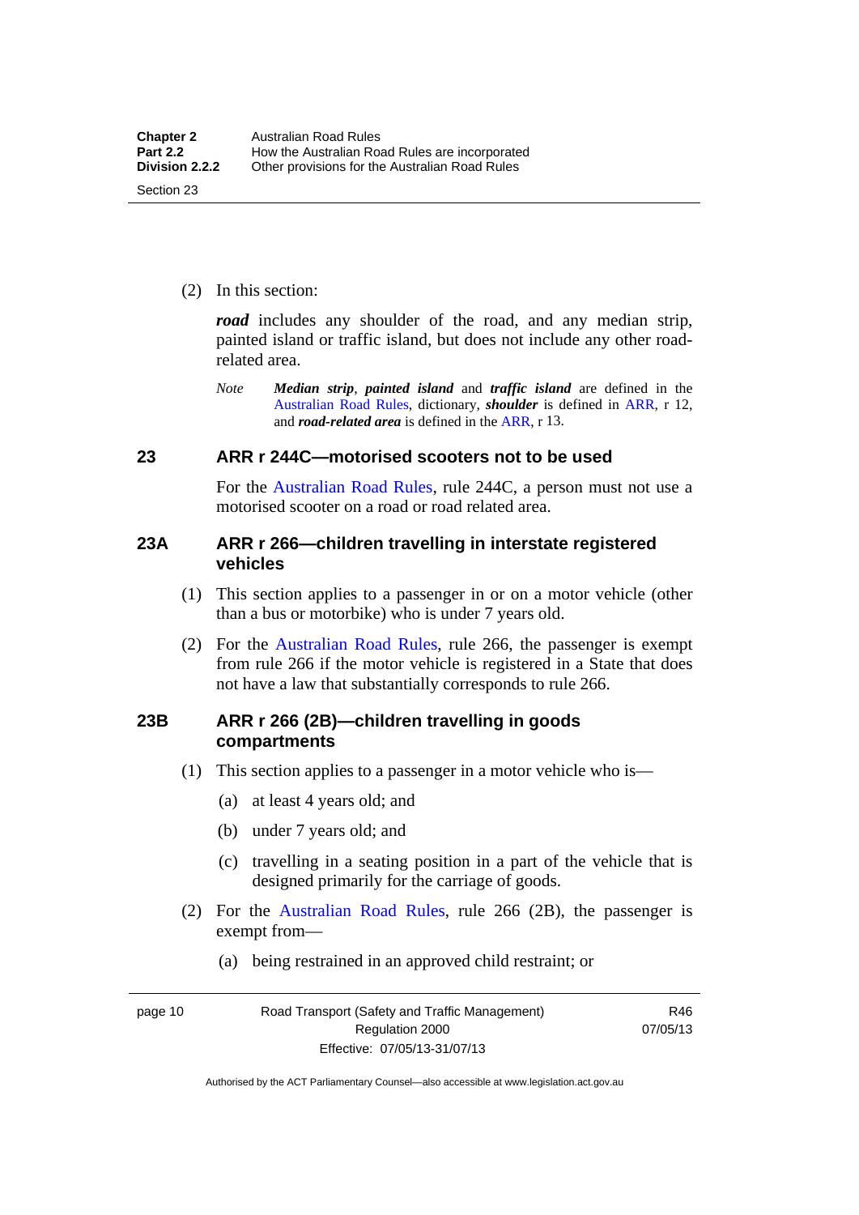(2) In this section:

***road*** includes any shoulder of the road, and any median strip, painted island or traffic island, but does not include any other road-related area.

*Note* ***Median strip***, ***painted island*** and ***traffic island*** are defined in the Australian Road Rules, dictionary, ***shoulder*** is defined in ARR, r 12, and ***road-related area*** is defined in the ARR, r 13.

## 23 ARR r 244C—motorised scooters not to be used

For the Australian Road Rules, rule 244C, a person must not use a motorised scooter on a road or road related area.

## 23A ARR r 266—children travelling in interstate registered vehicles

(1) This section applies to a passenger in or on a motor vehicle (other than a bus or motorbike) who is under 7 years old.

(2) For the Australian Road Rules, rule 266, the passenger is exempt from rule 266 if the motor vehicle is registered in a State that does not have a law that substantially corresponds to rule 266.

## 23B ARR r 266 (2B)—children travelling in goods compartments

(1) This section applies to a passenger in a motor vehicle who is—

(a) at least 4 years old; and

(b) under 7 years old; and

(c) travelling in a seating position in a part of the vehicle that is designed primarily for the carriage of goods.

(2) For the Australian Road Rules, rule 266 (2B), the passenger is exempt from—

(a) being restrained in an approved child restraint; or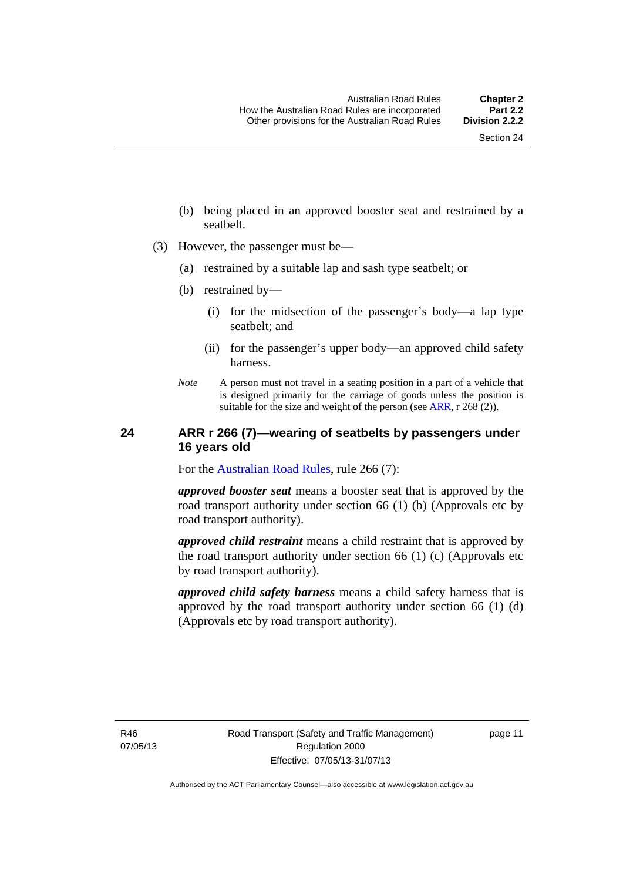(b) being placed in an approved booster seat and restrained by a seatbelt.

(3) However, the passenger must be—

(a) restrained by a suitable lap and sash type seatbelt; or

(b) restrained by—

(i) for the midsection of the passenger's body—a lap type seatbelt; and

(ii) for the passenger's upper body—an approved child safety harness.

*Note* A person must not travel in a seating position in a part of a vehicle that is designed primarily for the carriage of goods unless the position is suitable for the size and weight of the person (see ARR, r 268 (2)).

## 24 ARR r 266 (7)—wearing of seatbelts by passengers under 16 years old

For the Australian Road Rules, rule 266 (7):

***approved booster seat*** means a booster seat that is approved by the road transport authority under section 66 (1) (b) (Approvals etc by road transport authority).

***approved child restraint*** means a child restraint that is approved by the road transport authority under section 66 (1) (c) (Approvals etc by road transport authority).

***approved child safety harness*** means a child safety harness that is approved by the road transport authority under section 66 (1) (d) (Approvals etc by road transport authority).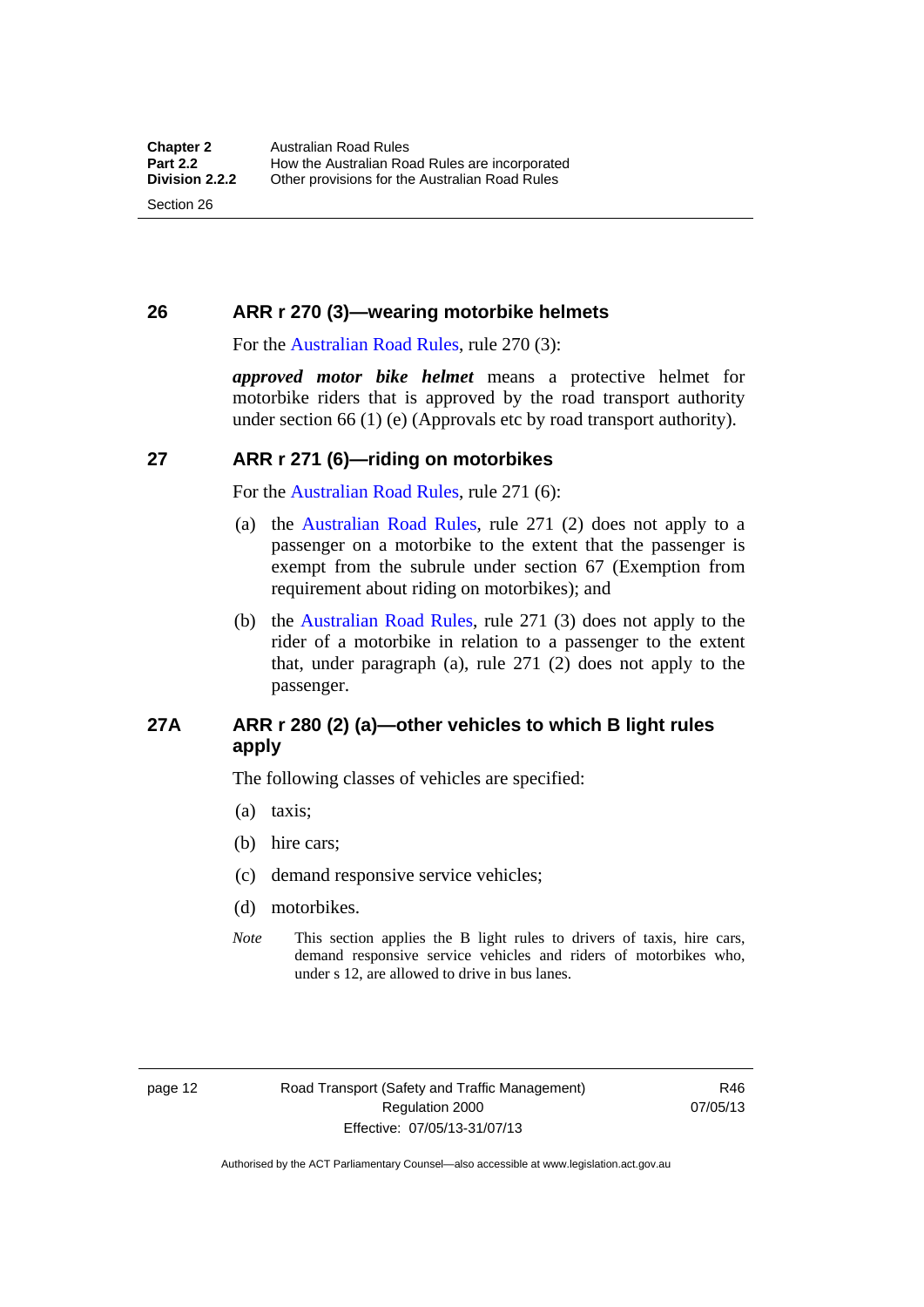## 26 ARR r 270 (3)—wearing motorbike helmets

For the Australian Road Rules, rule 270 (3):

***approved motor bike helmet*** means a protective helmet for motorbike riders that is approved by the road transport authority under section 66 (1) (e) (Approvals etc by road transport authority).

## 27 ARR r 271 (6)—riding on motorbikes

For the Australian Road Rules, rule 271 (6):

(a) the Australian Road Rules, rule 271 (2) does not apply to a passenger on a motorbike to the extent that the passenger is exempt from the subrule under section 67 (Exemption from requirement about riding on motorbikes); and

(b) the Australian Road Rules, rule 271 (3) does not apply to the rider of a motorbike in relation to a passenger to the extent that, under paragraph (a), rule 271 (2) does not apply to the passenger.

## 27A ARR r 280 (2) (a)—other vehicles to which B light rules apply

The following classes of vehicles are specified:

(a) taxis;

(b) hire cars;

(c) demand responsive service vehicles;

(d) motorbikes.

*Note* This section applies the B light rules to drivers of taxis, hire cars, demand responsive service vehicles and riders of motorbikes who, under s 12, are allowed to drive in bus lanes.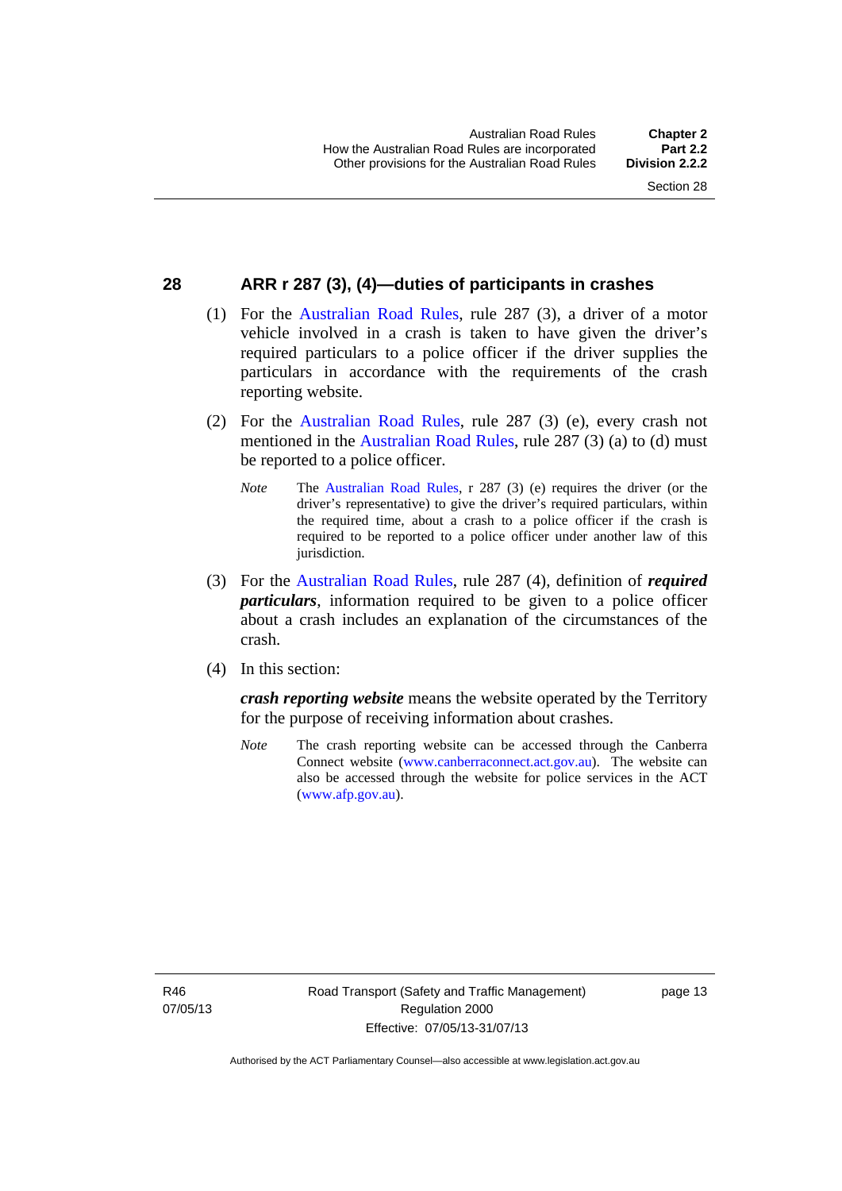## 28 ARR r 287 (3), (4)—duties of participants in crashes

(1) For the Australian Road Rules, rule 287 (3), a driver of a motor vehicle involved in a crash is taken to have given the driver's required particulars to a police officer if the driver supplies the particulars in accordance with the requirements of the crash reporting website.

(2) For the Australian Road Rules, rule 287 (3) (e), every crash not mentioned in the Australian Road Rules, rule 287 (3) (a) to (d) must be reported to a police officer.

*Note* The Australian Road Rules, r 287 (3) (e) requires the driver (or the driver's representative) to give the driver's required particulars, within the required time, about a crash to a police officer if the crash is required to be reported to a police officer under another law of this jurisdiction.

(3) For the Australian Road Rules, rule 287 (4), definition of ***required particulars***, information required to be given to a police officer about a crash includes an explanation of the circumstances of the crash.

(4) In this section:

***crash reporting website*** means the website operated by the Territory for the purpose of receiving information about crashes.

*Note* The crash reporting website can be accessed through the Canberra Connect website (www.canberraconnect.act.gov.au). The website can also be accessed through the website for police services in the ACT (www.afp.gov.au).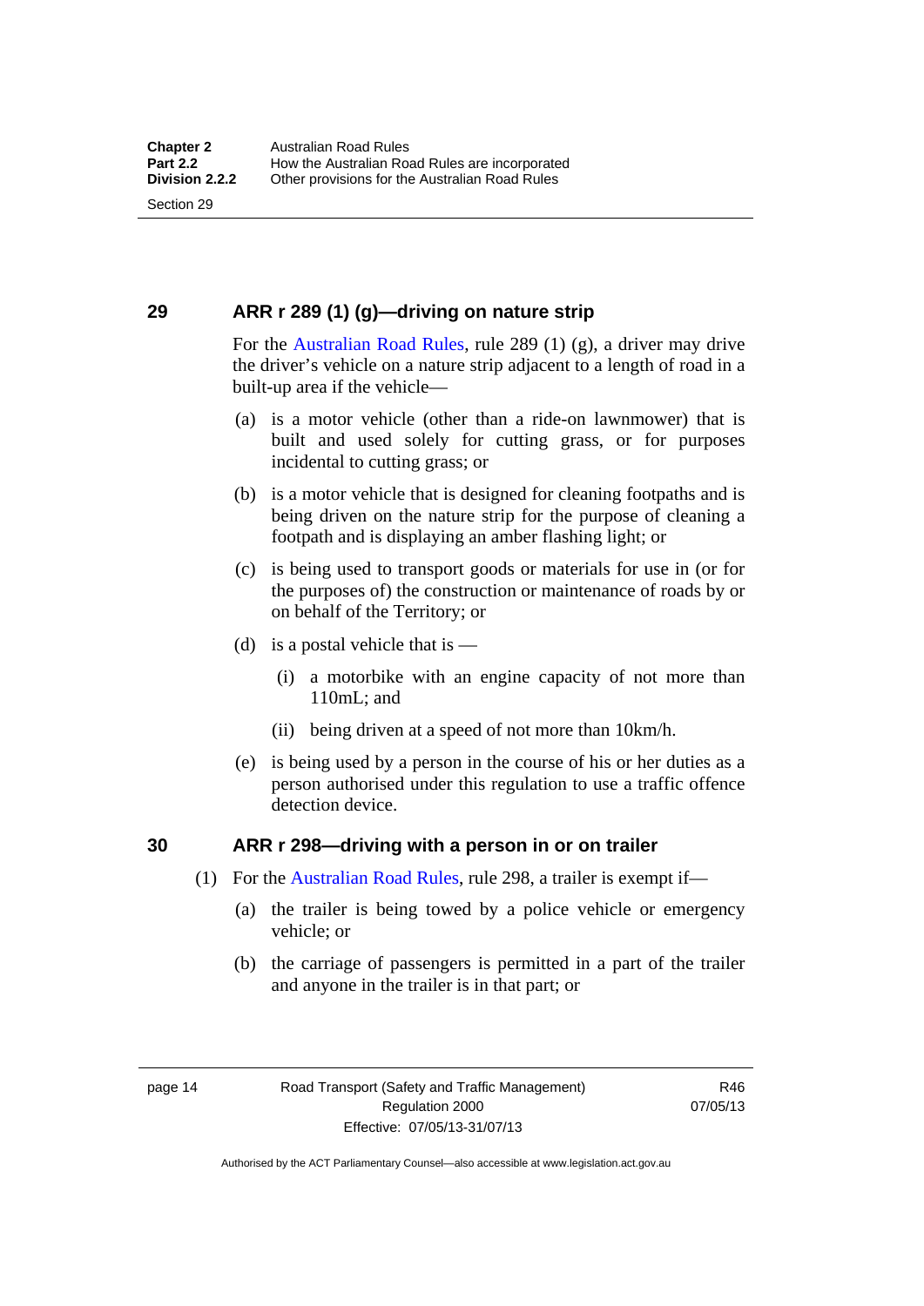## 29 ARR r 289 (1) (g)—driving on nature strip

For the Australian Road Rules, rule 289 (1) (g), a driver may drive the driver's vehicle on a nature strip adjacent to a length of road in a built-up area if the vehicle—

(a) is a motor vehicle (other than a ride-on lawnmower) that is built and used solely for cutting grass, or for purposes incidental to cutting grass; or

(b) is a motor vehicle that is designed for cleaning footpaths and is being driven on the nature strip for the purpose of cleaning a footpath and is displaying an amber flashing light; or

(c) is being used to transport goods or materials for use in (or for the purposes of) the construction or maintenance of roads by or on behalf of the Territory; or

(d) is a postal vehicle that is —

(i) a motorbike with an engine capacity of not more than 110mL; and

(ii) being driven at a speed of not more than 10km/h.

(e) is being used by a person in the course of his or her duties as a person authorised under this regulation to use a traffic offence detection device.

## 30 ARR r 298—driving with a person in or on trailer

(1) For the Australian Road Rules, rule 298, a trailer is exempt if—

(a) the trailer is being towed by a police vehicle or emergency vehicle; or

(b) the carriage of passengers is permitted in a part of the trailer and anyone in the trailer is in that part; or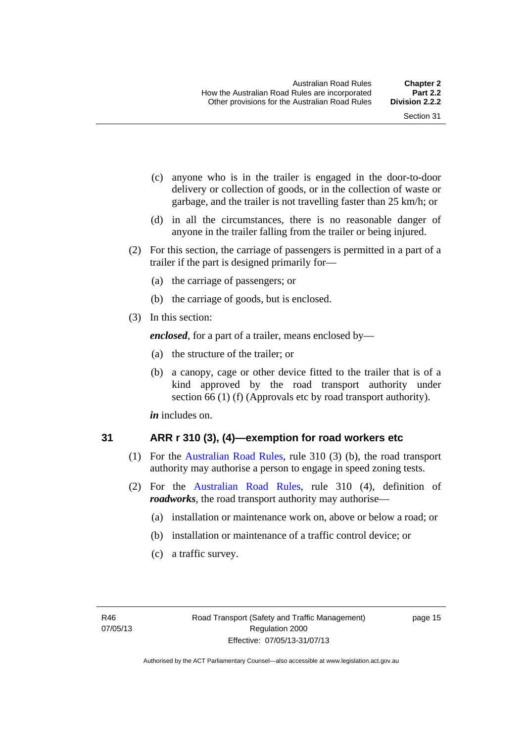(c) anyone who is in the trailer is engaged in the door-to-door delivery or collection of goods, or in the collection of waste or garbage, and the trailer is not travelling faster than 25 km/h; or

(d) in all the circumstances, there is no reasonable danger of anyone in the trailer falling from the trailer or being injured.

(2) For this section, the carriage of passengers is permitted in a part of a trailer if the part is designed primarily for—

(a) the carriage of passengers; or

(b) the carriage of goods, but is enclosed.

(3) In this section:

***enclosed***, for a part of a trailer, means enclosed by—

(a) the structure of the trailer; or

(b) a canopy, cage or other device fitted to the trailer that is of a kind approved by the road transport authority under section 66 (1) (f) (Approvals etc by road transport authority).

***in*** includes on.

## 31 ARR r 310 (3), (4)—exemption for road workers etc

(1) For the Australian Road Rules, rule 310 (3) (b), the road transport authority may authorise a person to engage in speed zoning tests.

(2) For the Australian Road Rules, rule 310 (4), definition of ***roadworks***, the road transport authority may authorise—

(a) installation or maintenance work on, above or below a road; or

(b) installation or maintenance of a traffic control device; or

(c) a traffic survey.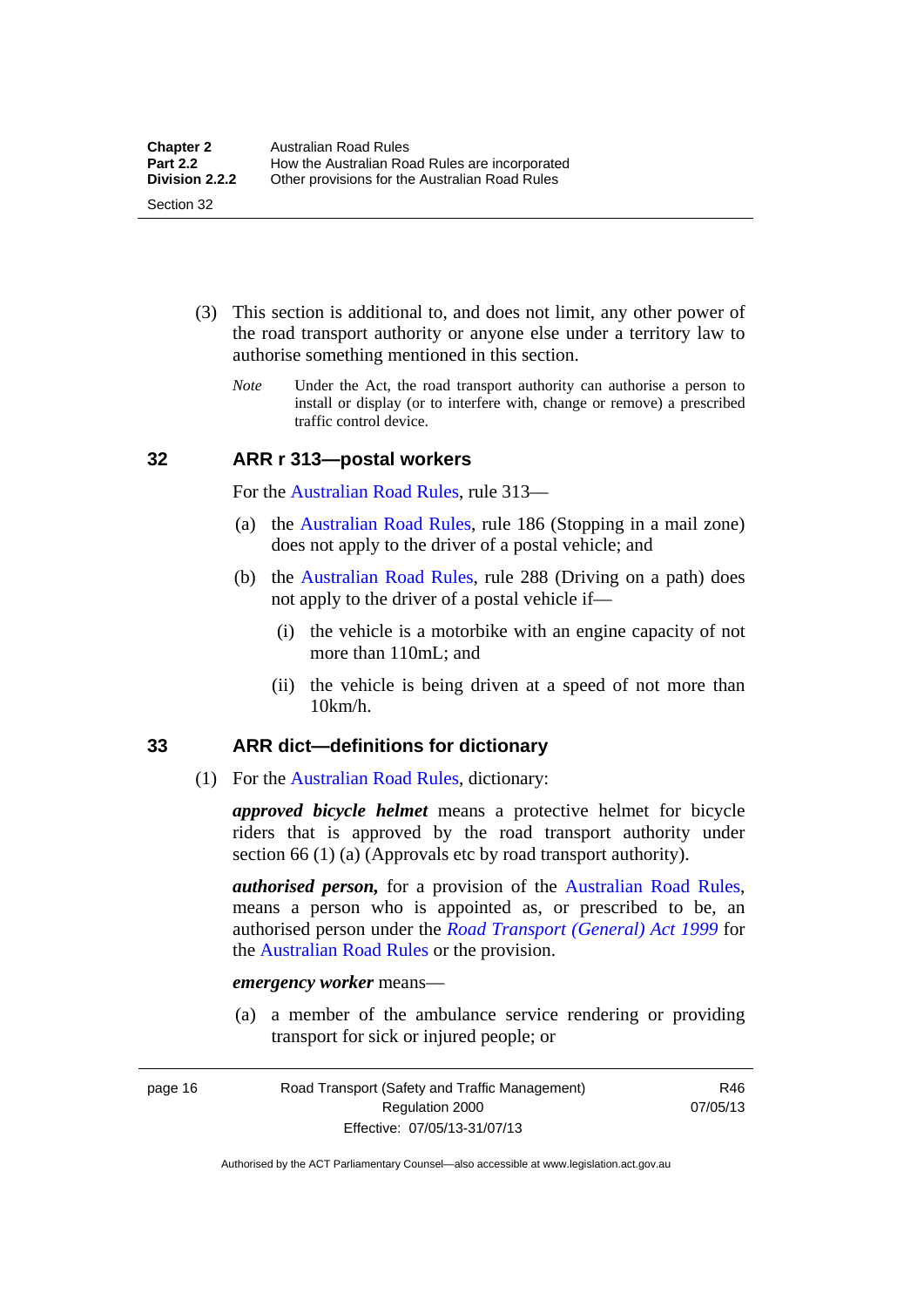(3) This section is additional to, and does not limit, any other power of the road transport authority or anyone else under a territory law to authorise something mentioned in this section.

*Note* Under the Act, the road transport authority can authorise a person to install or display (or to interfere with, change or remove) a prescribed traffic control device.

## 32 ARR r 313—postal workers

For the Australian Road Rules, rule 313—

(a) the Australian Road Rules, rule 186 (Stopping in a mail zone) does not apply to the driver of a postal vehicle; and

(b) the Australian Road Rules, rule 288 (Driving on a path) does not apply to the driver of a postal vehicle if—

(i) the vehicle is a motorbike with an engine capacity of not more than 110mL; and

(ii) the vehicle is being driven at a speed of not more than 10km/h.

## 33 ARR dict—definitions for dictionary

(1) For the Australian Road Rules, dictionary:

***approved bicycle helmet*** means a protective helmet for bicycle riders that is approved by the road transport authority under section 66 (1) (a) (Approvals etc by road transport authority).

***authorised person,*** for a provision of the Australian Road Rules, means a person who is appointed as, or prescribed to be, an authorised person under the *Road Transport (General) Act 1999* for the Australian Road Rules or the provision.

***emergency worker*** means—

(a) a member of the ambulance service rendering or providing transport for sick or injured people; or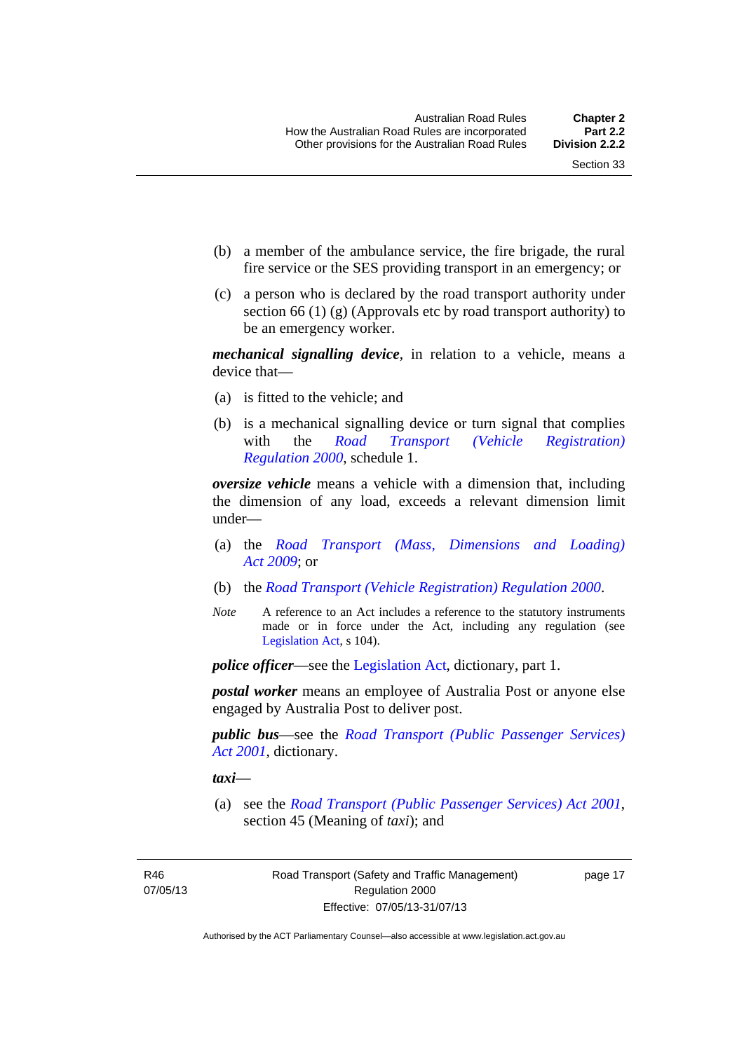(b) a member of the ambulance service, the fire brigade, the rural fire service or the SES providing transport in an emergency; or

(c) a person who is declared by the road transport authority under section 66 (1) (g) (Approvals etc by road transport authority) to be an emergency worker.

***mechanical signalling device***, in relation to a vehicle, means a device that—

(a) is fitted to the vehicle; and

(b) is a mechanical signalling device or turn signal that complies with the *Road Transport (Vehicle Registration) Regulation 2000*, schedule 1.

***oversize vehicle*** means a vehicle with a dimension that, including the dimension of any load, exceeds a relevant dimension limit under—

(a) the *Road Transport (Mass, Dimensions and Loading) Act 2009*; or

(b) the *Road Transport (Vehicle Registration) Regulation 2000*.

*Note* A reference to an Act includes a reference to the statutory instruments made or in force under the Act, including any regulation (see Legislation Act, s 104).

***police officer***—see the Legislation Act, dictionary, part 1.

***postal worker*** means an employee of Australia Post or anyone else engaged by Australia Post to deliver post.

***public bus***—see the *Road Transport (Public Passenger Services) Act 2001*, dictionary.

***taxi***—

(a) see the *Road Transport (Public Passenger Services) Act 2001*, section 45 (Meaning of *taxi*); and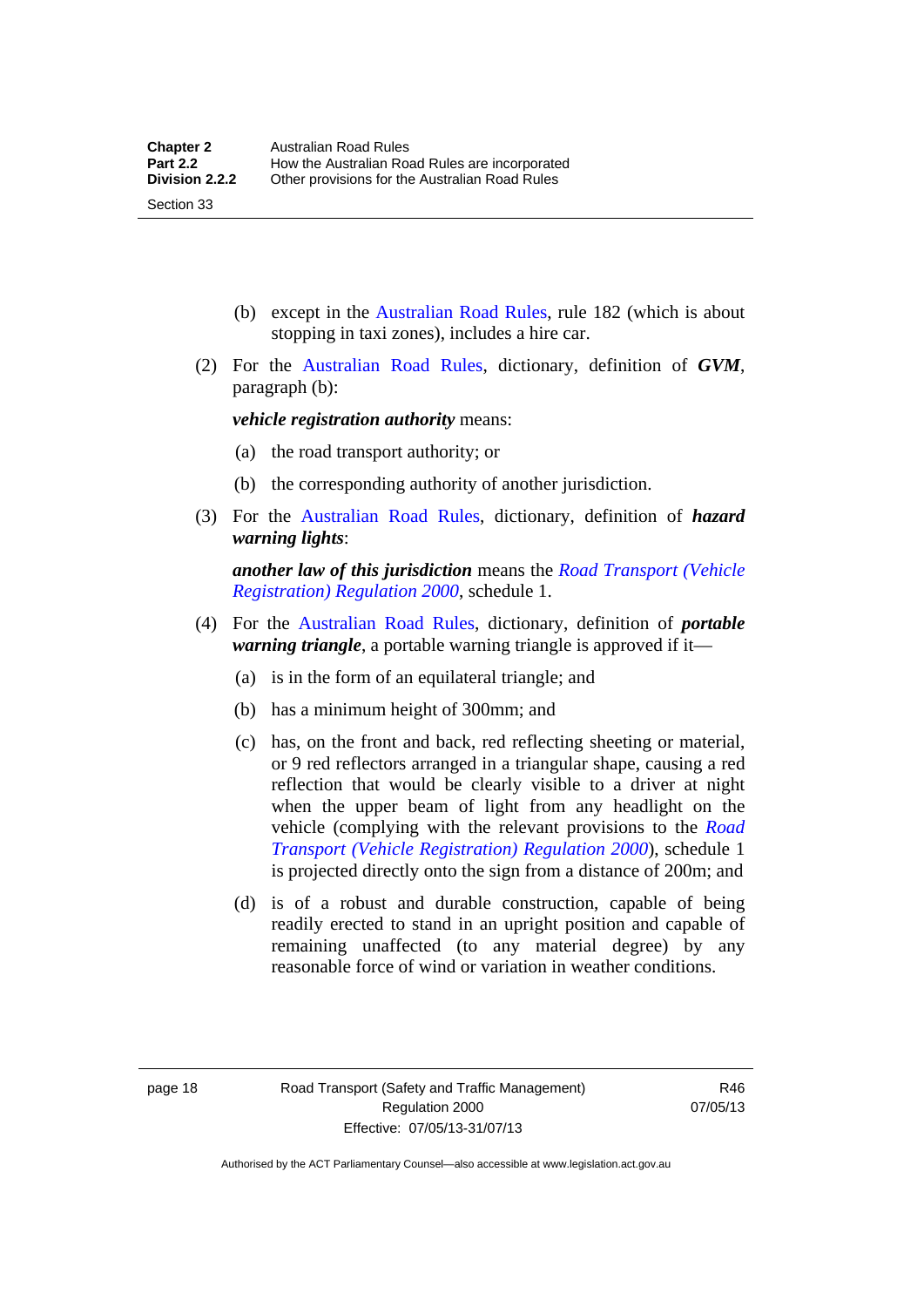(b) except in the Australian Road Rules, rule 182 (which is about stopping in taxi zones), includes a hire car.

(2) For the Australian Road Rules, dictionary, definition of ***GVM***, paragraph (b):

***vehicle registration authority*** means:

(a) the road transport authority; or

(b) the corresponding authority of another jurisdiction.

(3) For the Australian Road Rules, dictionary, definition of ***hazard warning lights***:

***another law of this jurisdiction*** means the *Road Transport (Vehicle Registration) Regulation 2000*, schedule 1.

(4) For the Australian Road Rules, dictionary, definition of ***portable warning triangle***, a portable warning triangle is approved if it—

(a) is in the form of an equilateral triangle; and

(b) has a minimum height of 300mm; and

(c) has, on the front and back, red reflecting sheeting or material, or 9 red reflectors arranged in a triangular shape, causing a red reflection that would be clearly visible to a driver at night when the upper beam of light from any headlight on the vehicle (complying with the relevant provisions to the *Road Transport (Vehicle Registration) Regulation 2000*), schedule 1 is projected directly onto the sign from a distance of 200m; and

(d) is of a robust and durable construction, capable of being readily erected to stand in an upright position and capable of remaining unaffected (to any material degree) by any reasonable force of wind or variation in weather conditions.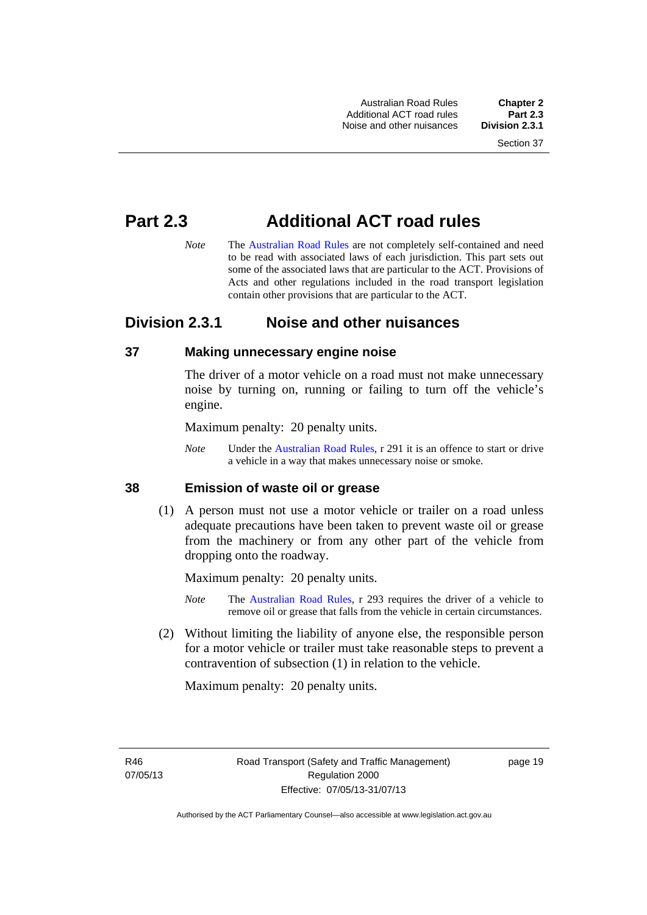# Part 2.3 Additional ACT road rules

*Note* The Australian Road Rules are not completely self-contained and need to be read with associated laws of each jurisdiction. This part sets out some of the associated laws that are particular to the ACT. Provisions of Acts and other regulations included in the road transport legislation contain other provisions that are particular to the ACT.

## Division 2.3.1 Noise and other nuisances

### 37 Making unnecessary engine noise

The driver of a motor vehicle on a road must not make unnecessary noise by turning on, running or failing to turn off the vehicle's engine.

Maximum penalty: 20 penalty units.

*Note* Under the Australian Road Rules, r 291 it is an offence to start or drive a vehicle in a way that makes unnecessary noise or smoke.

### 38 Emission of waste oil or grease

(1) A person must not use a motor vehicle or trailer on a road unless adequate precautions have been taken to prevent waste oil or grease from the machinery or from any other part of the vehicle from dropping onto the roadway.

Maximum penalty: 20 penalty units.

*Note* The Australian Road Rules, r 293 requires the driver of a vehicle to remove oil or grease that falls from the vehicle in certain circumstances.

(2) Without limiting the liability of anyone else, the responsible person for a motor vehicle or trailer must take reasonable steps to prevent a contravention of subsection (1) in relation to the vehicle.

Maximum penalty: 20 penalty units.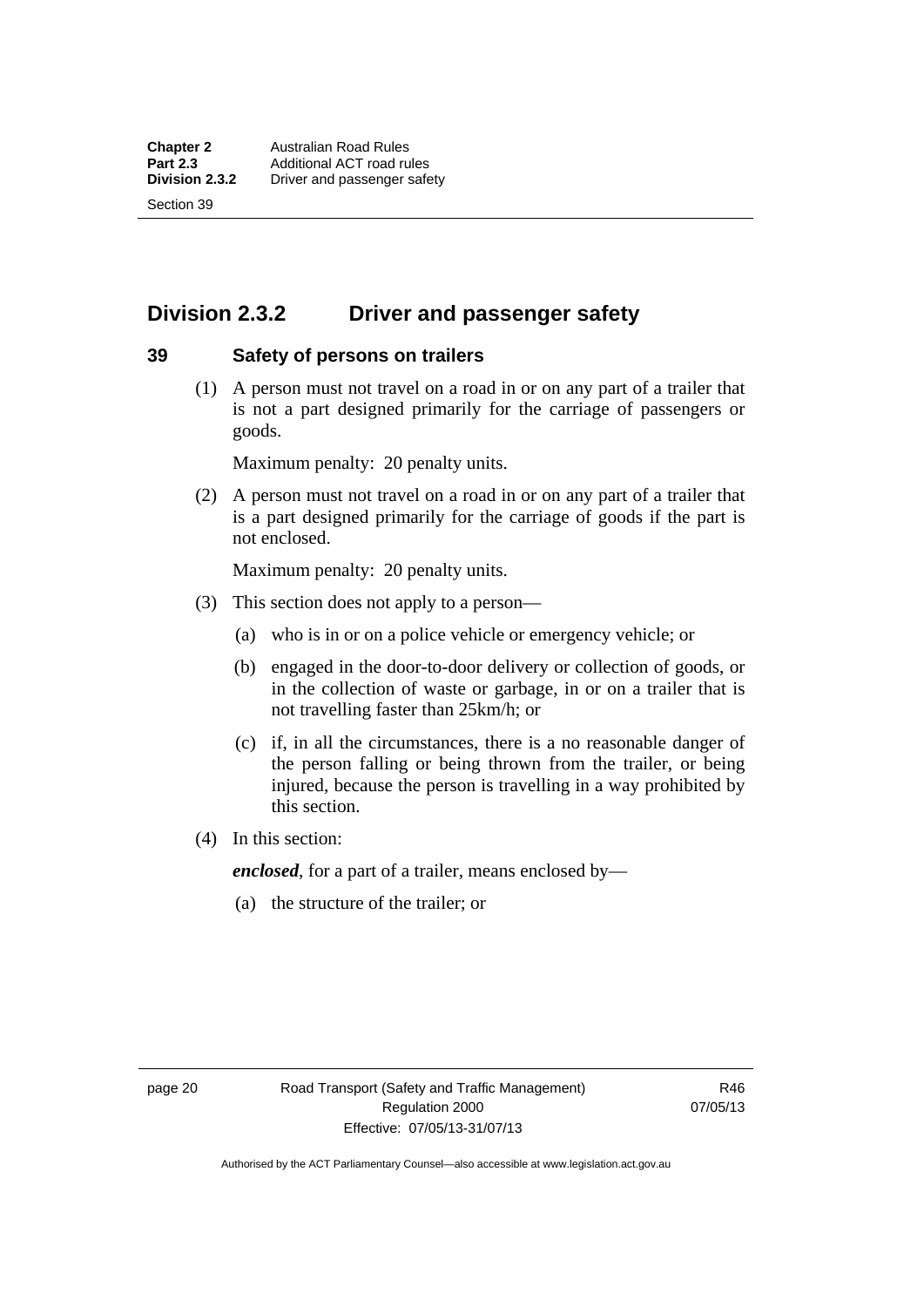## Division 2.3.2 Driver and passenger safety

### 39 Safety of persons on trailers

(1) A person must not travel on a road in or on any part of a trailer that is not a part designed primarily for the carriage of passengers or goods.

Maximum penalty: 20 penalty units.

(2) A person must not travel on a road in or on any part of a trailer that is a part designed primarily for the carriage of goods if the part is not enclosed.

Maximum penalty: 20 penalty units.

(3) This section does not apply to a person—

(a) who is in or on a police vehicle or emergency vehicle; or

(b) engaged in the door-to-door delivery or collection of goods, or in the collection of waste or garbage, in or on a trailer that is not travelling faster than 25km/h; or

(c) if, in all the circumstances, there is a no reasonable danger of the person falling or being thrown from the trailer, or being injured, because the person is travelling in a way prohibited by this section.

(4) In this section:

***enclosed***, for a part of a trailer, means enclosed by—

(a) the structure of the trailer; or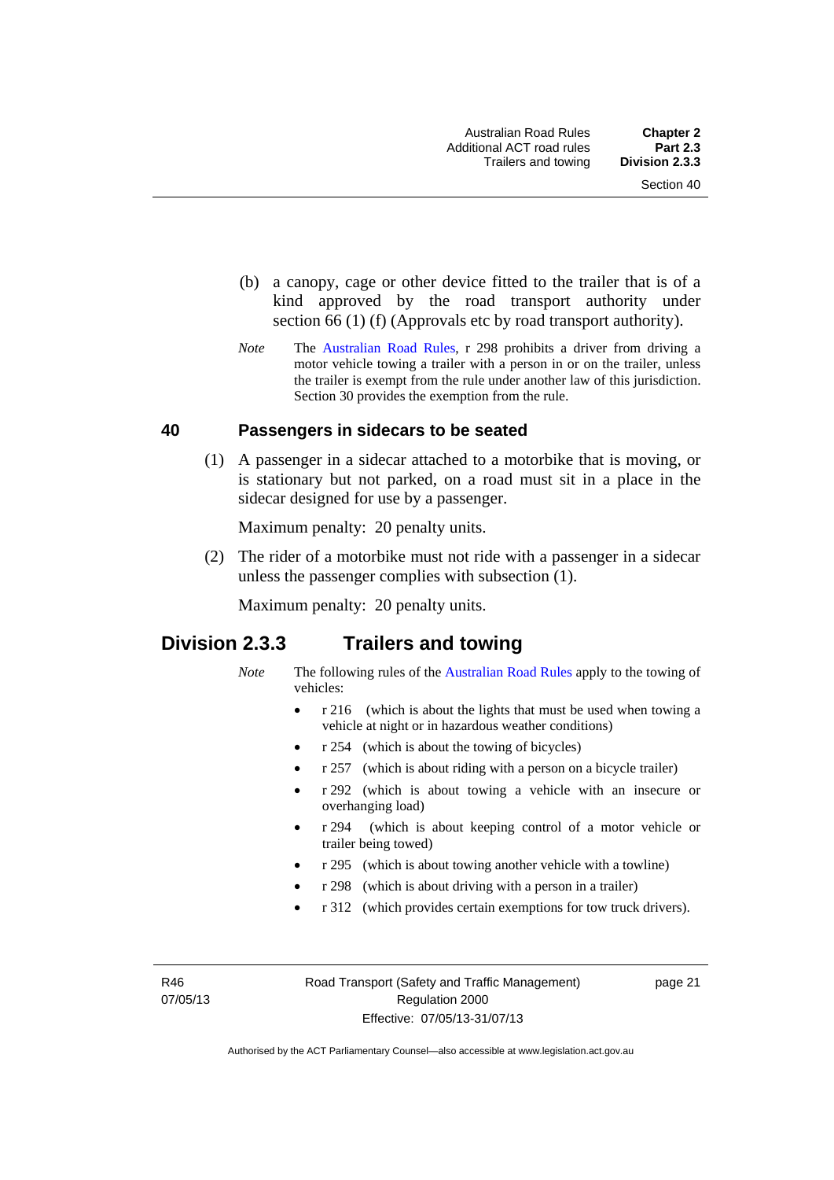(b) a canopy, cage or other device fitted to the trailer that is of a kind approved by the road transport authority under section 66 (1) (f) (Approvals etc by road transport authority).

*Note* The Australian Road Rules, r 298 prohibits a driver from driving a motor vehicle towing a trailer with a person in or on the trailer, unless the trailer is exempt from the rule under another law of this jurisdiction. Section 30 provides the exemption from the rule.

### 40 Passengers in sidecars to be seated

(1) A passenger in a sidecar attached to a motorbike that is moving, or is stationary but not parked, on a road must sit in a place in the sidecar designed for use by a passenger.

Maximum penalty: 20 penalty units.

(2) The rider of a motorbike must not ride with a passenger in a sidecar unless the passenger complies with subsection (1).

Maximum penalty: 20 penalty units.

## Division 2.3.3 Trailers and towing

*Note* The following rules of the Australian Road Rules apply to the towing of vehicles:

- r 216 (which is about the lights that must be used when towing a vehicle at night or in hazardous weather conditions)
- r 254 (which is about the towing of bicycles)
- r 257 (which is about riding with a person on a bicycle trailer)
- r 292 (which is about towing a vehicle with an insecure or overhanging load)
- r 294 (which is about keeping control of a motor vehicle or trailer being towed)
- r 295 (which is about towing another vehicle with a towline)
- r 298 (which is about driving with a person in a trailer)
- r 312 (which provides certain exemptions for tow truck drivers).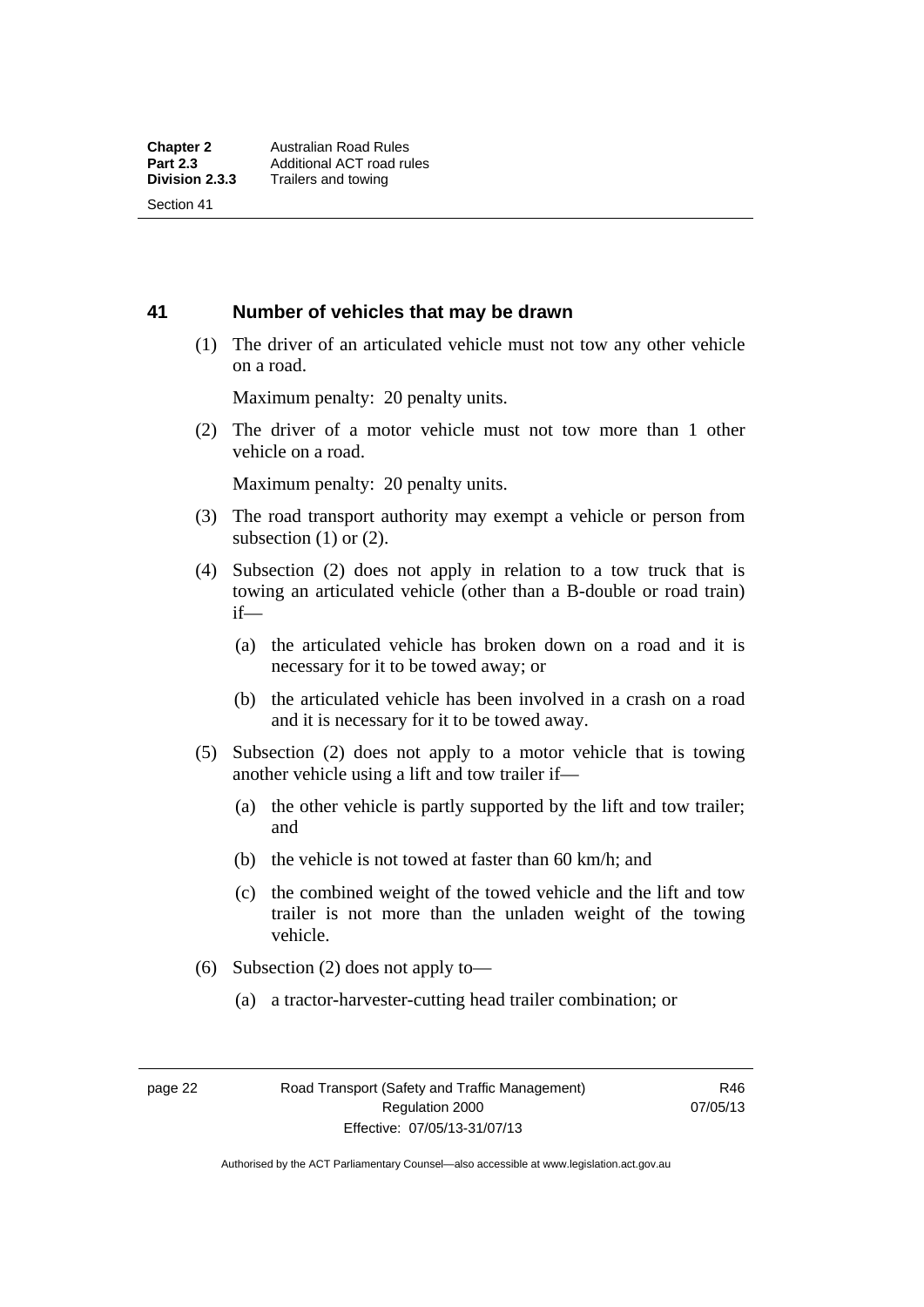## 41 Number of vehicles that may be drawn

(1) The driver of an articulated vehicle must not tow any other vehicle on a road.

Maximum penalty: 20 penalty units.

(2) The driver of a motor vehicle must not tow more than 1 other vehicle on a road.

Maximum penalty: 20 penalty units.

(3) The road transport authority may exempt a vehicle or person from subsection (1) or (2).

(4) Subsection (2) does not apply in relation to a tow truck that is towing an articulated vehicle (other than a B-double or road train) if—

(a) the articulated vehicle has broken down on a road and it is necessary for it to be towed away; or

(b) the articulated vehicle has been involved in a crash on a road and it is necessary for it to be towed away.

(5) Subsection (2) does not apply to a motor vehicle that is towing another vehicle using a lift and tow trailer if—

(a) the other vehicle is partly supported by the lift and tow trailer; and

(b) the vehicle is not towed at faster than 60 km/h; and

(c) the combined weight of the towed vehicle and the lift and tow trailer is not more than the unladen weight of the towing vehicle.

(6) Subsection (2) does not apply to—

(a) a tractor-harvester-cutting head trailer combination; or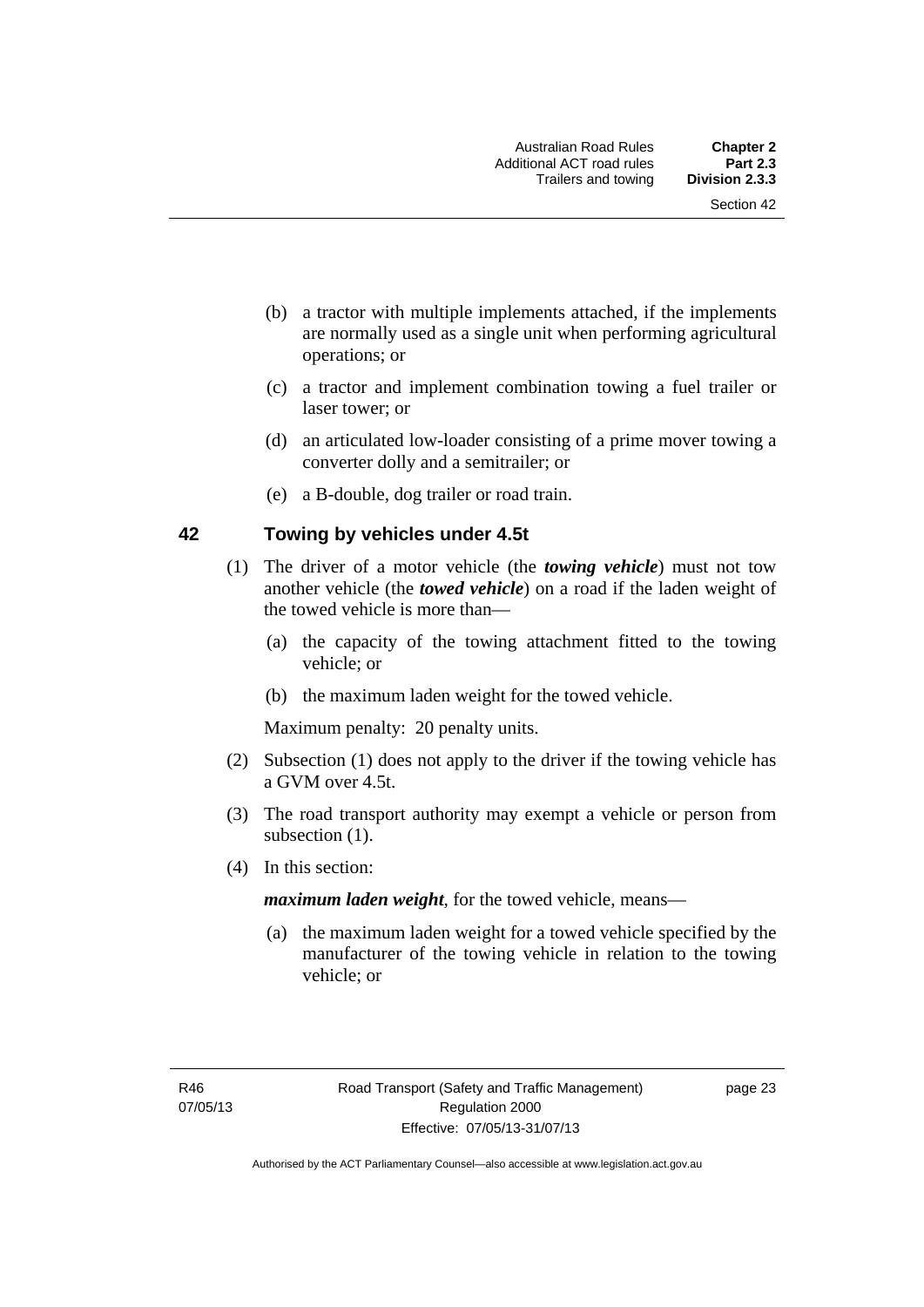(b) a tractor with multiple implements attached, if the implements are normally used as a single unit when performing agricultural operations; or

(c) a tractor and implement combination towing a fuel trailer or laser tower; or

(d) an articulated low-loader consisting of a prime mover towing a converter dolly and a semitrailer; or

(e) a B-double, dog trailer or road train.

## 42 Towing by vehicles under 4.5t

(1) The driver of a motor vehicle (the ***towing vehicle***) must not tow another vehicle (the ***towed vehicle***) on a road if the laden weight of the towed vehicle is more than—

(a) the capacity of the towing attachment fitted to the towing vehicle; or

(b) the maximum laden weight for the towed vehicle.

Maximum penalty: 20 penalty units.

(2) Subsection (1) does not apply to the driver if the towing vehicle has a GVM over 4.5t.

(3) The road transport authority may exempt a vehicle or person from subsection (1).

(4) In this section:

***maximum laden weight***, for the towed vehicle, means—

(a) the maximum laden weight for a towed vehicle specified by the manufacturer of the towing vehicle in relation to the towing vehicle; or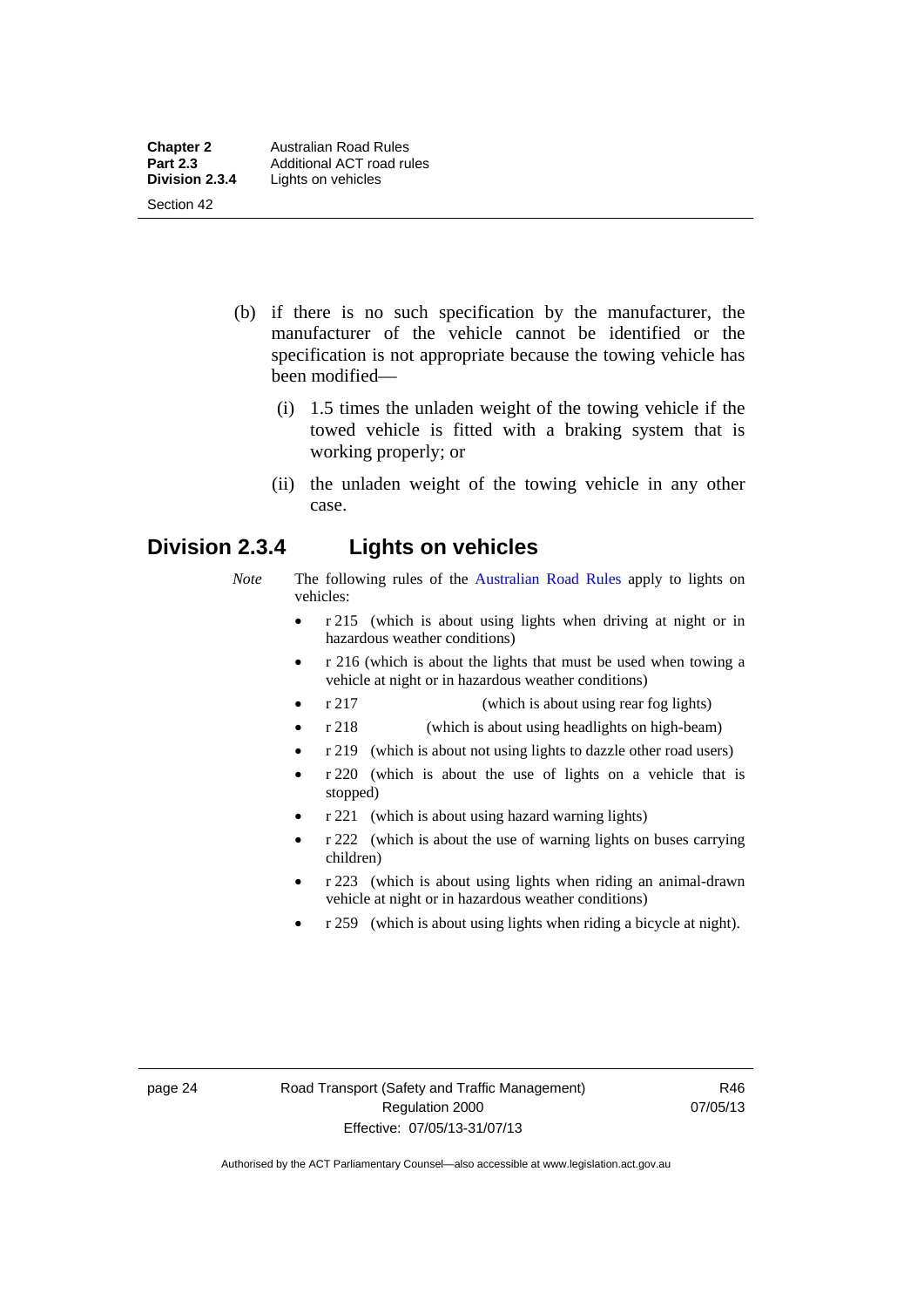(b) if there is no such specification by the manufacturer, the manufacturer of the vehicle cannot be identified or the specification is not appropriate because the towing vehicle has been modified—

   (i) 1.5 times the unladen weight of the towing vehicle if the towed vehicle is fitted with a braking system that is working properly; or

   (ii) the unladen weight of the towing vehicle in any other case.

## Division 2.3.4 Lights on vehicles

*Note* The following rules of the Australian Road Rules apply to lights on vehicles:

- r 215 (which is about using lights when driving at night or in hazardous weather conditions)
- r 216 (which is about the lights that must be used when towing a vehicle at night or in hazardous weather conditions)
- r 217 (which is about using rear fog lights)
- r 218 (which is about using headlights on high-beam)
- r 219 (which is about not using lights to dazzle other road users)
- r 220 (which is about the use of lights on a vehicle that is stopped)
- r 221 (which is about using hazard warning lights)
- r 222 (which is about the use of warning lights on buses carrying children)
- r 223 (which is about using lights when riding an animal-drawn vehicle at night or in hazardous weather conditions)
- r 259 (which is about using lights when riding a bicycle at night).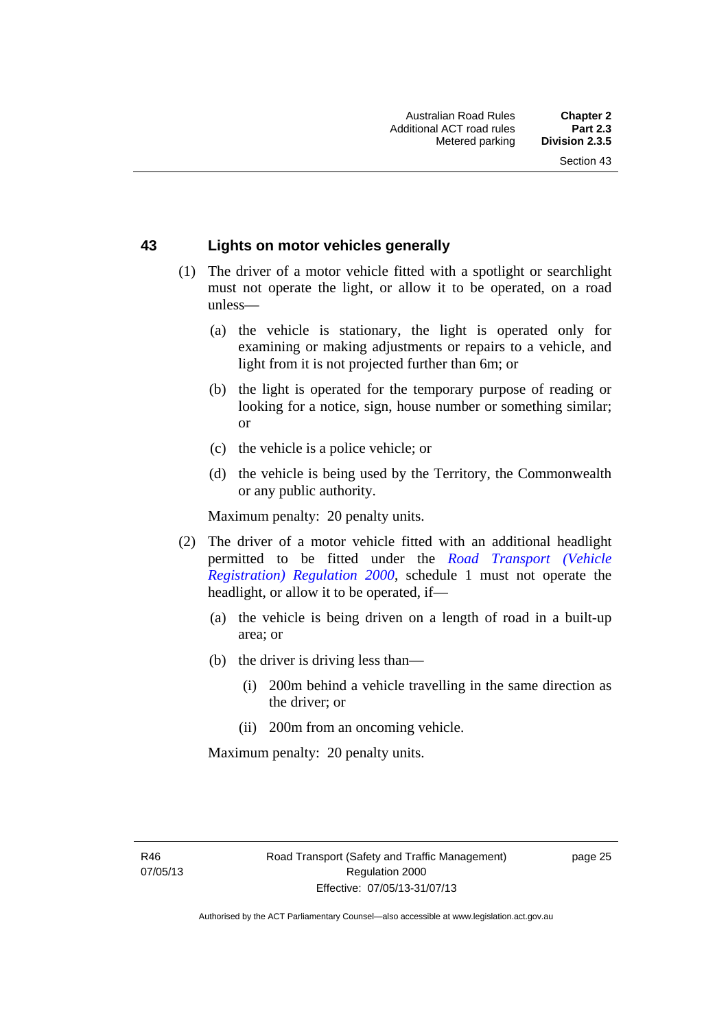## 43 Lights on motor vehicles generally

(1) The driver of a motor vehicle fitted with a spotlight or searchlight must not operate the light, or allow it to be operated, on a road unless—

(a) the vehicle is stationary, the light is operated only for examining or making adjustments or repairs to a vehicle, and light from it is not projected further than 6m; or

(b) the light is operated for the temporary purpose of reading or looking for a notice, sign, house number or something similar; or

(c) the vehicle is a police vehicle; or

(d) the vehicle is being used by the Territory, the Commonwealth or any public authority.

Maximum penalty: 20 penalty units.

(2) The driver of a motor vehicle fitted with an additional headlight permitted to be fitted under the *Road Transport (Vehicle Registration) Regulation 2000*, schedule 1 must not operate the headlight, or allow it to be operated, if—

(a) the vehicle is being driven on a length of road in a built-up area; or

(b) the driver is driving less than—

(i) 200m behind a vehicle travelling in the same direction as the driver; or

(ii) 200m from an oncoming vehicle.

Maximum penalty: 20 penalty units.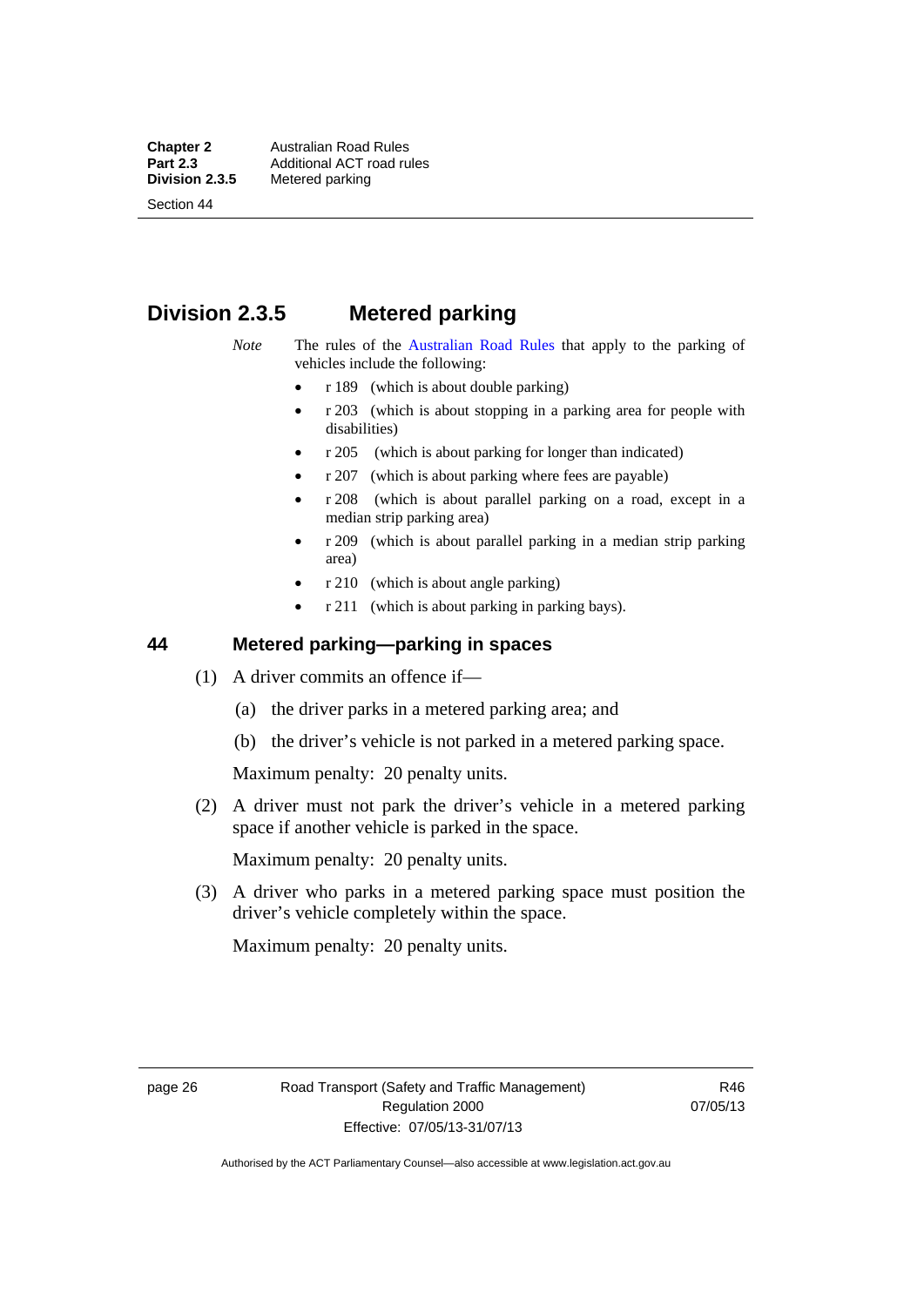## Division 2.3.5 Metered parking

*Note* The rules of the Australian Road Rules that apply to the parking of vehicles include the following:

- r 189 (which is about double parking)
- r 203 (which is about stopping in a parking area for people with disabilities)
- r 205 (which is about parking for longer than indicated)
- r 207 (which is about parking where fees are payable)
- r 208 (which is about parallel parking on a road, except in a median strip parking area)
- r 209 (which is about parallel parking in a median strip parking area)
- r 210 (which is about angle parking)
- r 211 (which is about parking in parking bays).

### 44 Metered parking—parking in spaces

(1) A driver commits an offence if—

(a) the driver parks in a metered parking area; and

(b) the driver's vehicle is not parked in a metered parking space.

Maximum penalty: 20 penalty units.

(2) A driver must not park the driver's vehicle in a metered parking space if another vehicle is parked in the space.

Maximum penalty: 20 penalty units.

(3) A driver who parks in a metered parking space must position the driver's vehicle completely within the space.

Maximum penalty: 20 penalty units.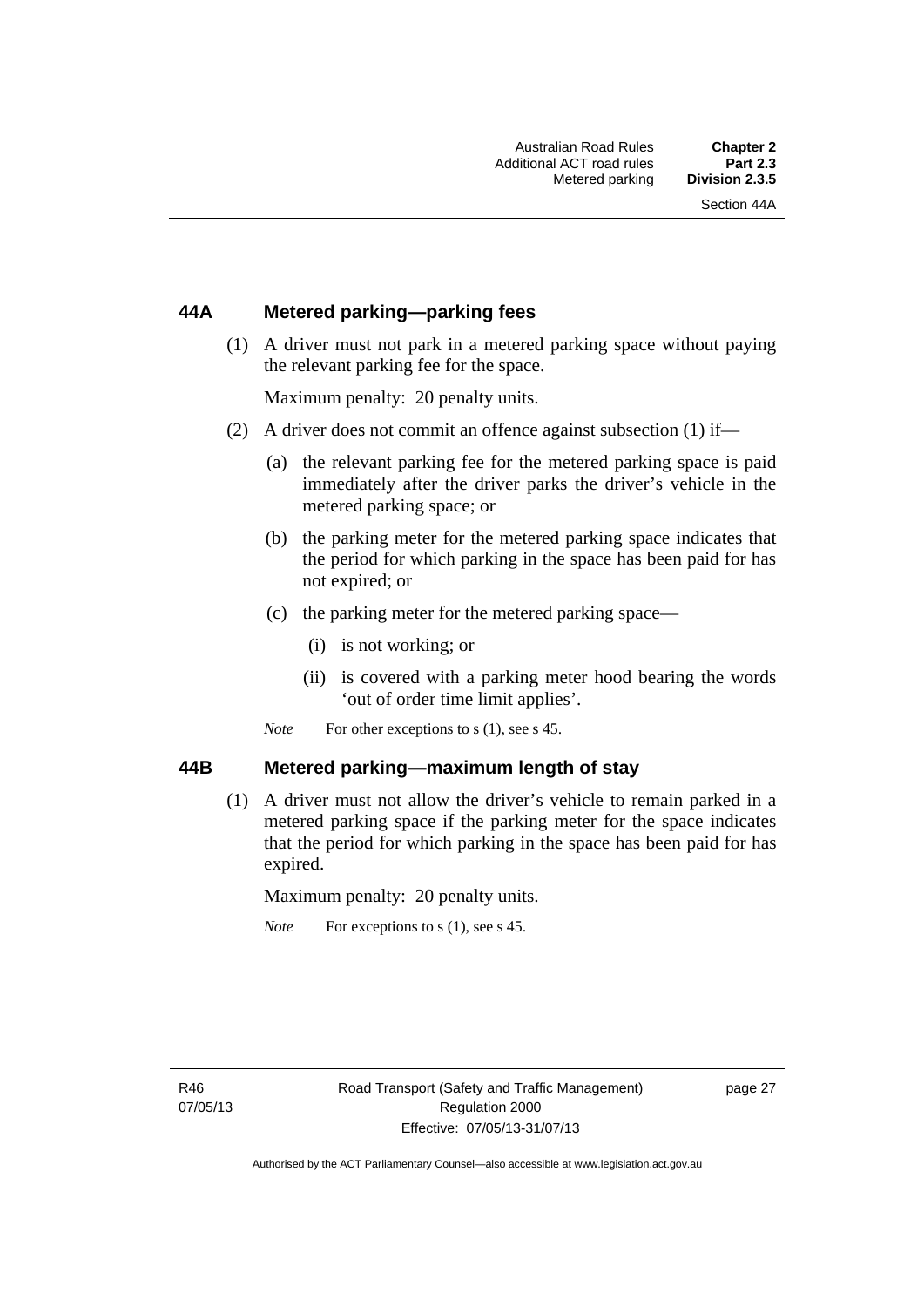## 44A Metered parking—parking fees

(1) A driver must not park in a metered parking space without paying the relevant parking fee for the space.

Maximum penalty: 20 penalty units.

(2) A driver does not commit an offence against subsection (1) if—

(a) the relevant parking fee for the metered parking space is paid immediately after the driver parks the driver's vehicle in the metered parking space; or

(b) the parking meter for the metered parking space indicates that the period for which parking in the space has been paid for has not expired; or

(c) the parking meter for the metered parking space—

(i) is not working; or

(ii) is covered with a parking meter hood bearing the words 'out of order time limit applies'.

*Note* For other exceptions to s (1), see s 45.

## 44B Metered parking—maximum length of stay

(1) A driver must not allow the driver's vehicle to remain parked in a metered parking space if the parking meter for the space indicates that the period for which parking in the space has been paid for has expired.

Maximum penalty: 20 penalty units.

*Note* For exceptions to s (1), see s 45.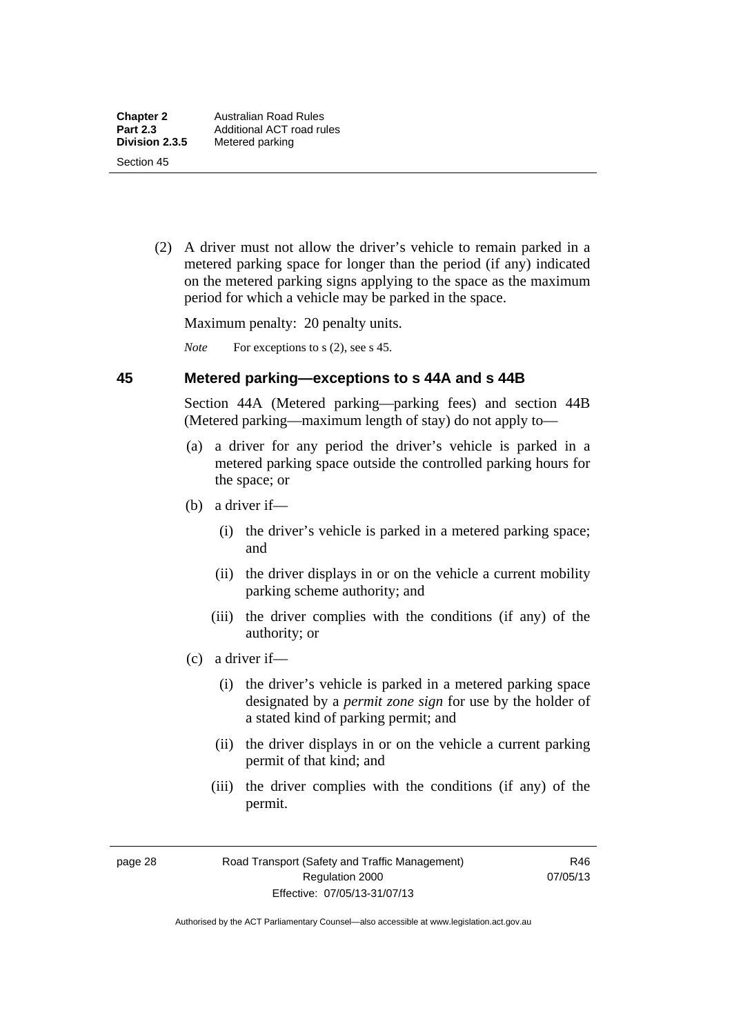(2) A driver must not allow the driver's vehicle to remain parked in a metered parking space for longer than the period (if any) indicated on the metered parking signs applying to the space as the maximum period for which a vehicle may be parked in the space.

Maximum penalty: 20 penalty units.

*Note* For exceptions to s (2), see s 45.

## 45 Metered parking—exceptions to s 44A and s 44B

Section 44A (Metered parking—parking fees) and section 44B (Metered parking—maximum length of stay) do not apply to—

(a) a driver for any period the driver's vehicle is parked in a metered parking space outside the controlled parking hours for the space; or

(b) a driver if—

(i) the driver's vehicle is parked in a metered parking space; and

(ii) the driver displays in or on the vehicle a current mobility parking scheme authority; and

(iii) the driver complies with the conditions (if any) of the authority; or

(c) a driver if—

(i) the driver's vehicle is parked in a metered parking space designated by a *permit zone sign* for use by the holder of a stated kind of parking permit; and

(ii) the driver displays in or on the vehicle a current parking permit of that kind; and

(iii) the driver complies with the conditions (if any) of the permit.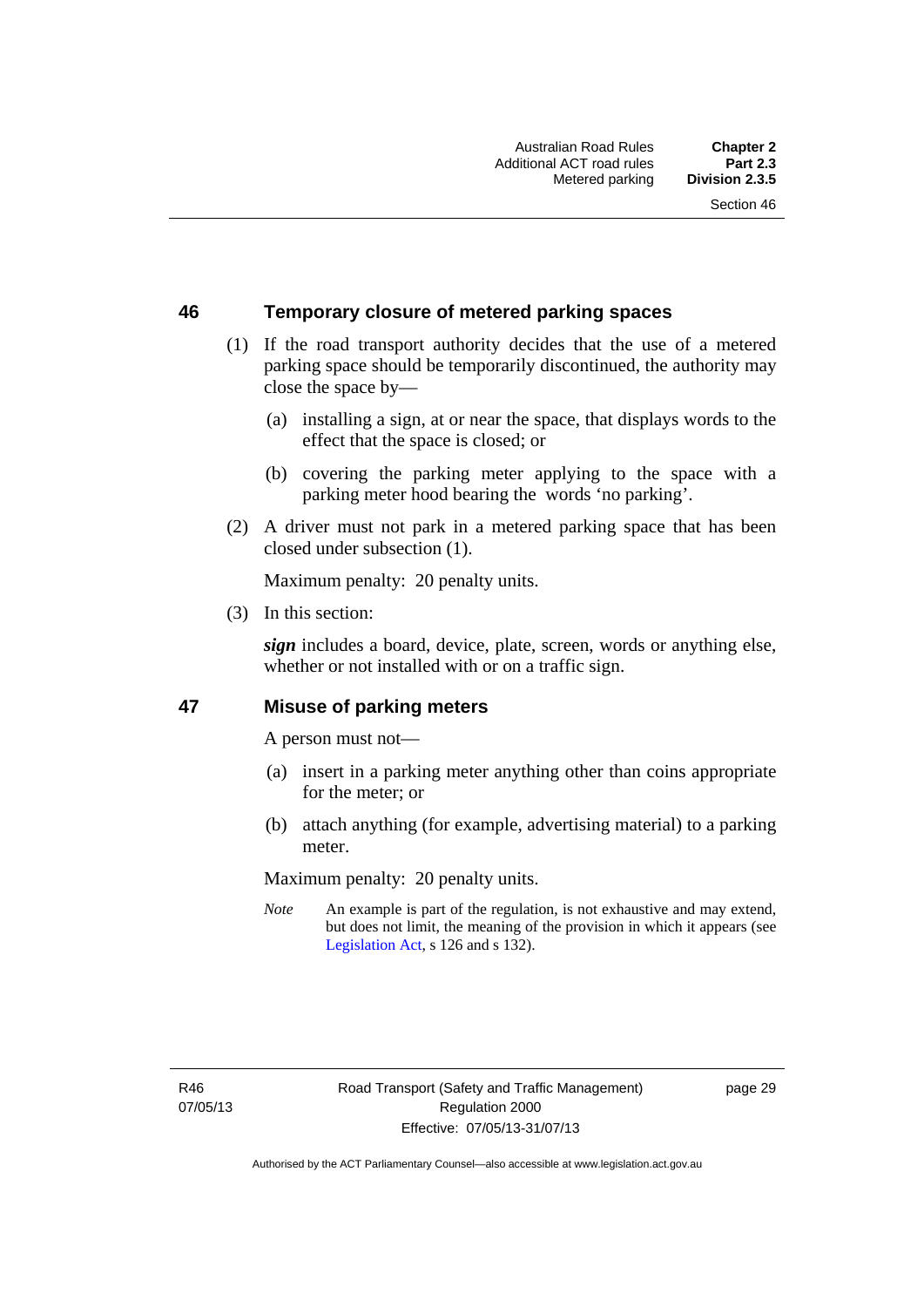## 46 Temporary closure of metered parking spaces

(1) If the road transport authority decides that the use of a metered parking space should be temporarily discontinued, the authority may close the space by—

- (a) installing a sign, at or near the space, that displays words to the effect that the space is closed; or
- (b) covering the parking meter applying to the space with a parking meter hood bearing the words 'no parking'.

(2) A driver must not park in a metered parking space that has been closed under subsection (1).

Maximum penalty: 20 penalty units.

(3) In this section:

***sign*** includes a board, device, plate, screen, words or anything else, whether or not installed with or on a traffic sign.

## 47 Misuse of parking meters

A person must not—

- (a) insert in a parking meter anything other than coins appropriate for the meter; or
- (b) attach anything (for example, advertising material) to a parking meter.

Maximum penalty: 20 penalty units.

*Note* An example is part of the regulation, is not exhaustive and may extend, but does not limit, the meaning of the provision in which it appears (see Legislation Act, s 126 and s 132).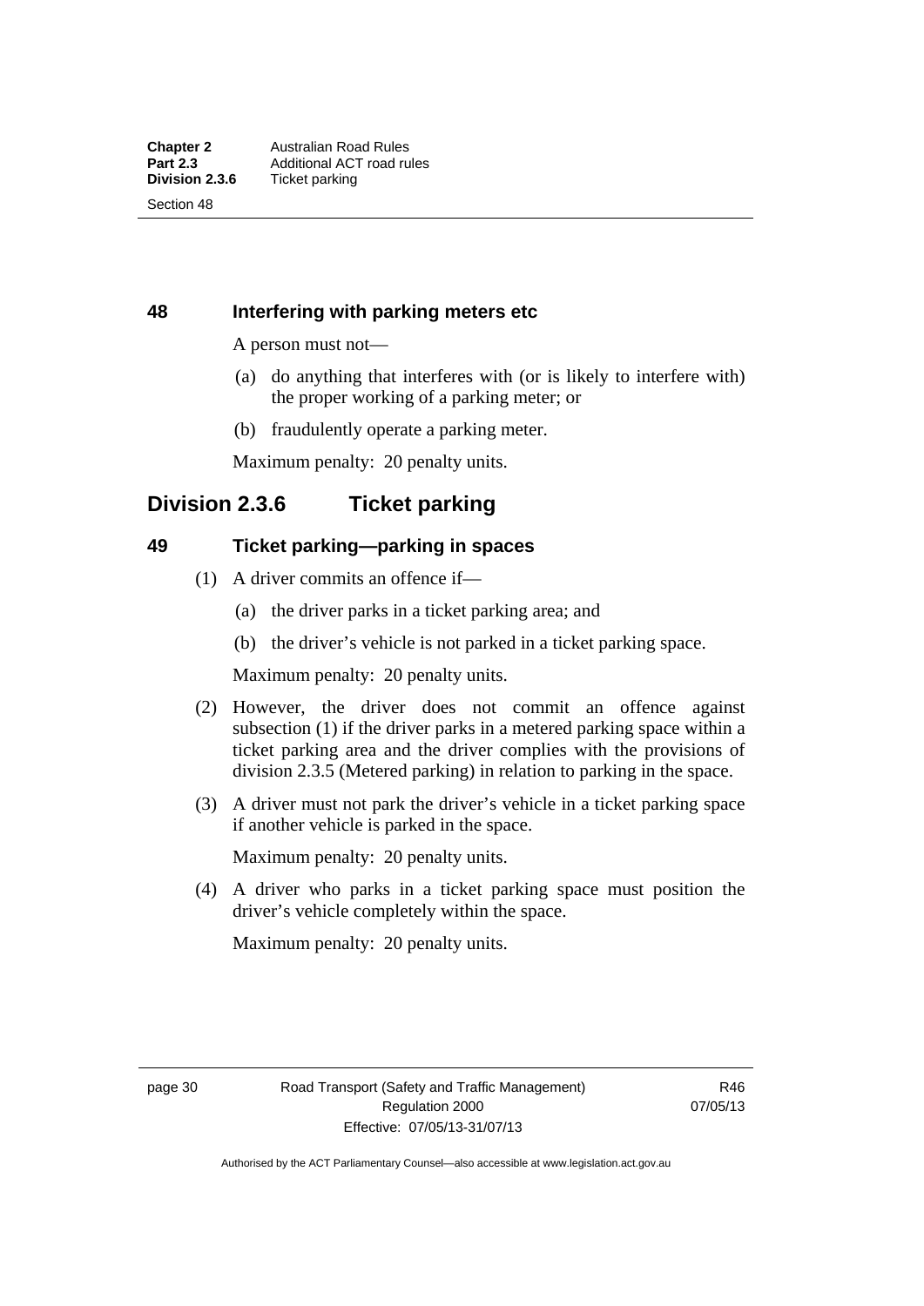## 48 Interfering with parking meters etc

A person must not—

(a) do anything that interferes with (or is likely to interfere with) the proper working of a parking meter; or

(b) fraudulently operate a parking meter.

Maximum penalty: 20 penalty units.

# Division 2.3.6 Ticket parking

## 49 Ticket parking—parking in spaces

(1) A driver commits an offence if—

(a) the driver parks in a ticket parking area; and

(b) the driver's vehicle is not parked in a ticket parking space.

Maximum penalty: 20 penalty units.

(2) However, the driver does not commit an offence against subsection (1) if the driver parks in a metered parking space within a ticket parking area and the driver complies with the provisions of division 2.3.5 (Metered parking) in relation to parking in the space.

(3) A driver must not park the driver's vehicle in a ticket parking space if another vehicle is parked in the space.

Maximum penalty: 20 penalty units.

(4) A driver who parks in a ticket parking space must position the driver's vehicle completely within the space.

Maximum penalty: 20 penalty units.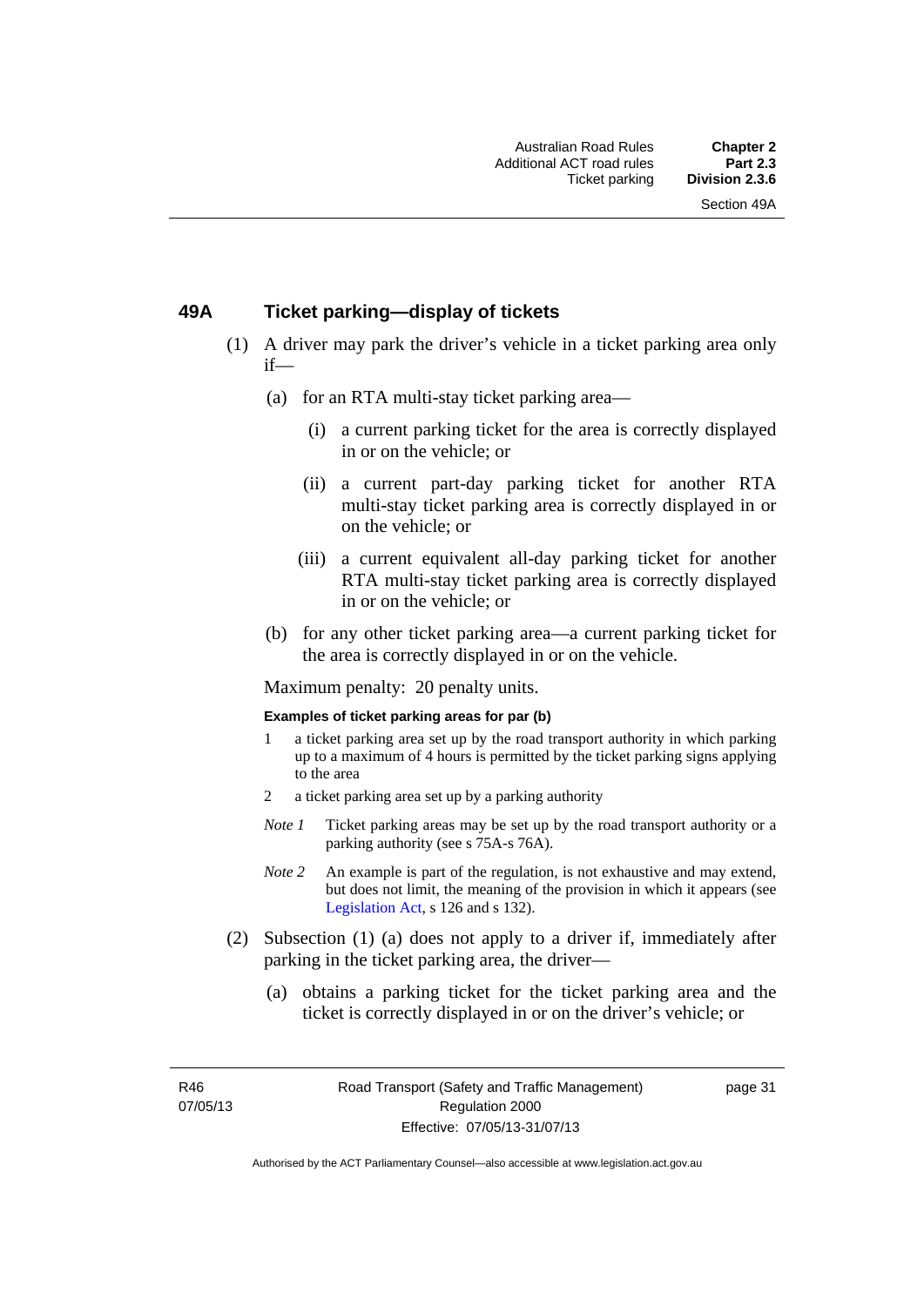## 49A Ticket parking—display of tickets

(1) A driver may park the driver's vehicle in a ticket parking area only if—

   (a) for an RTA multi-stay ticket parking area—

      (i) a current parking ticket for the area is correctly displayed in or on the vehicle; or

      (ii) a current part-day parking ticket for another RTA multi-stay ticket parking area is correctly displayed in or on the vehicle; or

      (iii) a current equivalent all-day parking ticket for another RTA multi-stay ticket parking area is correctly displayed in or on the vehicle; or

   (b) for any other ticket parking area—a current parking ticket for the area is correctly displayed in or on the vehicle.

Maximum penalty: 20 penalty units.

**Examples of ticket parking areas for par (b)**

1 a ticket parking area set up by the road transport authority in which parking up to a maximum of 4 hours is permitted by the ticket parking signs applying to the area

2 a ticket parking area set up by a parking authority

*Note 1* Ticket parking areas may be set up by the road transport authority or a parking authority (see s 75A-s 76A).

*Note 2* An example is part of the regulation, is not exhaustive and may extend, but does not limit, the meaning of the provision in which it appears (see Legislation Act, s 126 and s 132).

(2) Subsection (1) (a) does not apply to a driver if, immediately after parking in the ticket parking area, the driver—

   (a) obtains a parking ticket for the ticket parking area and the ticket is correctly displayed in or on the driver's vehicle; or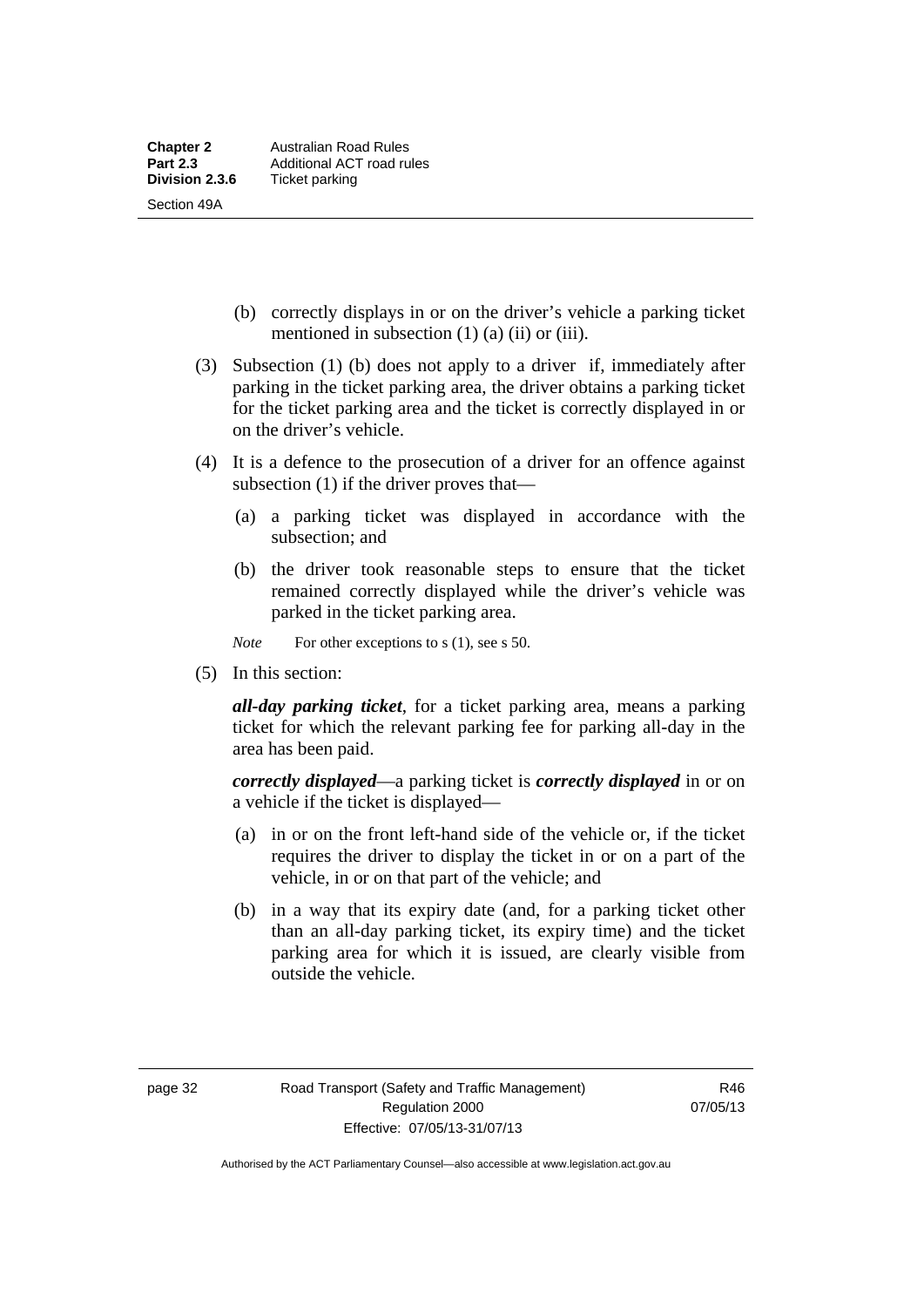(b) correctly displays in or on the driver's vehicle a parking ticket mentioned in subsection (1) (a) (ii) or (iii).

(3) Subsection (1) (b) does not apply to a driver if, immediately after parking in the ticket parking area, the driver obtains a parking ticket for the ticket parking area and the ticket is correctly displayed in or on the driver's vehicle.

(4) It is a defence to the prosecution of a driver for an offence against subsection (1) if the driver proves that—

(a) a parking ticket was displayed in accordance with the subsection; and

(b) the driver took reasonable steps to ensure that the ticket remained correctly displayed while the driver's vehicle was parked in the ticket parking area.

*Note* For other exceptions to s (1), see s 50.

(5) In this section:

***all-day parking ticket***, for a ticket parking area, means a parking ticket for which the relevant parking fee for parking all-day in the area has been paid.

***correctly displayed***—a parking ticket is ***correctly displayed*** in or on a vehicle if the ticket is displayed—

(a) in or on the front left-hand side of the vehicle or, if the ticket requires the driver to display the ticket in or on a part of the vehicle, in or on that part of the vehicle; and

(b) in a way that its expiry date (and, for a parking ticket other than an all-day parking ticket, its expiry time) and the ticket parking area for which it is issued, are clearly visible from outside the vehicle.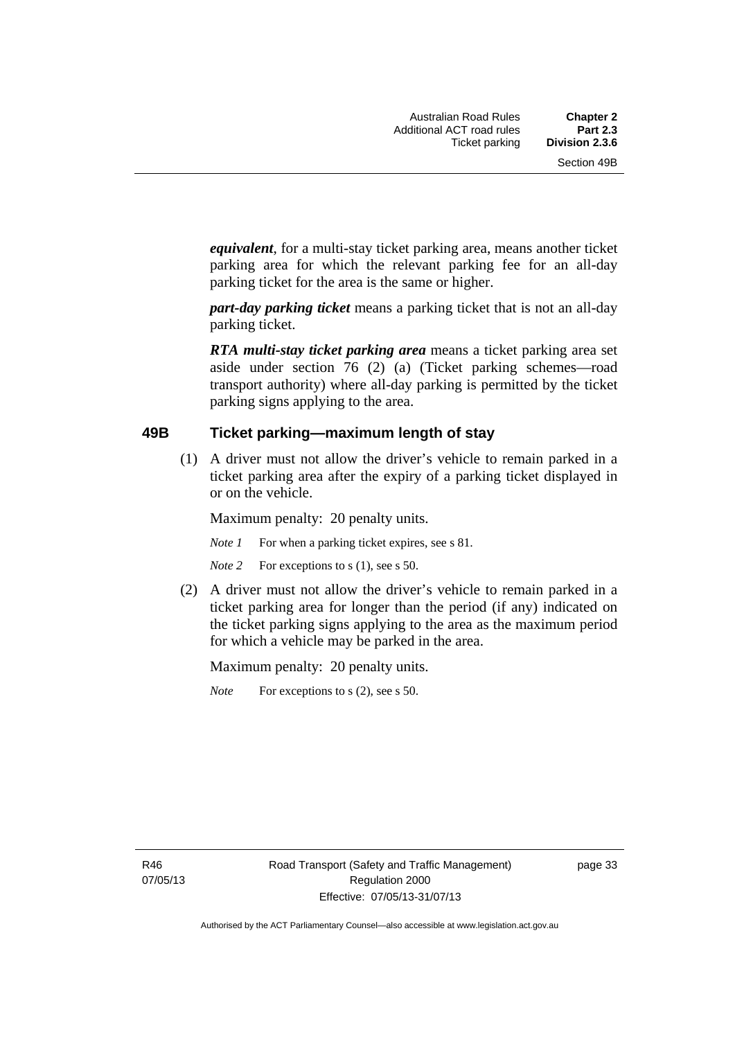***equivalent***, for a multi-stay ticket parking area, means another ticket parking area for which the relevant parking fee for an all-day parking ticket for the area is the same or higher.

***part-day parking ticket*** means a parking ticket that is not an all-day parking ticket.

***RTA multi-stay ticket parking area*** means a ticket parking area set aside under section 76 (2) (a) (Ticket parking schemes—road transport authority) where all-day parking is permitted by the ticket parking signs applying to the area.

### 49B Ticket parking—maximum length of stay

(1) A driver must not allow the driver's vehicle to remain parked in a ticket parking area after the expiry of a parking ticket displayed in or on the vehicle.

Maximum penalty: 20 penalty units.

*Note 1* For when a parking ticket expires, see s 81.

*Note 2* For exceptions to s (1), see s 50.

(2) A driver must not allow the driver's vehicle to remain parked in a ticket parking area for longer than the period (if any) indicated on the ticket parking signs applying to the area as the maximum period for which a vehicle may be parked in the area.

Maximum penalty: 20 penalty units.

*Note* For exceptions to s (2), see s 50.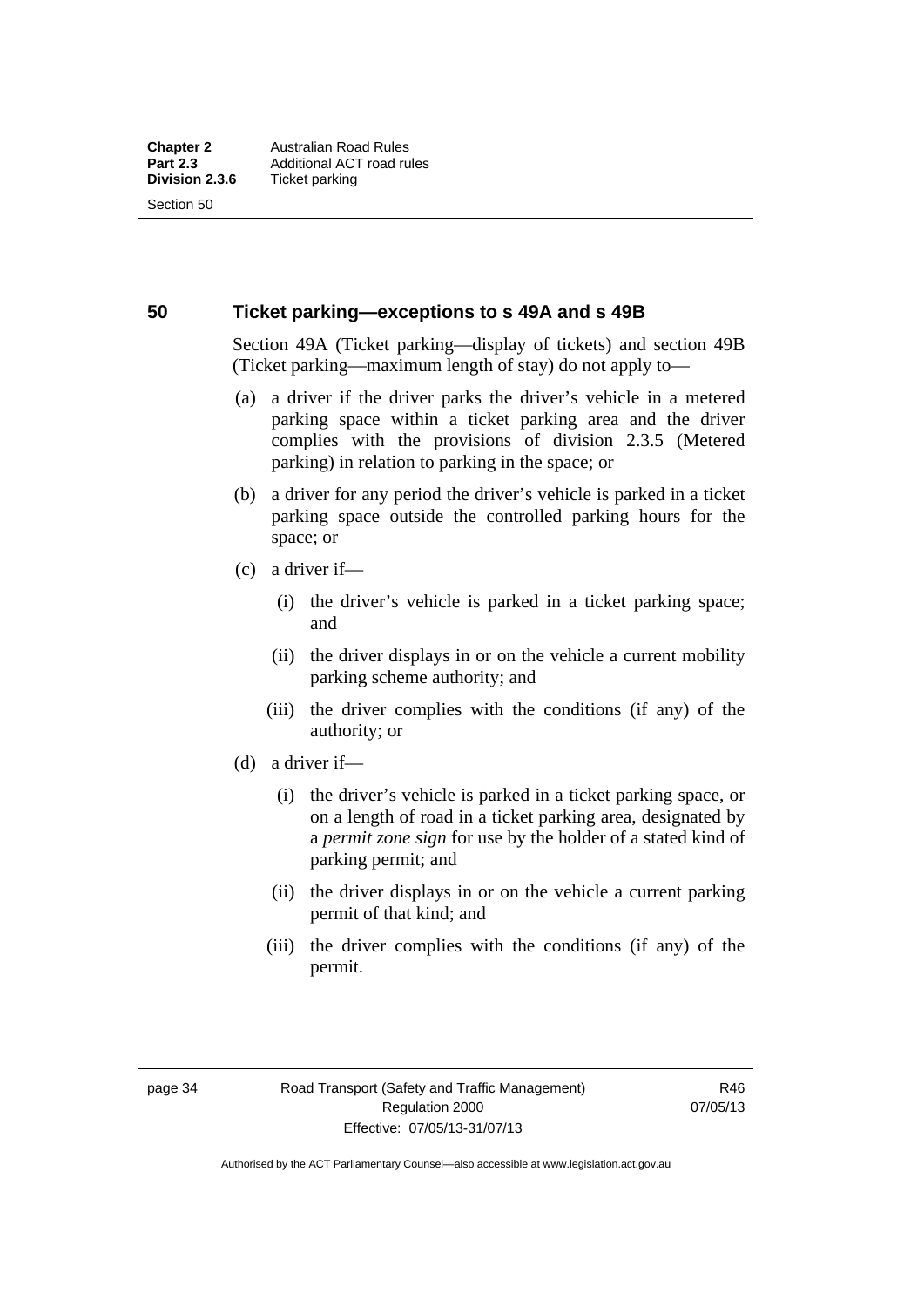## 50 Ticket parking—exceptions to s 49A and s 49B

Section 49A (Ticket parking—display of tickets) and section 49B (Ticket parking—maximum length of stay) do not apply to—

(a) a driver if the driver parks the driver's vehicle in a metered parking space within a ticket parking area and the driver complies with the provisions of division 2.3.5 (Metered parking) in relation to parking in the space; or

(b) a driver for any period the driver's vehicle is parked in a ticket parking space outside the controlled parking hours for the space; or

(c) a driver if—

  (i) the driver's vehicle is parked in a ticket parking space; and

  (ii) the driver displays in or on the vehicle a current mobility parking scheme authority; and

  (iii) the driver complies with the conditions (if any) of the authority; or

(d) a driver if—

  (i) the driver's vehicle is parked in a ticket parking space, or on a length of road in a ticket parking area, designated by a ***permit zone sign*** for use by the holder of a stated kind of parking permit; and

  (ii) the driver displays in or on the vehicle a current parking permit of that kind; and

  (iii) the driver complies with the conditions (if any) of the permit.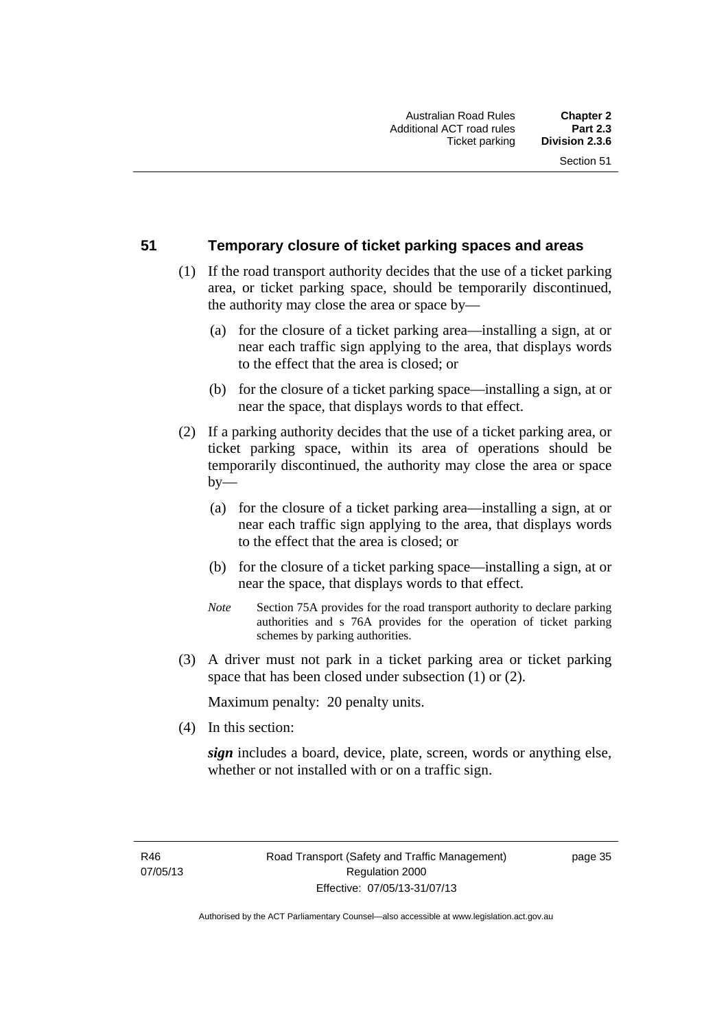## 51 Temporary closure of ticket parking spaces and areas

(1) If the road transport authority decides that the use of a ticket parking area, or ticket parking space, should be temporarily discontinued, the authority may close the area or space by—

(a) for the closure of a ticket parking area—installing a sign, at or near each traffic sign applying to the area, that displays words to the effect that the area is closed; or

(b) for the closure of a ticket parking space—installing a sign, at or near the space, that displays words to that effect.

(2) If a parking authority decides that the use of a ticket parking area, or ticket parking space, within its area of operations should be temporarily discontinued, the authority may close the area or space by—

(a) for the closure of a ticket parking area—installing a sign, at or near each traffic sign applying to the area, that displays words to the effect that the area is closed; or

(b) for the closure of a ticket parking space—installing a sign, at or near the space, that displays words to that effect.

*Note* Section 75A provides for the road transport authority to declare parking authorities and s 76A provides for the operation of ticket parking schemes by parking authorities.

(3) A driver must not park in a ticket parking area or ticket parking space that has been closed under subsection (1) or (2).

Maximum penalty: 20 penalty units.

(4) In this section:

***sign*** includes a board, device, plate, screen, words or anything else, whether or not installed with or on a traffic sign.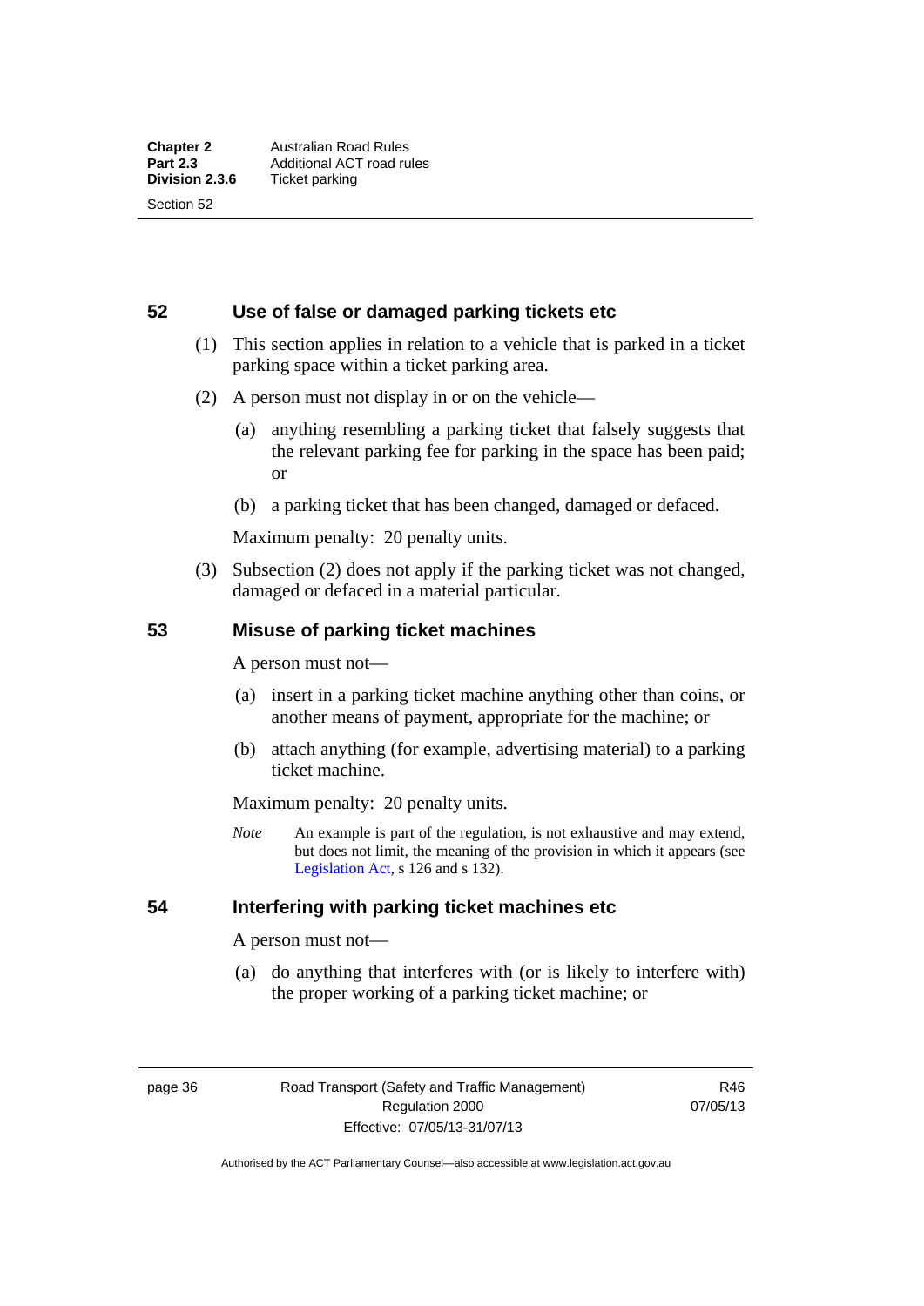## 52 Use of false or damaged parking tickets etc

(1) This section applies in relation to a vehicle that is parked in a ticket parking space within a ticket parking area.

(2) A person must not display in or on the vehicle—

(a) anything resembling a parking ticket that falsely suggests that the relevant parking fee for parking in the space has been paid; or

(b) a parking ticket that has been changed, damaged or defaced.

Maximum penalty: 20 penalty units.

(3) Subsection (2) does not apply if the parking ticket was not changed, damaged or defaced in a material particular.

## 53 Misuse of parking ticket machines

A person must not—

(a) insert in a parking ticket machine anything other than coins, or another means of payment, appropriate for the machine; or

(b) attach anything (for example, advertising material) to a parking ticket machine.

Maximum penalty: 20 penalty units.

*Note* An example is part of the regulation, is not exhaustive and may extend, but does not limit, the meaning of the provision in which it appears (see Legislation Act, s 126 and s 132).

## 54 Interfering with parking ticket machines etc

A person must not—

(a) do anything that interferes with (or is likely to interfere with) the proper working of a parking ticket machine; or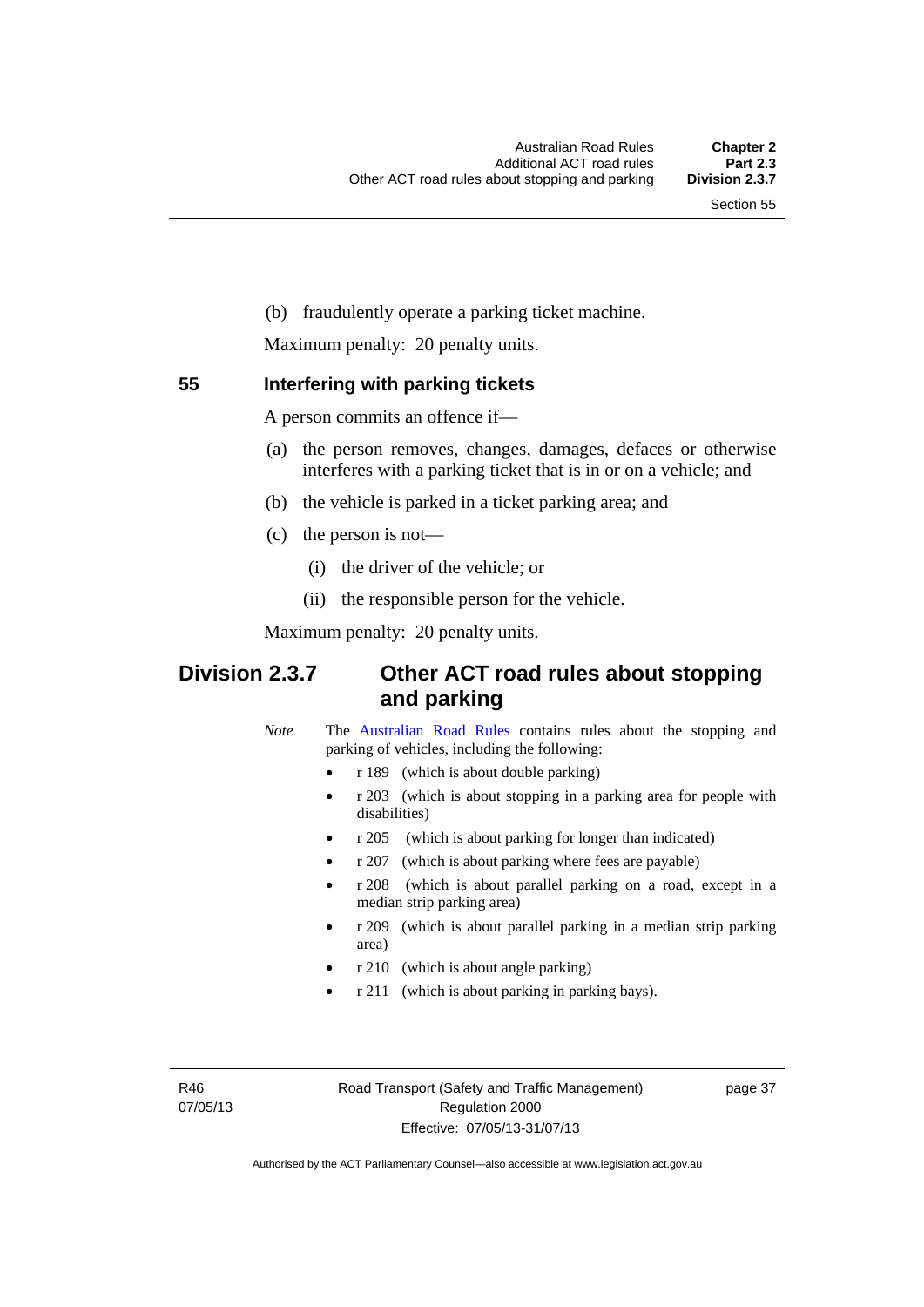(b) fraudulently operate a parking ticket machine.

Maximum penalty: 20 penalty units.

### 55 Interfering with parking tickets

A person commits an offence if—

(a) the person removes, changes, damages, defaces or otherwise interferes with a parking ticket that is in or on a vehicle; and

(b) the vehicle is parked in a ticket parking area; and

(c) the person is not—

 (i) the driver of the vehicle; or

 (ii) the responsible person for the vehicle.

Maximum penalty: 20 penalty units.

## Division 2.3.7 Other ACT road rules about stopping and parking

*Note* The Australian Road Rules contains rules about the stopping and parking of vehicles, including the following:

- r 189 (which is about double parking)
- r 203 (which is about stopping in a parking area for people with disabilities)
- r 205 (which is about parking for longer than indicated)
- r 207 (which is about parking where fees are payable)
- r 208 (which is about parallel parking on a road, except in a median strip parking area)
- r 209 (which is about parallel parking in a median strip parking area)
- r 210 (which is about angle parking)
- r 211 (which is about parking in parking bays).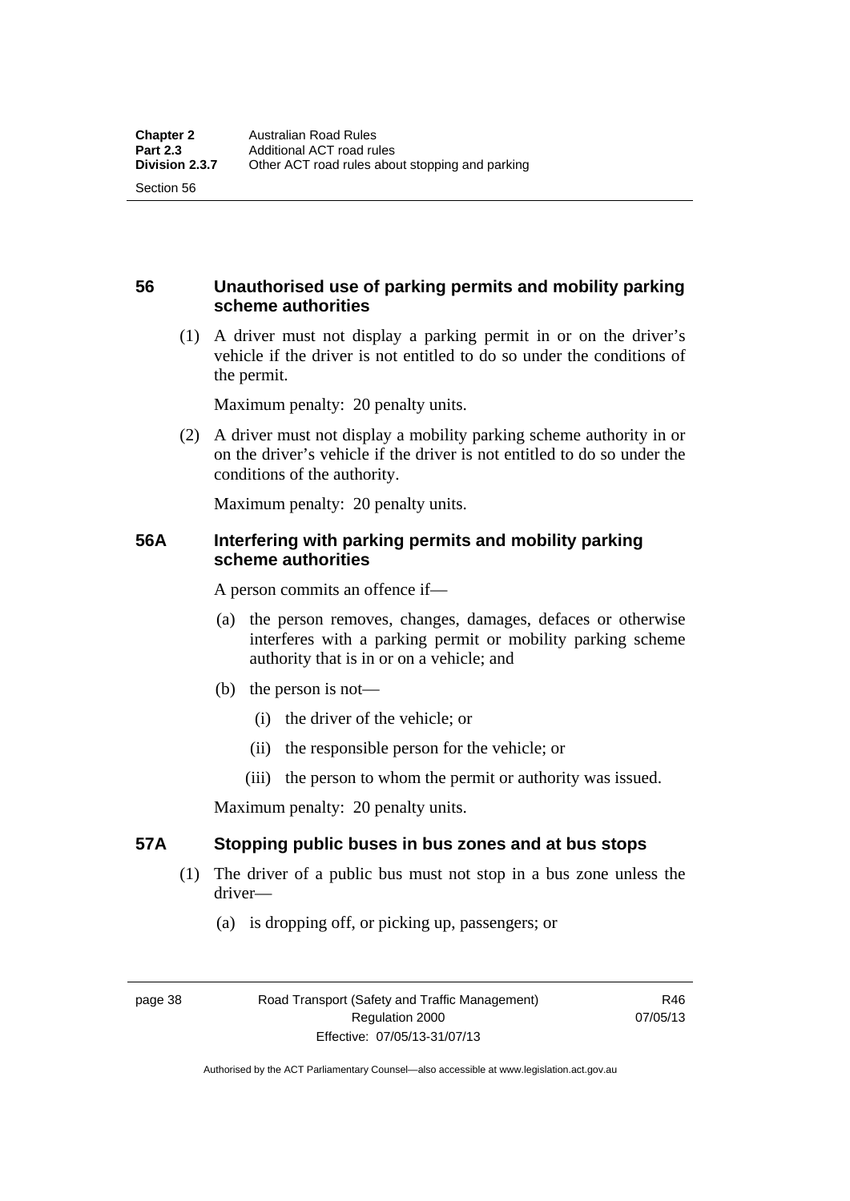## 56 Unauthorised use of parking permits and mobility parking scheme authorities

(1) A driver must not display a parking permit in or on the driver's vehicle if the driver is not entitled to do so under the conditions of the permit.

Maximum penalty: 20 penalty units.

(2) A driver must not display a mobility parking scheme authority in or on the driver's vehicle if the driver is not entitled to do so under the conditions of the authority.

Maximum penalty: 20 penalty units.

## 56A Interfering with parking permits and mobility parking scheme authorities

A person commits an offence if—

(a) the person removes, changes, damages, defaces or otherwise interferes with a parking permit or mobility parking scheme authority that is in or on a vehicle; and

(b) the person is not—

(i) the driver of the vehicle; or

(ii) the responsible person for the vehicle; or

(iii) the person to whom the permit or authority was issued.

Maximum penalty: 20 penalty units.

## 57A Stopping public buses in bus zones and at bus stops

(1) The driver of a public bus must not stop in a bus zone unless the driver—

(a) is dropping off, or picking up, passengers; or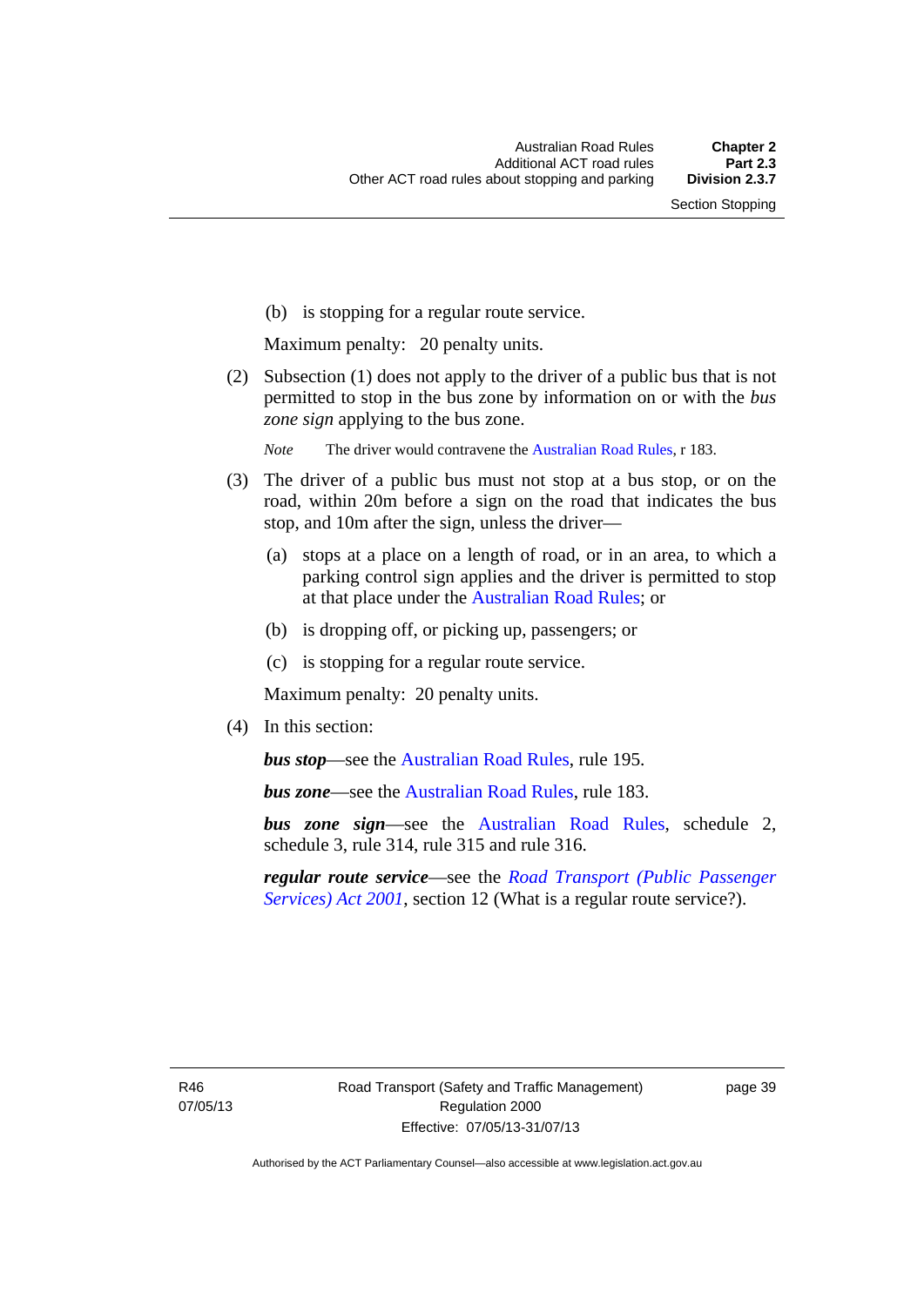(b) is stopping for a regular route service.

Maximum penalty: 20 penalty units.

(2) Subsection (1) does not apply to the driver of a public bus that is not permitted to stop in the bus zone by information on or with the *bus zone sign* applying to the bus zone.

*Note* The driver would contravene the Australian Road Rules, r 183.

(3) The driver of a public bus must not stop at a bus stop, or on the road, within 20m before a sign on the road that indicates the bus stop, and 10m after the sign, unless the driver—

(a) stops at a place on a length of road, or in an area, to which a parking control sign applies and the driver is permitted to stop at that place under the Australian Road Rules; or

(b) is dropping off, or picking up, passengers; or

(c) is stopping for a regular route service.

Maximum penalty: 20 penalty units.

(4) In this section:

***bus stop***—see the Australian Road Rules, rule 195.

***bus zone***—see the Australian Road Rules, rule 183.

***bus zone sign***—see the Australian Road Rules, schedule 2, schedule 3, rule 314, rule 315 and rule 316.

***regular route service***—see the *Road Transport (Public Passenger Services) Act 2001*, section 12 (What is a regular route service?).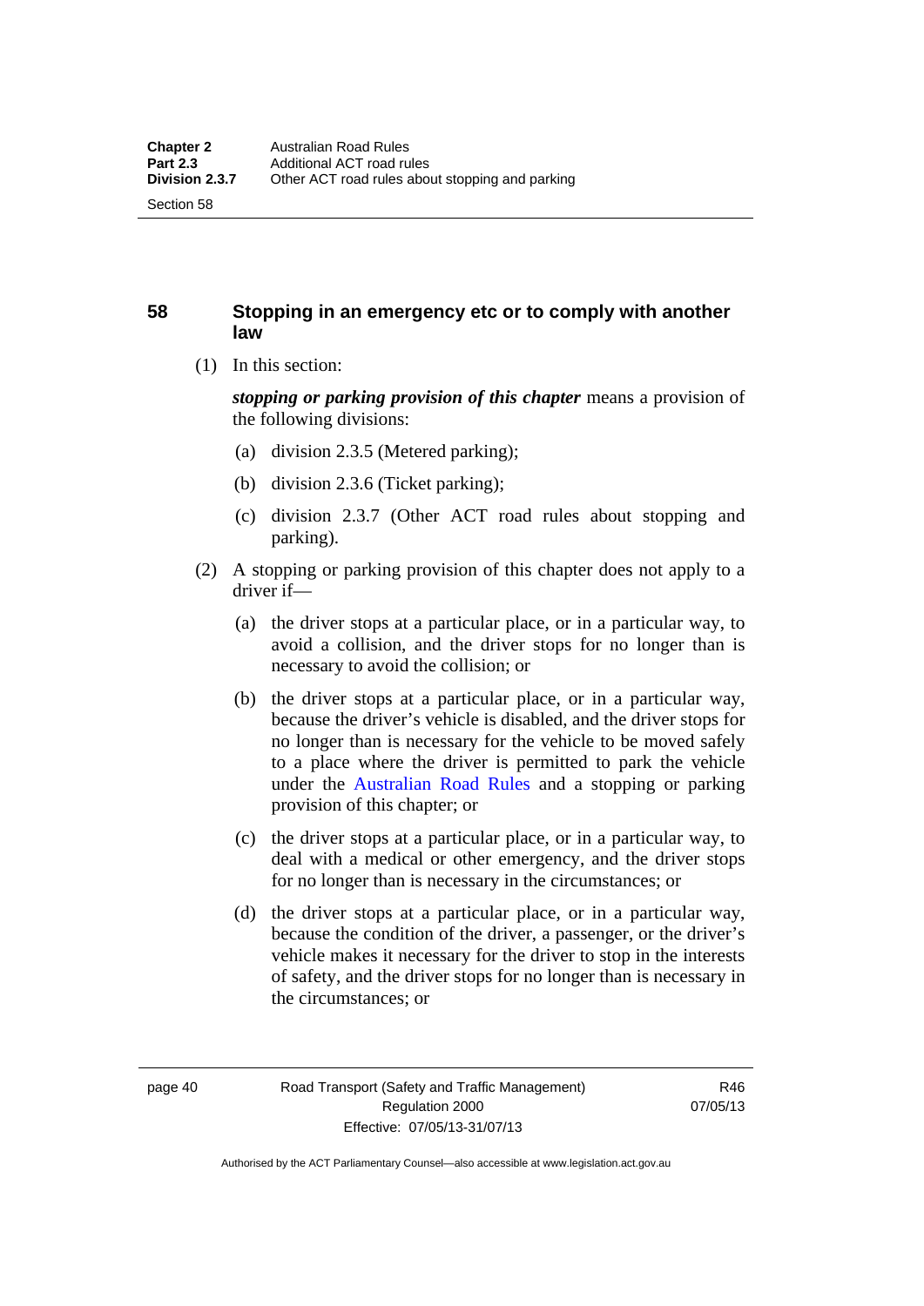## 58 Stopping in an emergency etc or to comply with another law

(1) In this section:

***stopping or parking provision of this chapter*** means a provision of the following divisions:

(a) division 2.3.5 (Metered parking);

(b) division 2.3.6 (Ticket parking);

(c) division 2.3.7 (Other ACT road rules about stopping and parking).

(2) A stopping or parking provision of this chapter does not apply to a driver if—

(a) the driver stops at a particular place, or in a particular way, to avoid a collision, and the driver stops for no longer than is necessary to avoid the collision; or

(b) the driver stops at a particular place, or in a particular way, because the driver's vehicle is disabled, and the driver stops for no longer than is necessary for the vehicle to be moved safely to a place where the driver is permitted to park the vehicle under the Australian Road Rules and a stopping or parking provision of this chapter; or

(c) the driver stops at a particular place, or in a particular way, to deal with a medical or other emergency, and the driver stops for no longer than is necessary in the circumstances; or

(d) the driver stops at a particular place, or in a particular way, because the condition of the driver, a passenger, or the driver's vehicle makes it necessary for the driver to stop in the interests of safety, and the driver stops for no longer than is necessary in the circumstances; or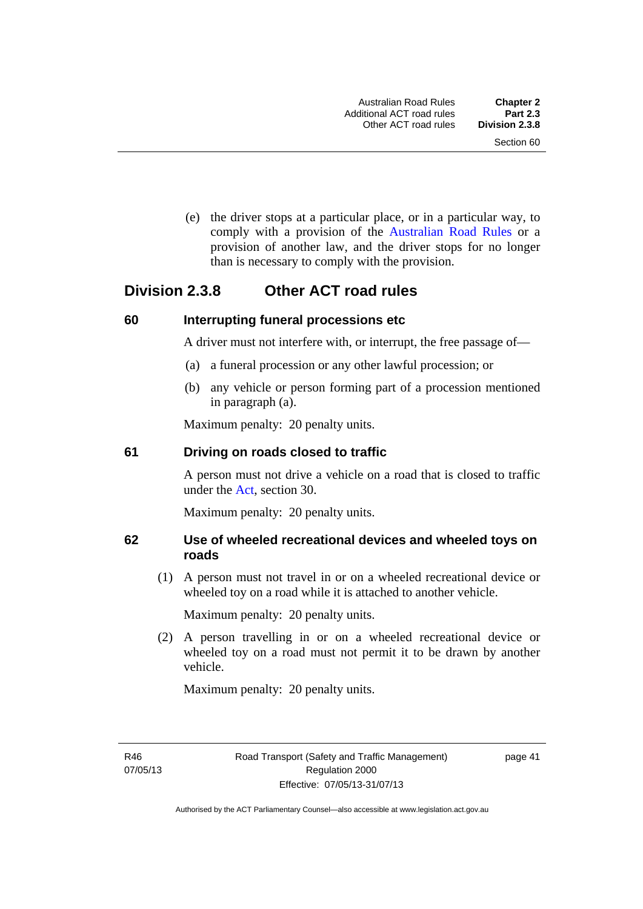(e) the driver stops at a particular place, or in a particular way, to comply with a provision of the Australian Road Rules or a provision of another law, and the driver stops for no longer than is necessary to comply with the provision.

## Division 2.3.8 Other ACT road rules

### 60 Interrupting funeral processions etc

A driver must not interfere with, or interrupt, the free passage of—

(a) a funeral procession or any other lawful procession; or

(b) any vehicle or person forming part of a procession mentioned in paragraph (a).

Maximum penalty: 20 penalty units.

### 61 Driving on roads closed to traffic

A person must not drive a vehicle on a road that is closed to traffic under the Act, section 30.

Maximum penalty: 20 penalty units.

### 62 Use of wheeled recreational devices and wheeled toys on roads

(1) A person must not travel in or on a wheeled recreational device or wheeled toy on a road while it is attached to another vehicle.

Maximum penalty: 20 penalty units.

(2) A person travelling in or on a wheeled recreational device or wheeled toy on a road must not permit it to be drawn by another vehicle.

Maximum penalty: 20 penalty units.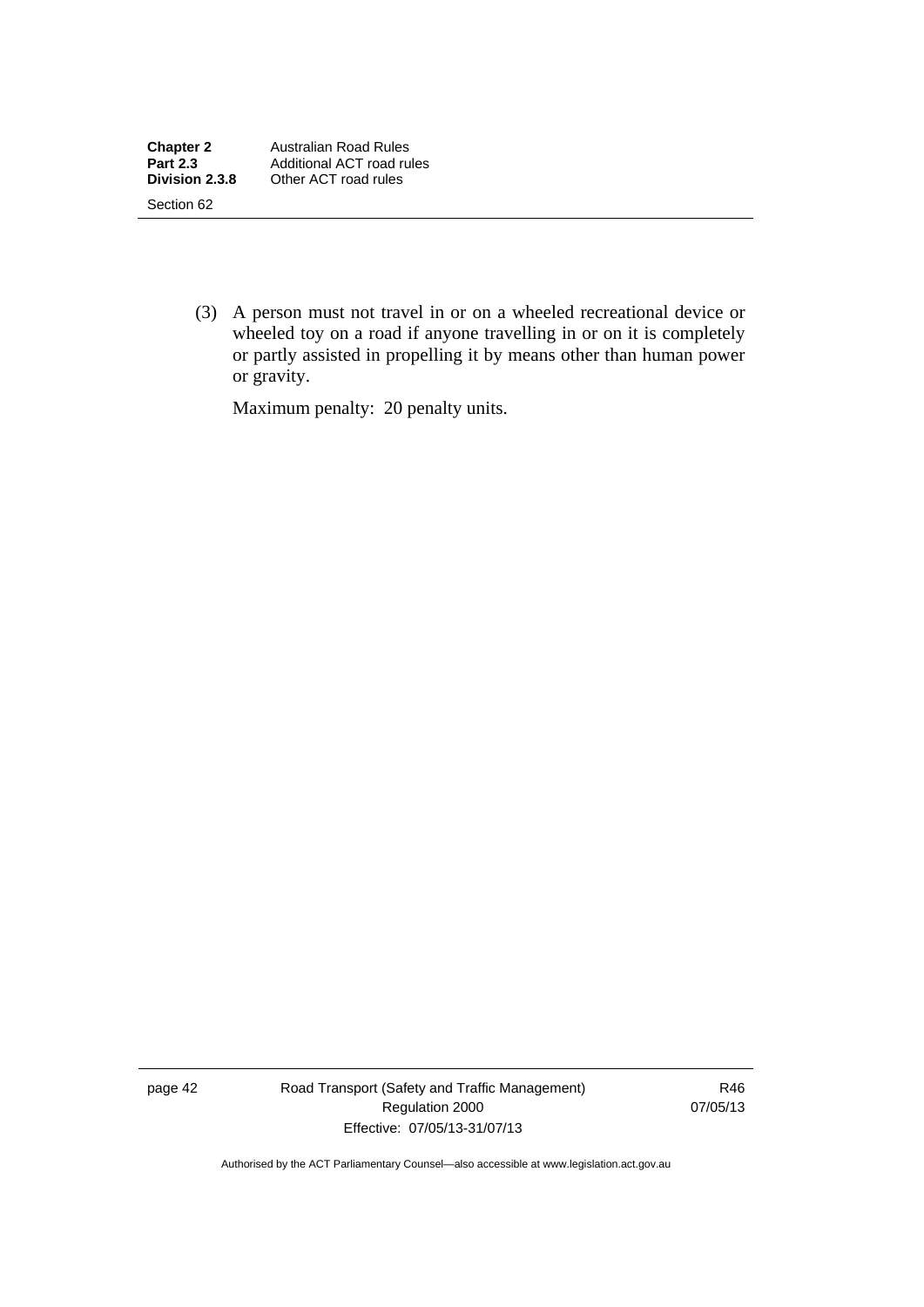(3) A person must not travel in or on a wheeled recreational device or wheeled toy on a road if anyone travelling in or on it is completely or partly assisted in propelling it by means other than human power or gravity.

Maximum penalty: 20 penalty units.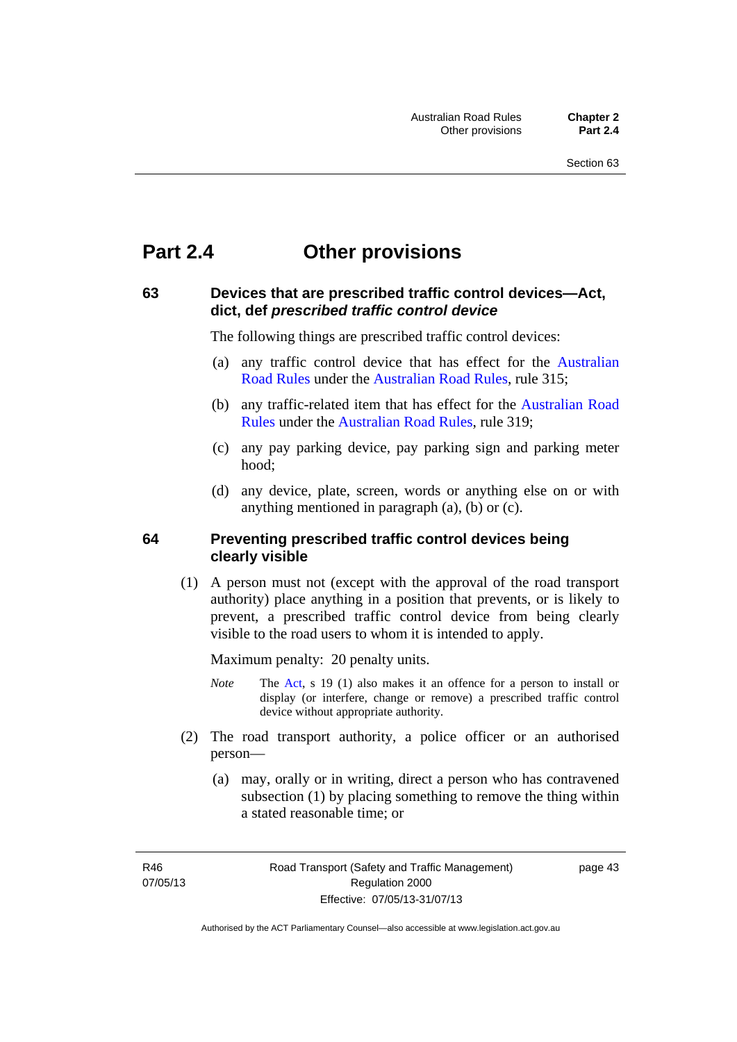# Part 2.4 Other provisions

### 63 Devices that are prescribed traffic control devices—Act, dict, def *prescribed traffic control device*

The following things are prescribed traffic control devices:

(a) any traffic control device that has effect for the Australian Road Rules under the Australian Road Rules, rule 315;

(b) any traffic-related item that has effect for the Australian Road Rules under the Australian Road Rules, rule 319;

(c) any pay parking device, pay parking sign and parking meter hood;

(d) any device, plate, screen, words or anything else on or with anything mentioned in paragraph (a), (b) or (c).

### 64 Preventing prescribed traffic control devices being clearly visible

(1) A person must not (except with the approval of the road transport authority) place anything in a position that prevents, or is likely to prevent, a prescribed traffic control device from being clearly visible to the road users to whom it is intended to apply.

Maximum penalty: 20 penalty units.

*Note* The Act, s 19 (1) also makes it an offence for a person to install or display (or interfere, change or remove) a prescribed traffic control device without appropriate authority.

(2) The road transport authority, a police officer or an authorised person—

(a) may, orally or in writing, direct a person who has contravened subsection (1) by placing something to remove the thing within a stated reasonable time; or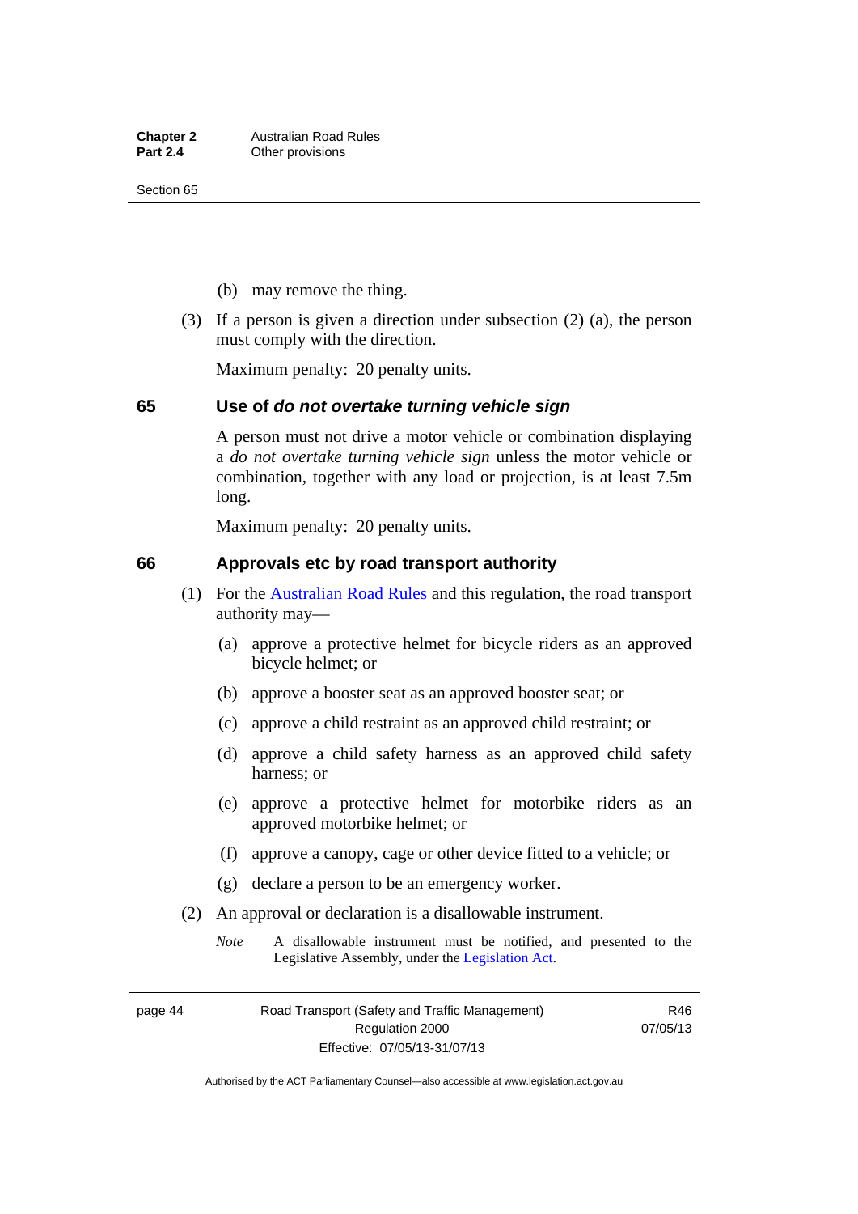(b) may remove the thing.

(3) If a person is given a direction under subsection (2) (a), the person must comply with the direction.

Maximum penalty: 20 penalty units.

## 65 Use of *do not overtake turning vehicle sign*

A person must not drive a motor vehicle or combination displaying a *do not overtake turning vehicle sign* unless the motor vehicle or combination, together with any load or projection, is at least 7.5m long.

Maximum penalty: 20 penalty units.

## 66 Approvals etc by road transport authority

(1) For the Australian Road Rules and this regulation, the road transport authority may—

(a) approve a protective helmet for bicycle riders as an approved bicycle helmet; or

(b) approve a booster seat as an approved booster seat; or

(c) approve a child restraint as an approved child restraint; or

(d) approve a child safety harness as an approved child safety harness; or

(e) approve a protective helmet for motorbike riders as an approved motorbike helmet; or

(f) approve a canopy, cage or other device fitted to a vehicle; or

(g) declare a person to be an emergency worker.

(2) An approval or declaration is a disallowable instrument.

*Note* A disallowable instrument must be notified, and presented to the Legislative Assembly, under the Legislation Act.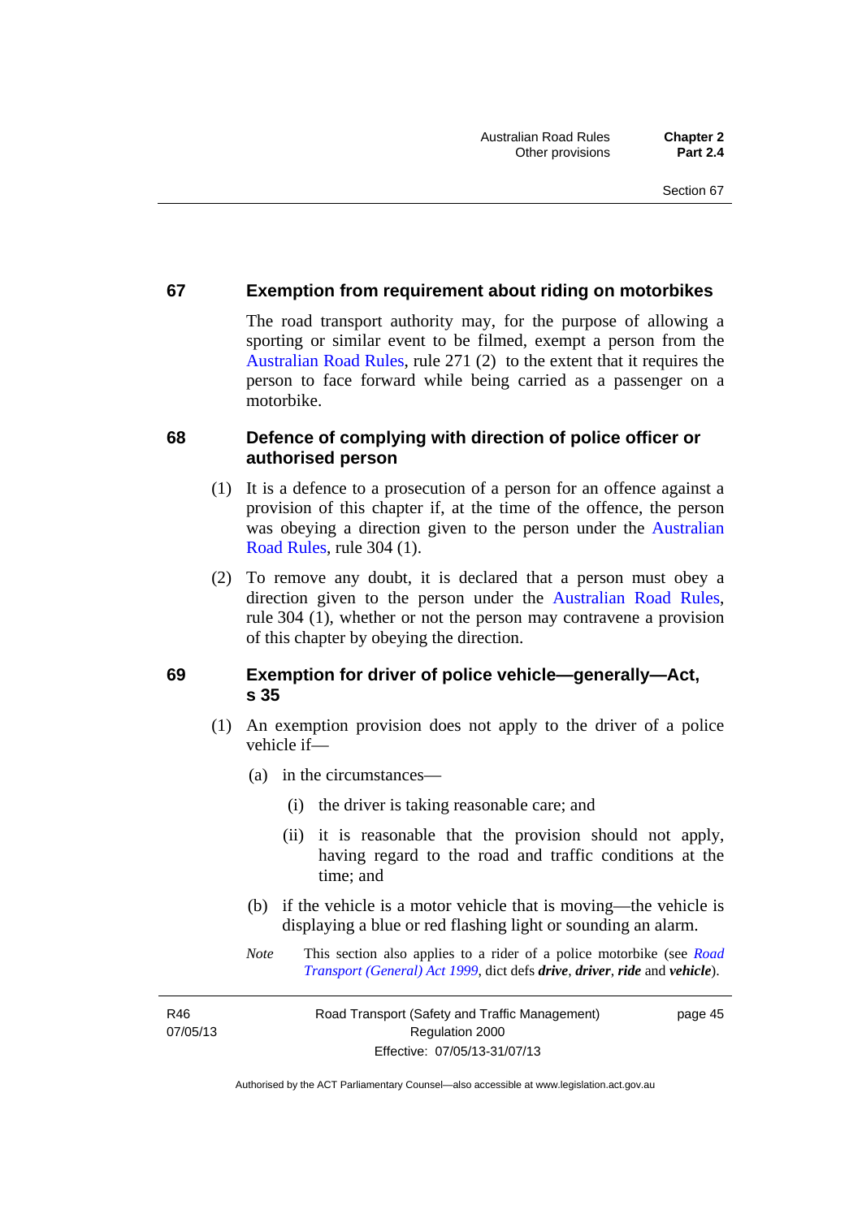## 67 Exemption from requirement about riding on motorbikes

The road transport authority may, for the purpose of allowing a sporting or similar event to be filmed, exempt a person from the Australian Road Rules, rule 271 (2) to the extent that it requires the person to face forward while being carried as a passenger on a motorbike.

## 68 Defence of complying with direction of police officer or authorised person

(1) It is a defence to a prosecution of a person for an offence against a provision of this chapter if, at the time of the offence, the person was obeying a direction given to the person under the Australian Road Rules, rule 304 (1).

(2) To remove any doubt, it is declared that a person must obey a direction given to the person under the Australian Road Rules, rule 304 (1), whether or not the person may contravene a provision of this chapter by obeying the direction.

## 69 Exemption for driver of police vehicle—generally—Act, s 35

(1) An exemption provision does not apply to the driver of a police vehicle if—

(a) in the circumstances—

(i) the driver is taking reasonable care; and

(ii) it is reasonable that the provision should not apply, having regard to the road and traffic conditions at the time; and

(b) if the vehicle is a motor vehicle that is moving—the vehicle is displaying a blue or red flashing light or sounding an alarm.

*Note* This section also applies to a rider of a police motorbike (see *Road Transport (General) Act 1999*, dict defs ***drive***, ***driver***, ***ride*** and ***vehicle***).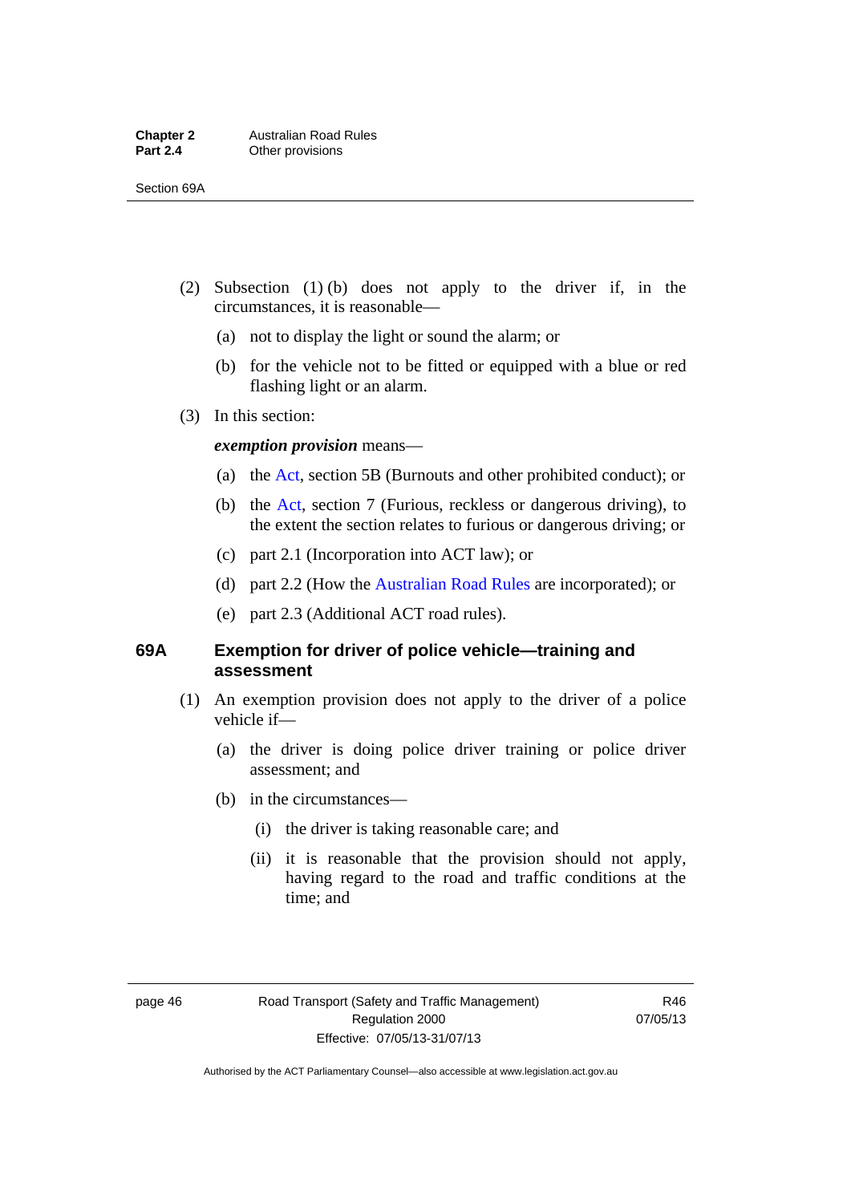(2) Subsection (1) (b) does not apply to the driver if, in the circumstances, it is reasonable—

(a) not to display the light or sound the alarm; or

(b) for the vehicle not to be fitted or equipped with a blue or red flashing light or an alarm.

(3) In this section:

***exemption provision*** means—

(a) the Act, section 5B (Burnouts and other prohibited conduct); or

(b) the Act, section 7 (Furious, reckless or dangerous driving), to the extent the section relates to furious or dangerous driving; or

(c) part 2.1 (Incorporation into ACT law); or

(d) part 2.2 (How the Australian Road Rules are incorporated); or

(e) part 2.3 (Additional ACT road rules).

### 69A Exemption for driver of police vehicle—training and assessment

(1) An exemption provision does not apply to the driver of a police vehicle if—

(a) the driver is doing police driver training or police driver assessment; and

(b) in the circumstances—

(i) the driver is taking reasonable care; and

(ii) it is reasonable that the provision should not apply, having regard to the road and traffic conditions at the time; and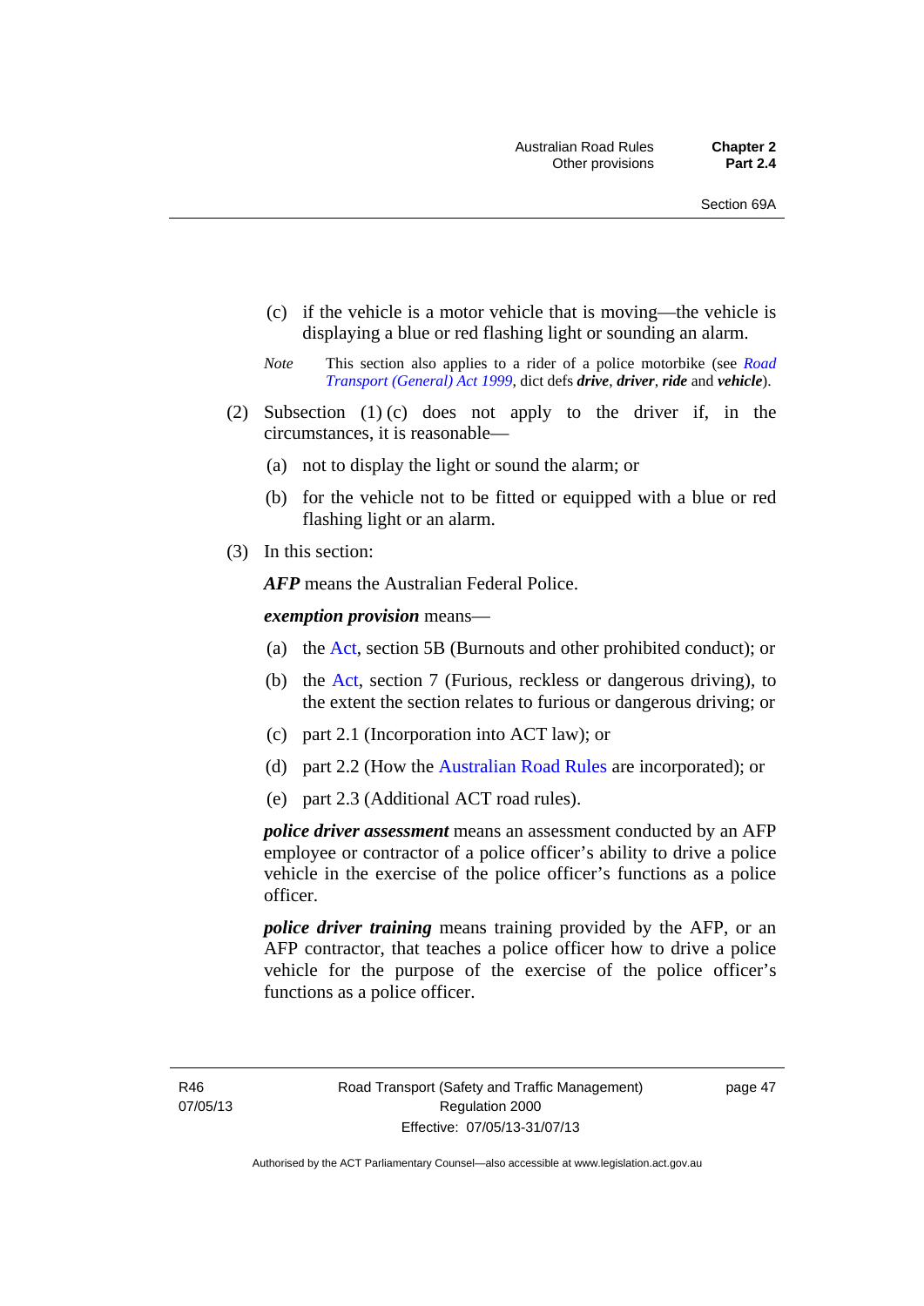(c) if the vehicle is a motor vehicle that is moving—the vehicle is displaying a blue or red flashing light or sounding an alarm.

*Note* This section also applies to a rider of a police motorbike (see *Road Transport (General) Act 1999*, dict defs ***drive***, ***driver***, ***ride*** and ***vehicle***).

(2) Subsection (1) (c) does not apply to the driver if, in the circumstances, it is reasonable—

(a) not to display the light or sound the alarm; or

(b) for the vehicle not to be fitted or equipped with a blue or red flashing light or an alarm.

(3) In this section:

***AFP*** means the Australian Federal Police.

***exemption provision*** means—

(a) the Act, section 5B (Burnouts and other prohibited conduct); or

(b) the Act, section 7 (Furious, reckless or dangerous driving), to the extent the section relates to furious or dangerous driving; or

(c) part 2.1 (Incorporation into ACT law); or

(d) part 2.2 (How the Australian Road Rules are incorporated); or

(e) part 2.3 (Additional ACT road rules).

***police driver assessment*** means an assessment conducted by an AFP employee or contractor of a police officer's ability to drive a police vehicle in the exercise of the police officer's functions as a police officer.

***police driver training*** means training provided by the AFP, or an AFP contractor, that teaches a police officer how to drive a police vehicle for the purpose of the exercise of the police officer's functions as a police officer.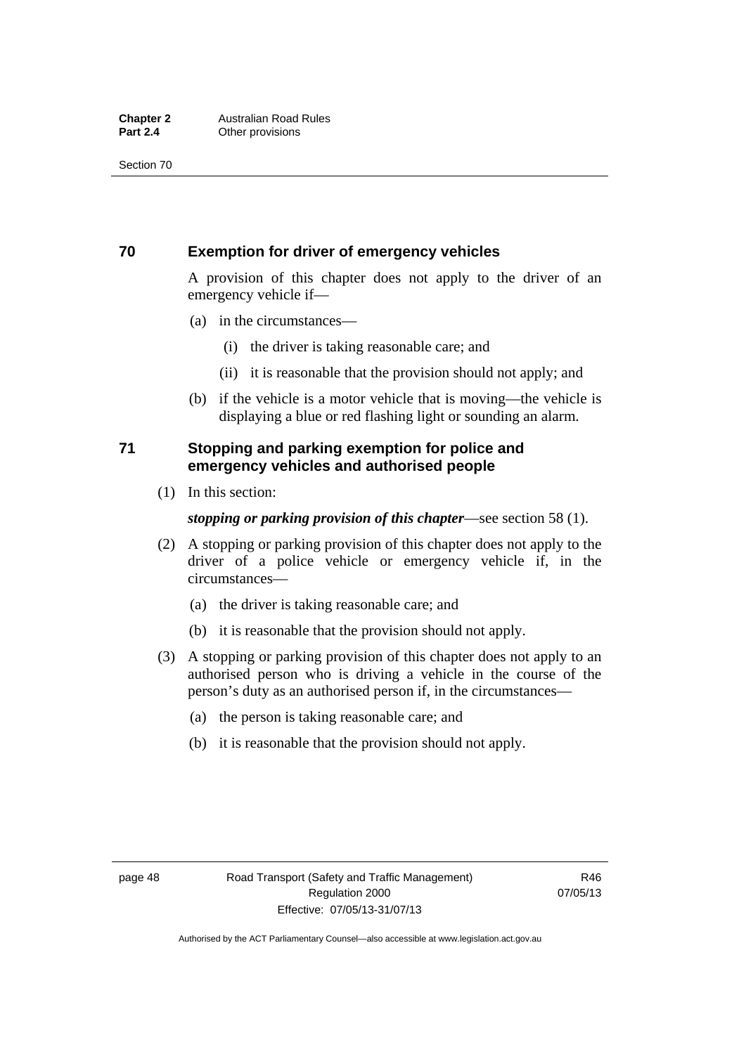## 70 Exemption for driver of emergency vehicles

A provision of this chapter does not apply to the driver of an emergency vehicle if—

(a) in the circumstances—

(i) the driver is taking reasonable care; and

(ii) it is reasonable that the provision should not apply; and

(b) if the vehicle is a motor vehicle that is moving—the vehicle is displaying a blue or red flashing light or sounding an alarm.

## 71 Stopping and parking exemption for police and emergency vehicles and authorised people

(1) In this section:

***stopping or parking provision of this chapter***—see section 58 (1).

(2) A stopping or parking provision of this chapter does not apply to the driver of a police vehicle or emergency vehicle if, in the circumstances—

(a) the driver is taking reasonable care; and

(b) it is reasonable that the provision should not apply.

(3) A stopping or parking provision of this chapter does not apply to an authorised person who is driving a vehicle in the course of the person's duty as an authorised person if, in the circumstances—

(a) the person is taking reasonable care; and

(b) it is reasonable that the provision should not apply.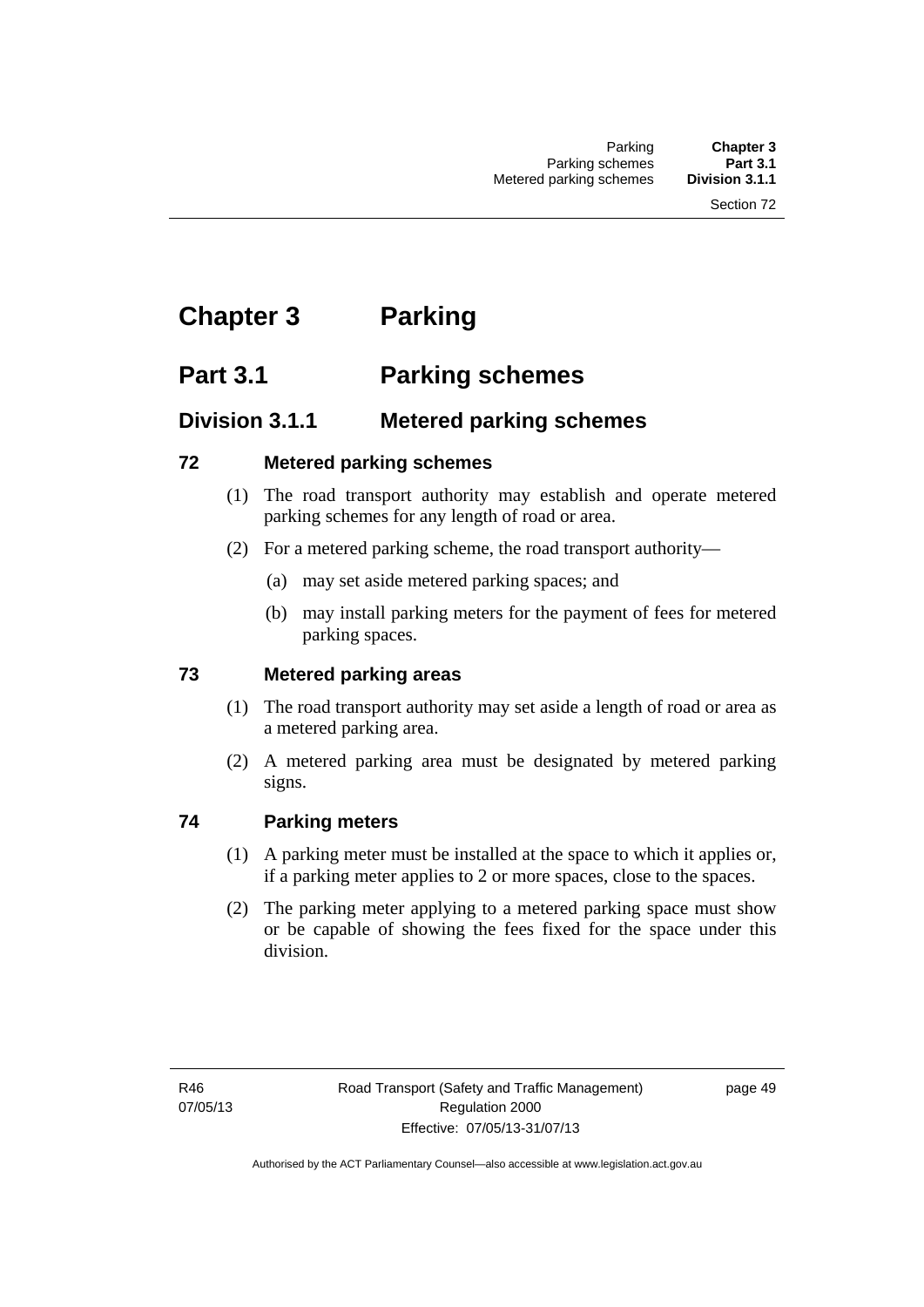# Chapter 3 Parking

## Part 3.1 Parking schemes

### Division 3.1.1 Metered parking schemes

#### 72 Metered parking schemes

(1) The road transport authority may establish and operate metered parking schemes for any length of road or area.

(2) For a metered parking scheme, the road transport authority—

(a) may set aside metered parking spaces; and

(b) may install parking meters for the payment of fees for metered parking spaces.

#### 73 Metered parking areas

(1) The road transport authority may set aside a length of road or area as a metered parking area.

(2) A metered parking area must be designated by metered parking signs.

#### 74 Parking meters

(1) A parking meter must be installed at the space to which it applies or, if a parking meter applies to 2 or more spaces, close to the spaces.

(2) The parking meter applying to a metered parking space must show or be capable of showing the fees fixed for the space under this division.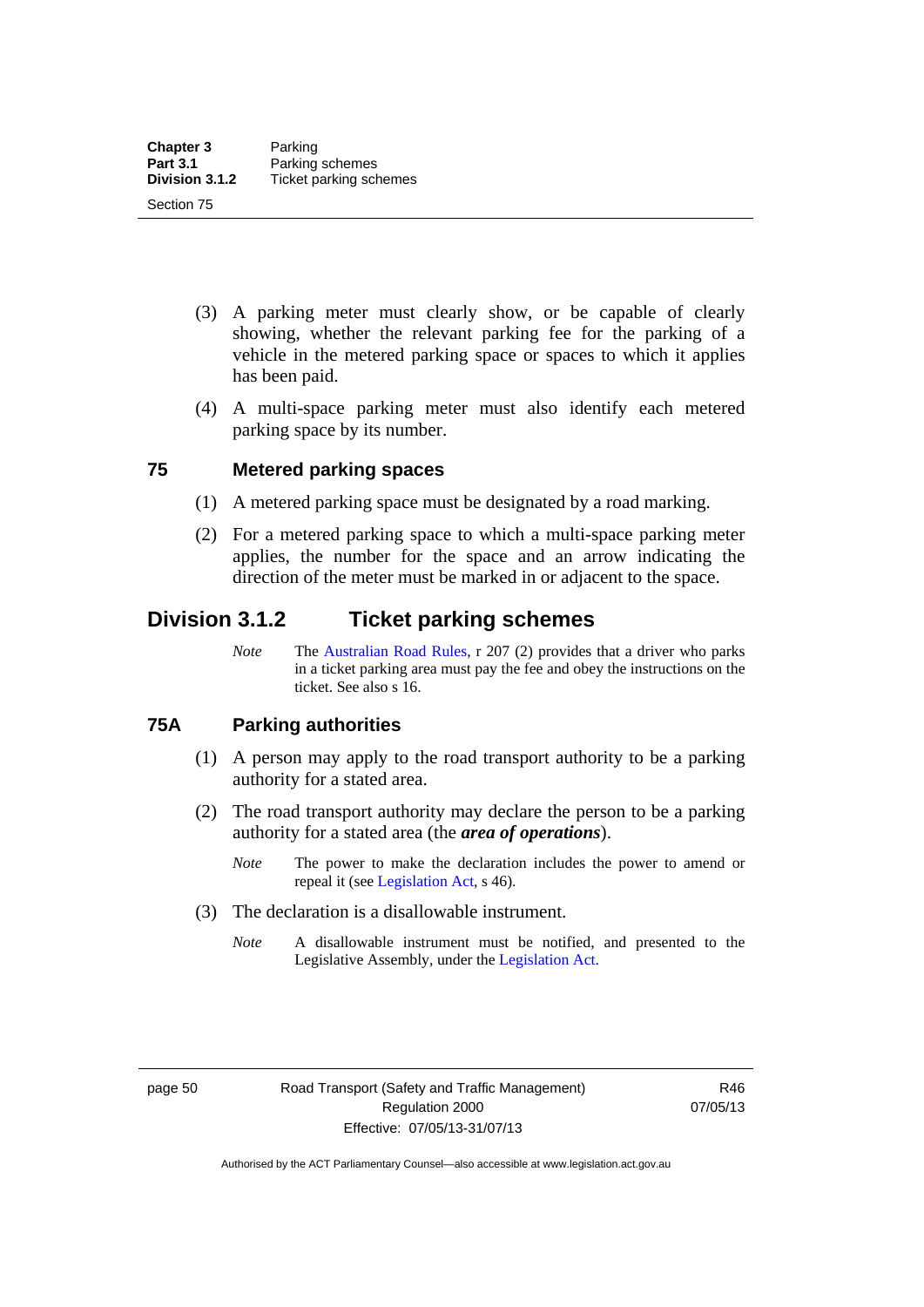(3) A parking meter must clearly show, or be capable of clearly showing, whether the relevant parking fee for the parking of a vehicle in the metered parking space or spaces to which it applies has been paid.

(4) A multi-space parking meter must also identify each metered parking space by its number.

### 75 Metered parking spaces

(1) A metered parking space must be designated by a road marking.

(2) For a metered parking space to which a multi-space parking meter applies, the number for the space and an arrow indicating the direction of the meter must be marked in or adjacent to the space.

## Division 3.1.2 Ticket parking schemes

*Note* The Australian Road Rules, r 207 (2) provides that a driver who parks in a ticket parking area must pay the fee and obey the instructions on the ticket. See also s 16.

### 75A Parking authorities

(1) A person may apply to the road transport authority to be a parking authority for a stated area.

(2) The road transport authority may declare the person to be a parking authority for a stated area (the ***area of operations***).

*Note* The power to make the declaration includes the power to amend or repeal it (see Legislation Act, s 46).

(3) The declaration is a disallowable instrument.

*Note* A disallowable instrument must be notified, and presented to the Legislative Assembly, under the Legislation Act.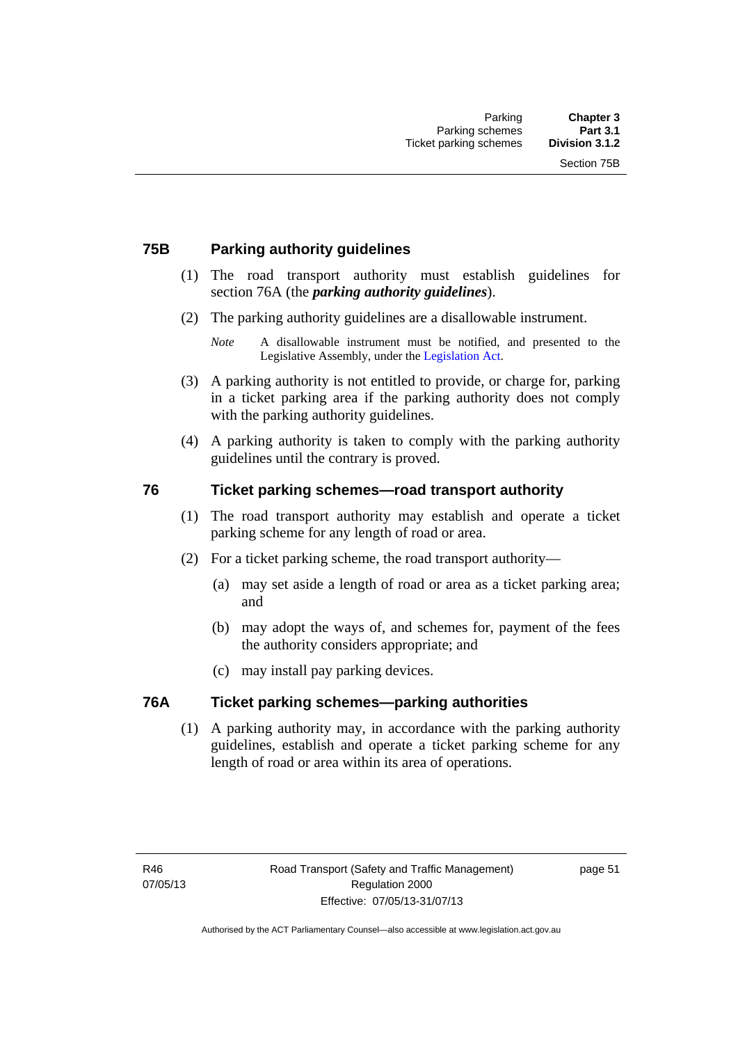### 75B Parking authority guidelines

(1) The road transport authority must establish guidelines for section 76A (the ***parking authority guidelines***).

(2) The parking authority guidelines are a disallowable instrument.

*Note* A disallowable instrument must be notified, and presented to the Legislative Assembly, under the Legislation Act.

(3) A parking authority is not entitled to provide, or charge for, parking in a ticket parking area if the parking authority does not comply with the parking authority guidelines.

(4) A parking authority is taken to comply with the parking authority guidelines until the contrary is proved.

### 76 Ticket parking schemes—road transport authority

(1) The road transport authority may establish and operate a ticket parking scheme for any length of road or area.

(2) For a ticket parking scheme, the road transport authority—

(a) may set aside a length of road or area as a ticket parking area; and

(b) may adopt the ways of, and schemes for, payment of the fees the authority considers appropriate; and

(c) may install pay parking devices.

### 76A Ticket parking schemes—parking authorities

(1) A parking authority may, in accordance with the parking authority guidelines, establish and operate a ticket parking scheme for any length of road or area within its area of operations.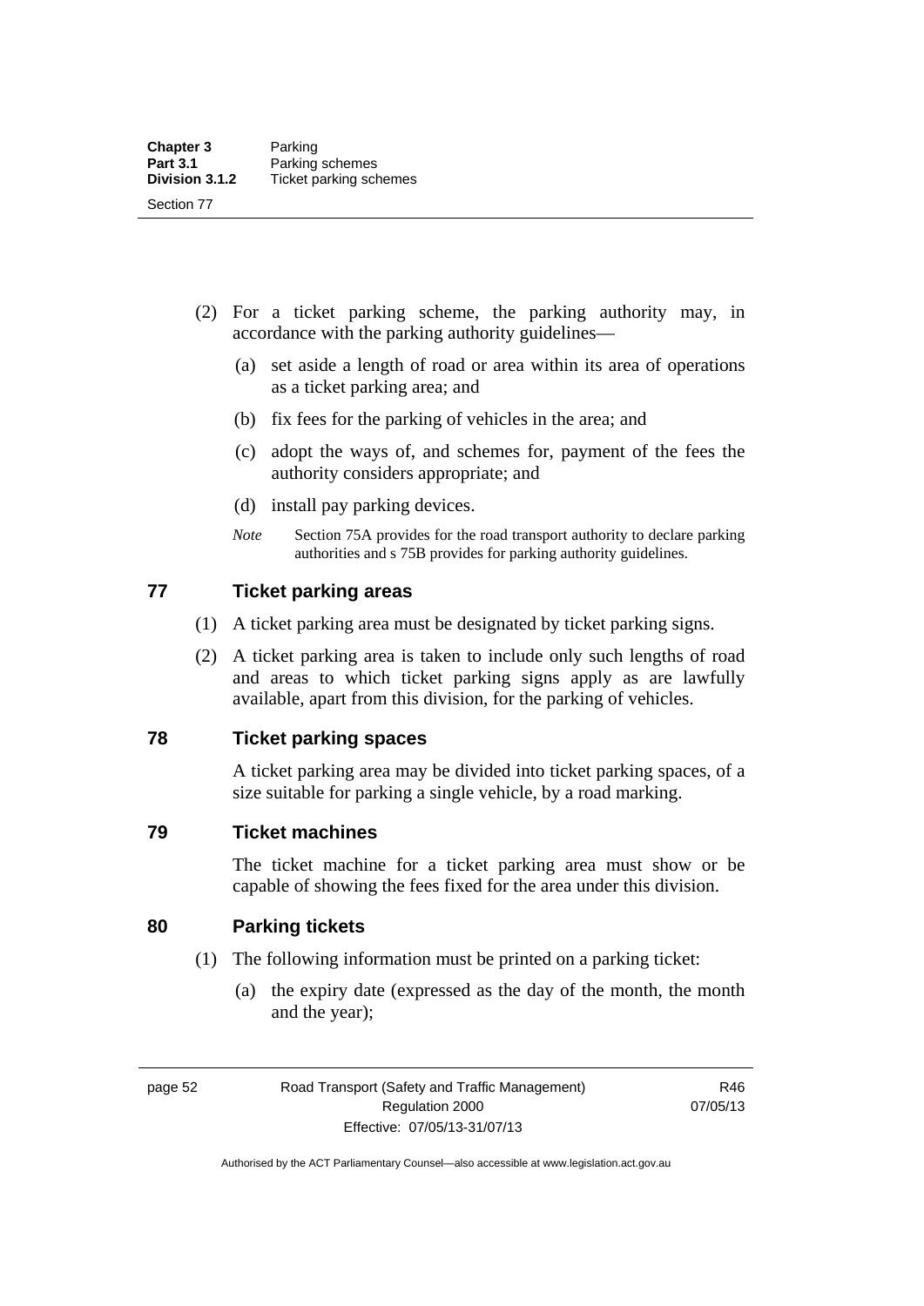(2) For a ticket parking scheme, the parking authority may, in accordance with the parking authority guidelines—

(a) set aside a length of road or area within its area of operations as a ticket parking area; and

(b) fix fees for the parking of vehicles in the area; and

(c) adopt the ways of, and schemes for, payment of the fees the authority considers appropriate; and

(d) install pay parking devices.

*Note* Section 75A provides for the road transport authority to declare parking authorities and s 75B provides for parking authority guidelines.

## 77 Ticket parking areas

(1) A ticket parking area must be designated by ticket parking signs.

(2) A ticket parking area is taken to include only such lengths of road and areas to which ticket parking signs apply as are lawfully available, apart from this division, for the parking of vehicles.

## 78 Ticket parking spaces

A ticket parking area may be divided into ticket parking spaces, of a size suitable for parking a single vehicle, by a road marking.

## 79 Ticket machines

The ticket machine for a ticket parking area must show or be capable of showing the fees fixed for the area under this division.

## 80 Parking tickets

(1) The following information must be printed on a parking ticket:

(a) the expiry date (expressed as the day of the month, the month and the year);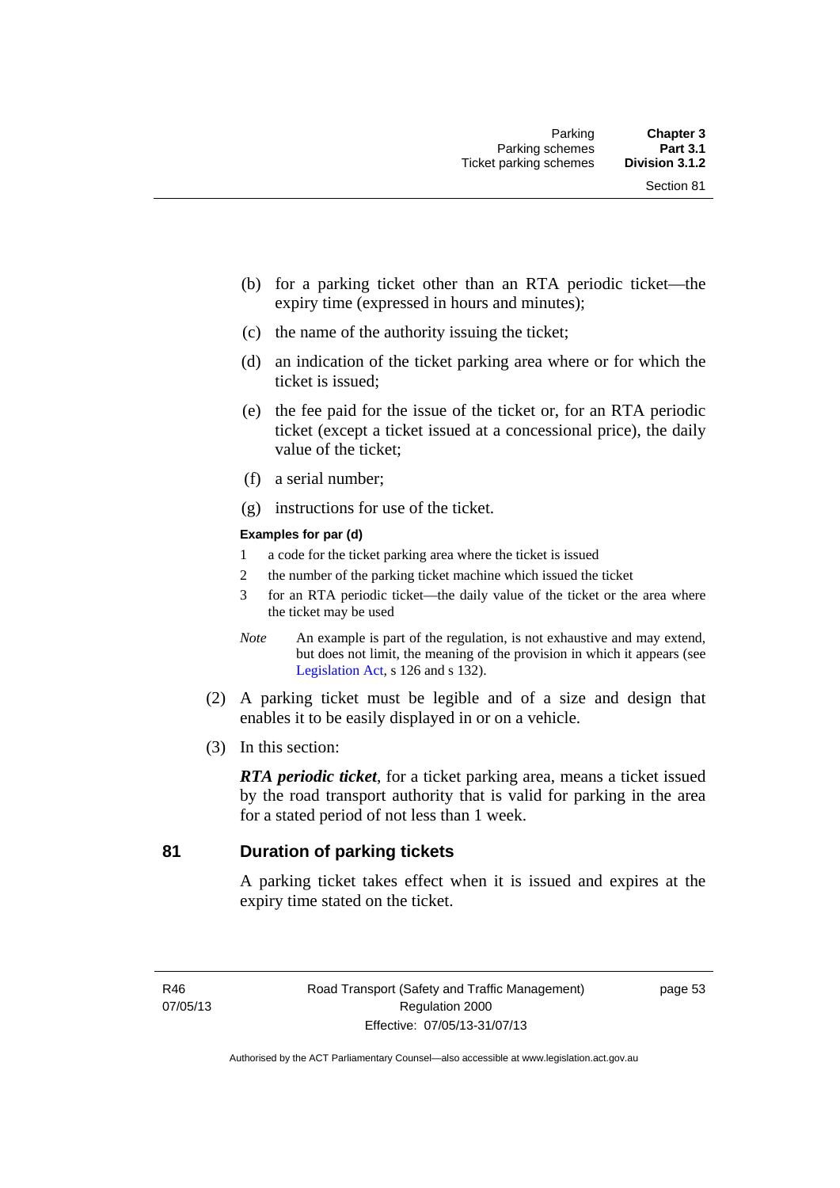(b) for a parking ticket other than an RTA periodic ticket—the expiry time (expressed in hours and minutes);

(c) the name of the authority issuing the ticket;

(d) an indication of the ticket parking area where or for which the ticket is issued;

(e) the fee paid for the issue of the ticket or, for an RTA periodic ticket (except a ticket issued at a concessional price), the daily value of the ticket;

(f) a serial number;

(g) instructions for use of the ticket.

**Examples for par (d)**

1 a code for the ticket parking area where the ticket is issued

2 the number of the parking ticket machine which issued the ticket

3 for an RTA periodic ticket—the daily value of the ticket or the area where the ticket may be used

*Note* An example is part of the regulation, is not exhaustive and may extend, but does not limit, the meaning of the provision in which it appears (see Legislation Act, s 126 and s 132).

(2) A parking ticket must be legible and of a size and design that enables it to be easily displayed in or on a vehicle.

(3) In this section:

***RTA periodic ticket***, for a ticket parking area, means a ticket issued by the road transport authority that is valid for parking in the area for a stated period of not less than 1 week.

## 81 Duration of parking tickets

A parking ticket takes effect when it is issued and expires at the expiry time stated on the ticket.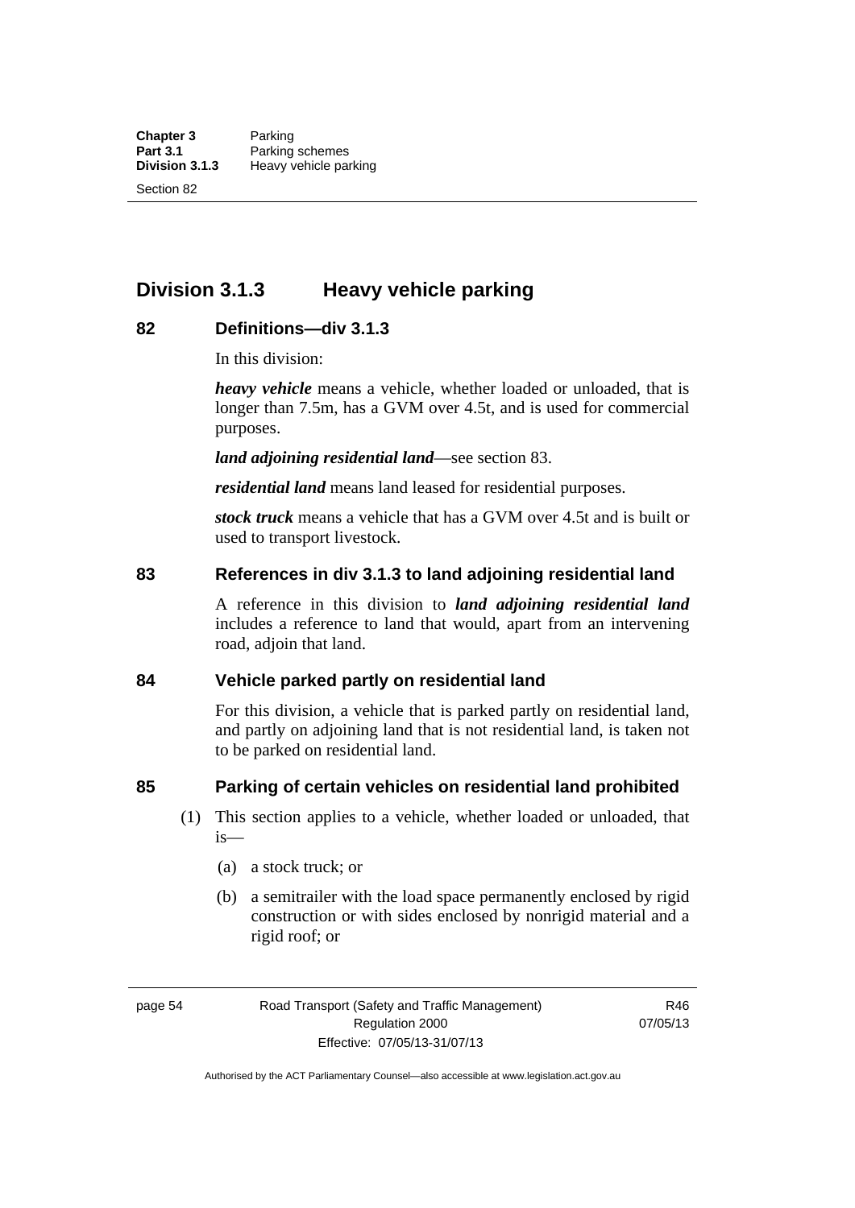## Division 3.1.3 Heavy vehicle parking

### 82 Definitions—div 3.1.3

In this division:

***heavy vehicle*** means a vehicle, whether loaded or unloaded, that is longer than 7.5m, has a GVM over 4.5t, and is used for commercial purposes.

***land adjoining residential land***—see section 83.

***residential land*** means land leased for residential purposes.

***stock truck*** means a vehicle that has a GVM over 4.5t and is built or used to transport livestock.

### 83 References in div 3.1.3 to land adjoining residential land

A reference in this division to ***land adjoining residential land*** includes a reference to land that would, apart from an intervening road, adjoin that land.

### 84 Vehicle parked partly on residential land

For this division, a vehicle that is parked partly on residential land, and partly on adjoining land that is not residential land, is taken not to be parked on residential land.

### 85 Parking of certain vehicles on residential land prohibited

(1) This section applies to a vehicle, whether loaded or unloaded, that is—

(a) a stock truck; or

(b) a semitrailer with the load space permanently enclosed by rigid construction or with sides enclosed by nonrigid material and a rigid roof; or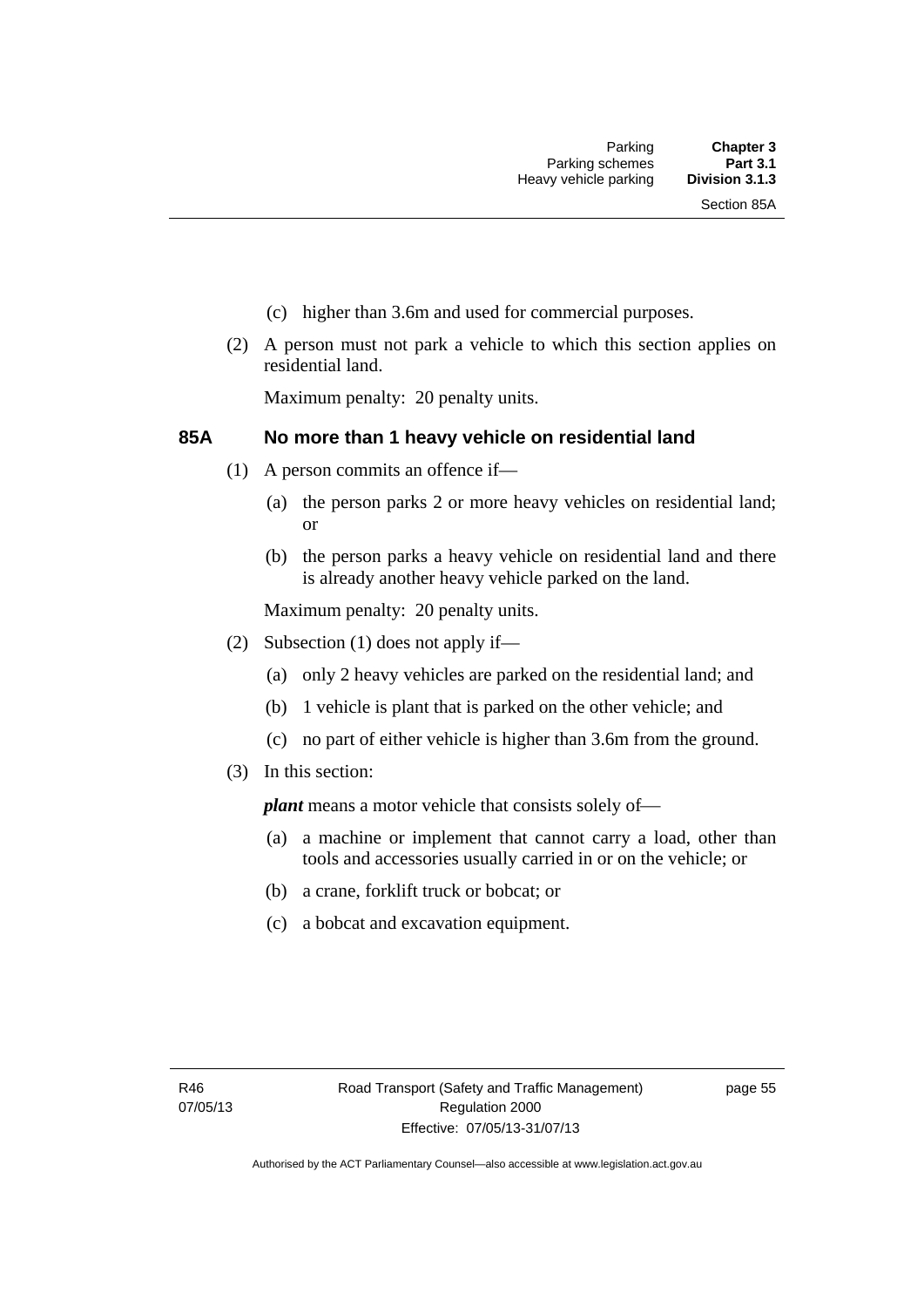(c) higher than 3.6m and used for commercial purposes.

(2) A person must not park a vehicle to which this section applies on residential land.

Maximum penalty: 20 penalty units.

### 85A No more than 1 heavy vehicle on residential land

(1) A person commits an offence if—

(a) the person parks 2 or more heavy vehicles on residential land; or

(b) the person parks a heavy vehicle on residential land and there is already another heavy vehicle parked on the land.

Maximum penalty: 20 penalty units.

(2) Subsection (1) does not apply if—

(a) only 2 heavy vehicles are parked on the residential land; and

(b) 1 vehicle is plant that is parked on the other vehicle; and

(c) no part of either vehicle is higher than 3.6m from the ground.

(3) In this section:

***plant*** means a motor vehicle that consists solely of—

(a) a machine or implement that cannot carry a load, other than tools and accessories usually carried in or on the vehicle; or

(b) a crane, forklift truck or bobcat; or

(c) a bobcat and excavation equipment.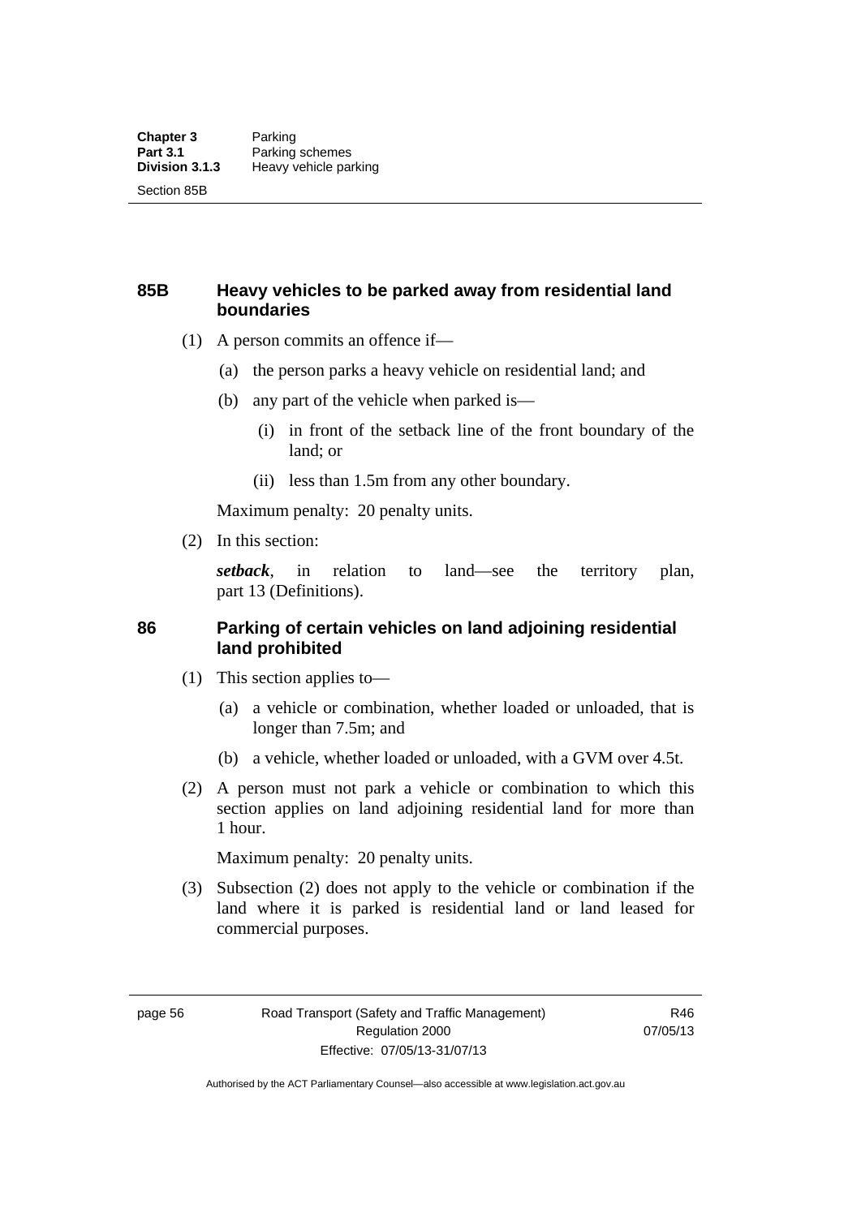### 85B Heavy vehicles to be parked away from residential land boundaries

(1) A person commits an offence if—

(a) the person parks a heavy vehicle on residential land; and

(b) any part of the vehicle when parked is—

(i) in front of the setback line of the front boundary of the land; or

(ii) less than 1.5m from any other boundary.

Maximum penalty: 20 penalty units.

(2) In this section:

***setback***, in relation to land—see the territory plan, part 13 (Definitions).

### 86 Parking of certain vehicles on land adjoining residential land prohibited

(1) This section applies to—

(a) a vehicle or combination, whether loaded or unloaded, that is longer than 7.5m; and

(b) a vehicle, whether loaded or unloaded, with a GVM over 4.5t.

(2) A person must not park a vehicle or combination to which this section applies on land adjoining residential land for more than 1 hour.

Maximum penalty: 20 penalty units.

(3) Subsection (2) does not apply to the vehicle or combination if the land where it is parked is residential land or land leased for commercial purposes.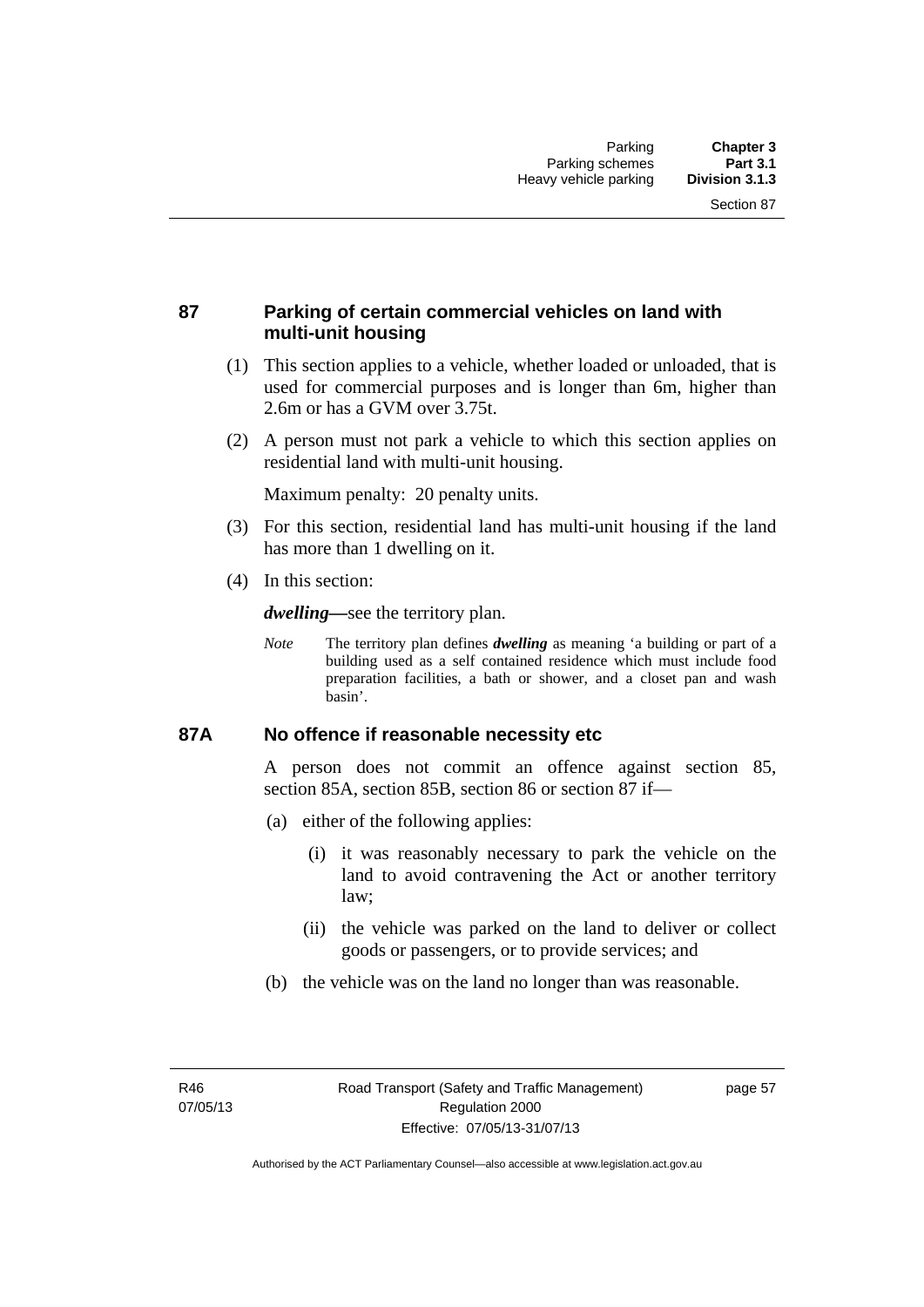## 87 Parking of certain commercial vehicles on land with multi-unit housing

(1) This section applies to a vehicle, whether loaded or unloaded, that is used for commercial purposes and is longer than 6m, higher than 2.6m or has a GVM over 3.75t.

(2) A person must not park a vehicle to which this section applies on residential land with multi-unit housing.

Maximum penalty: 20 penalty units.

(3) For this section, residential land has multi-unit housing if the land has more than 1 dwelling on it.

(4) In this section:

***dwelling***—see the territory plan.

*Note* The territory plan defines ***dwelling*** as meaning 'a building or part of a building used as a self contained residence which must include food preparation facilities, a bath or shower, and a closet pan and wash basin'.

## 87A No offence if reasonable necessity etc

A person does not commit an offence against section 85, section 85A, section 85B, section 86 or section 87 if—

(a) either of the following applies:

(i) it was reasonably necessary to park the vehicle on the land to avoid contravening the Act or another territory law;

(ii) the vehicle was parked on the land to deliver or collect goods or passengers, or to provide services; and

(b) the vehicle was on the land no longer than was reasonable.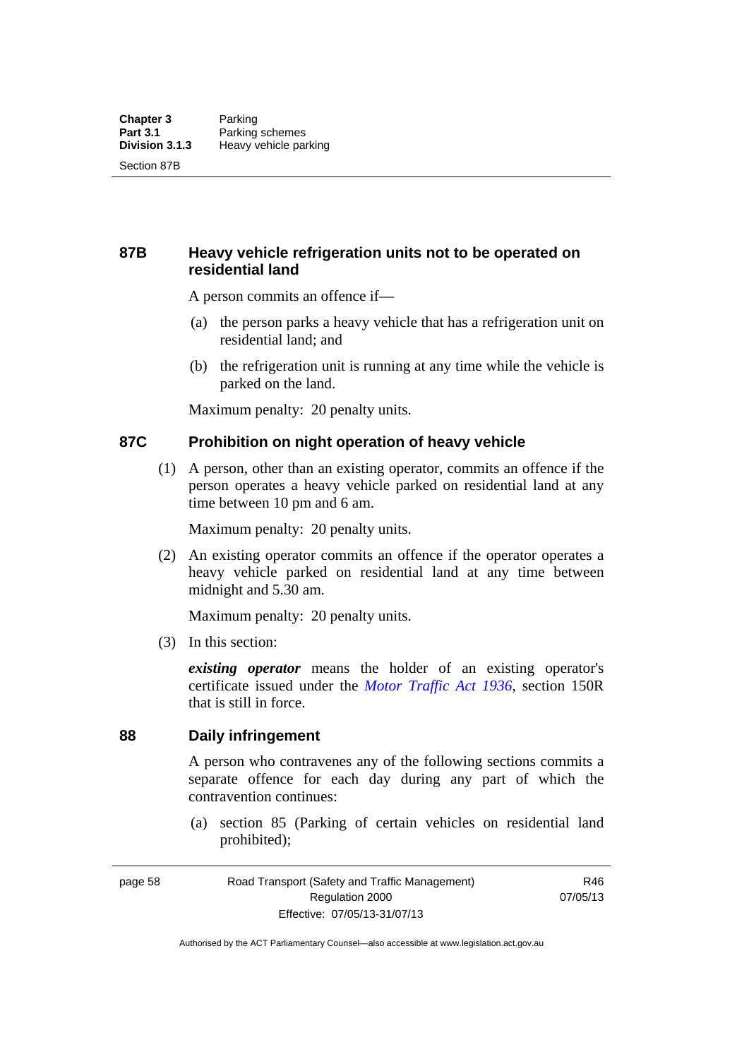## 87B Heavy vehicle refrigeration units not to be operated on residential land

A person commits an offence if—

(a) the person parks a heavy vehicle that has a refrigeration unit on residential land; and

(b) the refrigeration unit is running at any time while the vehicle is parked on the land.

Maximum penalty: 20 penalty units.

## 87C Prohibition on night operation of heavy vehicle

(1) A person, other than an existing operator, commits an offence if the person operates a heavy vehicle parked on residential land at any time between 10 pm and 6 am.

Maximum penalty: 20 penalty units.

(2) An existing operator commits an offence if the operator operates a heavy vehicle parked on residential land at any time between midnight and 5.30 am.

Maximum penalty: 20 penalty units.

(3) In this section:

***existing operator*** means the holder of an existing operator's certificate issued under the *Motor Traffic Act 1936*, section 150R that is still in force.

## 88 Daily infringement

A person who contravenes any of the following sections commits a separate offence for each day during any part of which the contravention continues:

(a) section 85 (Parking of certain vehicles on residential land prohibited);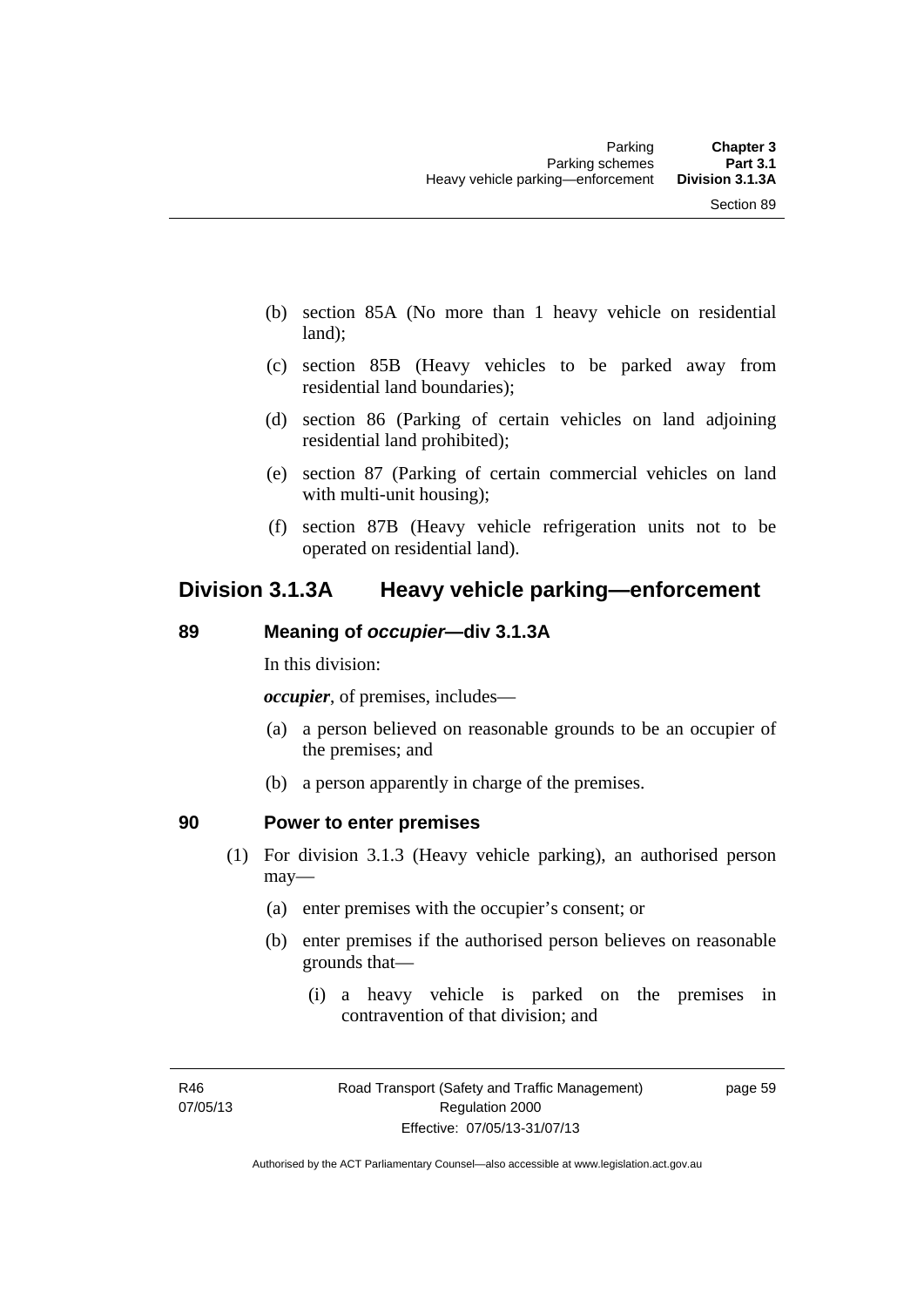(b) section 85A (No more than 1 heavy vehicle on residential land);

(c) section 85B (Heavy vehicles to be parked away from residential land boundaries);

(d) section 86 (Parking of certain vehicles on land adjoining residential land prohibited);

(e) section 87 (Parking of certain commercial vehicles on land with multi-unit housing);

(f) section 87B (Heavy vehicle refrigeration units not to be operated on residential land).

## Division 3.1.3A Heavy vehicle parking—enforcement

### 89 Meaning of *occupier*—div 3.1.3A

In this division:

***occupier***, of premises, includes—

(a) a person believed on reasonable grounds to be an occupier of the premises; and

(b) a person apparently in charge of the premises.

### 90 Power to enter premises

(1) For division 3.1.3 (Heavy vehicle parking), an authorised person may—

(a) enter premises with the occupier's consent; or

(b) enter premises if the authorised person believes on reasonable grounds that—

(i) a heavy vehicle is parked on the premises in contravention of that division; and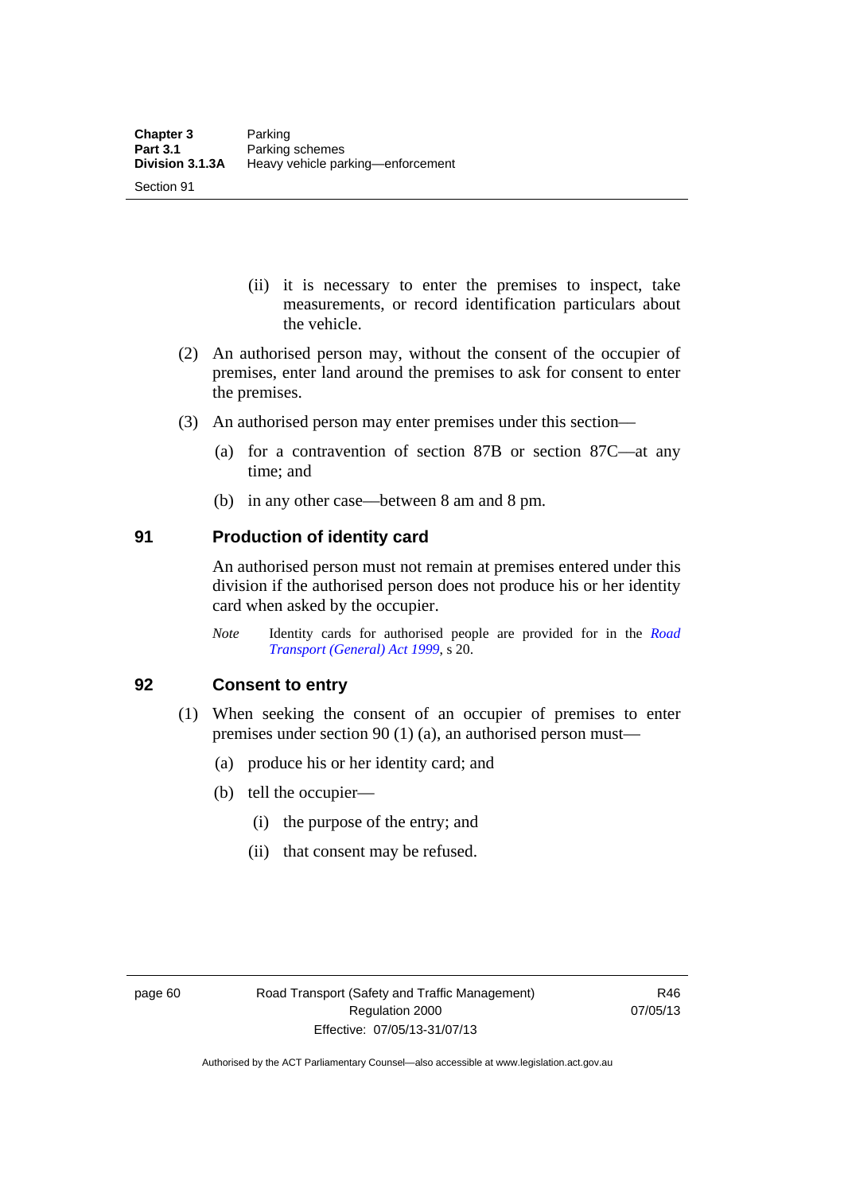(ii) it is necessary to enter the premises to inspect, take measurements, or record identification particulars about the vehicle.

(2) An authorised person may, without the consent of the occupier of premises, enter land around the premises to ask for consent to enter the premises.

(3) An authorised person may enter premises under this section—

(a) for a contravention of section 87B or section 87C—at any time; and

(b) in any other case—between 8 am and 8 pm.

## 91 Production of identity card

An authorised person must not remain at premises entered under this division if the authorised person does not produce his or her identity card when asked by the occupier.

*Note* Identity cards for authorised people are provided for in the *Road Transport (General) Act 1999*, s 20.

## 92 Consent to entry

(1) When seeking the consent of an occupier of premises to enter premises under section 90 (1) (a), an authorised person must—

(a) produce his or her identity card; and

(b) tell the occupier—

(i) the purpose of the entry; and

(ii) that consent may be refused.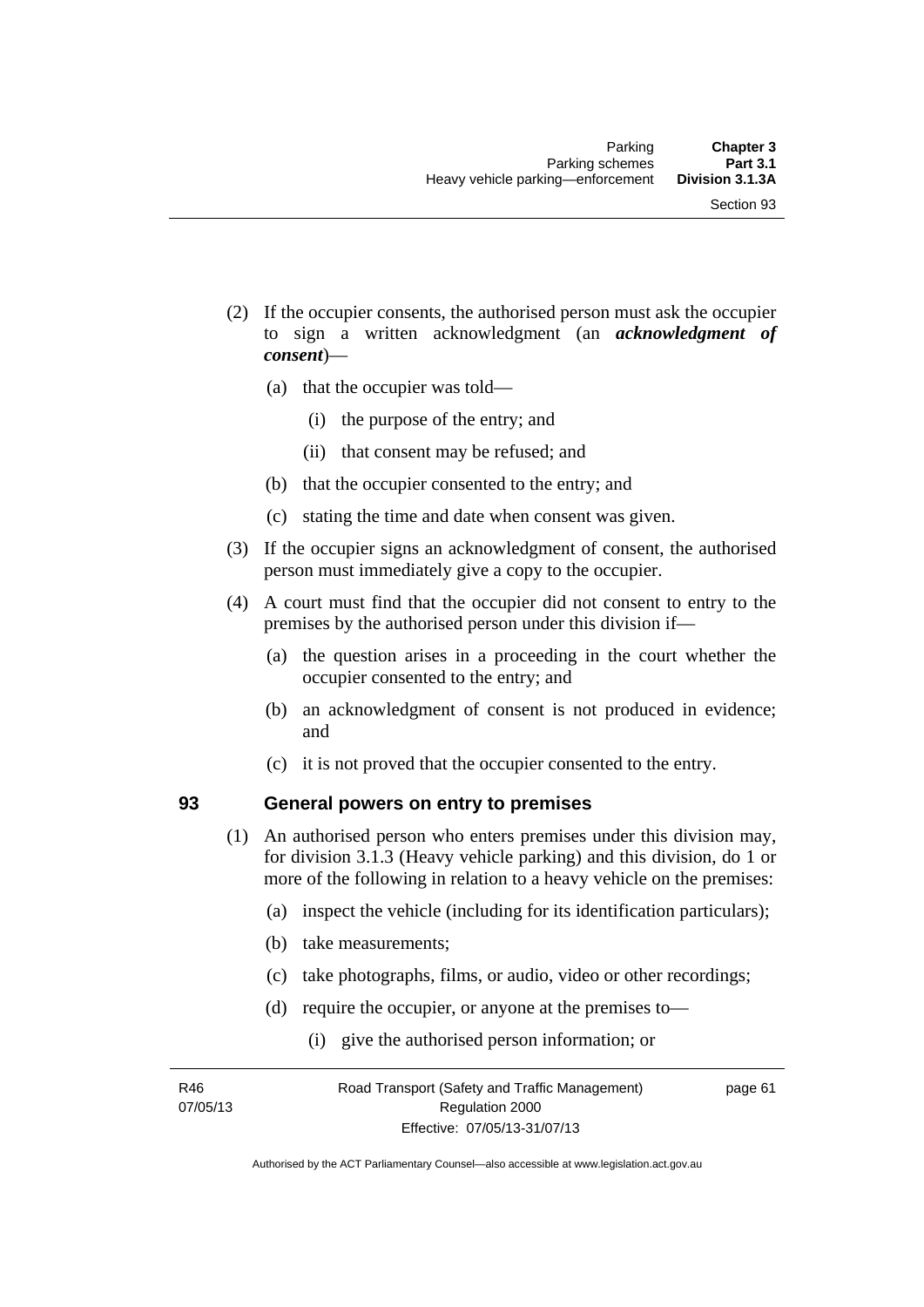(2) If the occupier consents, the authorised person must ask the occupier to sign a written acknowledgment (an ***acknowledgment of consent***)—

(a) that the occupier was told—

(i) the purpose of the entry; and

(ii) that consent may be refused; and

(b) that the occupier consented to the entry; and

(c) stating the time and date when consent was given.

(3) If the occupier signs an acknowledgment of consent, the authorised person must immediately give a copy to the occupier.

(4) A court must find that the occupier did not consent to entry to the premises by the authorised person under this division if—

(a) the question arises in a proceeding in the court whether the occupier consented to the entry; and

(b) an acknowledgment of consent is not produced in evidence; and

(c) it is not proved that the occupier consented to the entry.

## 93 General powers on entry to premises

(1) An authorised person who enters premises under this division may, for division 3.1.3 (Heavy vehicle parking) and this division, do 1 or more of the following in relation to a heavy vehicle on the premises:

(a) inspect the vehicle (including for its identification particulars);

(b) take measurements;

(c) take photographs, films, or audio, video or other recordings;

(d) require the occupier, or anyone at the premises to—

(i) give the authorised person information; or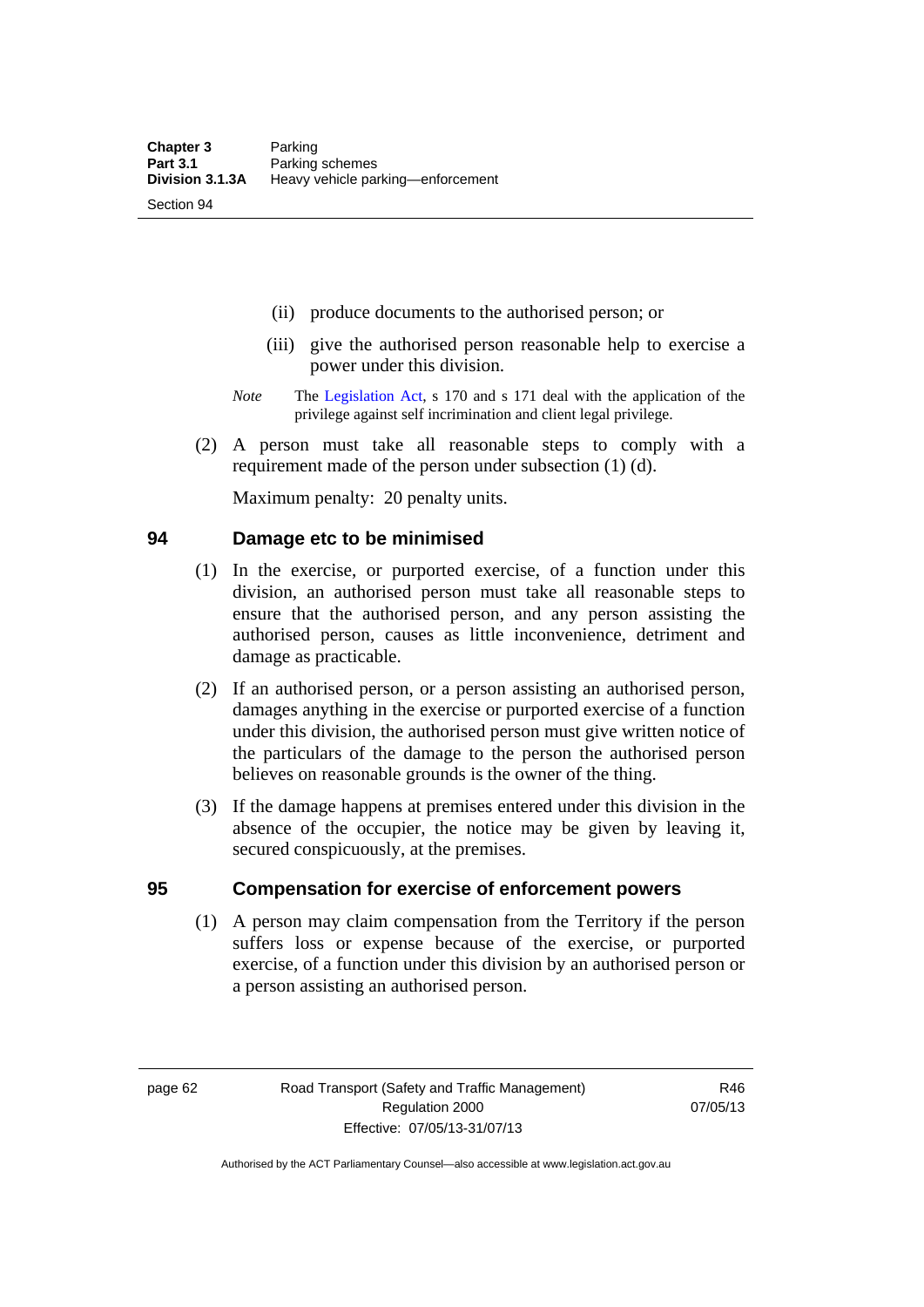(ii) produce documents to the authorised person; or

(iii) give the authorised person reasonable help to exercise a power under this division.

*Note* The Legislation Act, s 170 and s 171 deal with the application of the privilege against self incrimination and client legal privilege.

(2) A person must take all reasonable steps to comply with a requirement made of the person under subsection (1) (d).

Maximum penalty: 20 penalty units.

## 94 Damage etc to be minimised

(1) In the exercise, or purported exercise, of a function under this division, an authorised person must take all reasonable steps to ensure that the authorised person, and any person assisting the authorised person, causes as little inconvenience, detriment and damage as practicable.

(2) If an authorised person, or a person assisting an authorised person, damages anything in the exercise or purported exercise of a function under this division, the authorised person must give written notice of the particulars of the damage to the person the authorised person believes on reasonable grounds is the owner of the thing.

(3) If the damage happens at premises entered under this division in the absence of the occupier, the notice may be given by leaving it, secured conspicuously, at the premises.

## 95 Compensation for exercise of enforcement powers

(1) A person may claim compensation from the Territory if the person suffers loss or expense because of the exercise, or purported exercise, of a function under this division by an authorised person or a person assisting an authorised person.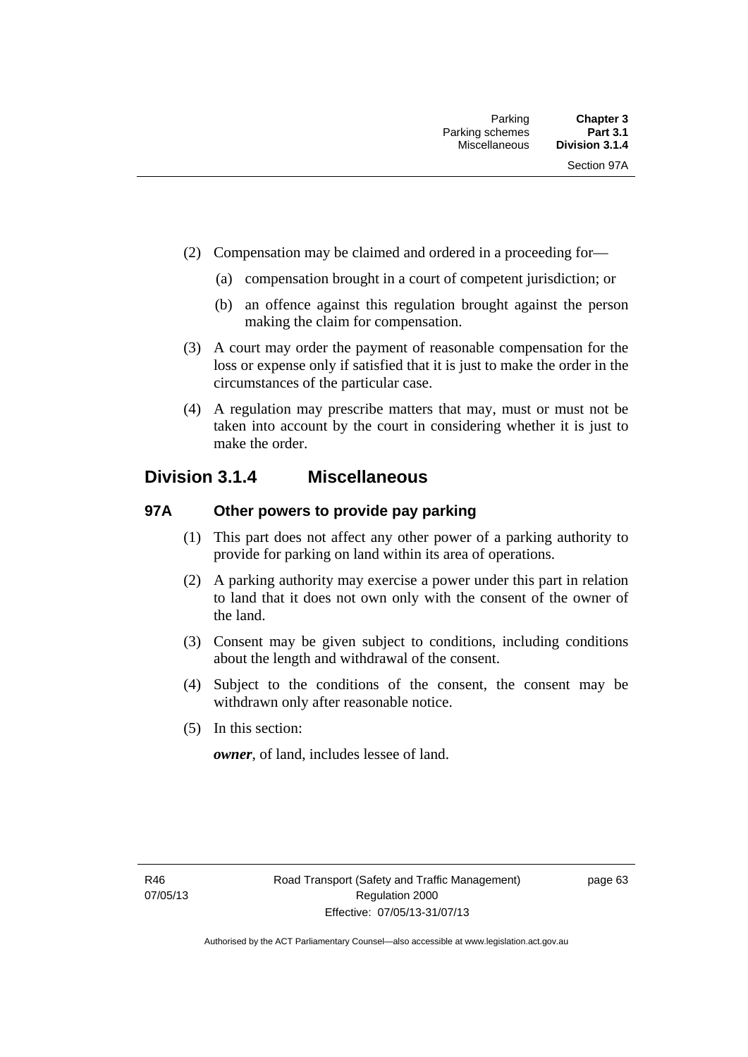(2) Compensation may be claimed and ordered in a proceeding for—

(a) compensation brought in a court of competent jurisdiction; or

(b) an offence against this regulation brought against the person making the claim for compensation.

(3) A court may order the payment of reasonable compensation for the loss or expense only if satisfied that it is just to make the order in the circumstances of the particular case.

(4) A regulation may prescribe matters that may, must or must not be taken into account by the court in considering whether it is just to make the order.

## Division 3.1.4 Miscellaneous

### 97A Other powers to provide pay parking

(1) This part does not affect any other power of a parking authority to provide for parking on land within its area of operations.

(2) A parking authority may exercise a power under this part in relation to land that it does not own only with the consent of the owner of the land.

(3) Consent may be given subject to conditions, including conditions about the length and withdrawal of the consent.

(4) Subject to the conditions of the consent, the consent may be withdrawn only after reasonable notice.

(5) In this section:

***owner***, of land, includes lessee of land.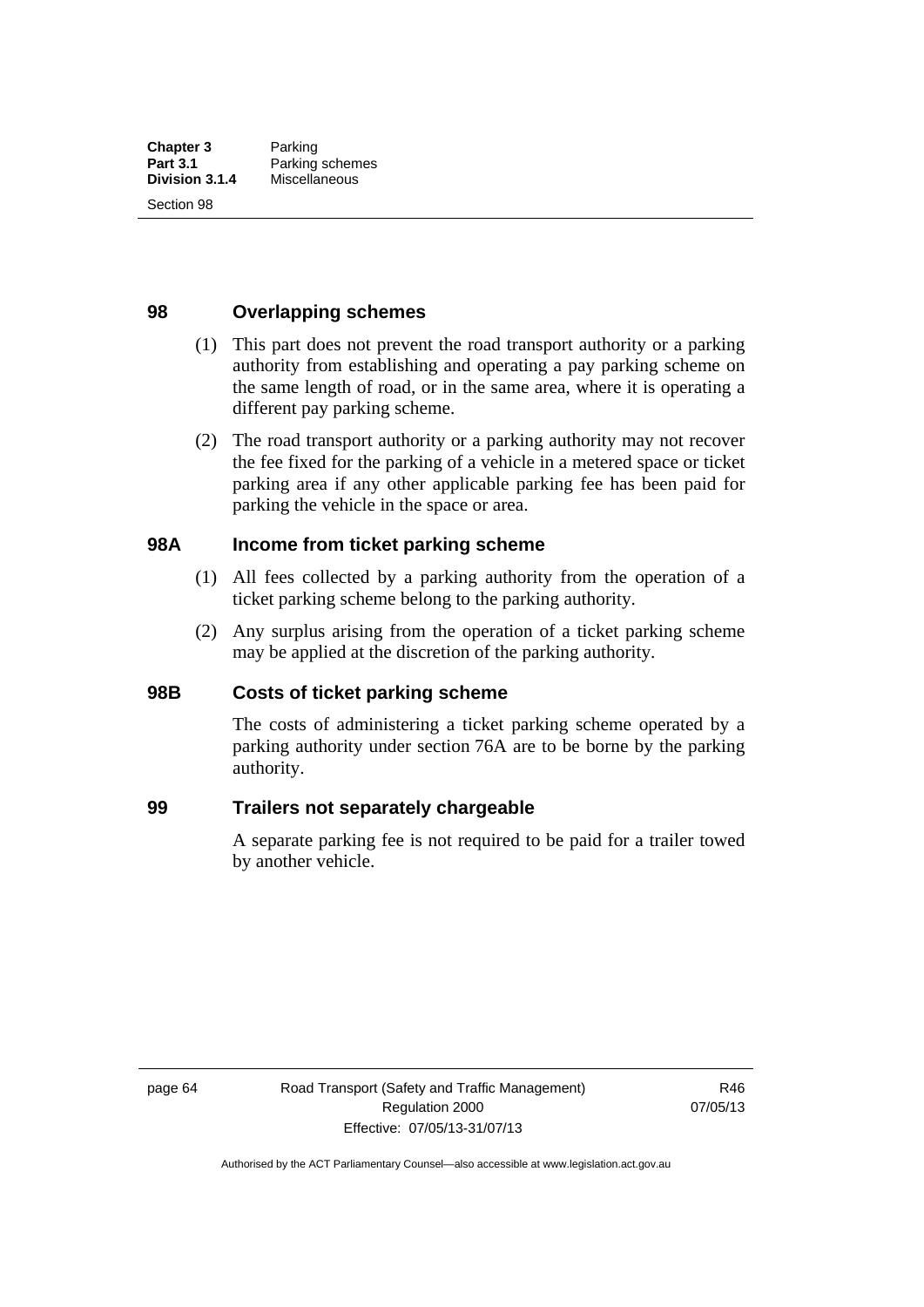## 98 Overlapping schemes

(1) This part does not prevent the road transport authority or a parking authority from establishing and operating a pay parking scheme on the same length of road, or in the same area, where it is operating a different pay parking scheme.

(2) The road transport authority or a parking authority may not recover the fee fixed for the parking of a vehicle in a metered space or ticket parking area if any other applicable parking fee has been paid for parking the vehicle in the space or area.

## 98A Income from ticket parking scheme

(1) All fees collected by a parking authority from the operation of a ticket parking scheme belong to the parking authority.

(2) Any surplus arising from the operation of a ticket parking scheme may be applied at the discretion of the parking authority.

## 98B Costs of ticket parking scheme

The costs of administering a ticket parking scheme operated by a parking authority under section 76A are to be borne by the parking authority.

## 99 Trailers not separately chargeable

A separate parking fee is not required to be paid for a trailer towed by another vehicle.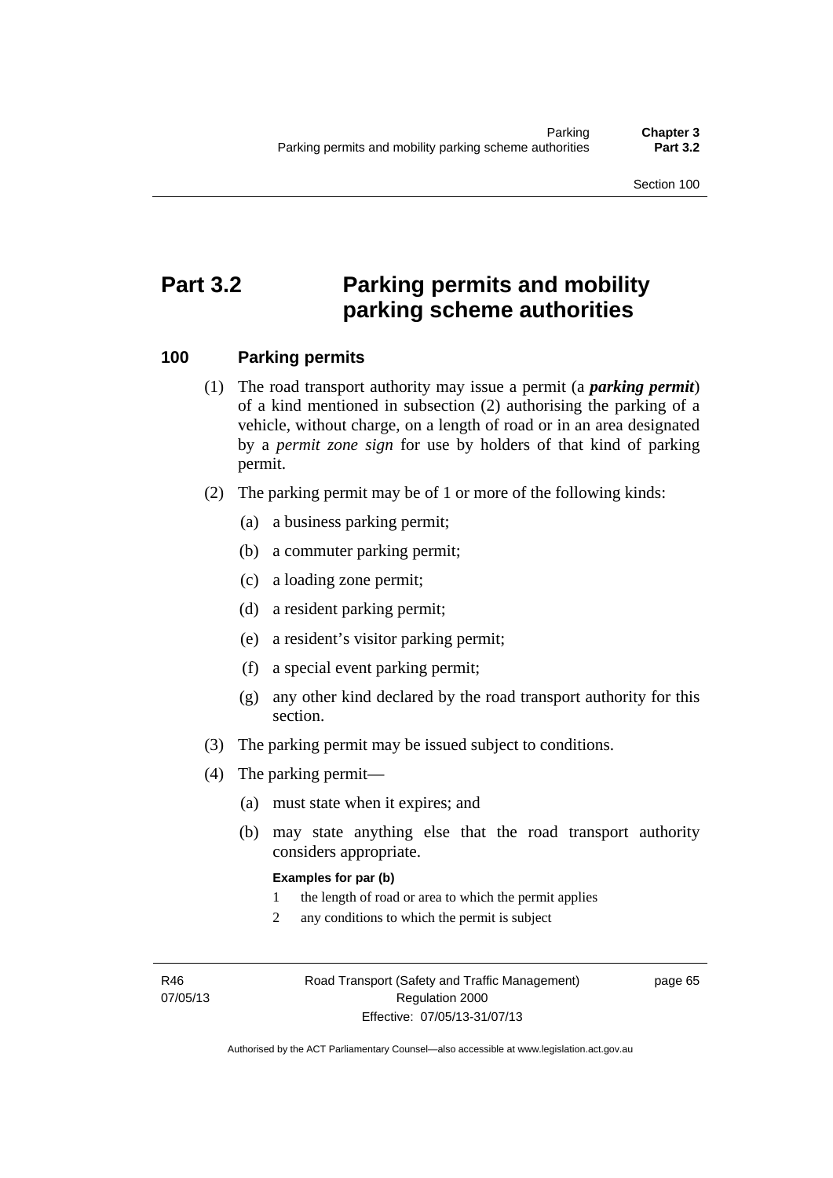# Part 3.2 Parking permits and mobility parking scheme authorities

## 100 Parking permits

(1) The road transport authority may issue a permit (a ***parking permit***) of a kind mentioned in subsection (2) authorising the parking of a vehicle, without charge, on a length of road or in an area designated by a *permit zone sign* for use by holders of that kind of parking permit.

(2) The parking permit may be of 1 or more of the following kinds:

(a) a business parking permit;

(b) a commuter parking permit;

(c) a loading zone permit;

(d) a resident parking permit;

(e) a resident's visitor parking permit;

(f) a special event parking permit;

(g) any other kind declared by the road transport authority for this section.

(3) The parking permit may be issued subject to conditions.

(4) The parking permit—

(a) must state when it expires; and

(b) may state anything else that the road transport authority considers appropriate.

**Examples for par (b)**

1 the length of road or area to which the permit applies

2 any conditions to which the permit is subject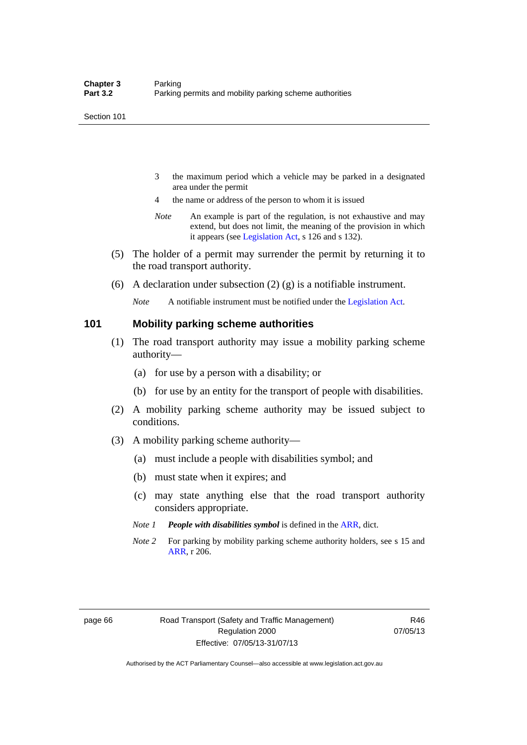3 the maximum period which a vehicle may be parked in a designated area under the permit

4 the name or address of the person to whom it is issued

*Note* An example is part of the regulation, is not exhaustive and may extend, but does not limit, the meaning of the provision in which it appears (see Legislation Act, s 126 and s 132).

(5) The holder of a permit may surrender the permit by returning it to the road transport authority.

(6) A declaration under subsection (2) (g) is a notifiable instrument.

*Note* A notifiable instrument must be notified under the Legislation Act.

## 101 Mobility parking scheme authorities

(1) The road transport authority may issue a mobility parking scheme authority—

(a) for use by a person with a disability; or

(b) for use by an entity for the transport of people with disabilities.

(2) A mobility parking scheme authority may be issued subject to conditions.

(3) A mobility parking scheme authority—

(a) must include a people with disabilities symbol; and

(b) must state when it expires; and

(c) may state anything else that the road transport authority considers appropriate.

*Note 1* ***People with disabilities symbol*** is defined in the ARR, dict.

*Note 2* For parking by mobility parking scheme authority holders, see s 15 and ARR, r 206.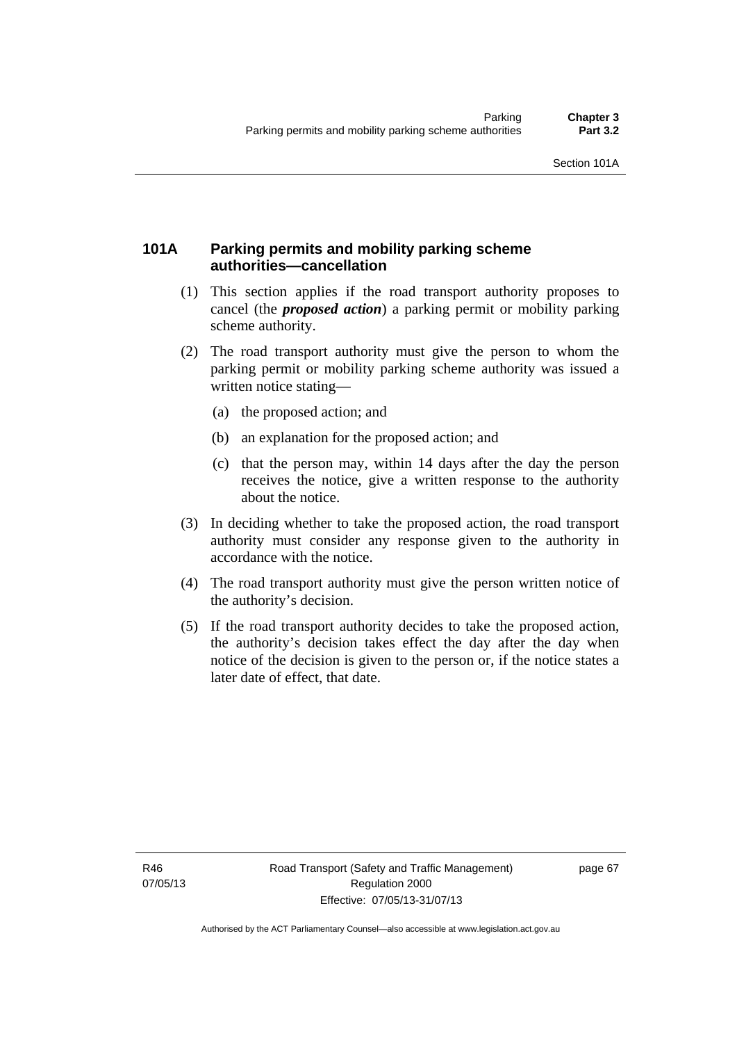## 101A Parking permits and mobility parking scheme authorities—cancellation

(1) This section applies if the road transport authority proposes to cancel (the ***proposed action***) a parking permit or mobility parking scheme authority.

(2) The road transport authority must give the person to whom the parking permit or mobility parking scheme authority was issued a written notice stating—

   (a) the proposed action; and

   (b) an explanation for the proposed action; and

   (c) that the person may, within 14 days after the day the person receives the notice, give a written response to the authority about the notice.

(3) In deciding whether to take the proposed action, the road transport authority must consider any response given to the authority in accordance with the notice.

(4) The road transport authority must give the person written notice of the authority's decision.

(5) If the road transport authority decides to take the proposed action, the authority's decision takes effect the day after the day when notice of the decision is given to the person or, if the notice states a later date of effect, that date.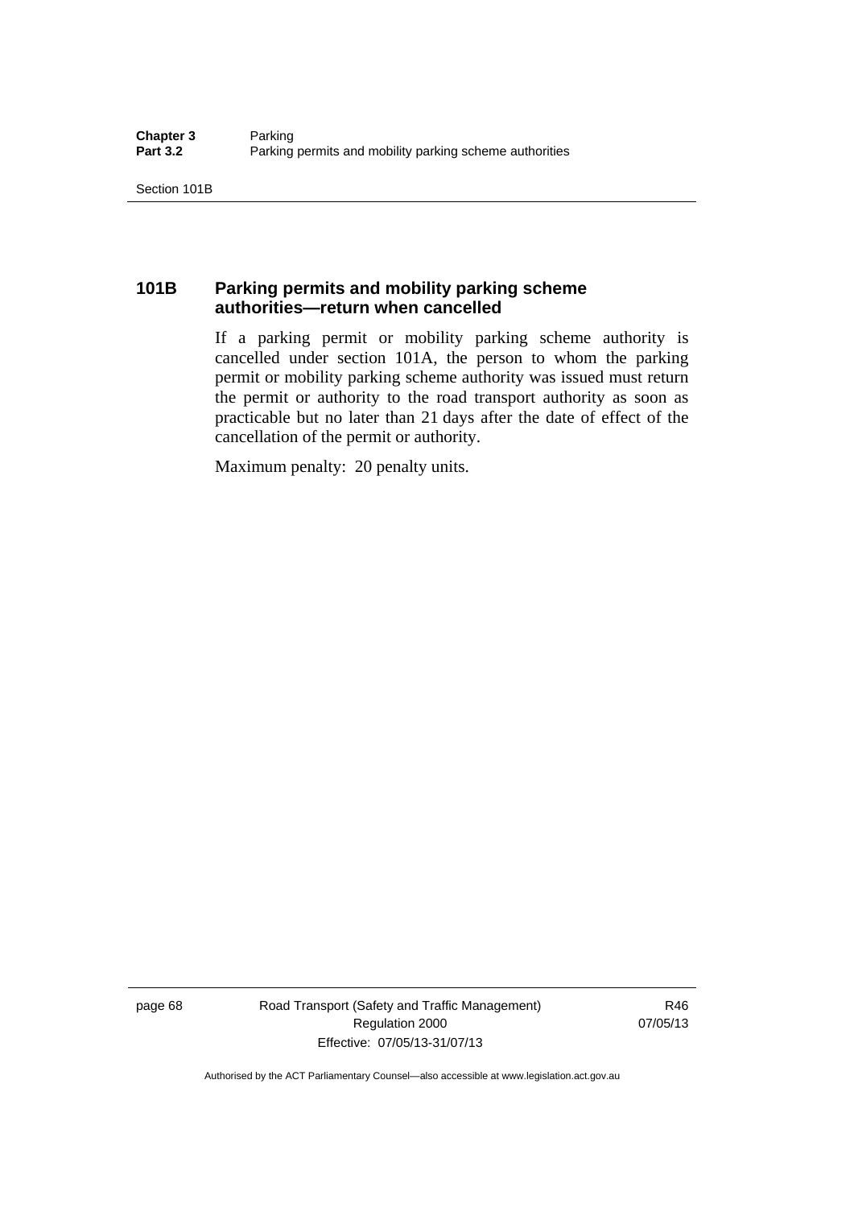## 101B Parking permits and mobility parking scheme authorities—return when cancelled

If a parking permit or mobility parking scheme authority is cancelled under section 101A, the person to whom the parking permit or mobility parking scheme authority was issued must return the permit or authority to the road transport authority as soon as practicable but no later than 21 days after the date of effect of the cancellation of the permit or authority.

Maximum penalty: 20 penalty units.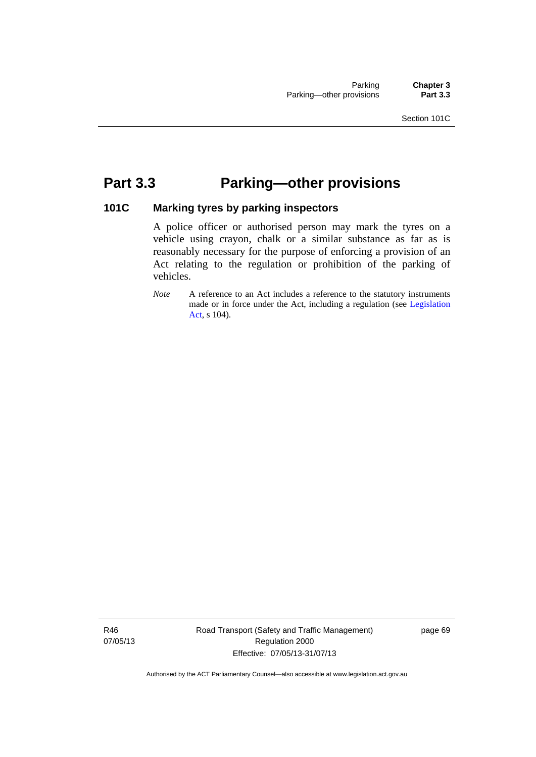# Part 3.3 Parking—other provisions

## 101C Marking tyres by parking inspectors

A police officer or authorised person may mark the tyres on a vehicle using crayon, chalk or a similar substance as far as is reasonably necessary for the purpose of enforcing a provision of an Act relating to the regulation or prohibition of the parking of vehicles.

*Note* A reference to an Act includes a reference to the statutory instruments made or in force under the Act, including a regulation (see Legislation Act, s 104).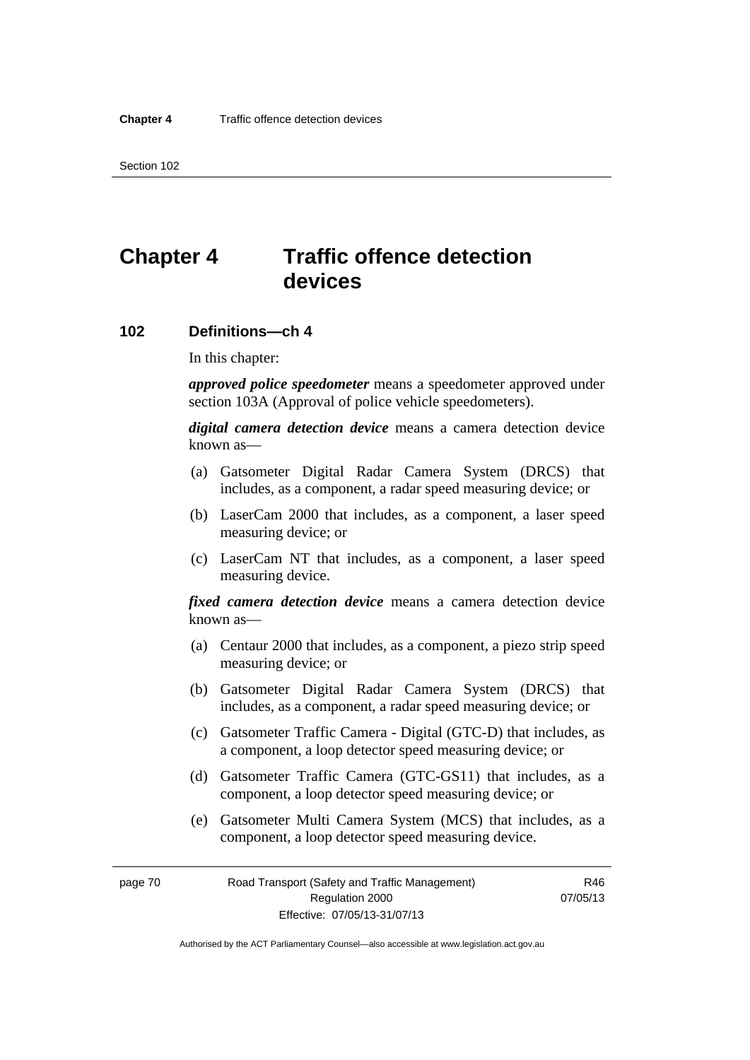# Chapter 4 Traffic offence detection devices

## 102 Definitions—ch 4

In this chapter:

***approved police speedometer*** means a speedometer approved under section 103A (Approval of police vehicle speedometers).

***digital camera detection device*** means a camera detection device known as—

(a) Gatsometer Digital Radar Camera System (DRCS) that includes, as a component, a radar speed measuring device; or

(b) LaserCam 2000 that includes, as a component, a laser speed measuring device; or

(c) LaserCam NT that includes, as a component, a laser speed measuring device.

***fixed camera detection device*** means a camera detection device known as—

(a) Centaur 2000 that includes, as a component, a piezo strip speed measuring device; or

(b) Gatsometer Digital Radar Camera System (DRCS) that includes, as a component, a radar speed measuring device; or

(c) Gatsometer Traffic Camera - Digital (GTC-D) that includes, as a component, a loop detector speed measuring device; or

(d) Gatsometer Traffic Camera (GTC-GS11) that includes, as a component, a loop detector speed measuring device; or

(e) Gatsometer Multi Camera System (MCS) that includes, as a component, a loop detector speed measuring device.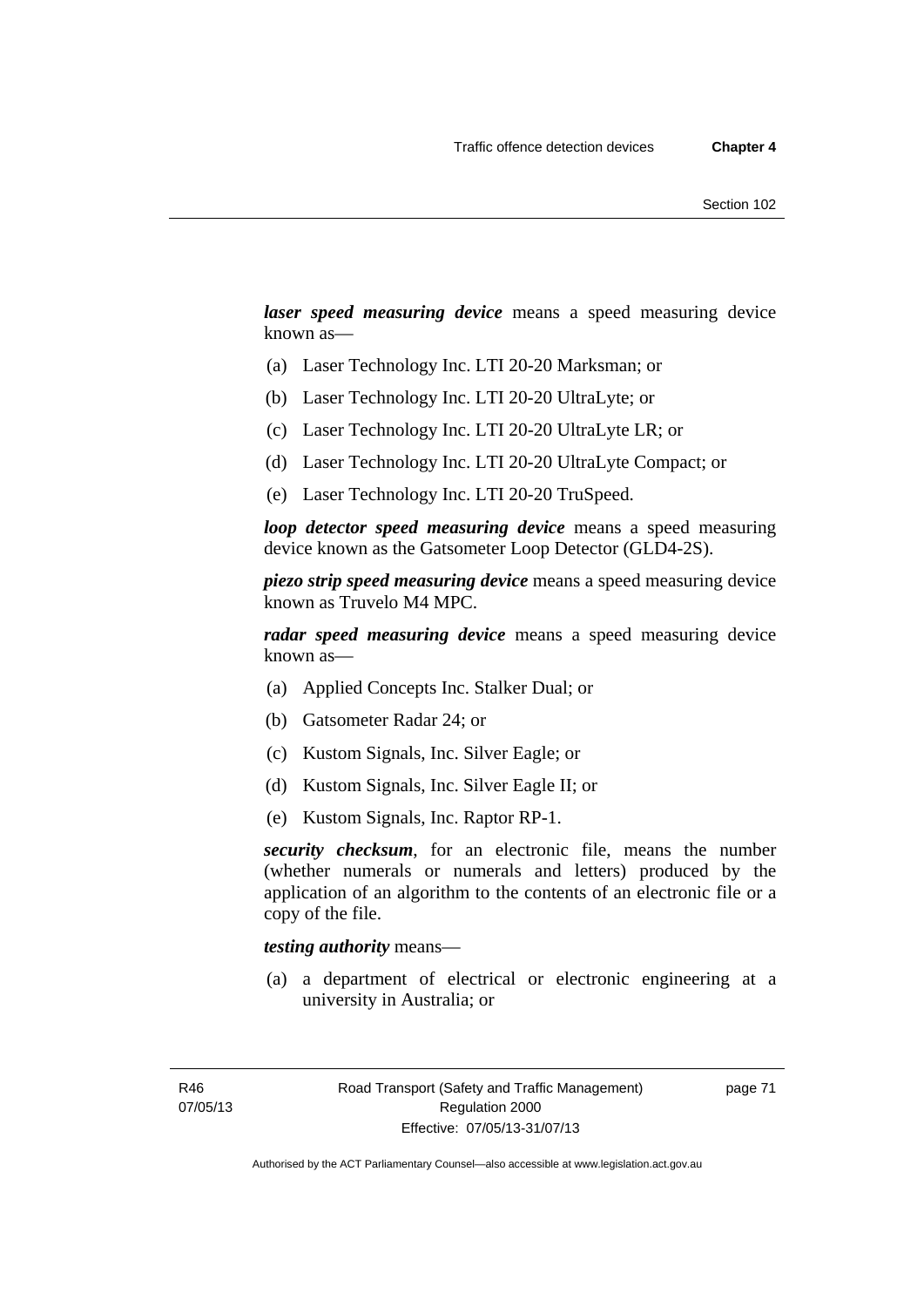***laser speed measuring device*** means a speed measuring device known as—

(a) Laser Technology Inc. LTI 20-20 Marksman; or

(b) Laser Technology Inc. LTI 20-20 UltraLyte; or

(c) Laser Technology Inc. LTI 20-20 UltraLyte LR; or

(d) Laser Technology Inc. LTI 20-20 UltraLyte Compact; or

(e) Laser Technology Inc. LTI 20-20 TruSpeed.

***loop detector speed measuring device*** means a speed measuring device known as the Gatsometer Loop Detector (GLD4-2S).

***piezo strip speed measuring device*** means a speed measuring device known as Truvelo M4 MPC.

***radar speed measuring device*** means a speed measuring device known as—

(a) Applied Concepts Inc. Stalker Dual; or

(b) Gatsometer Radar 24; or

(c) Kustom Signals, Inc. Silver Eagle; or

(d) Kustom Signals, Inc. Silver Eagle II; or

(e) Kustom Signals, Inc. Raptor RP-1.

***security checksum***, for an electronic file, means the number (whether numerals or numerals and letters) produced by the application of an algorithm to the contents of an electronic file or a copy of the file.

***testing authority*** means—

(a) a department of electrical or electronic engineering at a university in Australia; or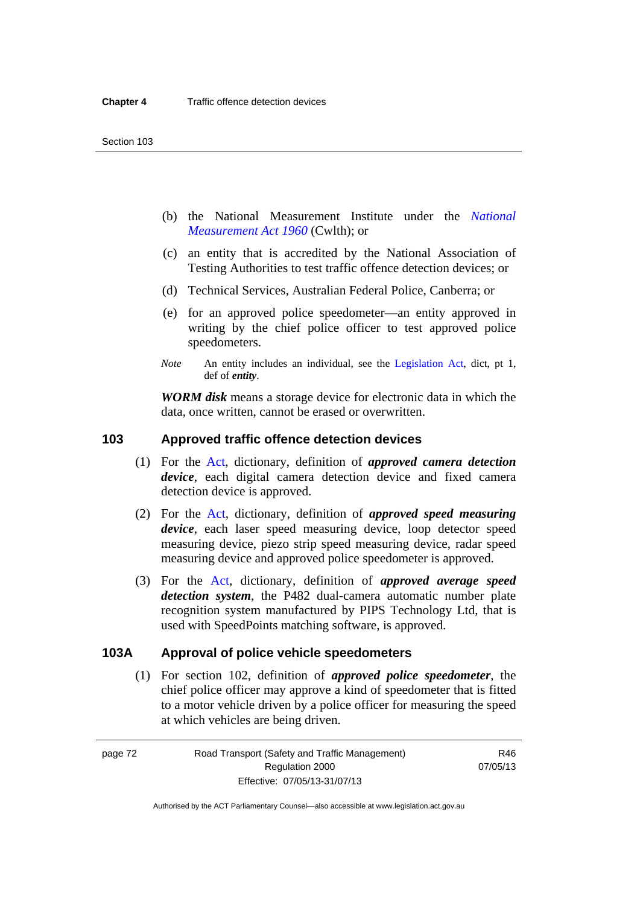(b) the National Measurement Institute under the *National Measurement Act 1960* (Cwlth); or

(c) an entity that is accredited by the National Association of Testing Authorities to test traffic offence detection devices; or

(d) Technical Services, Australian Federal Police, Canberra; or

(e) for an approved police speedometer—an entity approved in writing by the chief police officer to test approved police speedometers.

*Note* An entity includes an individual, see the Legislation Act, dict, pt 1, def of ***entity***.

***WORM disk*** means a storage device for electronic data in which the data, once written, cannot be erased or overwritten.

## 103 Approved traffic offence detection devices

(1) For the Act, dictionary, definition of ***approved camera detection device***, each digital camera detection device and fixed camera detection device is approved.

(2) For the Act, dictionary, definition of ***approved speed measuring device***, each laser speed measuring device, loop detector speed measuring device, piezo strip speed measuring device, radar speed measuring device and approved police speedometer is approved.

(3) For the Act, dictionary, definition of ***approved average speed detection system***, the P482 dual-camera automatic number plate recognition system manufactured by PIPS Technology Ltd, that is used with SpeedPoints matching software, is approved.

## 103A Approval of police vehicle speedometers

(1) For section 102, definition of ***approved police speedometer***, the chief police officer may approve a kind of speedometer that is fitted to a motor vehicle driven by a police officer for measuring the speed at which vehicles are being driven.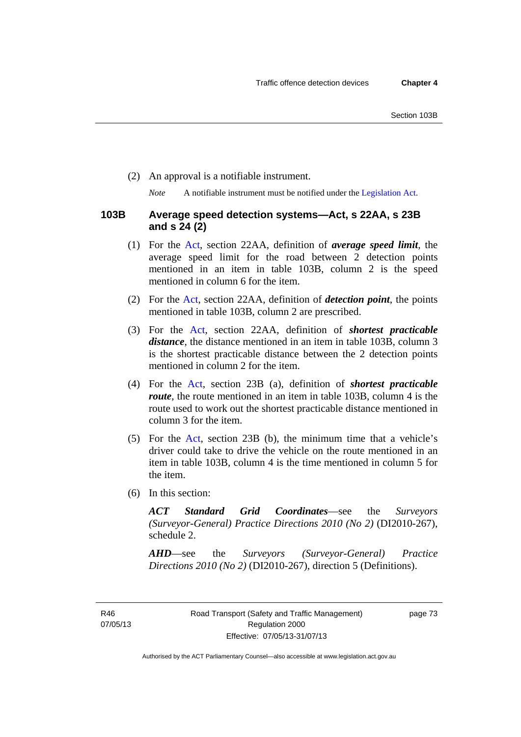(2) An approval is a notifiable instrument.

*Note* A notifiable instrument must be notified under the Legislation Act.

### 103B Average speed detection systems—Act, s 22AA, s 23B and s 24 (2)

(1) For the Act, section 22AA, definition of ***average speed limit***, the average speed limit for the road between 2 detection points mentioned in an item in table 103B, column 2 is the speed mentioned in column 6 for the item.

(2) For the Act, section 22AA, definition of ***detection point***, the points mentioned in table 103B, column 2 are prescribed.

(3) For the Act, section 22AA, definition of ***shortest practicable distance***, the distance mentioned in an item in table 103B, column 3 is the shortest practicable distance between the 2 detection points mentioned in column 2 for the item.

(4) For the Act, section 23B (a), definition of ***shortest practicable route***, the route mentioned in an item in table 103B, column 4 is the route used to work out the shortest practicable distance mentioned in column 3 for the item.

(5) For the Act, section 23B (b), the minimum time that a vehicle's driver could take to drive the vehicle on the route mentioned in an item in table 103B, column 4 is the time mentioned in column 5 for the item.

(6) In this section:

***ACT Standard Grid Coordinates***—see the *Surveyors (Surveyor-General) Practice Directions 2010 (No 2)* (DI2010-267), schedule 2.

***AHD***—see the *Surveyors (Surveyor-General) Practice Directions 2010 (No 2)* (DI2010-267), direction 5 (Definitions).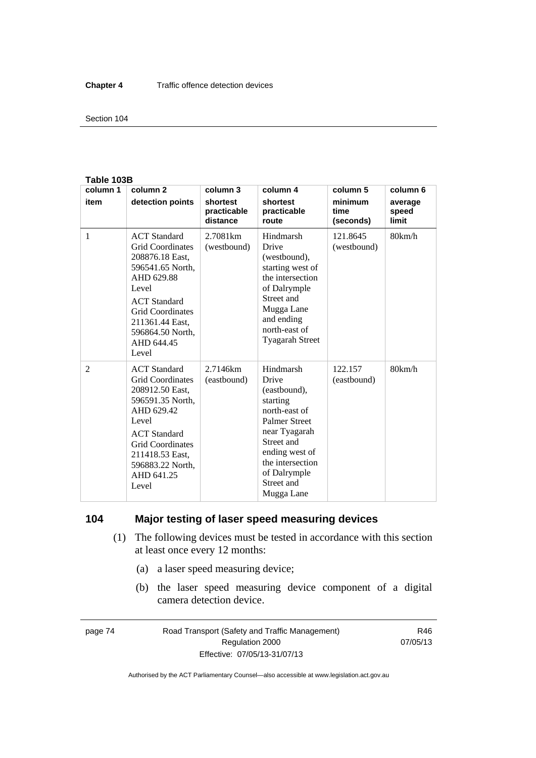**Table 103B**

| column 1 item | column 2 detection points | column 3 shortest practicable distance | column 4 shortest practicable route | column 5 minimum time (seconds) | column 6 average speed limit |
|---|---|---|---|---|---|
| 1 | ACT Standard Grid Coordinates 208876.18 East, 596541.65 North, AHD 629.88 Level<br>ACT Standard Grid Coordinates 211361.44 East, 596864.50 North, AHD 644.45 Level | 2.7081km (westbound) | Hindmarsh Drive (westbound), starting west of the intersection of Dalrymple Street and Mugga Lane and ending north-east of Tyagarah Street | 121.8645 (westbound) | 80km/h |
| 2 | ACT Standard Grid Coordinates 208912.50 East, 596591.35 North, AHD 629.42 Level<br>ACT Standard Grid Coordinates 211418.53 East, 596883.22 North, AHD 641.25 Level | 2.7146km (eastbound) | Hindmarsh Drive (eastbound), starting north-east of Palmer Street near Tyagarah Street and ending west of the intersection of Dalrymple Street and Mugga Lane | 122.157 (eastbound) | 80km/h |

## 104 Major testing of laser speed measuring devices

(1) The following devices must be tested in accordance with this section at least once every 12 months:

(a) a laser speed measuring device;

(b) the laser speed measuring device component of a digital camera detection device.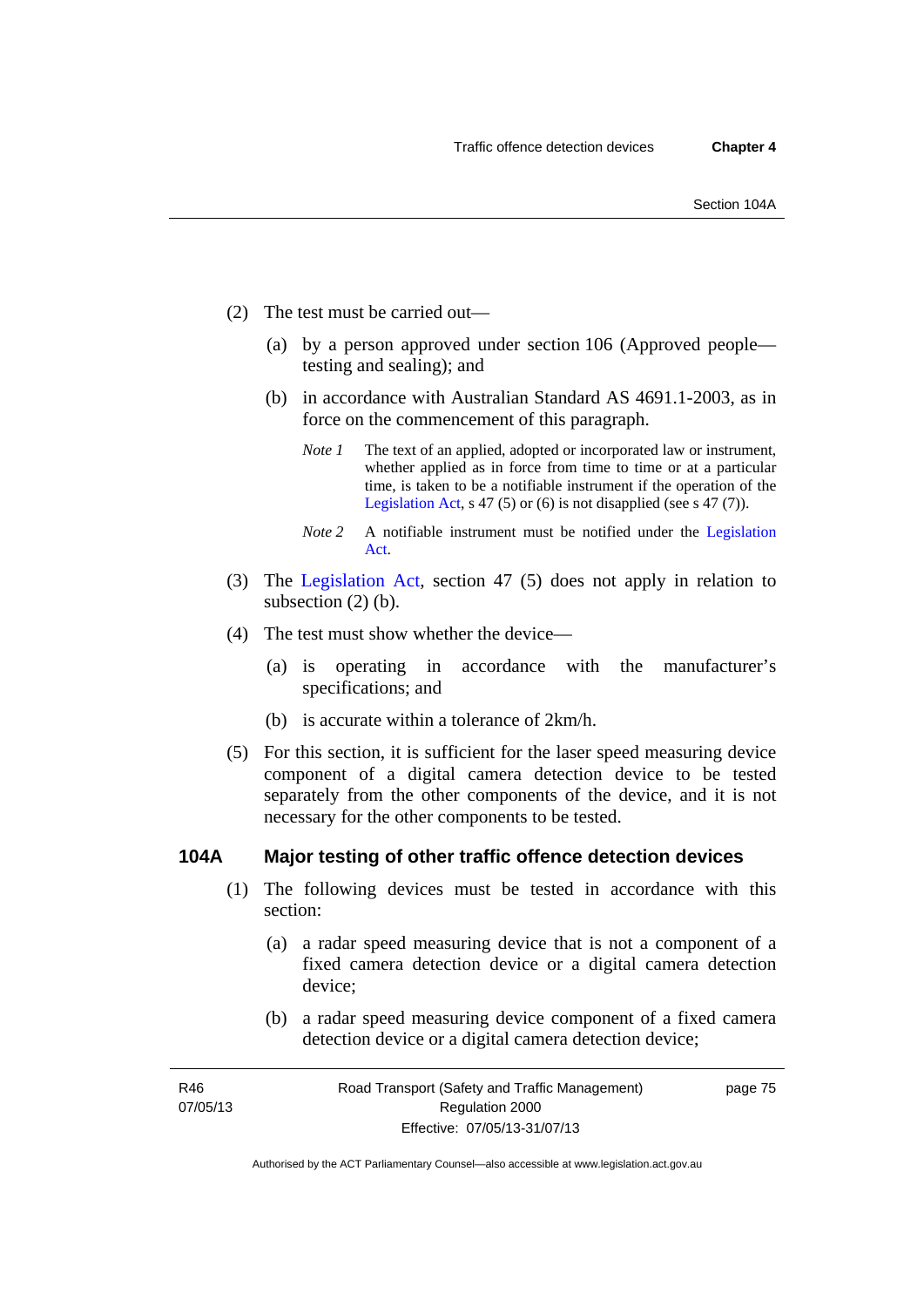(2) The test must be carried out—

(a) by a person approved under section 106 (Approved people—testing and sealing); and

(b) in accordance with Australian Standard AS 4691.1-2003, as in force on the commencement of this paragraph.

*Note 1* The text of an applied, adopted or incorporated law or instrument, whether applied as in force from time to time or at a particular time, is taken to be a notifiable instrument if the operation of the Legislation Act, s 47 (5) or (6) is not disapplied (see s 47 (7)).

*Note 2* A notifiable instrument must be notified under the Legislation Act.

(3) The Legislation Act, section 47 (5) does not apply in relation to subsection (2) (b).

(4) The test must show whether the device—

(a) is operating in accordance with the manufacturer's specifications; and

(b) is accurate within a tolerance of 2km/h.

(5) For this section, it is sufficient for the laser speed measuring device component of a digital camera detection device to be tested separately from the other components of the device, and it is not necessary for the other components to be tested.

## 104A Major testing of other traffic offence detection devices

(1) The following devices must be tested in accordance with this section:

(a) a radar speed measuring device that is not a component of a fixed camera detection device or a digital camera detection device;

(b) a radar speed measuring device component of a fixed camera detection device or a digital camera detection device;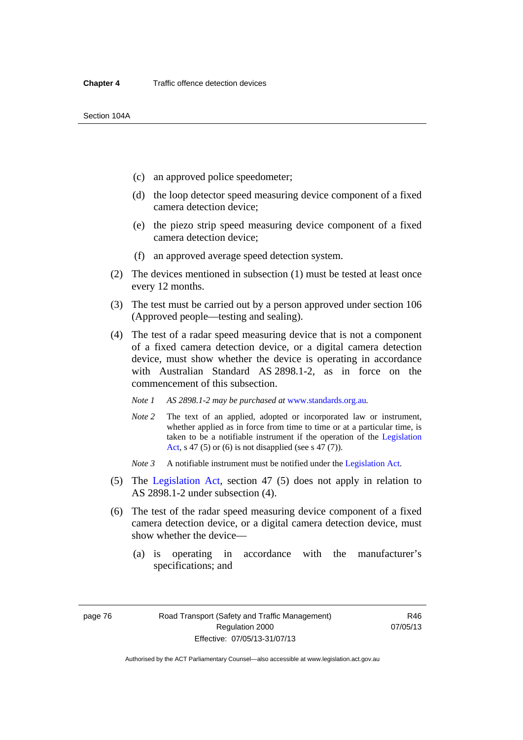(c) an approved police speedometer;

(d) the loop detector speed measuring device component of a fixed camera detection device;

(e) the piezo strip speed measuring device component of a fixed camera detection device;

(f) an approved average speed detection system.

(2) The devices mentioned in subsection (1) must be tested at least once every 12 months.

(3) The test must be carried out by a person approved under section 106 (Approved people—testing and sealing).

(4) The test of a radar speed measuring device that is not a component of a fixed camera detection device, or a digital camera detection device, must show whether the device is operating in accordance with Australian Standard AS 2898.1-2, as in force on the commencement of this subsection.

*Note 1* *AS 2898.1-2 may be purchased at* www.standards.org.au*.*

*Note 2* The text of an applied, adopted or incorporated law or instrument, whether applied as in force from time to time or at a particular time, is taken to be a notifiable instrument if the operation of the Legislation Act, s 47 (5) or (6) is not disapplied (see s 47 (7)).

*Note 3* A notifiable instrument must be notified under the Legislation Act.

(5) The Legislation Act, section 47 (5) does not apply in relation to AS 2898.1-2 under subsection (4).

(6) The test of the radar speed measuring device component of a fixed camera detection device, or a digital camera detection device, must show whether the device—

(a) is operating in accordance with the manufacturer's specifications; and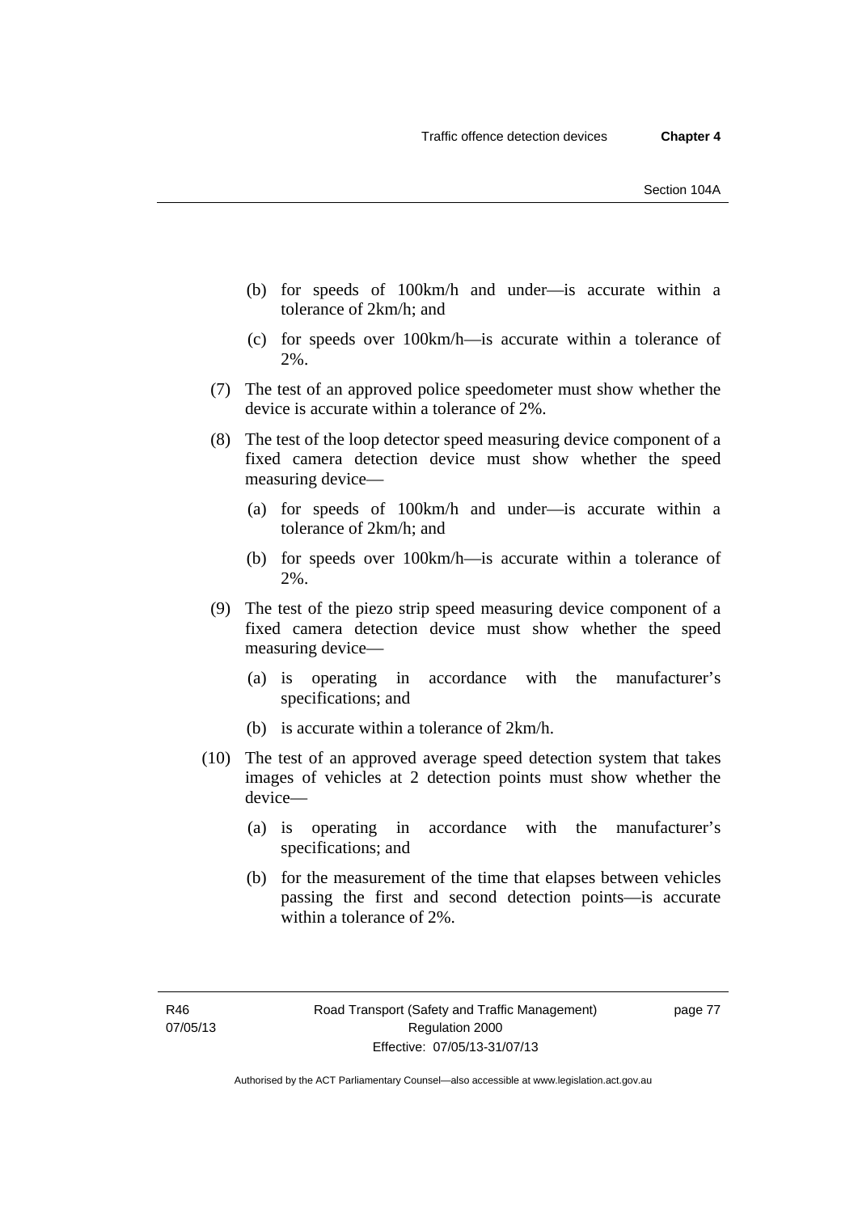(b) for speeds of 100km/h and under—is accurate within a tolerance of 2km/h; and

(c) for speeds over 100km/h—is accurate within a tolerance of 2%.

(7) The test of an approved police speedometer must show whether the device is accurate within a tolerance of 2%.

(8) The test of the loop detector speed measuring device component of a fixed camera detection device must show whether the speed measuring device—

(a) for speeds of 100km/h and under—is accurate within a tolerance of 2km/h; and

(b) for speeds over 100km/h—is accurate within a tolerance of 2%.

(9) The test of the piezo strip speed measuring device component of a fixed camera detection device must show whether the speed measuring device—

(a) is operating in accordance with the manufacturer's specifications; and

(b) is accurate within a tolerance of 2km/h.

(10) The test of an approved average speed detection system that takes images of vehicles at 2 detection points must show whether the device—

(a) is operating in accordance with the manufacturer's specifications; and

(b) for the measurement of the time that elapses between vehicles passing the first and second detection points—is accurate within a tolerance of 2%.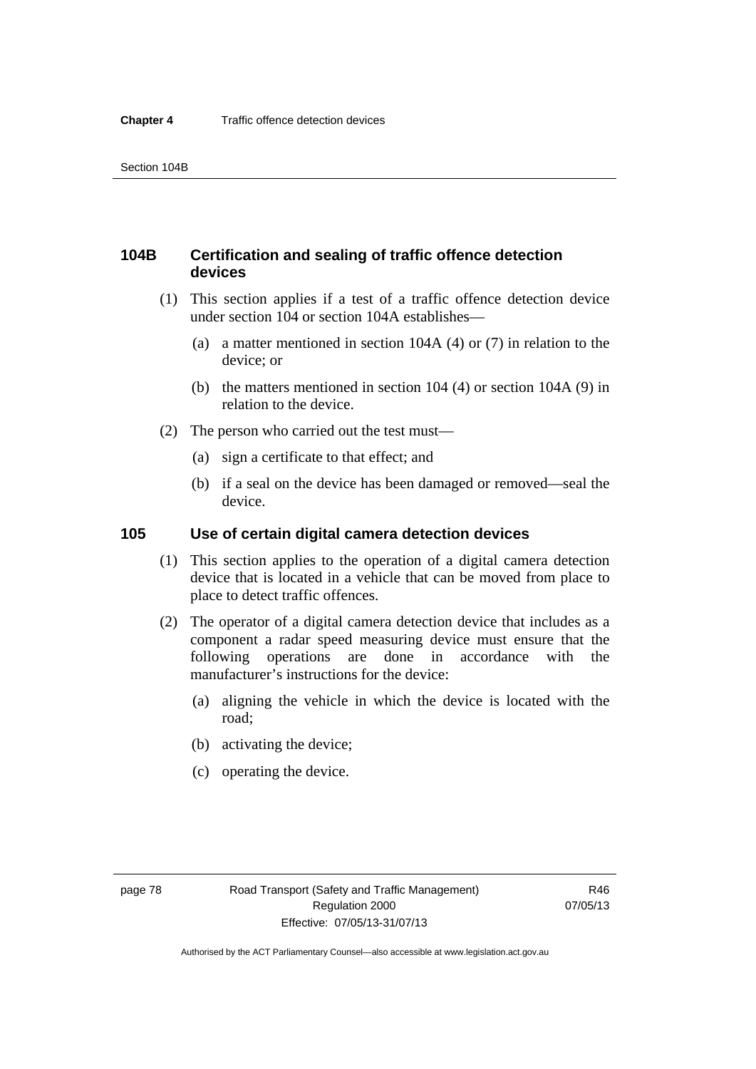### 104B Certification and sealing of traffic offence detection devices

(1) This section applies if a test of a traffic offence detection device under section 104 or section 104A establishes—

(a) a matter mentioned in section 104A (4) or (7) in relation to the device; or

(b) the matters mentioned in section 104 (4) or section 104A (9) in relation to the device.

(2) The person who carried out the test must—

(a) sign a certificate to that effect; and

(b) if a seal on the device has been damaged or removed—seal the device.

### 105 Use of certain digital camera detection devices

(1) This section applies to the operation of a digital camera detection device that is located in a vehicle that can be moved from place to place to detect traffic offences.

(2) The operator of a digital camera detection device that includes as a component a radar speed measuring device must ensure that the following operations are done in accordance with the manufacturer's instructions for the device:

(a) aligning the vehicle in which the device is located with the road;

(b) activating the device;

(c) operating the device.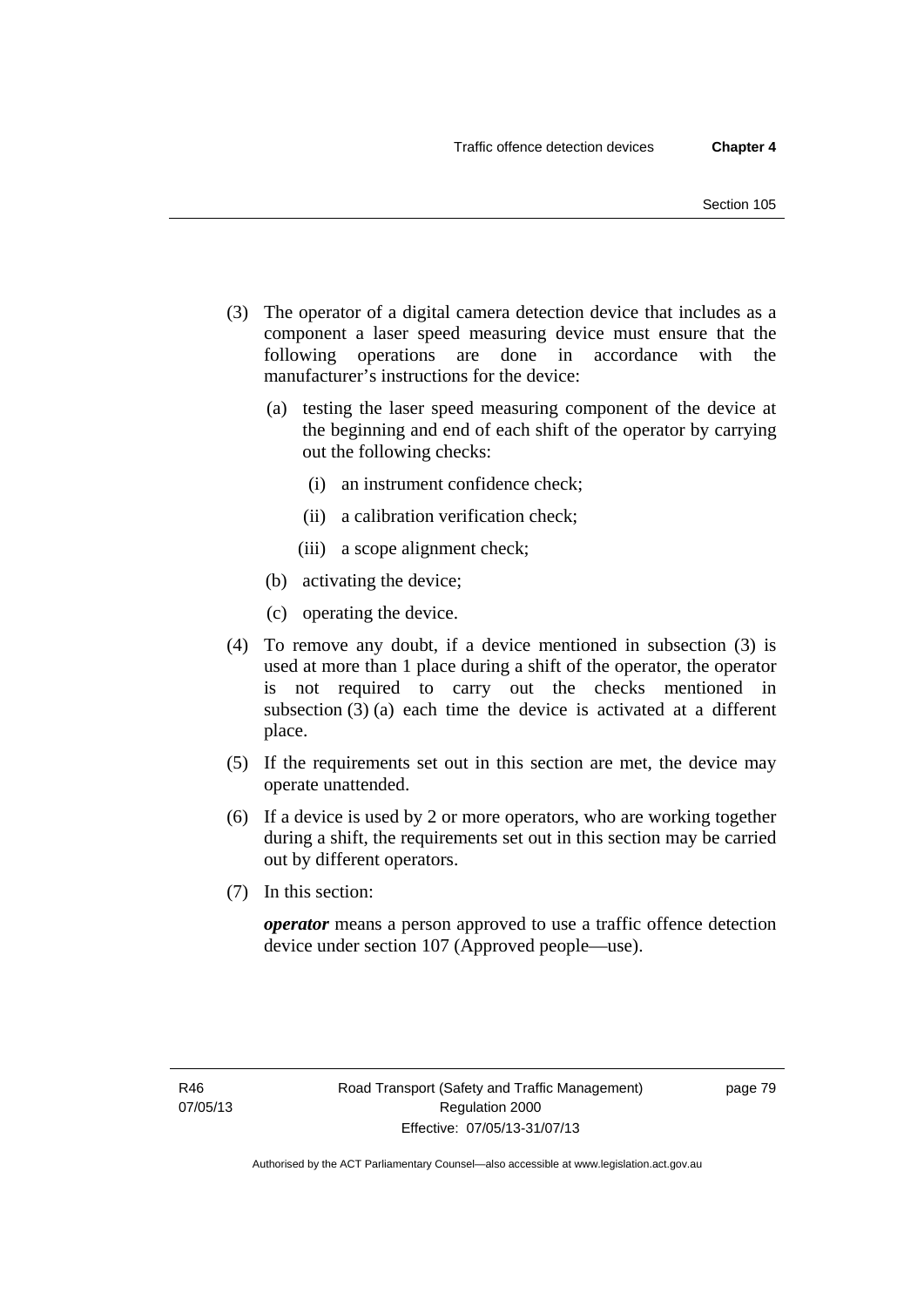(3) The operator of a digital camera detection device that includes as a component a laser speed measuring device must ensure that the following operations are done in accordance with the manufacturer's instructions for the device:

(a) testing the laser speed measuring component of the device at the beginning and end of each shift of the operator by carrying out the following checks:

(i) an instrument confidence check;

(ii) a calibration verification check;

(iii) a scope alignment check;

(b) activating the device;

(c) operating the device.

(4) To remove any doubt, if a device mentioned in subsection (3) is used at more than 1 place during a shift of the operator, the operator is not required to carry out the checks mentioned in subsection (3) (a) each time the device is activated at a different place.

(5) If the requirements set out in this section are met, the device may operate unattended.

(6) If a device is used by 2 or more operators, who are working together during a shift, the requirements set out in this section may be carried out by different operators.

(7) In this section:

***operator*** means a person approved to use a traffic offence detection device under section 107 (Approved people—use).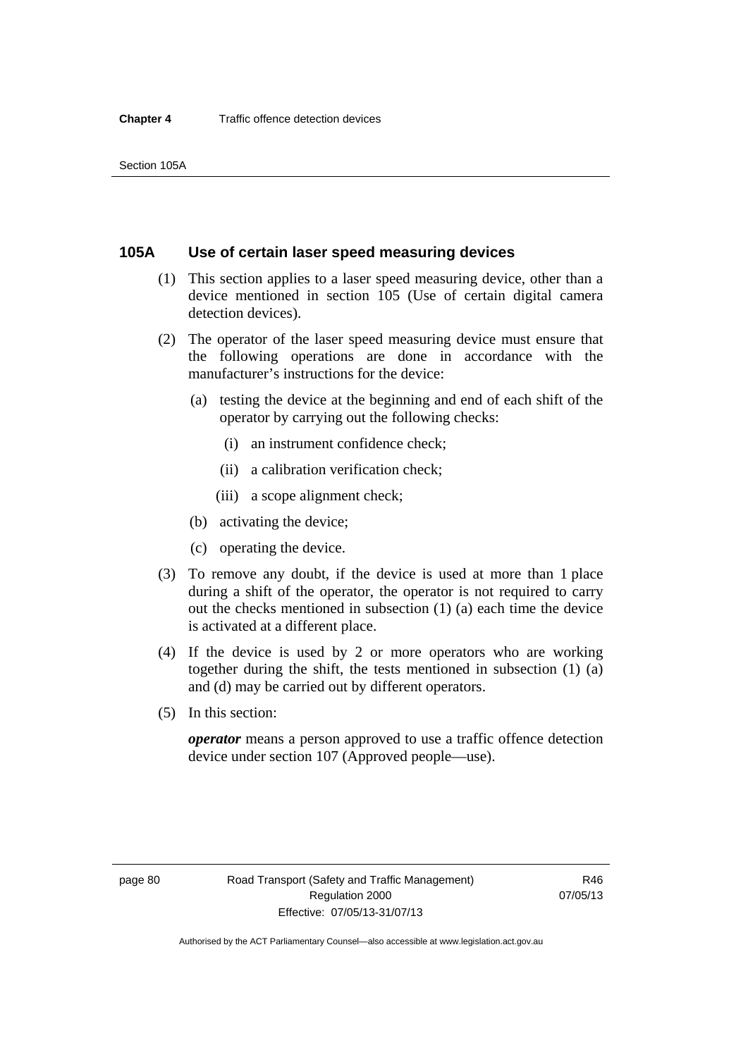## 105A Use of certain laser speed measuring devices

(1) This section applies to a laser speed measuring device, other than a device mentioned in section 105 (Use of certain digital camera detection devices).

(2) The operator of the laser speed measuring device must ensure that the following operations are done in accordance with the manufacturer's instructions for the device:

  (a) testing the device at the beginning and end of each shift of the operator by carrying out the following checks:

    (i) an instrument confidence check;

    (ii) a calibration verification check;

    (iii) a scope alignment check;

  (b) activating the device;

  (c) operating the device.

(3) To remove any doubt, if the device is used at more than 1 place during a shift of the operator, the operator is not required to carry out the checks mentioned in subsection (1) (a) each time the device is activated at a different place.

(4) If the device is used by 2 or more operators who are working together during the shift, the tests mentioned in subsection (1) (a) and (d) may be carried out by different operators.

(5) In this section:

***operator*** means a person approved to use a traffic offence detection device under section 107 (Approved people—use).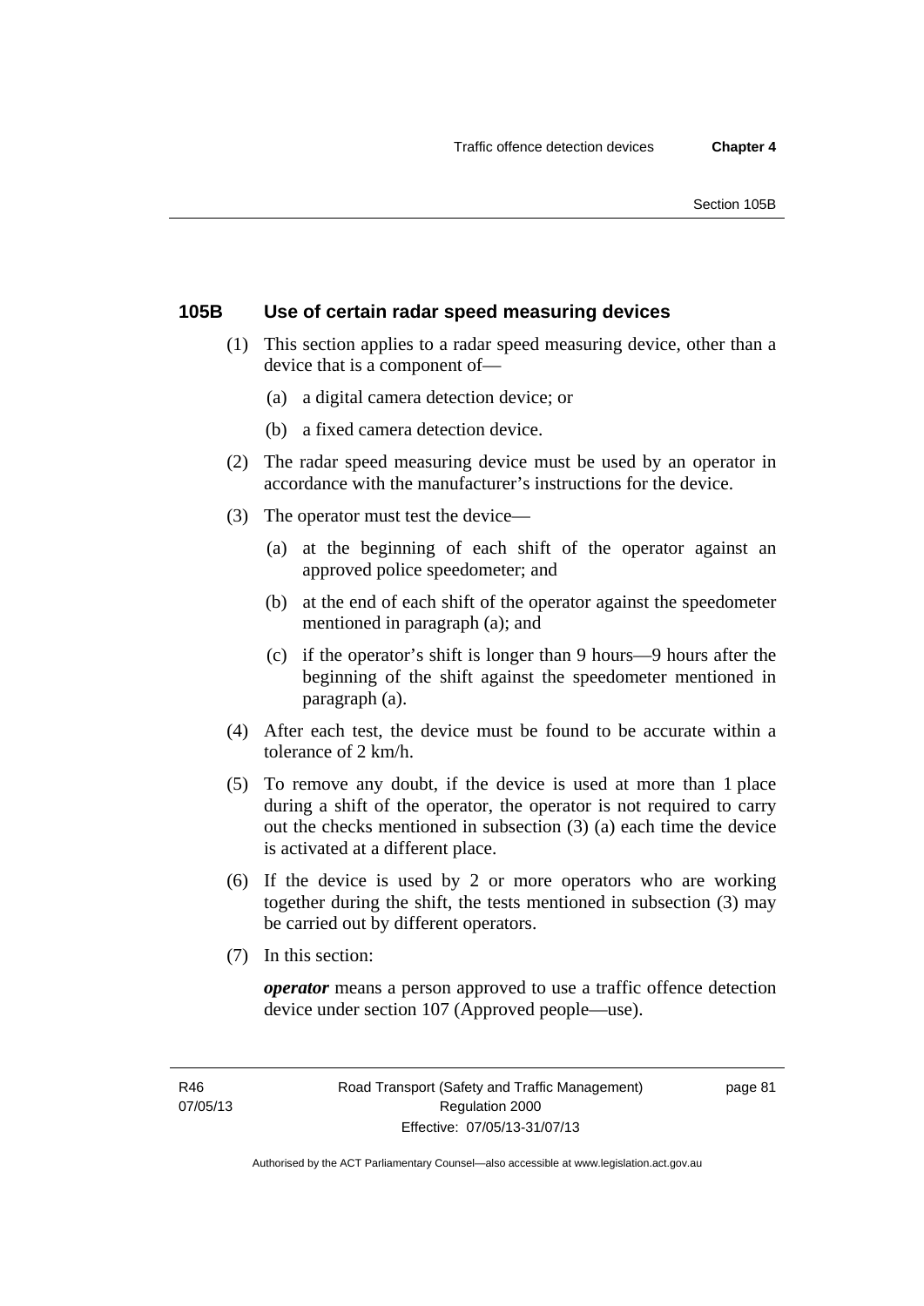### 105B Use of certain radar speed measuring devices

(1) This section applies to a radar speed measuring device, other than a device that is a component of—

(a) a digital camera detection device; or

(b) a fixed camera detection device.

(2) The radar speed measuring device must be used by an operator in accordance with the manufacturer's instructions for the device.

(3) The operator must test the device—

(a) at the beginning of each shift of the operator against an approved police speedometer; and

(b) at the end of each shift of the operator against the speedometer mentioned in paragraph (a); and

(c) if the operator's shift is longer than 9 hours—9 hours after the beginning of the shift against the speedometer mentioned in paragraph (a).

(4) After each test, the device must be found to be accurate within a tolerance of 2 km/h.

(5) To remove any doubt, if the device is used at more than 1 place during a shift of the operator, the operator is not required to carry out the checks mentioned in subsection (3) (a) each time the device is activated at a different place.

(6) If the device is used by 2 or more operators who are working together during the shift, the tests mentioned in subsection (3) may be carried out by different operators.

(7) In this section:

***operator*** means a person approved to use a traffic offence detection device under section 107 (Approved people—use).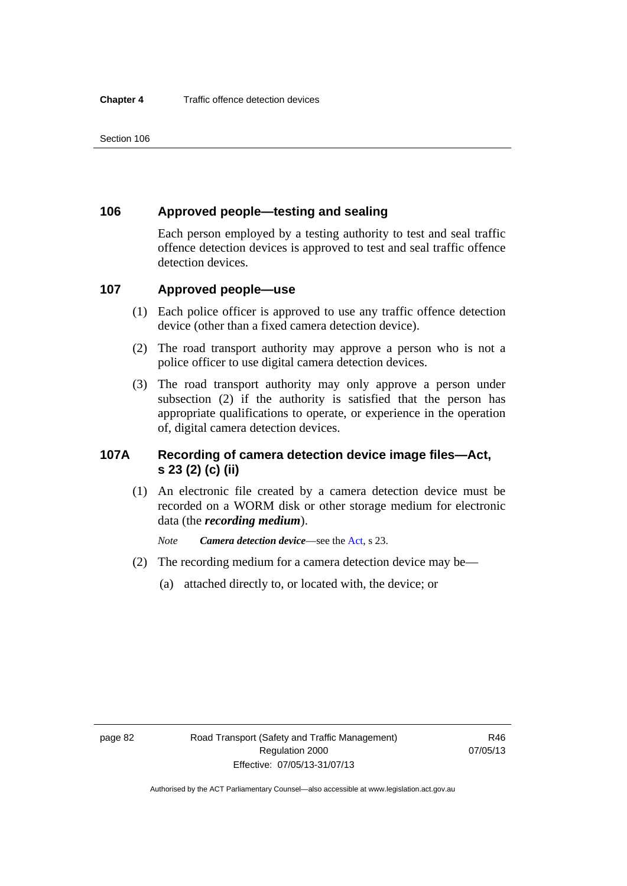## 106 Approved people—testing and sealing

Each person employed by a testing authority to test and seal traffic offence detection devices is approved to test and seal traffic offence detection devices.

## 107 Approved people—use

(1) Each police officer is approved to use any traffic offence detection device (other than a fixed camera detection device).

(2) The road transport authority may approve a person who is not a police officer to use digital camera detection devices.

(3) The road transport authority may only approve a person under subsection (2) if the authority is satisfied that the person has appropriate qualifications to operate, or experience in the operation of, digital camera detection devices.

## 107A Recording of camera detection device image files—Act, s 23 (2) (c) (ii)

(1) An electronic file created by a camera detection device must be recorded on a WORM disk or other storage medium for electronic data (the ***recording medium***).

*Note* ***Camera detection device***—see the Act, s 23.

(2) The recording medium for a camera detection device may be—

(a) attached directly to, or located with, the device; or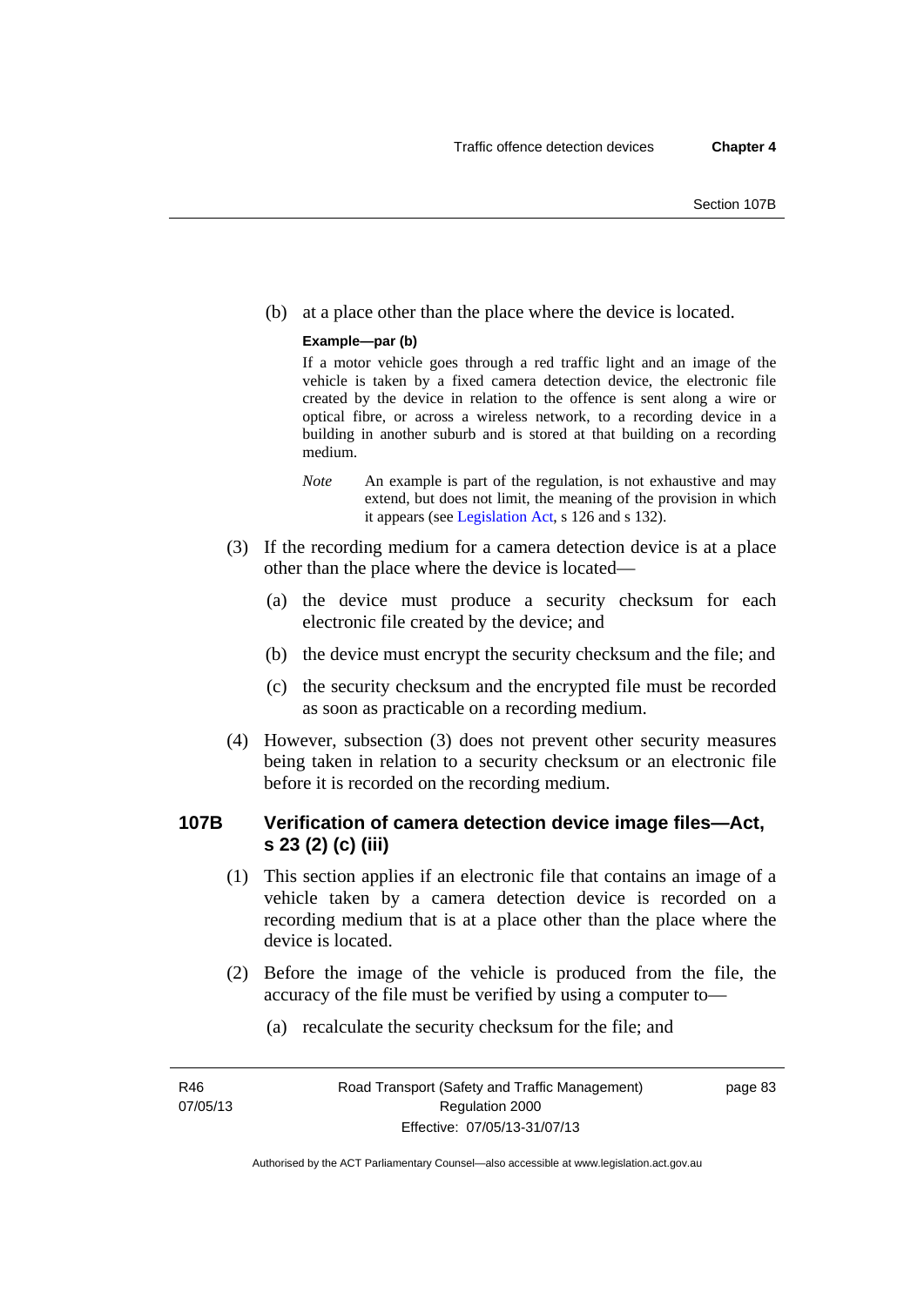(b) at a place other than the place where the device is located.

**Example—par (b)**

If a motor vehicle goes through a red traffic light and an image of the vehicle is taken by a fixed camera detection device, the electronic file created by the device in relation to the offence is sent along a wire or optical fibre, or across a wireless network, to a recording device in a building in another suburb and is stored at that building on a recording medium.

*Note* An example is part of the regulation, is not exhaustive and may extend, but does not limit, the meaning of the provision in which it appears (see Legislation Act, s 126 and s 132).

(3) If the recording medium for a camera detection device is at a place other than the place where the device is located—

(a) the device must produce a security checksum for each electronic file created by the device; and

(b) the device must encrypt the security checksum and the file; and

(c) the security checksum and the encrypted file must be recorded as soon as practicable on a recording medium.

(4) However, subsection (3) does not prevent other security measures being taken in relation to a security checksum or an electronic file before it is recorded on the recording medium.

## 107B Verification of camera detection device image files—Act, s 23 (2) (c) (iii)

(1) This section applies if an electronic file that contains an image of a vehicle taken by a camera detection device is recorded on a recording medium that is at a place other than the place where the device is located.

(2) Before the image of the vehicle is produced from the file, the accuracy of the file must be verified by using a computer to—

(a) recalculate the security checksum for the file; and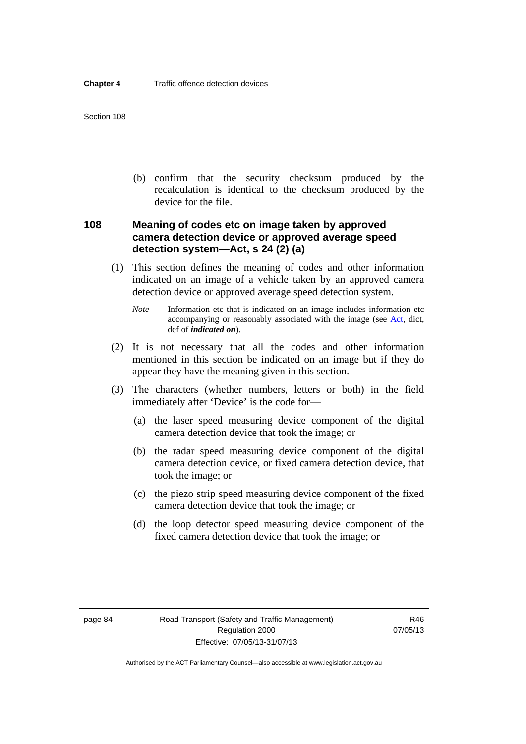(b) confirm that the security checksum produced by the recalculation is identical to the checksum produced by the device for the file.

### 108 Meaning of codes etc on image taken by approved camera detection device or approved average speed detection system—Act, s 24 (2) (a)

(1) This section defines the meaning of codes and other information indicated on an image of a vehicle taken by an approved camera detection device or approved average speed detection system.

*Note* Information etc that is indicated on an image includes information etc accompanying or reasonably associated with the image (see Act, dict, def of ***indicated on***).

(2) It is not necessary that all the codes and other information mentioned in this section be indicated on an image but if they do appear they have the meaning given in this section.

(3) The characters (whether numbers, letters or both) in the field immediately after 'Device' is the code for—

(a) the laser speed measuring device component of the digital camera detection device that took the image; or

(b) the radar speed measuring device component of the digital camera detection device, or fixed camera detection device, that took the image; or

(c) the piezo strip speed measuring device component of the fixed camera detection device that took the image; or

(d) the loop detector speed measuring device component of the fixed camera detection device that took the image; or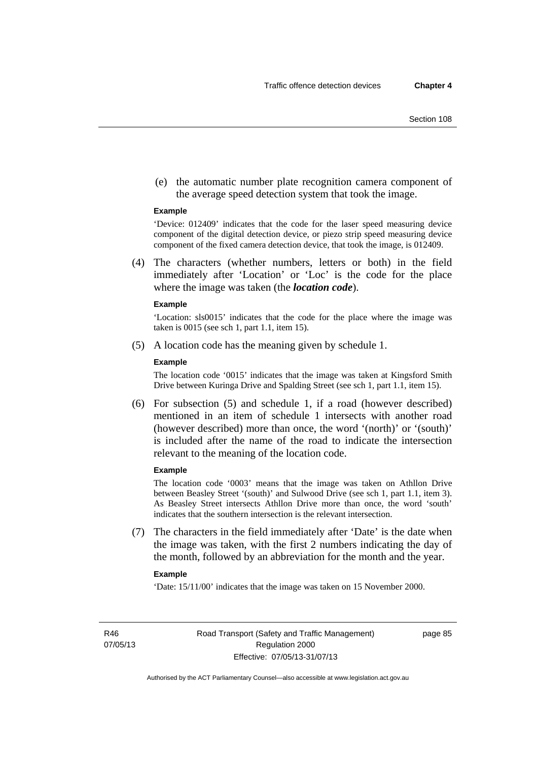(e) the automatic number plate recognition camera component of the average speed detection system that took the image.

**Example**

'Device: 012409' indicates that the code for the laser speed measuring device component of the digital detection device, or piezo strip speed measuring device component of the fixed camera detection device, that took the image, is 012409.

(4) The characters (whether numbers, letters or both) in the field immediately after 'Location' or 'Loc' is the code for the place where the image was taken (the ***location code***).

**Example**

'Location: sls0015' indicates that the code for the place where the image was taken is 0015 (see sch 1, part 1.1, item 15).

(5) A location code has the meaning given by schedule 1.

**Example**

The location code '0015' indicates that the image was taken at Kingsford Smith Drive between Kuringa Drive and Spalding Street (see sch 1, part 1.1, item 15).

(6) For subsection (5) and schedule 1, if a road (however described) mentioned in an item of schedule 1 intersects with another road (however described) more than once, the word '(north)' or '(south)' is included after the name of the road to indicate the intersection relevant to the meaning of the location code.

**Example**

The location code '0003' means that the image was taken on Athllon Drive between Beasley Street '(south)' and Sulwood Drive (see sch 1, part 1.1, item 3). As Beasley Street intersects Athllon Drive more than once, the word 'south' indicates that the southern intersection is the relevant intersection.

(7) The characters in the field immediately after 'Date' is the date when the image was taken, with the first 2 numbers indicating the day of the month, followed by an abbreviation for the month and the year.

**Example**

'Date: 15/11/00' indicates that the image was taken on 15 November 2000.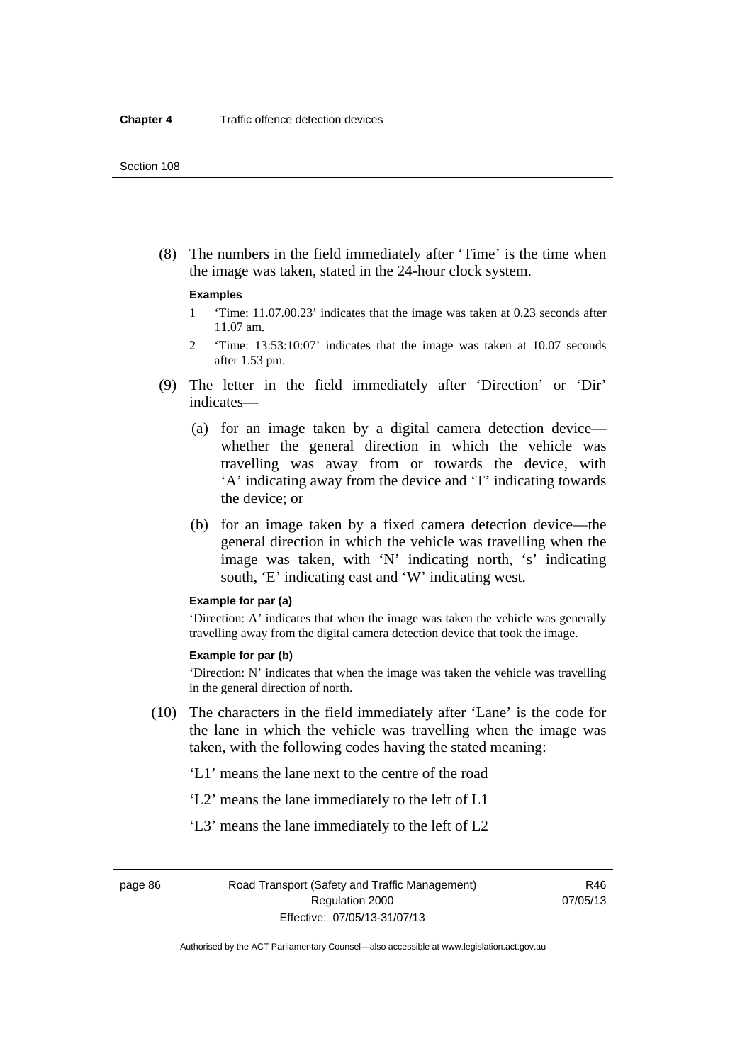(8) The numbers in the field immediately after 'Time' is the time when the image was taken, stated in the 24-hour clock system.

**Examples**

1 'Time: 11.07.00.23' indicates that the image was taken at 0.23 seconds after 11.07 am.

2 'Time: 13:53:10:07' indicates that the image was taken at 10.07 seconds after 1.53 pm.

(9) The letter in the field immediately after 'Direction' or 'Dir' indicates—

(a) for an image taken by a digital camera detection device—whether the general direction in which the vehicle was travelling was away from or towards the device, with 'A' indicating away from the device and 'T' indicating towards the device; or

(b) for an image taken by a fixed camera detection device—the general direction in which the vehicle was travelling when the image was taken, with 'N' indicating north, 's' indicating south, 'E' indicating east and 'W' indicating west.

**Example for par (a)**

'Direction: A' indicates that when the image was taken the vehicle was generally travelling away from the digital camera detection device that took the image.

**Example for par (b)**

'Direction: N' indicates that when the image was taken the vehicle was travelling in the general direction of north.

(10) The characters in the field immediately after 'Lane' is the code for the lane in which the vehicle was travelling when the image was taken, with the following codes having the stated meaning:

'L1' means the lane next to the centre of the road

'L2' means the lane immediately to the left of L1

'L3' means the lane immediately to the left of L2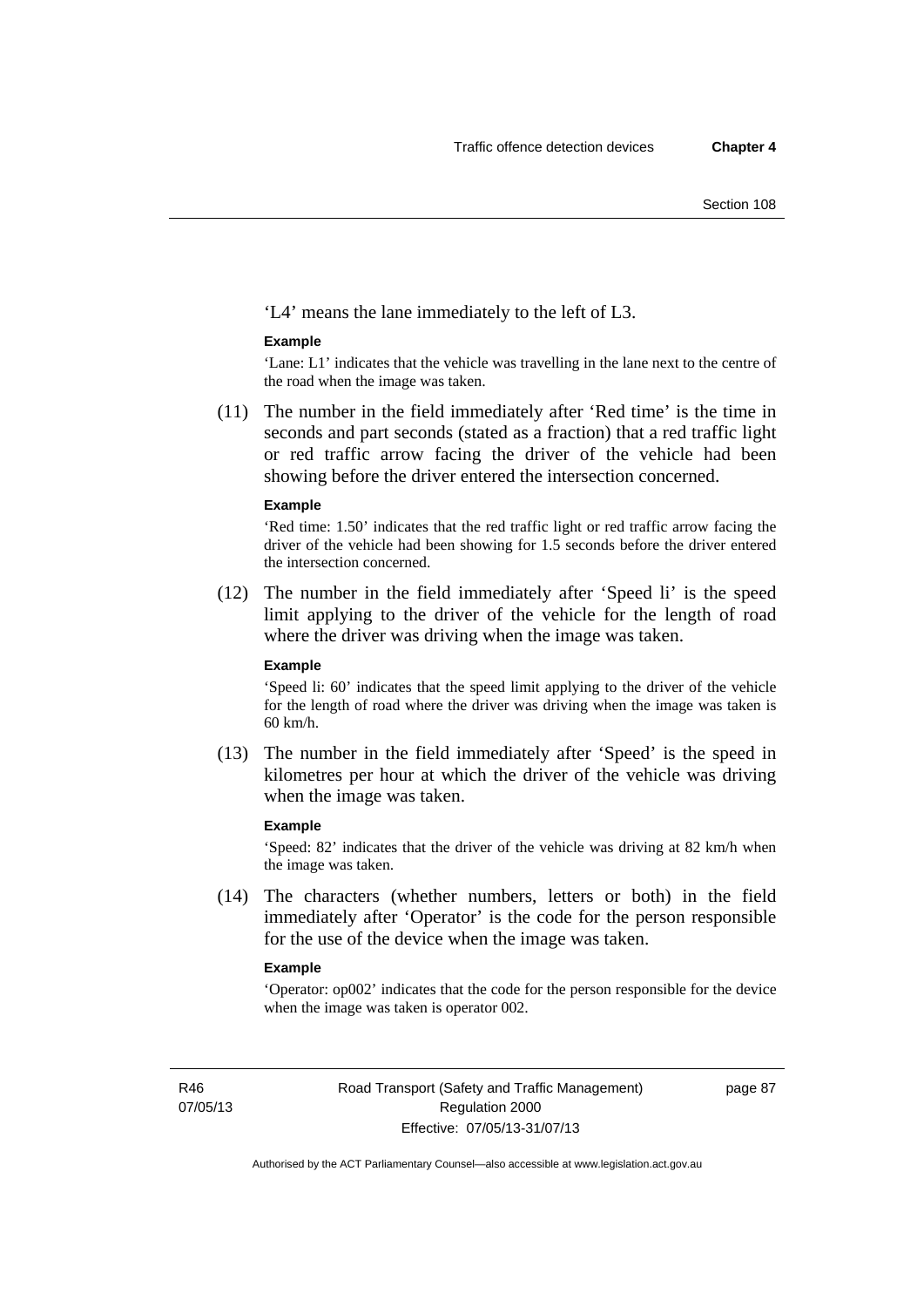'L4' means the lane immediately to the left of L3.

**Example**

'Lane: L1' indicates that the vehicle was travelling in the lane next to the centre of the road when the image was taken.

(11) The number in the field immediately after 'Red time' is the time in seconds and part seconds (stated as a fraction) that a red traffic light or red traffic arrow facing the driver of the vehicle had been showing before the driver entered the intersection concerned.

**Example**

'Red time: 1.50' indicates that the red traffic light or red traffic arrow facing the driver of the vehicle had been showing for 1.5 seconds before the driver entered the intersection concerned.

(12) The number in the field immediately after 'Speed li' is the speed limit applying to the driver of the vehicle for the length of road where the driver was driving when the image was taken.

**Example**

'Speed li: 60' indicates that the speed limit applying to the driver of the vehicle for the length of road where the driver was driving when the image was taken is 60 km/h.

(13) The number in the field immediately after 'Speed' is the speed in kilometres per hour at which the driver of the vehicle was driving when the image was taken.

**Example**

'Speed: 82' indicates that the driver of the vehicle was driving at 82 km/h when the image was taken.

(14) The characters (whether numbers, letters or both) in the field immediately after 'Operator' is the code for the person responsible for the use of the device when the image was taken.

**Example**

'Operator: op002' indicates that the code for the person responsible for the device when the image was taken is operator 002.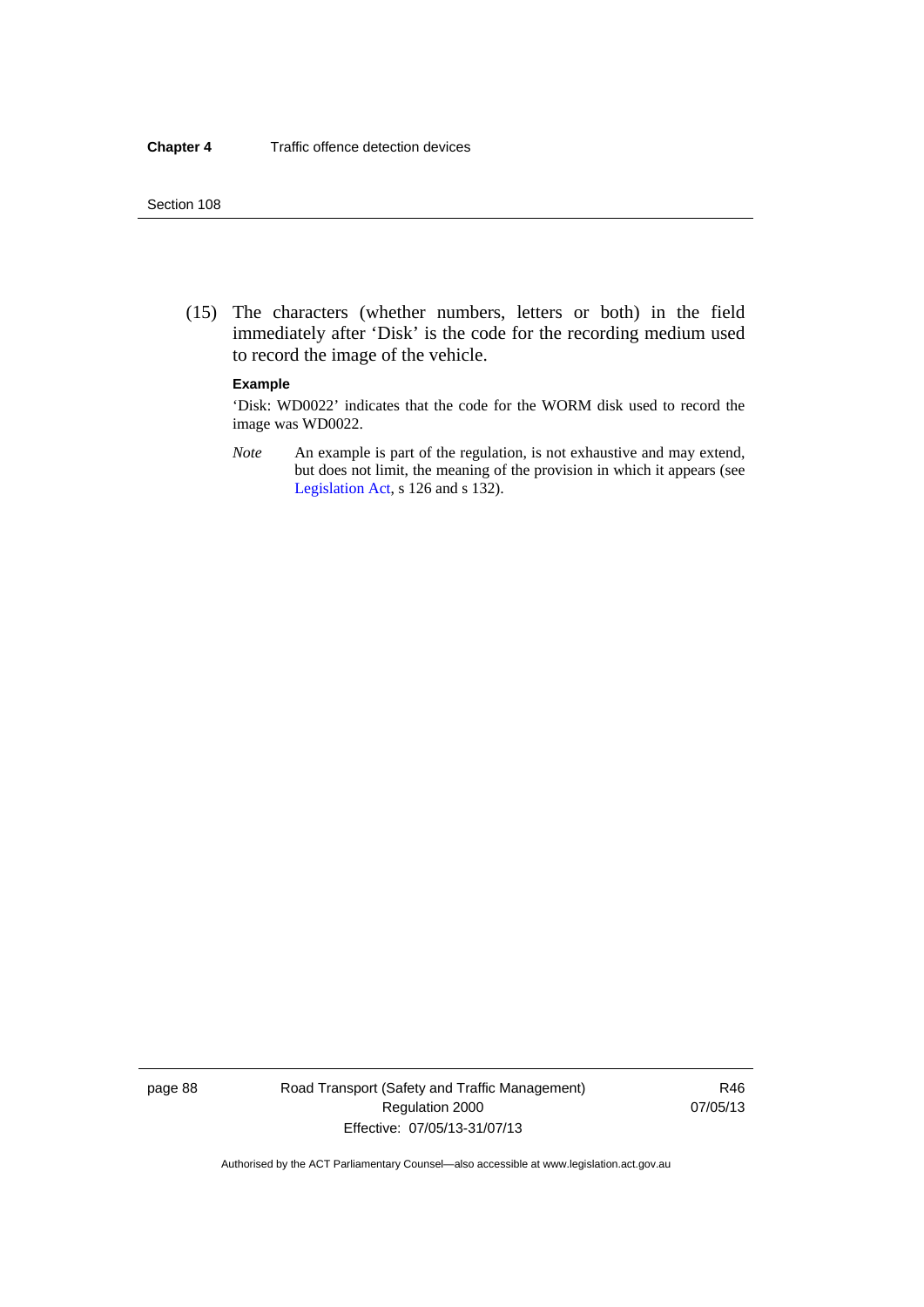(15) The characters (whether numbers, letters or both) in the field immediately after 'Disk' is the code for the recording medium used to record the image of the vehicle.

**Example**

'Disk: WD0022' indicates that the code for the WORM disk used to record the image was WD0022.

*Note* An example is part of the regulation, is not exhaustive and may extend, but does not limit, the meaning of the provision in which it appears (see Legislation Act, s 126 and s 132).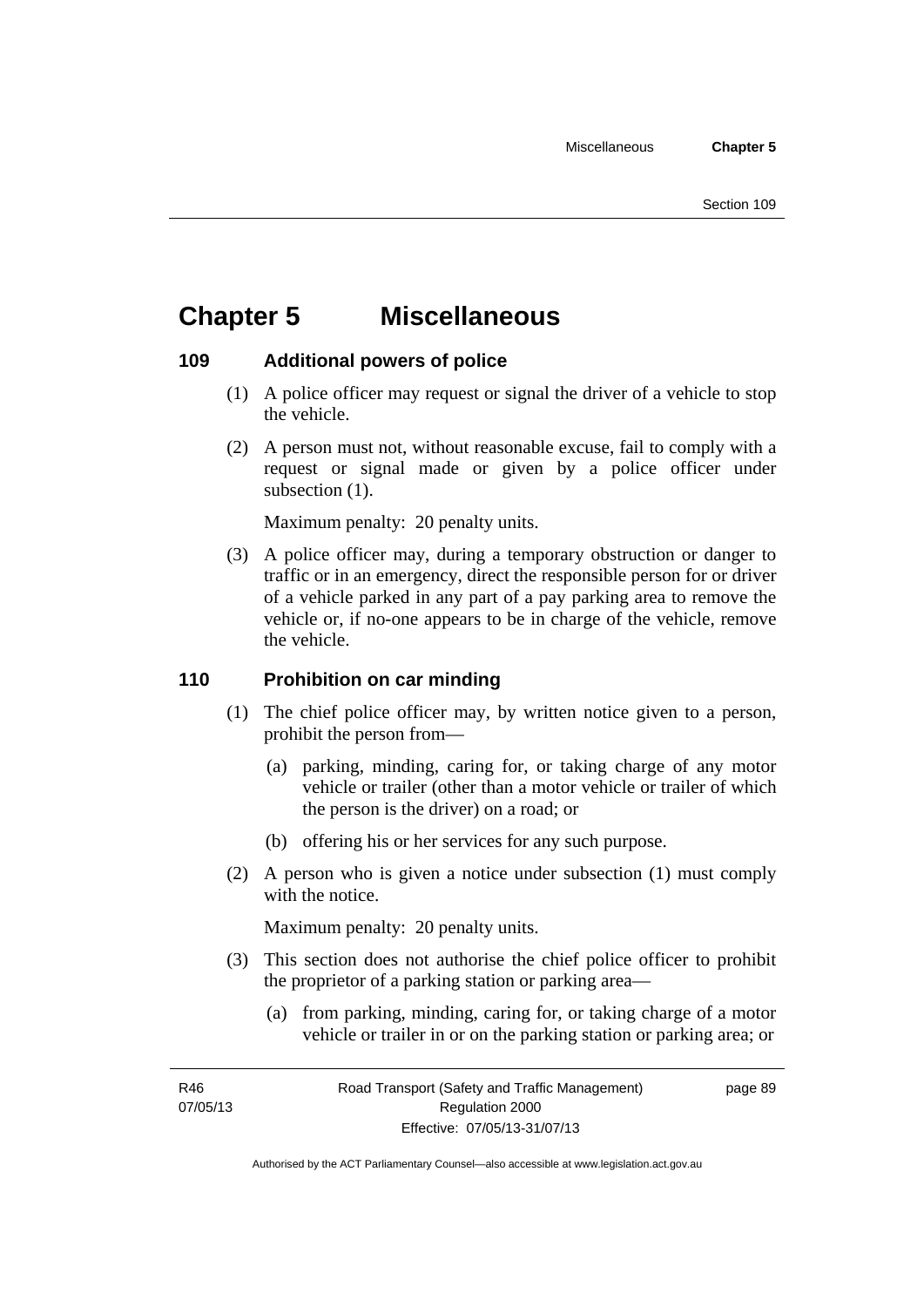# Chapter 5 Miscellaneous

## 109 Additional powers of police

(1) A police officer may request or signal the driver of a vehicle to stop the vehicle.

(2) A person must not, without reasonable excuse, fail to comply with a request or signal made or given by a police officer under subsection (1).

Maximum penalty: 20 penalty units.

(3) A police officer may, during a temporary obstruction or danger to traffic or in an emergency, direct the responsible person for or driver of a vehicle parked in any part of a pay parking area to remove the vehicle or, if no-one appears to be in charge of the vehicle, remove the vehicle.

## 110 Prohibition on car minding

(1) The chief police officer may, by written notice given to a person, prohibit the person from—

(a) parking, minding, caring for, or taking charge of any motor vehicle or trailer (other than a motor vehicle or trailer of which the person is the driver) on a road; or

(b) offering his or her services for any such purpose.

(2) A person who is given a notice under subsection (1) must comply with the notice.

Maximum penalty: 20 penalty units.

(3) This section does not authorise the chief police officer to prohibit the proprietor of a parking station or parking area—

(a) from parking, minding, caring for, or taking charge of a motor vehicle or trailer in or on the parking station or parking area; or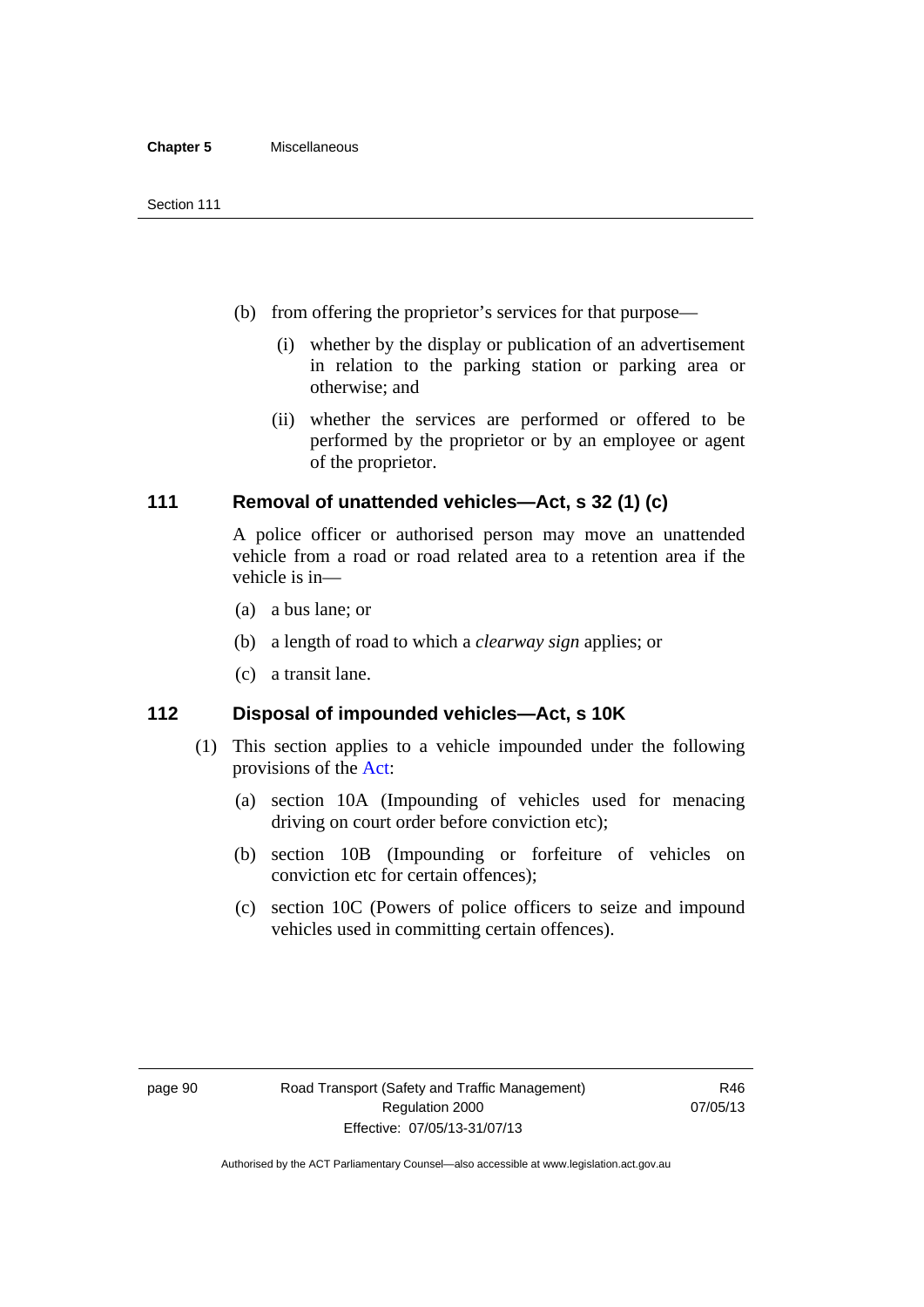(b) from offering the proprietor's services for that purpose—

   (i) whether by the display or publication of an advertisement in relation to the parking station or parking area or otherwise; and

   (ii) whether the services are performed or offered to be performed by the proprietor or by an employee or agent of the proprietor.

### 111 Removal of unattended vehicles—Act, s 32 (1) (c)

A police officer or authorised person may move an unattended vehicle from a road or road related area to a retention area if the vehicle is in—

(a) a bus lane; or

(b) a length of road to which a *clearway sign* applies; or

(c) a transit lane.

### 112 Disposal of impounded vehicles—Act, s 10K

(1) This section applies to a vehicle impounded under the following provisions of the Act:

   (a) section 10A (Impounding of vehicles used for menacing driving on court order before conviction etc);

   (b) section 10B (Impounding or forfeiture of vehicles on conviction etc for certain offences);

   (c) section 10C (Powers of police officers to seize and impound vehicles used in committing certain offences).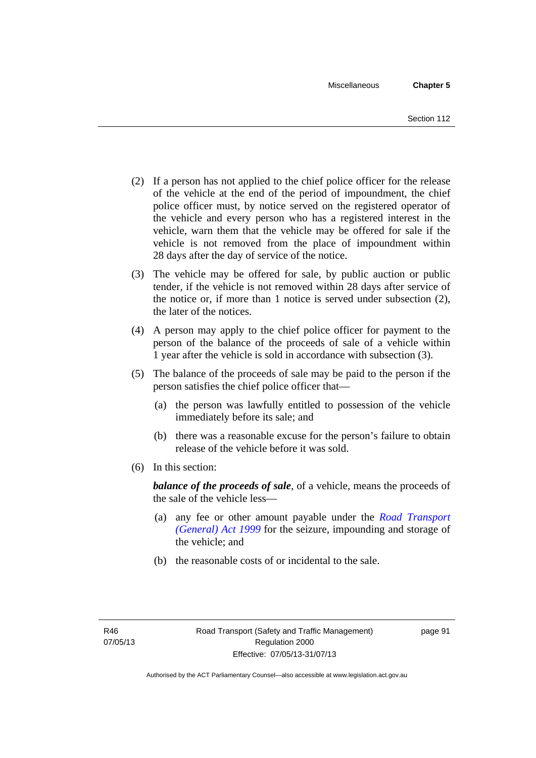(2) If a person has not applied to the chief police officer for the release of the vehicle at the end of the period of impoundment, the chief police officer must, by notice served on the registered operator of the vehicle and every person who has a registered interest in the vehicle, warn them that the vehicle may be offered for sale if the vehicle is not removed from the place of impoundment within 28 days after the day of service of the notice.

(3) The vehicle may be offered for sale, by public auction or public tender, if the vehicle is not removed within 28 days after service of the notice or, if more than 1 notice is served under subsection (2), the later of the notices.

(4) A person may apply to the chief police officer for payment to the person of the balance of the proceeds of sale of a vehicle within 1 year after the vehicle is sold in accordance with subsection (3).

(5) The balance of the proceeds of sale may be paid to the person if the person satisfies the chief police officer that—

(a) the person was lawfully entitled to possession of the vehicle immediately before its sale; and

(b) there was a reasonable excuse for the person's failure to obtain release of the vehicle before it was sold.

(6) In this section:

***balance of the proceeds of sale***, of a vehicle, means the proceeds of the sale of the vehicle less—

(a) any fee or other amount payable under the *Road Transport (General) Act 1999* for the seizure, impounding and storage of the vehicle; and

(b) the reasonable costs of or incidental to the sale.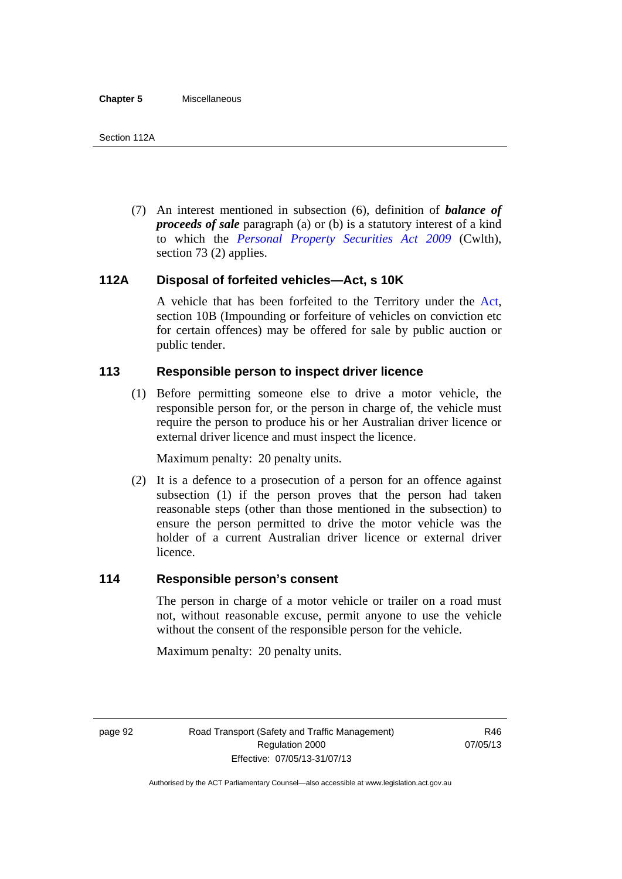(7) An interest mentioned in subsection (6), definition of ***balance of proceeds of sale*** paragraph (a) or (b) is a statutory interest of a kind to which the *Personal Property Securities Act 2009* (Cwlth), section 73 (2) applies.

## 112A Disposal of forfeited vehicles—Act, s 10K

A vehicle that has been forfeited to the Territory under the Act, section 10B (Impounding or forfeiture of vehicles on conviction etc for certain offences) may be offered for sale by public auction or public tender.

## 113 Responsible person to inspect driver licence

(1) Before permitting someone else to drive a motor vehicle, the responsible person for, or the person in charge of, the vehicle must require the person to produce his or her Australian driver licence or external driver licence and must inspect the licence.

Maximum penalty: 20 penalty units.

(2) It is a defence to a prosecution of a person for an offence against subsection (1) if the person proves that the person had taken reasonable steps (other than those mentioned in the subsection) to ensure the person permitted to drive the motor vehicle was the holder of a current Australian driver licence or external driver licence.

## 114 Responsible person's consent

The person in charge of a motor vehicle or trailer on a road must not, without reasonable excuse, permit anyone to use the vehicle without the consent of the responsible person for the vehicle.

Maximum penalty: 20 penalty units.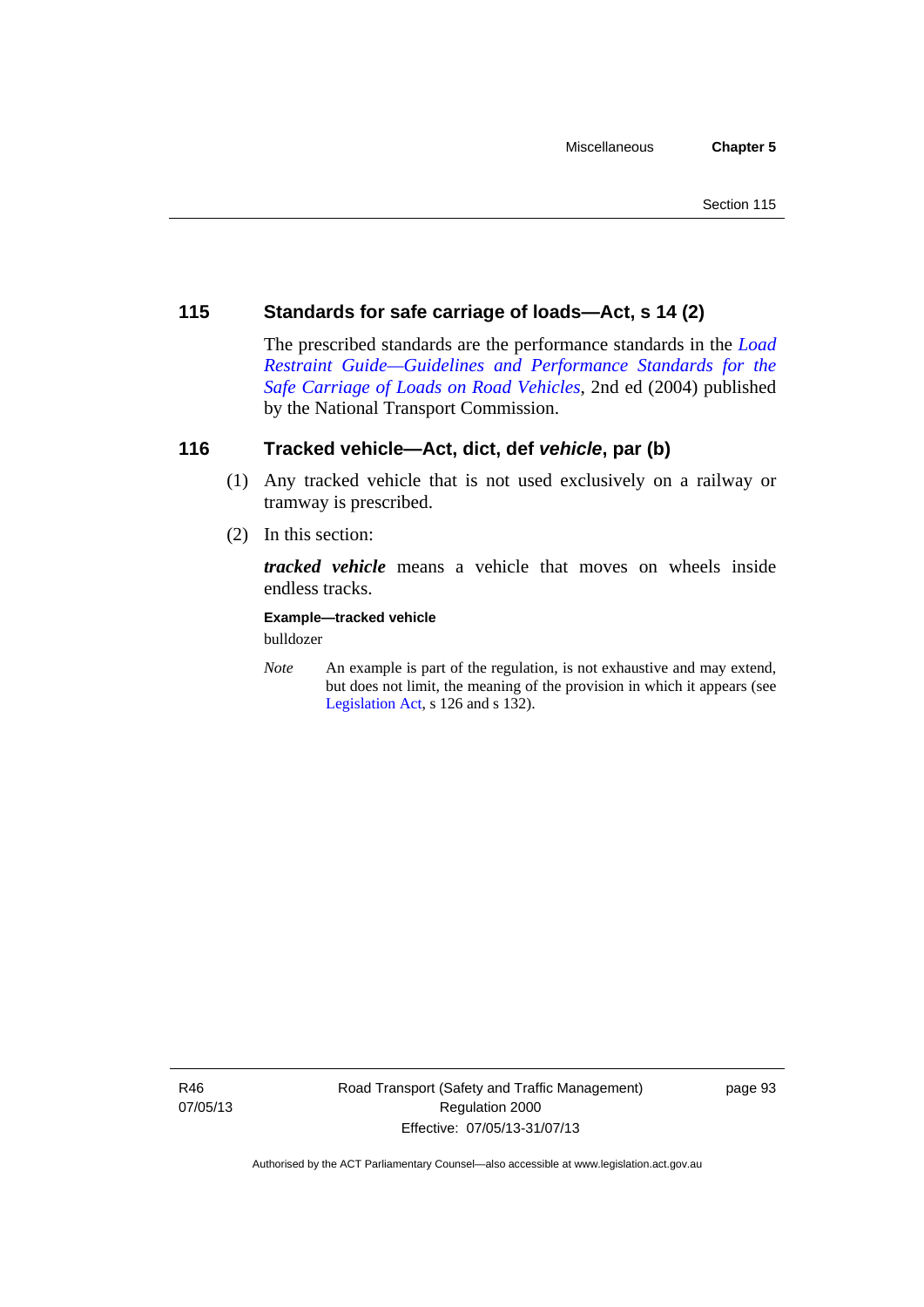## 115 Standards for safe carriage of loads—Act, s 14 (2)

The prescribed standards are the performance standards in the *Load Restraint Guide—Guidelines and Performance Standards for the Safe Carriage of Loads on Road Vehicles*, 2nd ed (2004) published by the National Transport Commission.

## 116 Tracked vehicle—Act, dict, def *vehicle*, par (b)

(1) Any tracked vehicle that is not used exclusively on a railway or tramway is prescribed.

(2) In this section:

***tracked vehicle*** means a vehicle that moves on wheels inside endless tracks.

**Example—tracked vehicle**

bulldozer

*Note* An example is part of the regulation, is not exhaustive and may extend, but does not limit, the meaning of the provision in which it appears (see Legislation Act, s 126 and s 132).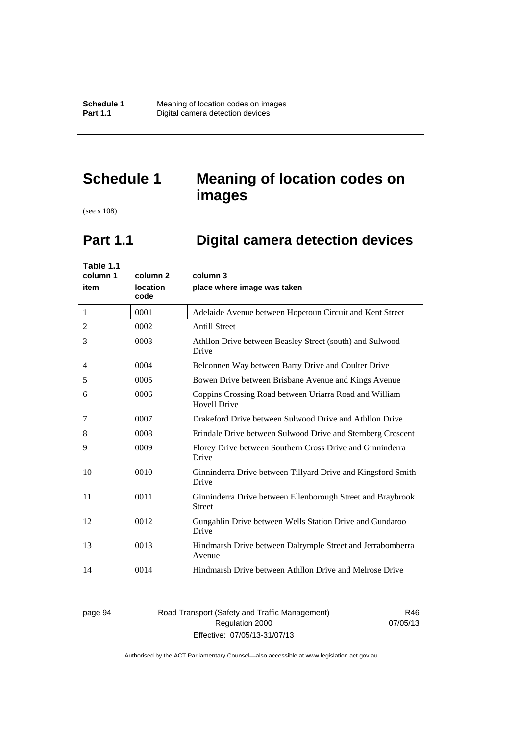# Schedule 1 Meaning of location codes on images

(see s 108)

## Part 1.1 Digital camera detection devices

**Table 1.1**

| column 1<br>item | column 2<br>location code | column 3<br>place where image was taken |
|---|---|---|
| 1 | 0001 | Adelaide Avenue between Hopetoun Circuit and Kent Street |
| 2 | 0002 | Antill Street |
| 3 | 0003 | Athllon Drive between Beasley Street (south) and Sulwood Drive |
| 4 | 0004 | Belconnen Way between Barry Drive and Coulter Drive |
| 5 | 0005 | Bowen Drive between Brisbane Avenue and Kings Avenue |
| 6 | 0006 | Coppins Crossing Road between Uriarra Road and William Hovell Drive |
| 7 | 0007 | Drakeford Drive between Sulwood Drive and Athllon Drive |
| 8 | 0008 | Erindale Drive between Sulwood Drive and Sternberg Crescent |
| 9 | 0009 | Florey Drive between Southern Cross Drive and Ginninderra Drive |
| 10 | 0010 | Ginninderra Drive between Tillyard Drive and Kingsford Smith Drive |
| 11 | 0011 | Ginninderra Drive between Ellenborough Street and Braybrook Street |
| 12 | 0012 | Gungahlin Drive between Wells Station Drive and Gundaroo Drive |
| 13 | 0013 | Hindmarsh Drive between Dalrymple Street and Jerrabomberra Avenue |
| 14 | 0014 | Hindmarsh Drive between Athllon Drive and Melrose Drive |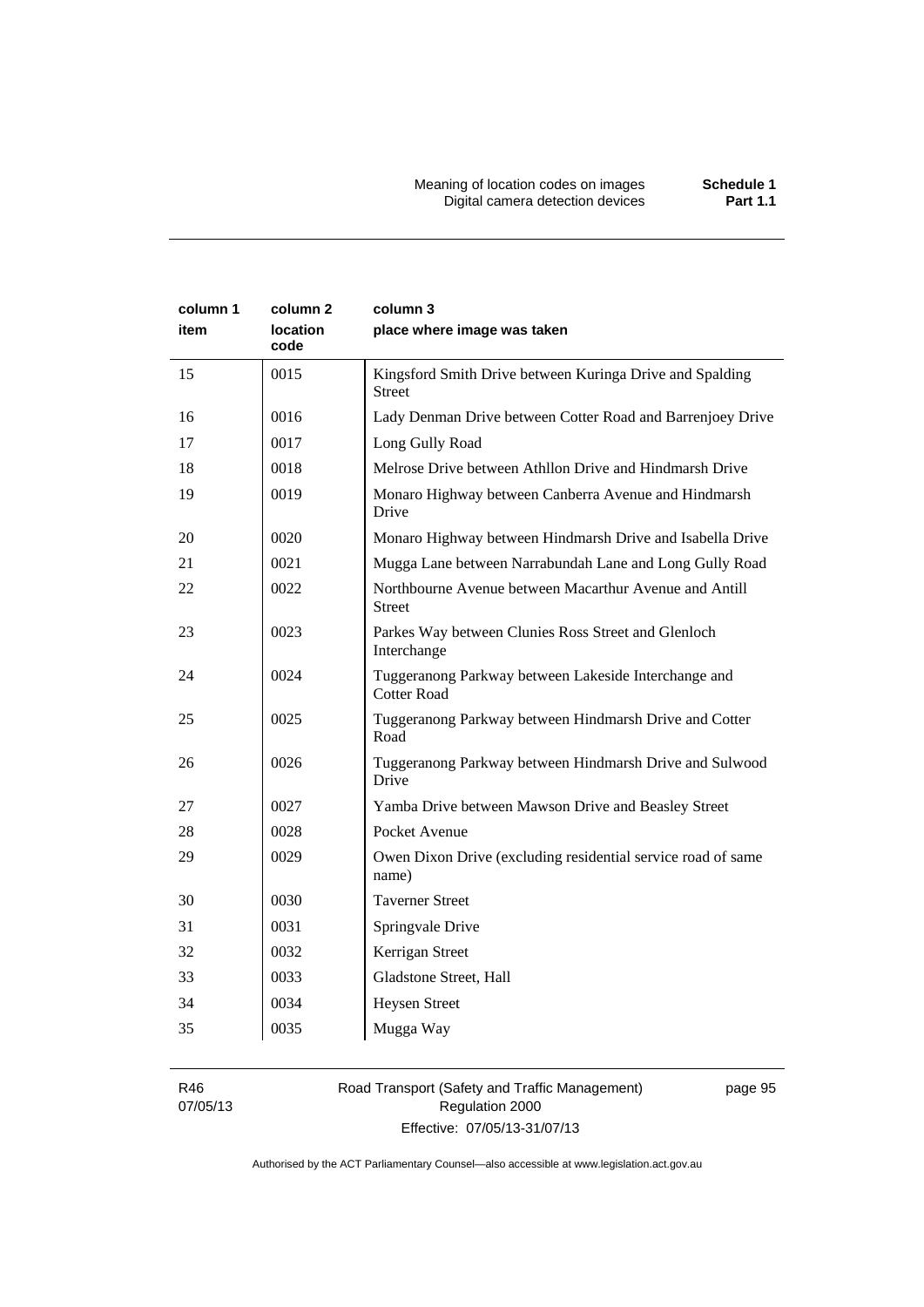| column 1 item | column 2 location code | column 3 place where image was taken |
|---|---|---|
| 15 | 0015 | Kingsford Smith Drive between Kuringa Drive and Spalding Street |
| 16 | 0016 | Lady Denman Drive between Cotter Road and Barrenjoey Drive |
| 17 | 0017 | Long Gully Road |
| 18 | 0018 | Melrose Drive between Athllon Drive and Hindmarsh Drive |
| 19 | 0019 | Monaro Highway between Canberra Avenue and Hindmarsh Drive |
| 20 | 0020 | Monaro Highway between Hindmarsh Drive and Isabella Drive |
| 21 | 0021 | Mugga Lane between Narrabundah Lane and Long Gully Road |
| 22 | 0022 | Northbourne Avenue between Macarthur Avenue and Antill Street |
| 23 | 0023 | Parkes Way between Clunies Ross Street and Glenloch Interchange |
| 24 | 0024 | Tuggeranong Parkway between Lakeside Interchange and Cotter Road |
| 25 | 0025 | Tuggeranong Parkway between Hindmarsh Drive and Cotter Road |
| 26 | 0026 | Tuggeranong Parkway between Hindmarsh Drive and Sulwood Drive |
| 27 | 0027 | Yamba Drive between Mawson Drive and Beasley Street |
| 28 | 0028 | Pocket Avenue |
| 29 | 0029 | Owen Dixon Drive (excluding residential service road of same name) |
| 30 | 0030 | Taverner Street |
| 31 | 0031 | Springvale Drive |
| 32 | 0032 | Kerrigan Street |
| 33 | 0033 | Gladstone Street, Hall |
| 34 | 0034 | Heysen Street |
| 35 | 0035 | Mugga Way |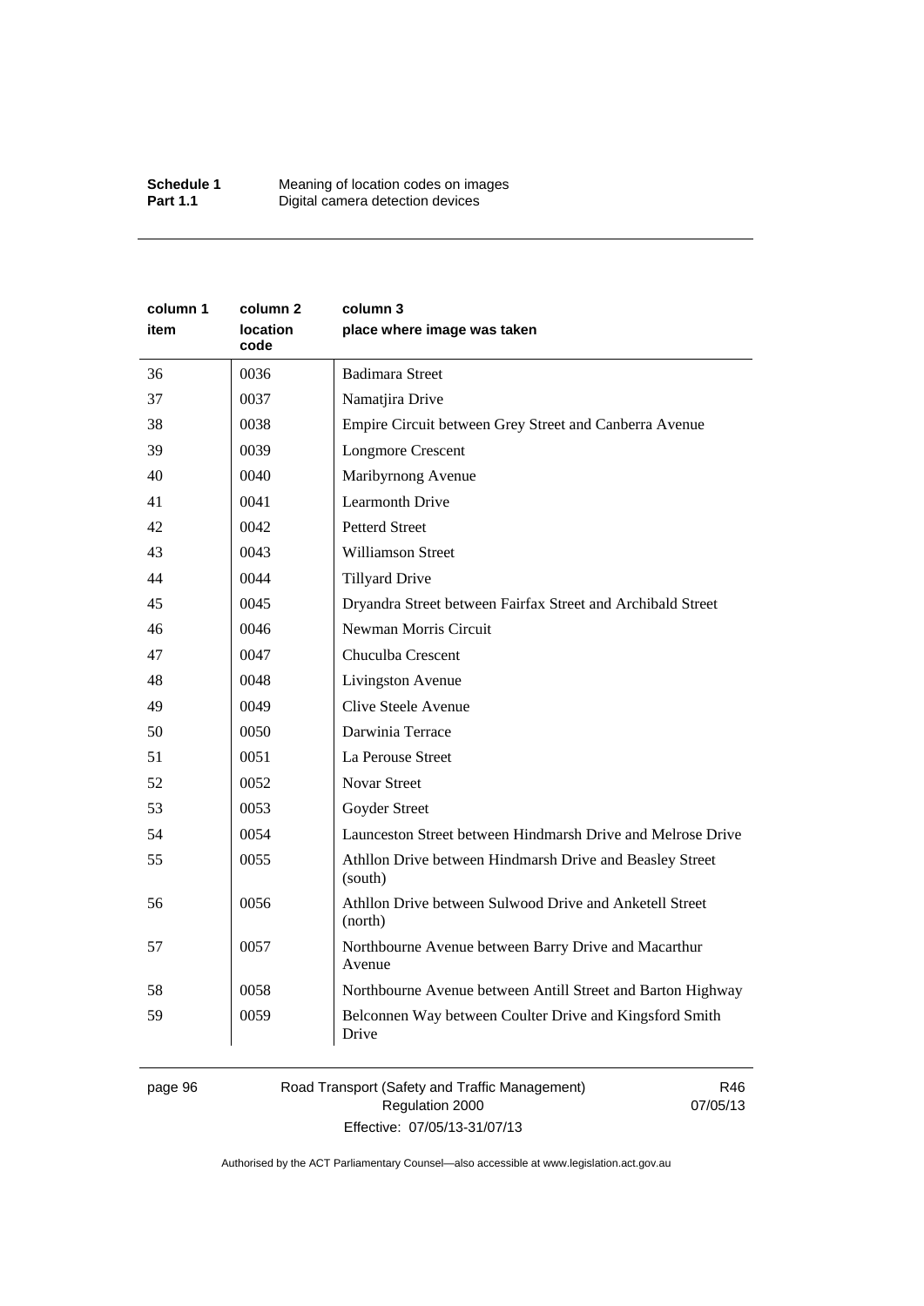| column 1 item | column 2 location code | column 3 place where image was taken |
|---|---|---|
| 36 | 0036 | Badimara Street |
| 37 | 0037 | Namatjira Drive |
| 38 | 0038 | Empire Circuit between Grey Street and Canberra Avenue |
| 39 | 0039 | Longmore Crescent |
| 40 | 0040 | Maribyrnong Avenue |
| 41 | 0041 | Learmonth Drive |
| 42 | 0042 | Petterd Street |
| 43 | 0043 | Williamson Street |
| 44 | 0044 | Tillyard Drive |
| 45 | 0045 | Dryandra Street between Fairfax Street and Archibald Street |
| 46 | 0046 | Newman Morris Circuit |
| 47 | 0047 | Chuculba Crescent |
| 48 | 0048 | Livingston Avenue |
| 49 | 0049 | Clive Steele Avenue |
| 50 | 0050 | Darwinia Terrace |
| 51 | 0051 | La Perouse Street |
| 52 | 0052 | Novar Street |
| 53 | 0053 | Goyder Street |
| 54 | 0054 | Launceston Street between Hindmarsh Drive and Melrose Drive |
| 55 | 0055 | Athllon Drive between Hindmarsh Drive and Beasley Street (south) |
| 56 | 0056 | Athllon Drive between Sulwood Drive and Anketell Street (north) |
| 57 | 0057 | Northbourne Avenue between Barry Drive and Macarthur Avenue |
| 58 | 0058 | Northbourne Avenue between Antill Street and Barton Highway |
| 59 | 0059 | Belconnen Way between Coulter Drive and Kingsford Smith Drive |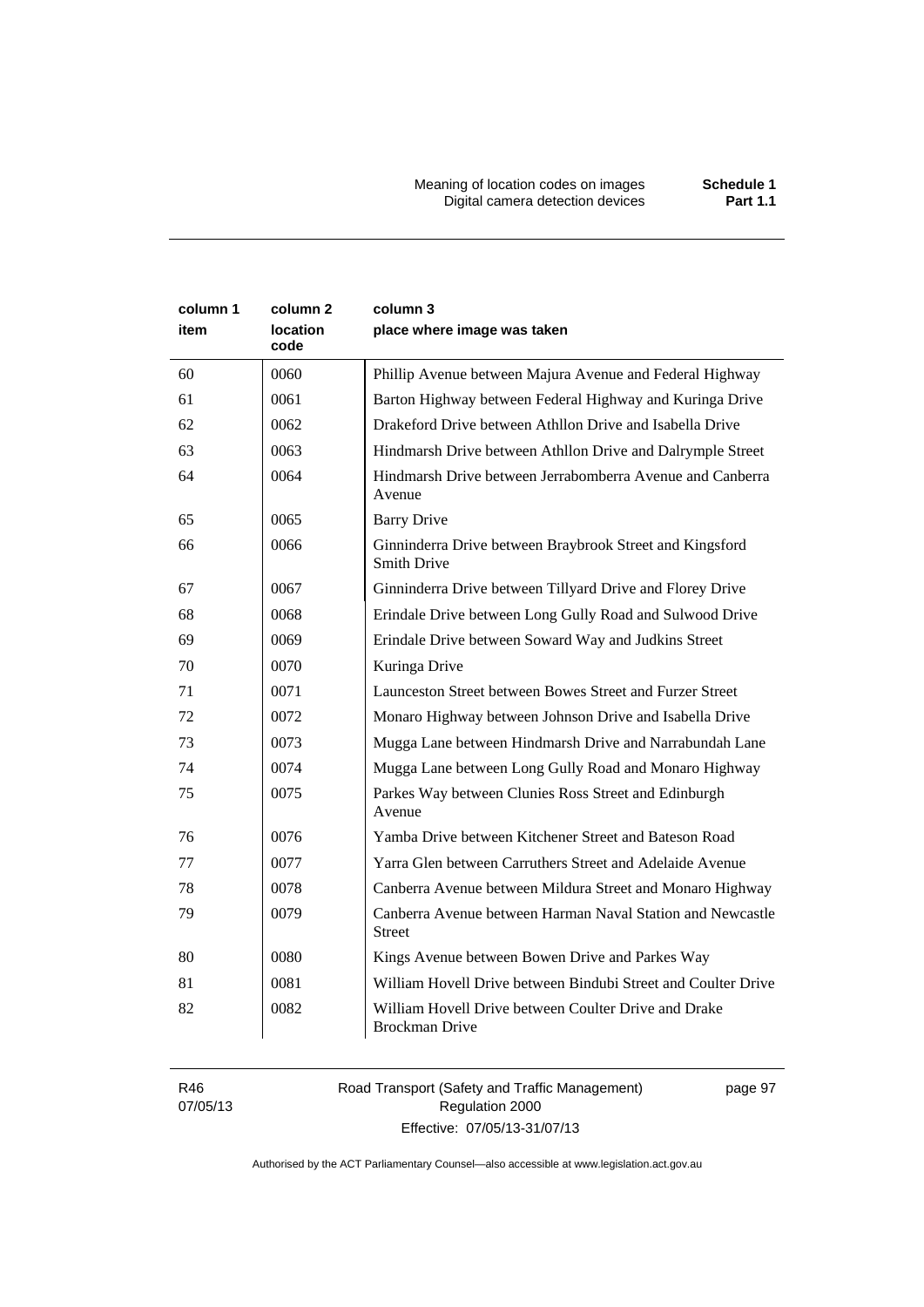| column 1 item | column 2 location code | column 3 place where image was taken |
|---|---|---|
| 60 | 0060 | Phillip Avenue between Majura Avenue and Federal Highway |
| 61 | 0061 | Barton Highway between Federal Highway and Kuringa Drive |
| 62 | 0062 | Drakeford Drive between Athllon Drive and Isabella Drive |
| 63 | 0063 | Hindmarsh Drive between Athllon Drive and Dalrymple Street |
| 64 | 0064 | Hindmarsh Drive between Jerrabomberra Avenue and Canberra Avenue |
| 65 | 0065 | Barry Drive |
| 66 | 0066 | Ginninderra Drive between Braybrook Street and Kingsford Smith Drive |
| 67 | 0067 | Ginninderra Drive between Tillyard Drive and Florey Drive |
| 68 | 0068 | Erindale Drive between Long Gully Road and Sulwood Drive |
| 69 | 0069 | Erindale Drive between Soward Way and Judkins Street |
| 70 | 0070 | Kuringa Drive |
| 71 | 0071 | Launceston Street between Bowes Street and Furzer Street |
| 72 | 0072 | Monaro Highway between Johnson Drive and Isabella Drive |
| 73 | 0073 | Mugga Lane between Hindmarsh Drive and Narrabundah Lane |
| 74 | 0074 | Mugga Lane between Long Gully Road and Monaro Highway |
| 75 | 0075 | Parkes Way between Clunies Ross Street and Edinburgh Avenue |
| 76 | 0076 | Yamba Drive between Kitchener Street and Bateson Road |
| 77 | 0077 | Yarra Glen between Carruthers Street and Adelaide Avenue |
| 78 | 0078 | Canberra Avenue between Mildura Street and Monaro Highway |
| 79 | 0079 | Canberra Avenue between Harman Naval Station and Newcastle Street |
| 80 | 0080 | Kings Avenue between Bowen Drive and Parkes Way |
| 81 | 0081 | William Hovell Drive between Bindubi Street and Coulter Drive |
| 82 | 0082 | William Hovell Drive between Coulter Drive and Drake Brockman Drive |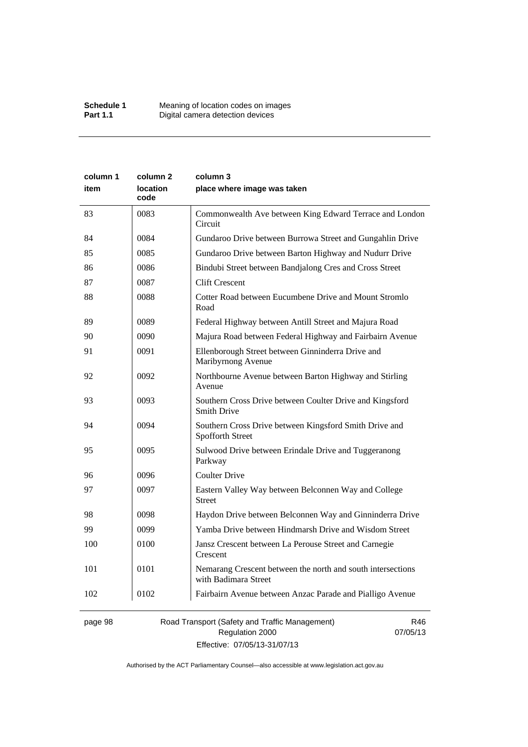| column 1 item | column 2 location code | column 3 place where image was taken |
|---|---|---|
| 83 | 0083 | Commonwealth Ave between King Edward Terrace and London Circuit |
| 84 | 0084 | Gundaroo Drive between Burrowa Street and Gungahlin Drive |
| 85 | 0085 | Gundaroo Drive between Barton Highway and Nudurr Drive |
| 86 | 0086 | Bindubi Street between Bandjalong Cres and Cross Street |
| 87 | 0087 | Clift Crescent |
| 88 | 0088 | Cotter Road between Eucumbene Drive and Mount Stromlo Road |
| 89 | 0089 | Federal Highway between Antill Street and Majura Road |
| 90 | 0090 | Majura Road between Federal Highway and Fairbairn Avenue |
| 91 | 0091 | Ellenborough Street between Ginninderra Drive and Maribyrnong Avenue |
| 92 | 0092 | Northbourne Avenue between Barton Highway and Stirling Avenue |
| 93 | 0093 | Southern Cross Drive between Coulter Drive and Kingsford Smith Drive |
| 94 | 0094 | Southern Cross Drive between Kingsford Smith Drive and Spofforth Street |
| 95 | 0095 | Sulwood Drive between Erindale Drive and Tuggeranong Parkway |
| 96 | 0096 | Coulter Drive |
| 97 | 0097 | Eastern Valley Way between Belconnen Way and College Street |
| 98 | 0098 | Haydon Drive between Belconnen Way and Ginninderra Drive |
| 99 | 0099 | Yamba Drive between Hindmarsh Drive and Wisdom Street |
| 100 | 0100 | Jansz Crescent between La Perouse Street and Carnegie Crescent |
| 101 | 0101 | Nemarang Crescent between the north and south intersections with Badimara Street |
| 102 | 0102 | Fairbairn Avenue between Anzac Parade and Pialligo Avenue |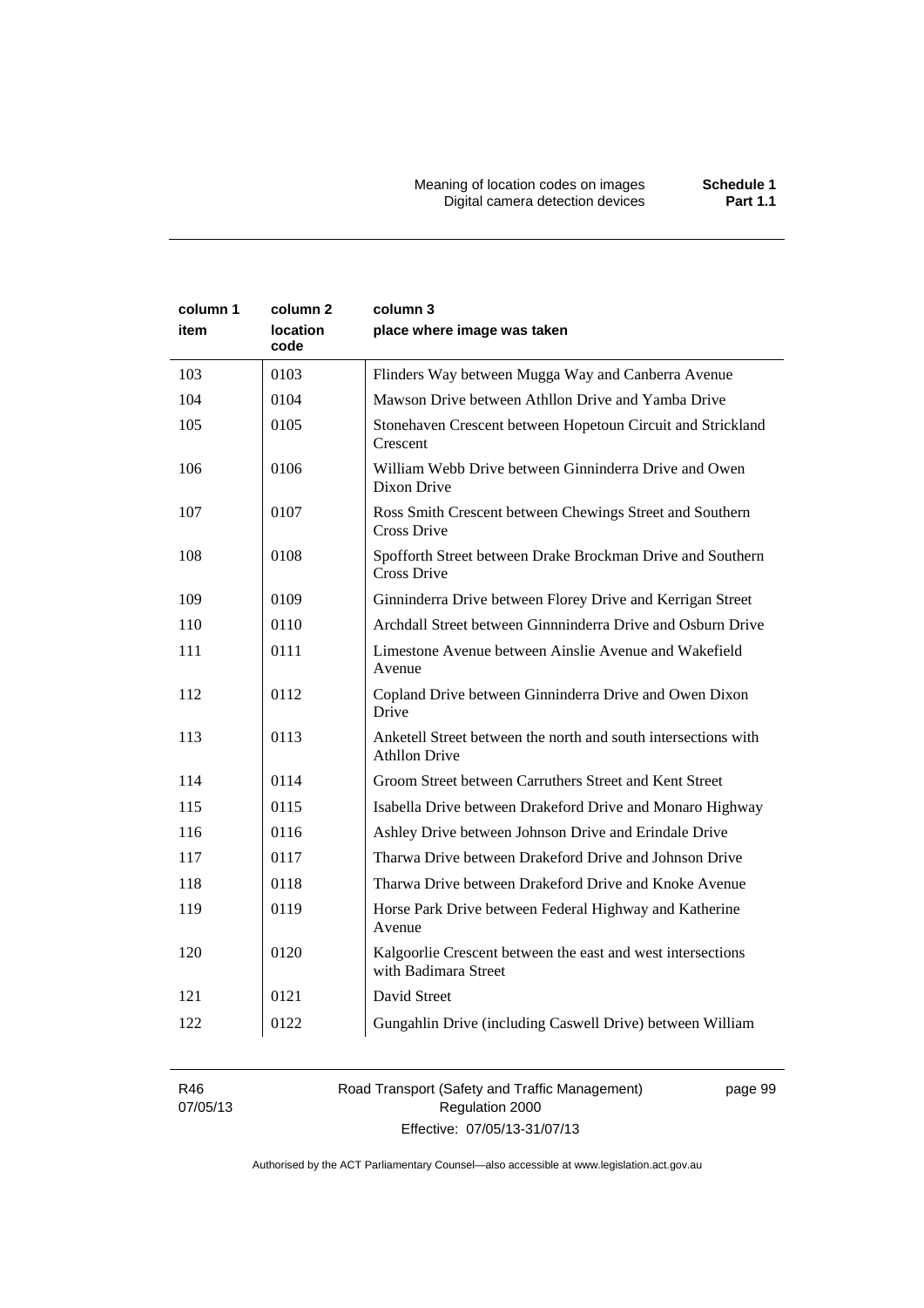| column 1 item | column 2 location code | column 3 place where image was taken |
|---|---|---|
| 103 | 0103 | Flinders Way between Mugga Way and Canberra Avenue |
| 104 | 0104 | Mawson Drive between Athllon Drive and Yamba Drive |
| 105 | 0105 | Stonehaven Crescent between Hopetoun Circuit and Strickland Crescent |
| 106 | 0106 | William Webb Drive between Ginninderra Drive and Owen Dixon Drive |
| 107 | 0107 | Ross Smith Crescent between Chewings Street and Southern Cross Drive |
| 108 | 0108 | Spofforth Street between Drake Brockman Drive and Southern Cross Drive |
| 109 | 0109 | Ginninderra Drive between Florey Drive and Kerrigan Street |
| 110 | 0110 | Archdall Street between Ginnninderra Drive and Osburn Drive |
| 111 | 0111 | Limestone Avenue between Ainslie Avenue and Wakefield Avenue |
| 112 | 0112 | Copland Drive between Ginninderra Drive and Owen Dixon Drive |
| 113 | 0113 | Anketell Street between the north and south intersections with Athllon Drive |
| 114 | 0114 | Groom Street between Carruthers Street and Kent Street |
| 115 | 0115 | Isabella Drive between Drakeford Drive and Monaro Highway |
| 116 | 0116 | Ashley Drive between Johnson Drive and Erindale Drive |
| 117 | 0117 | Tharwa Drive between Drakeford Drive and Johnson Drive |
| 118 | 0118 | Tharwa Drive between Drakeford Drive and Knoke Avenue |
| 119 | 0119 | Horse Park Drive between Federal Highway and Katherine Avenue |
| 120 | 0120 | Kalgoorlie Crescent between the east and west intersections with Badimara Street |
| 121 | 0121 | David Street |
| 122 | 0122 | Gungahlin Drive (including Caswell Drive) between William |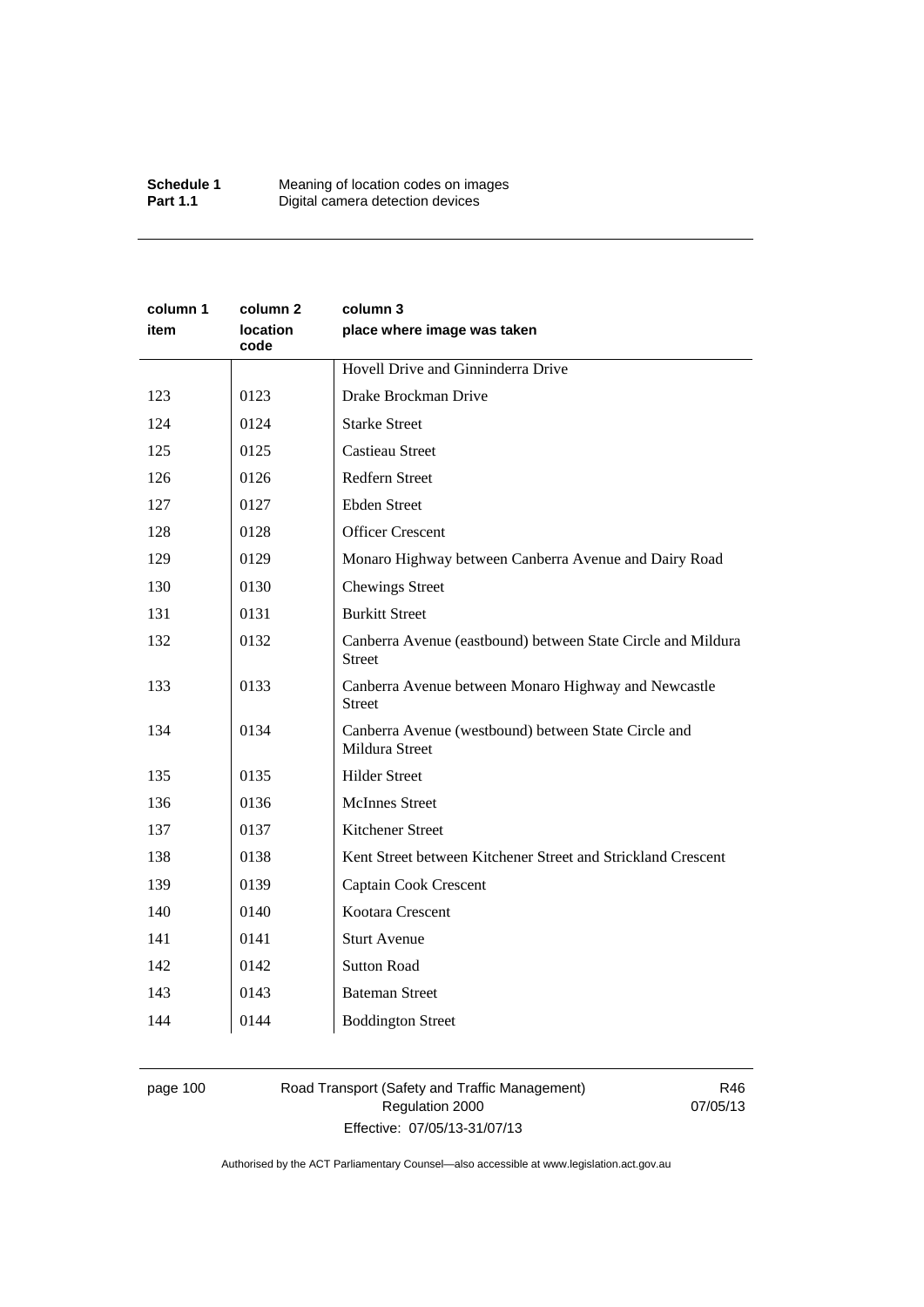| column 1 item | column 2 location code | column 3 place where image was taken |
|---|---|---|
| | | Hovell Drive and Ginninderra Drive |
| 123 | 0123 | Drake Brockman Drive |
| 124 | 0124 | Starke Street |
| 125 | 0125 | Castieau Street |
| 126 | 0126 | Redfern Street |
| 127 | 0127 | Ebden Street |
| 128 | 0128 | Officer Crescent |
| 129 | 0129 | Monaro Highway between Canberra Avenue and Dairy Road |
| 130 | 0130 | Chewings Street |
| 131 | 0131 | Burkitt Street |
| 132 | 0132 | Canberra Avenue (eastbound) between State Circle and Mildura Street |
| 133 | 0133 | Canberra Avenue between Monaro Highway and Newcastle Street |
| 134 | 0134 | Canberra Avenue (westbound) between State Circle and Mildura Street |
| 135 | 0135 | Hilder Street |
| 136 | 0136 | McInnes Street |
| 137 | 0137 | Kitchener Street |
| 138 | 0138 | Kent Street between Kitchener Street and Strickland Crescent |
| 139 | 0139 | Captain Cook Crescent |
| 140 | 0140 | Kootara Crescent |
| 141 | 0141 | Sturt Avenue |
| 142 | 0142 | Sutton Road |
| 143 | 0143 | Bateman Street |
| 144 | 0144 | Boddington Street |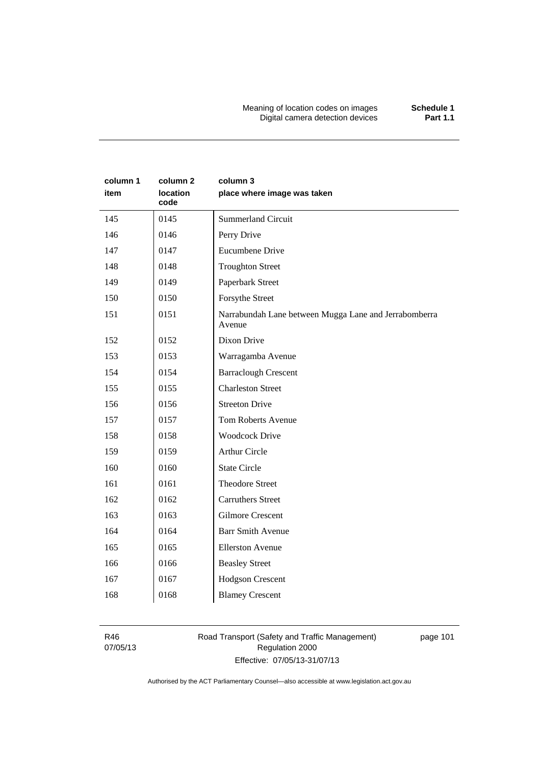| column 1 item | column 2 location code | column 3 place where image was taken |
|---|---|---|
| 145 | 0145 | Summerland Circuit |
| 146 | 0146 | Perry Drive |
| 147 | 0147 | Eucumbene Drive |
| 148 | 0148 | Troughton Street |
| 149 | 0149 | Paperbark Street |
| 150 | 0150 | Forsythe Street |
| 151 | 0151 | Narrabundah Lane between Mugga Lane and Jerrabomberra Avenue |
| 152 | 0152 | Dixon Drive |
| 153 | 0153 | Warragamba Avenue |
| 154 | 0154 | Barraclough Crescent |
| 155 | 0155 | Charleston Street |
| 156 | 0156 | Streeton Drive |
| 157 | 0157 | Tom Roberts Avenue |
| 158 | 0158 | Woodcock Drive |
| 159 | 0159 | Arthur Circle |
| 160 | 0160 | State Circle |
| 161 | 0161 | Theodore Street |
| 162 | 0162 | Carruthers Street |
| 163 | 0163 | Gilmore Crescent |
| 164 | 0164 | Barr Smith Avenue |
| 165 | 0165 | Ellerston Avenue |
| 166 | 0166 | Beasley Street |
| 167 | 0167 | Hodgson Crescent |
| 168 | 0168 | Blamey Crescent |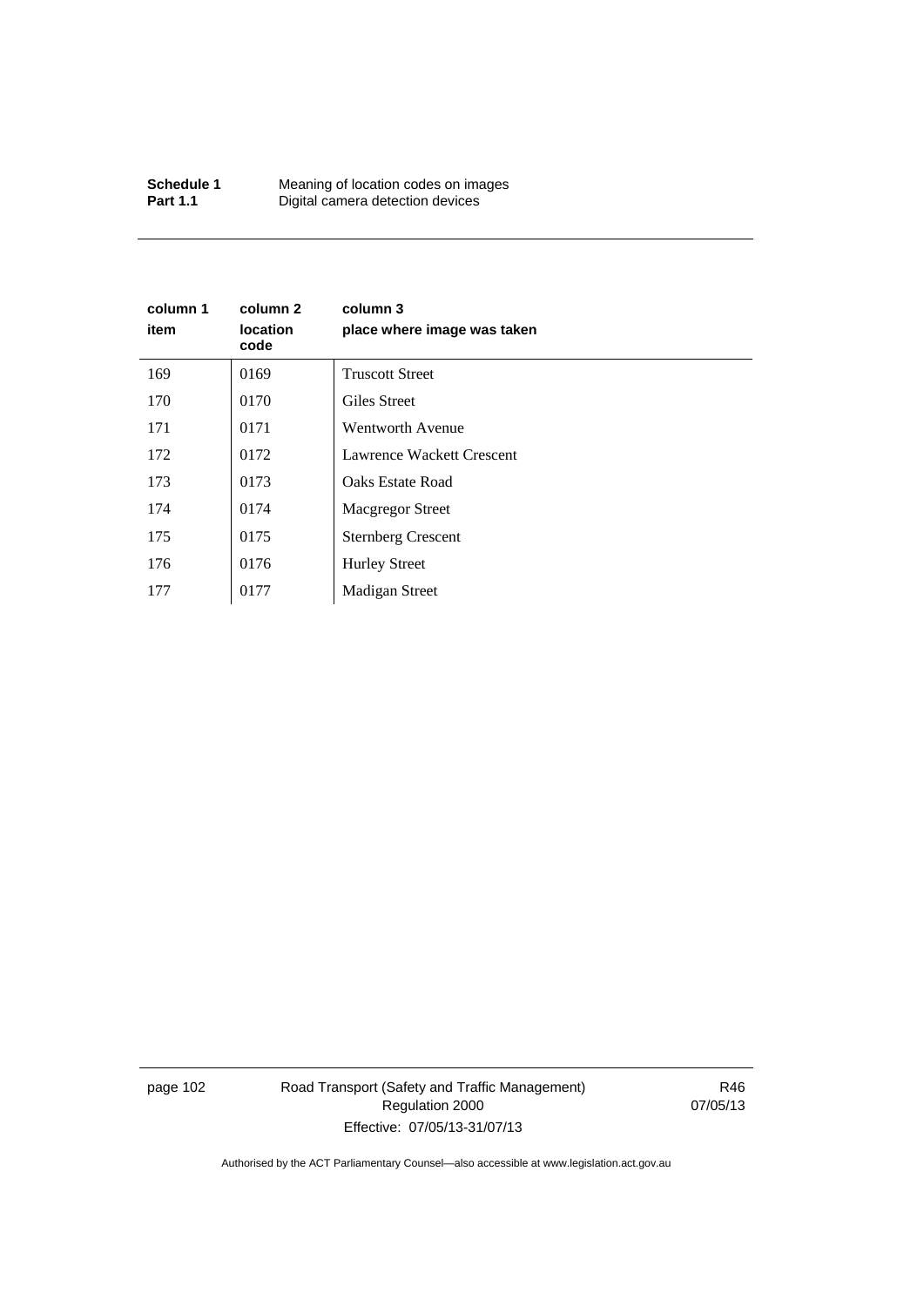| column 1 item | column 2 location code | column 3 place where image was taken |
|---|---|---|
| 169 | 0169 | Truscott Street |
| 170 | 0170 | Giles Street |
| 171 | 0171 | Wentworth Avenue |
| 172 | 0172 | Lawrence Wackett Crescent |
| 173 | 0173 | Oaks Estate Road |
| 174 | 0174 | Macgregor Street |
| 175 | 0175 | Sternberg Crescent |
| 176 | 0176 | Hurley Street |
| 177 | 0177 | Madigan Street |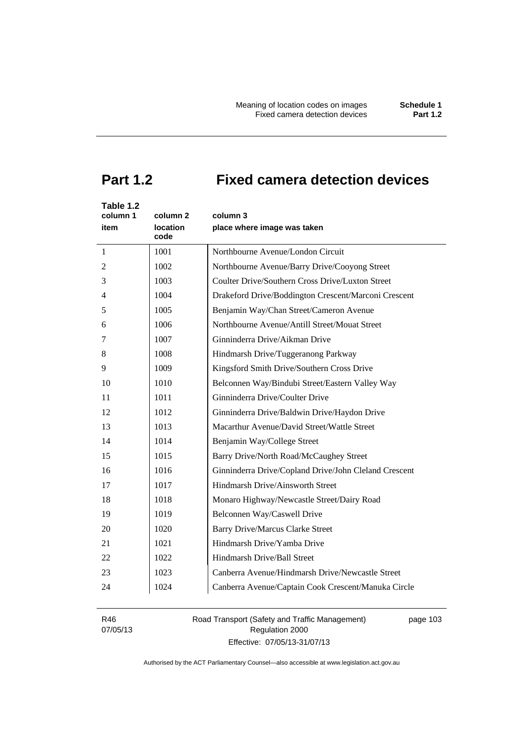# Part 1.2 Fixed camera detection devices

Table 1.2

| column 1<br>item | column 2<br>location code | column 3<br>place where image was taken |
|---|---|---|
| 1 | 1001 | Northbourne Avenue/London Circuit |
| 2 | 1002 | Northbourne Avenue/Barry Drive/Cooyong Street |
| 3 | 1003 | Coulter Drive/Southern Cross Drive/Luxton Street |
| 4 | 1004 | Drakeford Drive/Boddington Crescent/Marconi Crescent |
| 5 | 1005 | Benjamin Way/Chan Street/Cameron Avenue |
| 6 | 1006 | Northbourne Avenue/Antill Street/Mouat Street |
| 7 | 1007 | Ginninderra Drive/Aikman Drive |
| 8 | 1008 | Hindmarsh Drive/Tuggeranong Parkway |
| 9 | 1009 | Kingsford Smith Drive/Southern Cross Drive |
| 10 | 1010 | Belconnen Way/Bindubi Street/Eastern Valley Way |
| 11 | 1011 | Ginninderra Drive/Coulter Drive |
| 12 | 1012 | Ginninderra Drive/Baldwin Drive/Haydon Drive |
| 13 | 1013 | Macarthur Avenue/David Street/Wattle Street |
| 14 | 1014 | Benjamin Way/College Street |
| 15 | 1015 | Barry Drive/North Road/McCaughey Street |
| 16 | 1016 | Ginninderra Drive/Copland Drive/John Cleland Crescent |
| 17 | 1017 | Hindmarsh Drive/Ainsworth Street |
| 18 | 1018 | Monaro Highway/Newcastle Street/Dairy Road |
| 19 | 1019 | Belconnen Way/Caswell Drive |
| 20 | 1020 | Barry Drive/Marcus Clarke Street |
| 21 | 1021 | Hindmarsh Drive/Yamba Drive |
| 22 | 1022 | Hindmarsh Drive/Ball Street |
| 23 | 1023 | Canberra Avenue/Hindmarsh Drive/Newcastle Street |
| 24 | 1024 | Canberra Avenue/Captain Cook Crescent/Manuka Circle |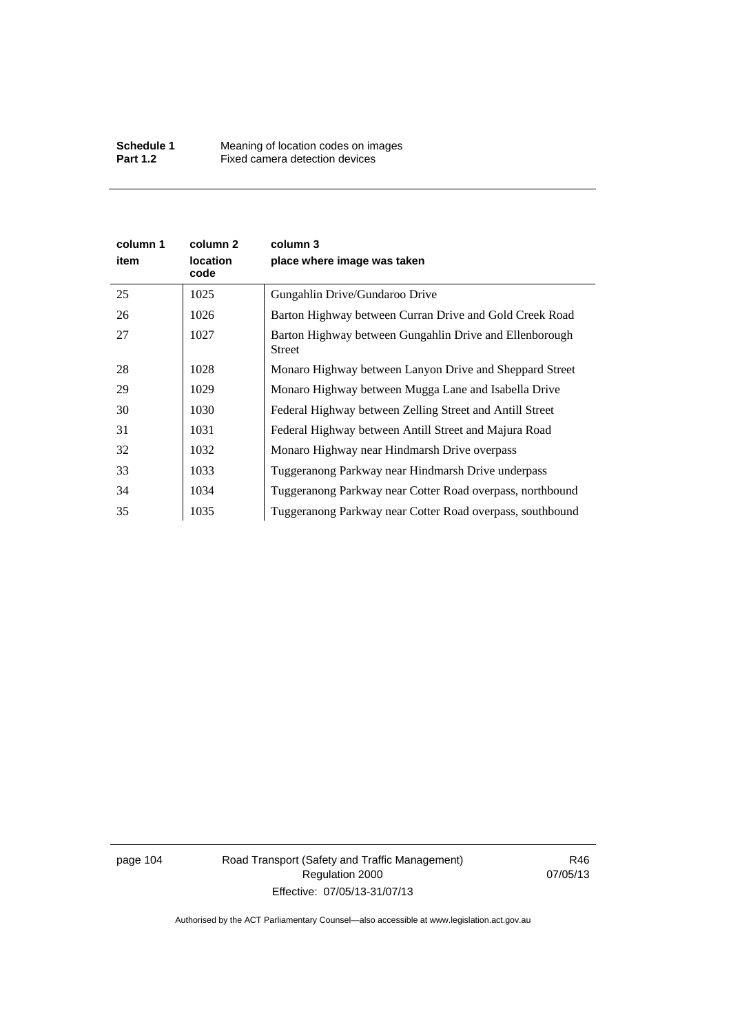| column 1<br>item | column 2<br>location code | column 3<br>place where image was taken |
|---|---|---|
| 25 | 1025 | Gungahlin Drive/Gundaroo Drive |
| 26 | 1026 | Barton Highway between Curran Drive and Gold Creek Road |
| 27 | 1027 | Barton Highway between Gungahlin Drive and Ellenborough Street |
| 28 | 1028 | Monaro Highway between Lanyon Drive and Sheppard Street |
| 29 | 1029 | Monaro Highway between Mugga Lane and Isabella Drive |
| 30 | 1030 | Federal Highway between Zelling Street and Antill Street |
| 31 | 1031 | Federal Highway between Antill Street and Majura Road |
| 32 | 1032 | Monaro Highway near Hindmarsh Drive overpass |
| 33 | 1033 | Tuggeranong Parkway near Hindmarsh Drive underpass |
| 34 | 1034 | Tuggeranong Parkway near Cotter Road overpass, northbound |
| 35 | 1035 | Tuggeranong Parkway near Cotter Road overpass, southbound |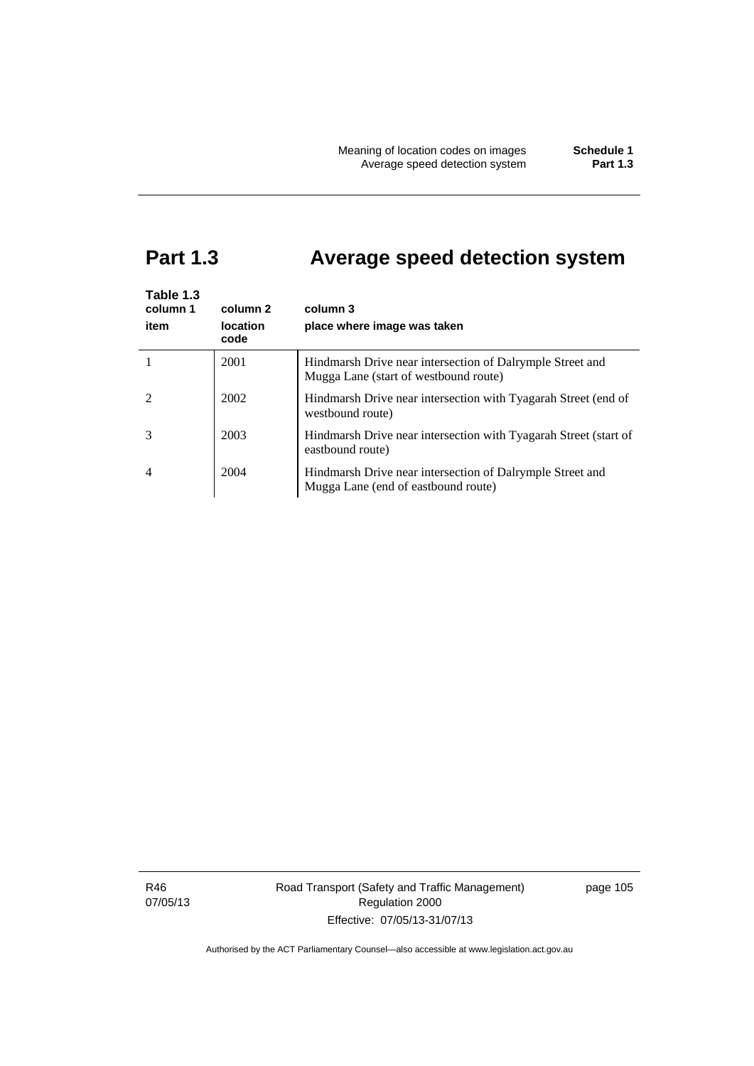# Part 1.3 Average speed detection system

Table 1.3

| column 1<br>item | column 2<br>location code | column 3<br>place where image was taken |
|---|---|---|
| 1 | 2001 | Hindmarsh Drive near intersection of Dalrymple Street and Mugga Lane (start of westbound route) |
| 2 | 2002 | Hindmarsh Drive near intersection with Tyagarah Street (end of westbound route) |
| 3 | 2003 | Hindmarsh Drive near intersection with Tyagarah Street (start of eastbound route) |
| 4 | 2004 | Hindmarsh Drive near intersection of Dalrymple Street and Mugga Lane (end of eastbound route) |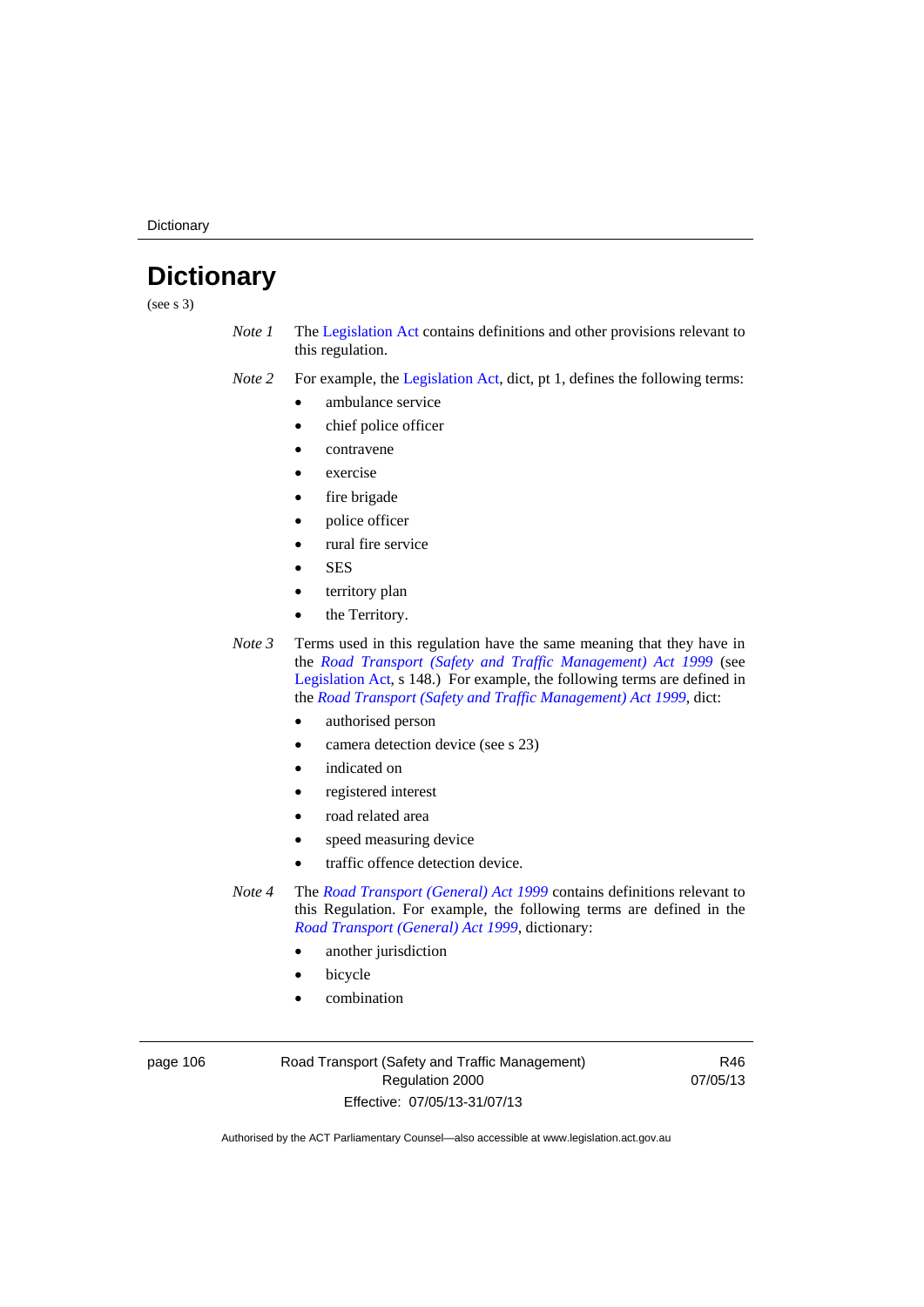# Dictionary

(see s 3)

*Note 1* The Legislation Act contains definitions and other provisions relevant to this regulation.

*Note 2* For example, the Legislation Act, dict, pt 1, defines the following terms:

- ambulance service
- chief police officer
- contravene
- exercise
- fire brigade
- police officer
- rural fire service
- SES
- territory plan
- the Territory.

*Note 3* Terms used in this regulation have the same meaning that they have in the *Road Transport (Safety and Traffic Management) Act 1999* (see Legislation Act, s 148.) For example, the following terms are defined in the *Road Transport (Safety and Traffic Management) Act 1999*, dict:

- authorised person
- camera detection device (see s 23)
- indicated on
- registered interest
- road related area
- speed measuring device
- traffic offence detection device.

*Note 4* The *Road Transport (General) Act 1999* contains definitions relevant to this Regulation. For example, the following terms are defined in the *Road Transport (General) Act 1999*, dictionary:

- another jurisdiction
- bicycle
- combination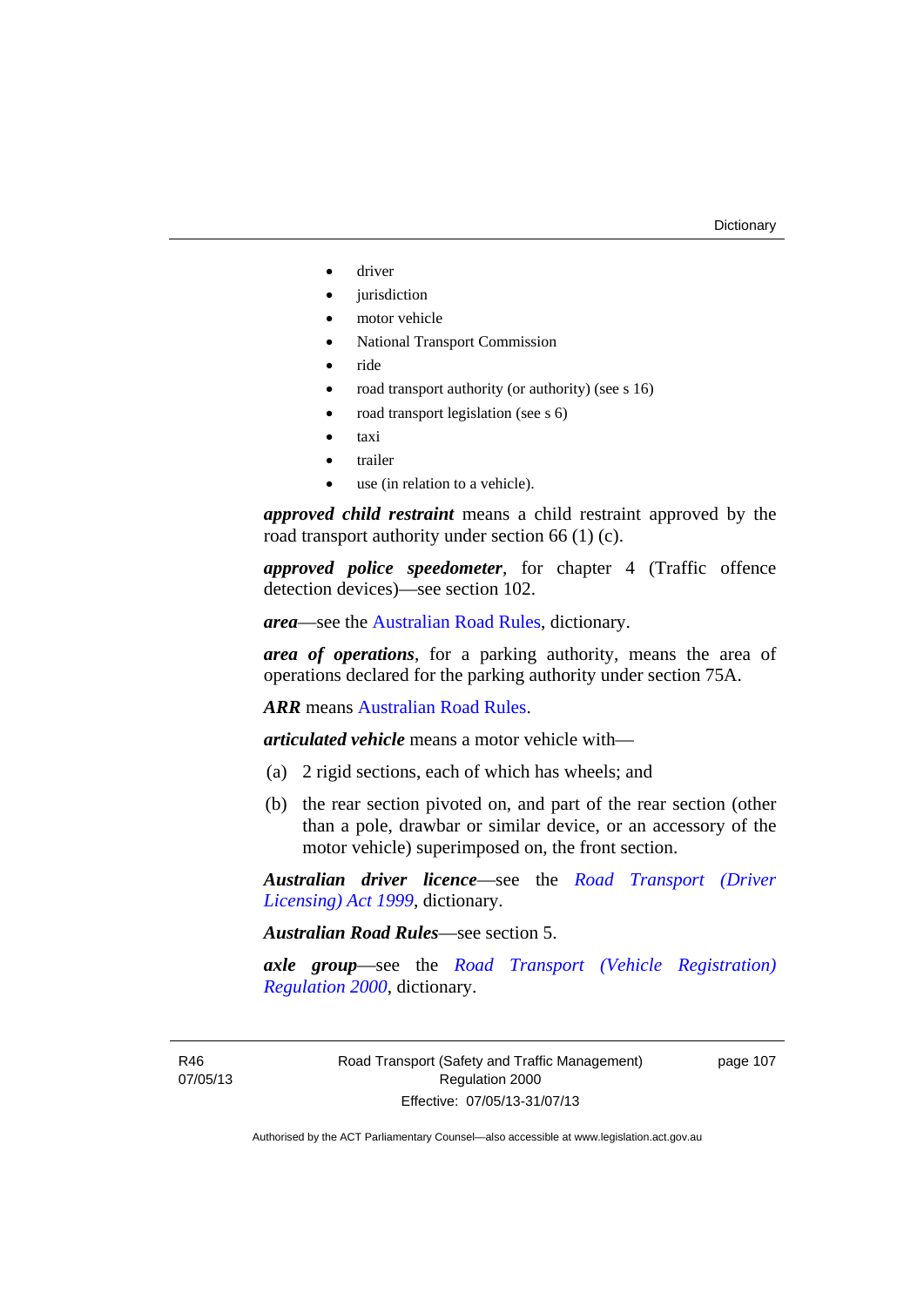- driver
- jurisdiction
- motor vehicle
- National Transport Commission
- ride
- road transport authority (or authority) (see s 16)
- road transport legislation (see s 6)
- taxi
- trailer
- use (in relation to a vehicle).

***approved child restraint*** means a child restraint approved by the road transport authority under section 66 (1) (c).

***approved police speedometer***, for chapter 4 (Traffic offence detection devices)—see section 102.

***area***—see the Australian Road Rules, dictionary.

***area of operations***, for a parking authority, means the area of operations declared for the parking authority under section 75A.

***ARR*** means Australian Road Rules.

***articulated vehicle*** means a motor vehicle with—

(a) 2 rigid sections, each of which has wheels; and

(b) the rear section pivoted on, and part of the rear section (other than a pole, drawbar or similar device, or an accessory of the motor vehicle) superimposed on, the front section.

***Australian driver licence***—see the *Road Transport (Driver Licensing) Act 1999*, dictionary.

***Australian Road Rules***—see section 5.

***axle group***—see the *Road Transport (Vehicle Registration) Regulation 2000*, dictionary.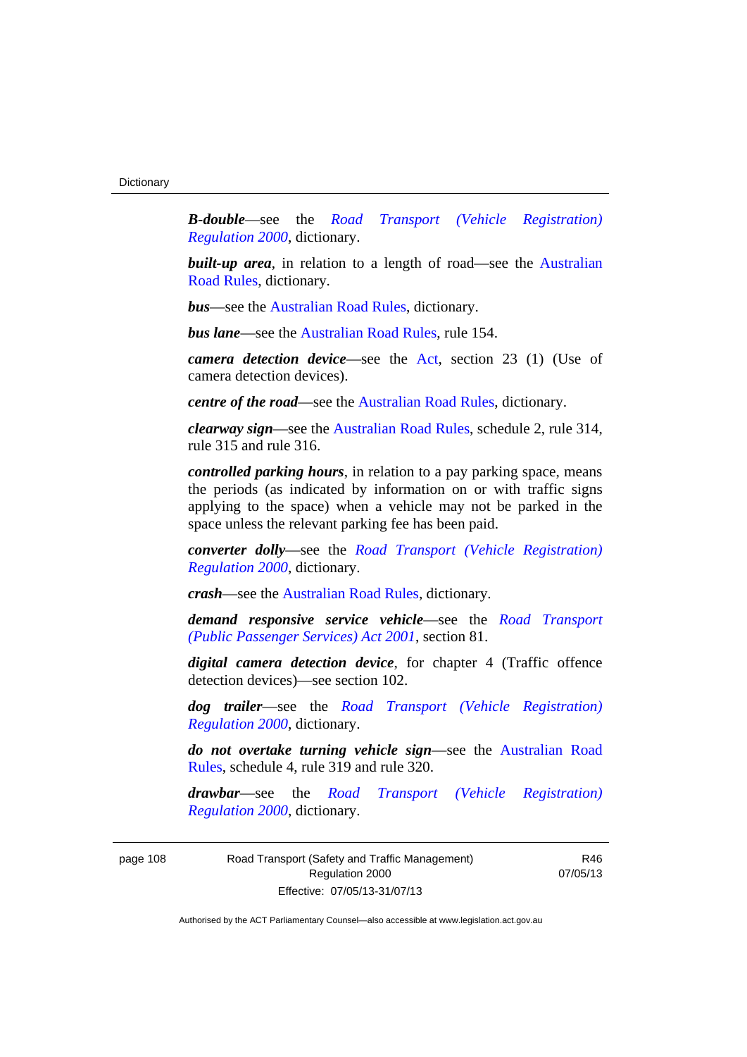***B-double***—see the *Road Transport (Vehicle Registration) Regulation 2000*, dictionary.

***built-up area***, in relation to a length of road—see the Australian Road Rules, dictionary.

***bus***—see the Australian Road Rules, dictionary.

***bus lane***—see the Australian Road Rules, rule 154.

***camera detection device***—see the Act, section 23 (1) (Use of camera detection devices).

***centre of the road***—see the Australian Road Rules, dictionary.

***clearway sign***—see the Australian Road Rules, schedule 2, rule 314, rule 315 and rule 316.

***controlled parking hours***, in relation to a pay parking space, means the periods (as indicated by information on or with traffic signs applying to the space) when a vehicle may not be parked in the space unless the relevant parking fee has been paid.

***converter dolly***—see the *Road Transport (Vehicle Registration) Regulation 2000*, dictionary.

***crash***—see the Australian Road Rules, dictionary.

***demand responsive service vehicle***—see the *Road Transport (Public Passenger Services) Act 2001*, section 81.

***digital camera detection device***, for chapter 4 (Traffic offence detection devices)—see section 102.

***dog trailer***—see the *Road Transport (Vehicle Registration) Regulation 2000*, dictionary.

***do not overtake turning vehicle sign***—see the Australian Road Rules, schedule 4, rule 319 and rule 320.

***drawbar***—see the *Road Transport (Vehicle Registration) Regulation 2000*, dictionary.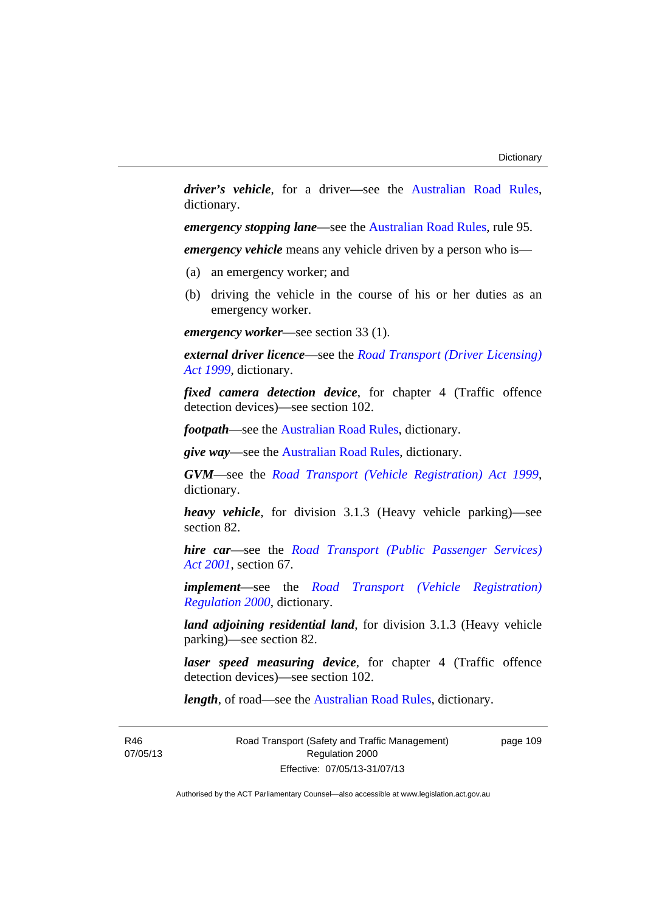***driver's vehicle***, for a driver—see the Australian Road Rules, dictionary.

***emergency stopping lane***—see the Australian Road Rules, rule 95.

***emergency vehicle*** means any vehicle driven by a person who is—

(a) an emergency worker; and

(b) driving the vehicle in the course of his or her duties as an emergency worker.

***emergency worker***—see section 33 (1).

***external driver licence***—see the *Road Transport (Driver Licensing) Act 1999*, dictionary.

***fixed camera detection device***, for chapter 4 (Traffic offence detection devices)—see section 102.

***footpath***—see the Australian Road Rules, dictionary.

***give way***—see the Australian Road Rules, dictionary.

***GVM***—see the *Road Transport (Vehicle Registration) Act 1999*, dictionary.

***heavy vehicle***, for division 3.1.3 (Heavy vehicle parking)—see section 82.

***hire car***—see the *Road Transport (Public Passenger Services) Act 2001*, section 67.

***implement***—see the *Road Transport (Vehicle Registration) Regulation 2000*, dictionary.

***land adjoining residential land***, for division 3.1.3 (Heavy vehicle parking)—see section 82.

***laser speed measuring device***, for chapter 4 (Traffic offence detection devices)—see section 102.

***length***, of road—see the Australian Road Rules, dictionary.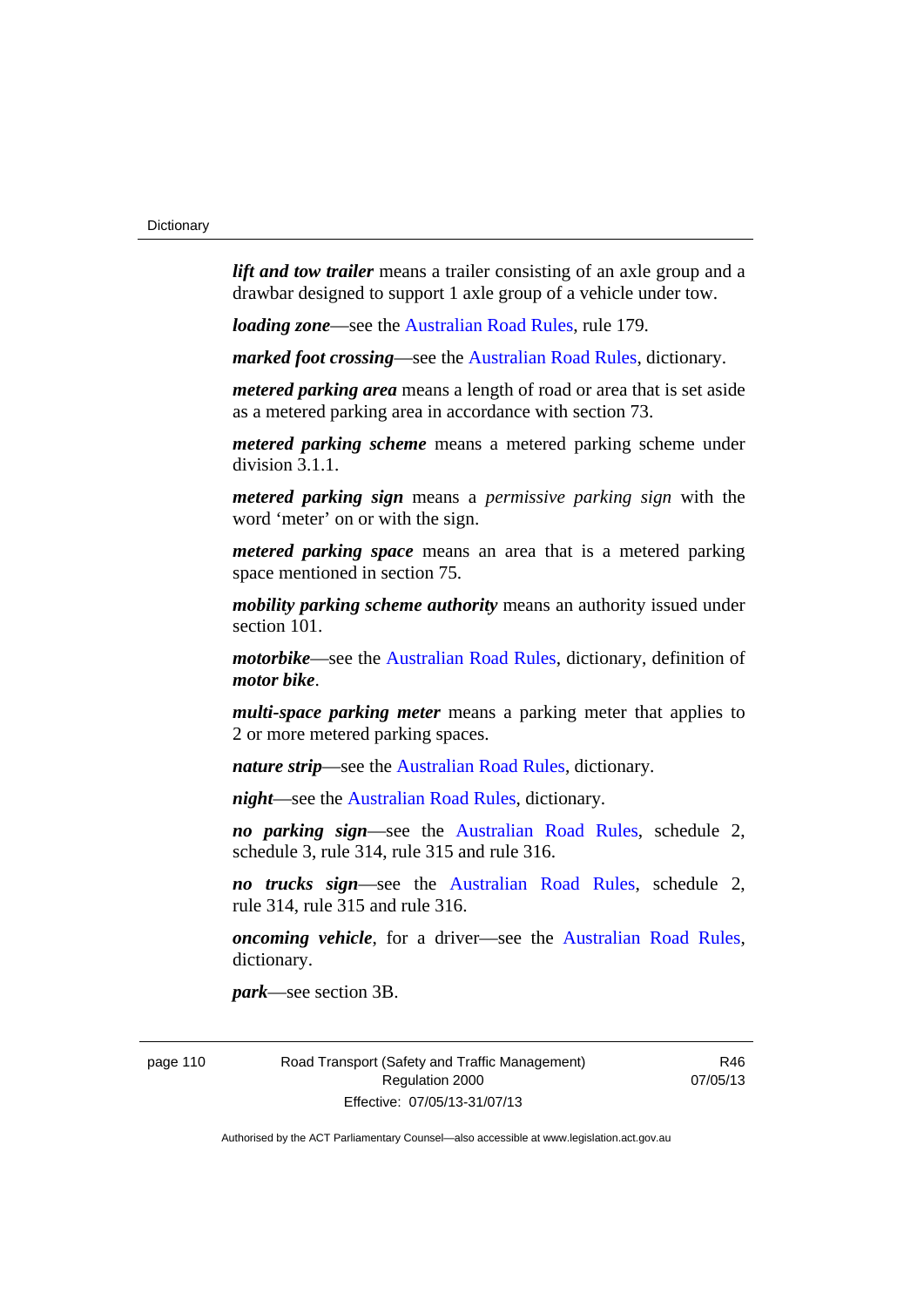***lift and tow trailer*** means a trailer consisting of an axle group and a drawbar designed to support 1 axle group of a vehicle under tow.

***loading zone***—see the Australian Road Rules, rule 179.

***marked foot crossing***—see the Australian Road Rules, dictionary.

***metered parking area*** means a length of road or area that is set aside as a metered parking area in accordance with section 73.

***metered parking scheme*** means a metered parking scheme under division 3.1.1.

***metered parking sign*** means a *permissive parking sign* with the word 'meter' on or with the sign.

***metered parking space*** means an area that is a metered parking space mentioned in section 75.

***mobility parking scheme authority*** means an authority issued under section 101.

***motorbike***—see the Australian Road Rules, dictionary, definition of ***motor bike***.

***multi-space parking meter*** means a parking meter that applies to 2 or more metered parking spaces.

***nature strip***—see the Australian Road Rules, dictionary.

***night***—see the Australian Road Rules, dictionary.

***no parking sign***—see the Australian Road Rules, schedule 2, schedule 3, rule 314, rule 315 and rule 316.

***no trucks sign***—see the Australian Road Rules, schedule 2, rule 314, rule 315 and rule 316.

***oncoming vehicle***, for a driver—see the Australian Road Rules, dictionary.

***park***—see section 3B.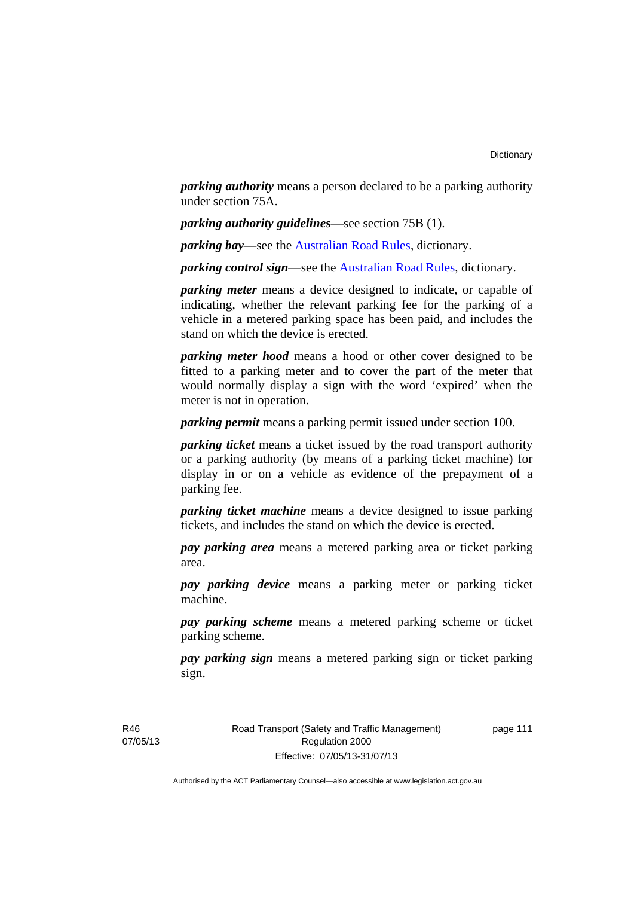***parking authority*** means a person declared to be a parking authority under section 75A.

***parking authority guidelines***—see section 75B (1).

***parking bay***—see the Australian Road Rules, dictionary.

***parking control sign***—see the Australian Road Rules, dictionary.

***parking meter*** means a device designed to indicate, or capable of indicating, whether the relevant parking fee for the parking of a vehicle in a metered parking space has been paid, and includes the stand on which the device is erected.

***parking meter hood*** means a hood or other cover designed to be fitted to a parking meter and to cover the part of the meter that would normally display a sign with the word 'expired' when the meter is not in operation.

***parking permit*** means a parking permit issued under section 100.

***parking ticket*** means a ticket issued by the road transport authority or a parking authority (by means of a parking ticket machine) for display in or on a vehicle as evidence of the prepayment of a parking fee.

***parking ticket machine*** means a device designed to issue parking tickets, and includes the stand on which the device is erected.

***pay parking area*** means a metered parking area or ticket parking area.

***pay parking device*** means a parking meter or parking ticket machine.

***pay parking scheme*** means a metered parking scheme or ticket parking scheme.

***pay parking sign*** means a metered parking sign or ticket parking sign.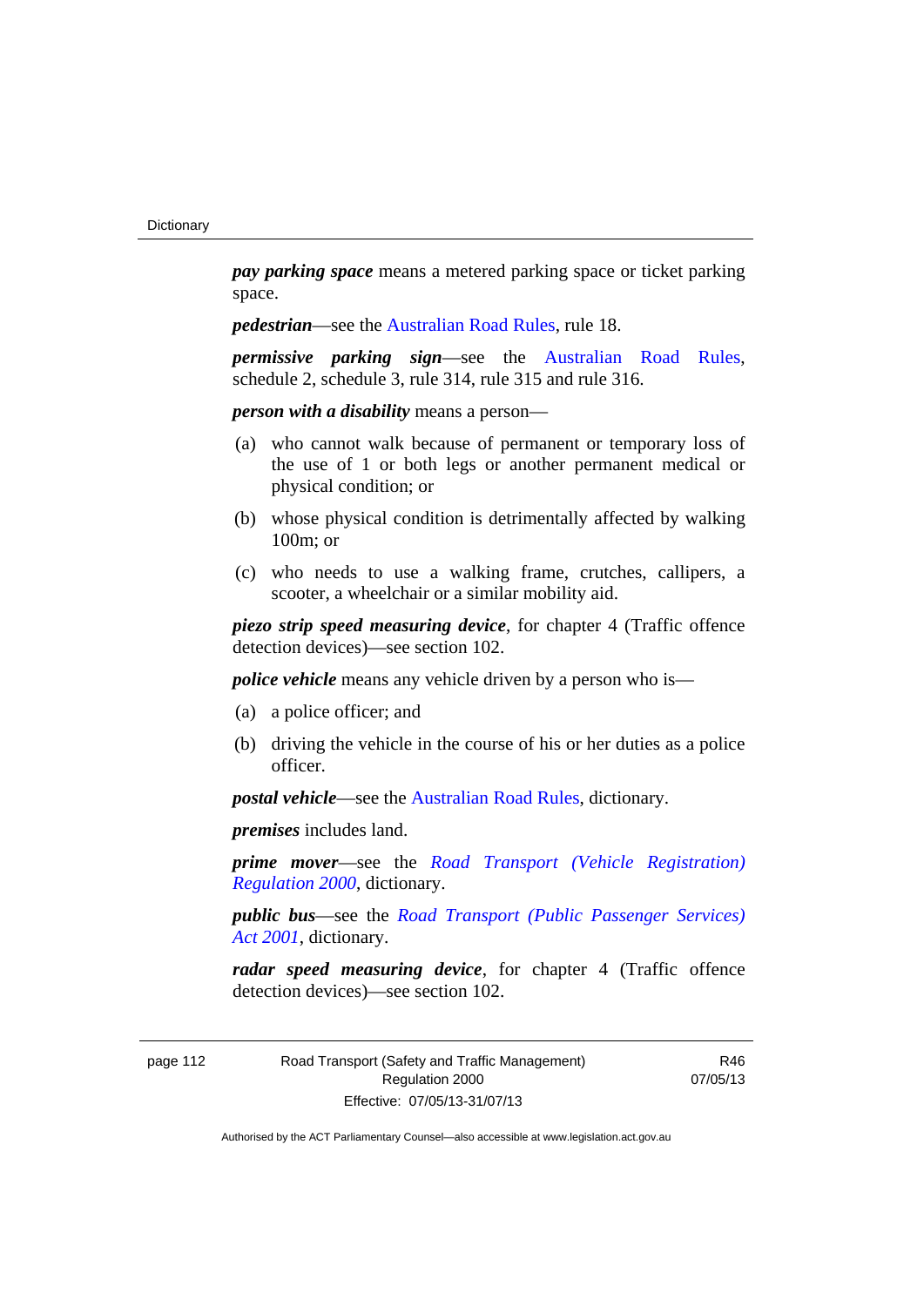***pay parking space*** means a metered parking space or ticket parking space.

***pedestrian***—see the Australian Road Rules, rule 18.

***permissive parking sign***—see the Australian Road Rules, schedule 2, schedule 3, rule 314, rule 315 and rule 316.

***person with a disability*** means a person—

(a) who cannot walk because of permanent or temporary loss of the use of 1 or both legs or another permanent medical or physical condition; or

(b) whose physical condition is detrimentally affected by walking 100m; or

(c) who needs to use a walking frame, crutches, callipers, a scooter, a wheelchair or a similar mobility aid.

***piezo strip speed measuring device***, for chapter 4 (Traffic offence detection devices)—see section 102.

***police vehicle*** means any vehicle driven by a person who is—

(a) a police officer; and

(b) driving the vehicle in the course of his or her duties as a police officer.

***postal vehicle***—see the Australian Road Rules, dictionary.

***premises*** includes land.

***prime mover***—see the *Road Transport (Vehicle Registration) Regulation 2000*, dictionary.

***public bus***—see the *Road Transport (Public Passenger Services) Act 2001*, dictionary.

***radar speed measuring device***, for chapter 4 (Traffic offence detection devices)—see section 102.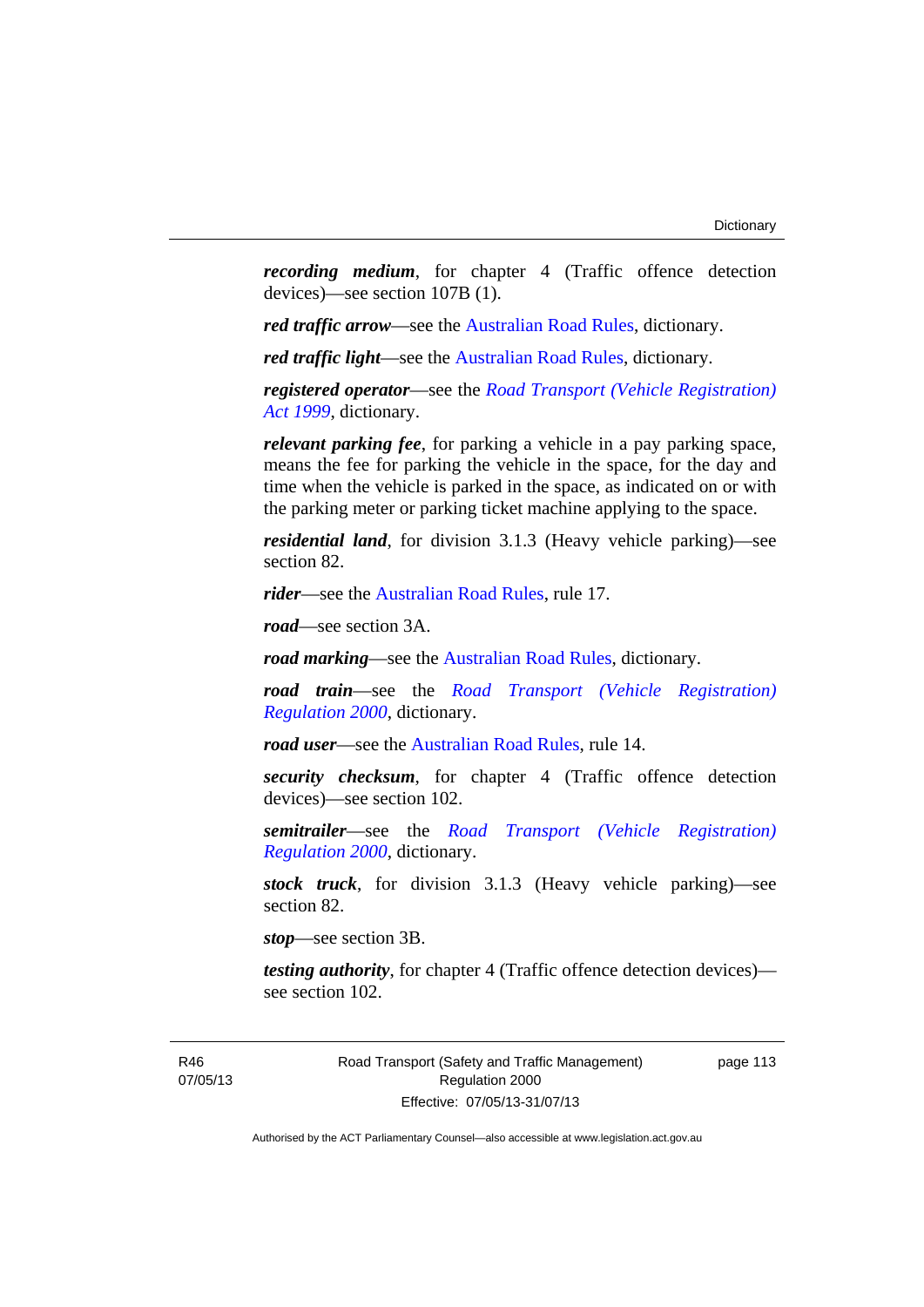***recording medium***, for chapter 4 (Traffic offence detection devices)—see section 107B (1).

***red traffic arrow***—see the Australian Road Rules, dictionary.

***red traffic light***—see the Australian Road Rules, dictionary.

***registered operator***—see the *Road Transport (Vehicle Registration) Act 1999*, dictionary.

***relevant parking fee***, for parking a vehicle in a pay parking space, means the fee for parking the vehicle in the space, for the day and time when the vehicle is parked in the space, as indicated on or with the parking meter or parking ticket machine applying to the space.

***residential land***, for division 3.1.3 (Heavy vehicle parking)—see section 82.

***rider***—see the Australian Road Rules, rule 17.

***road***—see section 3A.

***road marking***—see the Australian Road Rules, dictionary.

***road train***—see the *Road Transport (Vehicle Registration) Regulation 2000*, dictionary.

***road user***—see the Australian Road Rules, rule 14.

***security checksum***, for chapter 4 (Traffic offence detection devices)—see section 102.

***semitrailer***—see the *Road Transport (Vehicle Registration) Regulation 2000*, dictionary.

***stock truck***, for division 3.1.3 (Heavy vehicle parking)—see section 82.

***stop***—see section 3B.

***testing authority***, for chapter 4 (Traffic offence detection devices)—see section 102.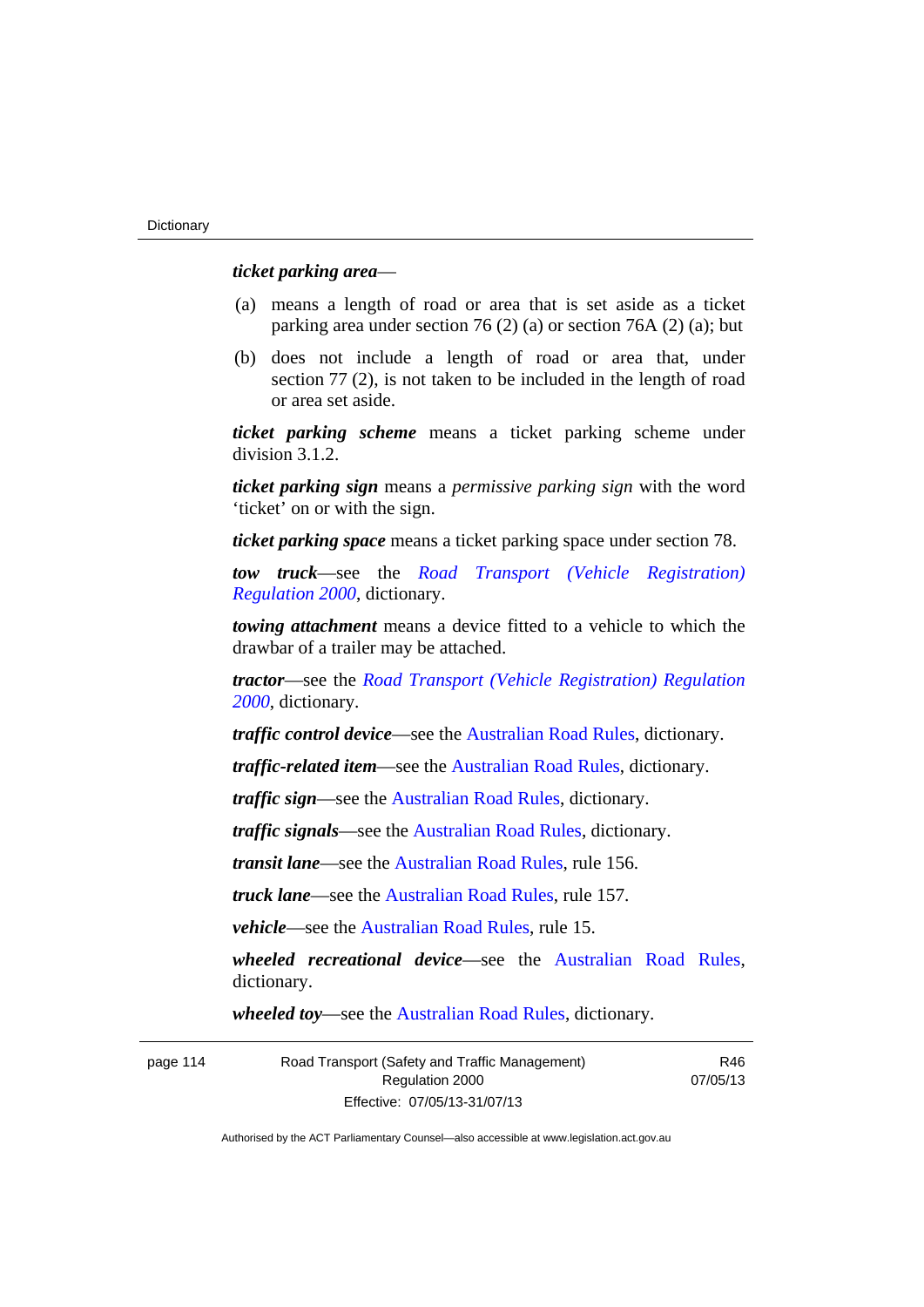***ticket parking area***—

(a) means a length of road or area that is set aside as a ticket parking area under section 76 (2) (a) or section 76A (2) (a); but

(b) does not include a length of road or area that, under section 77 (2), is not taken to be included in the length of road or area set aside.

***ticket parking scheme*** means a ticket parking scheme under division 3.1.2.

***ticket parking sign*** means a *permissive parking sign* with the word 'ticket' on or with the sign.

***ticket parking space*** means a ticket parking space under section 78.

***tow truck***—see the *Road Transport (Vehicle Registration) Regulation 2000*, dictionary.

***towing attachment*** means a device fitted to a vehicle to which the drawbar of a trailer may be attached.

***tractor***—see the *Road Transport (Vehicle Registration) Regulation 2000*, dictionary.

***traffic control device***—see the Australian Road Rules, dictionary.

***traffic-related item***—see the Australian Road Rules, dictionary.

***traffic sign***—see the Australian Road Rules, dictionary.

***traffic signals***—see the Australian Road Rules, dictionary.

***transit lane***—see the Australian Road Rules, rule 156.

***truck lane***—see the Australian Road Rules, rule 157.

***vehicle***—see the Australian Road Rules, rule 15.

***wheeled recreational device***—see the Australian Road Rules, dictionary.

***wheeled toy***—see the Australian Road Rules, dictionary.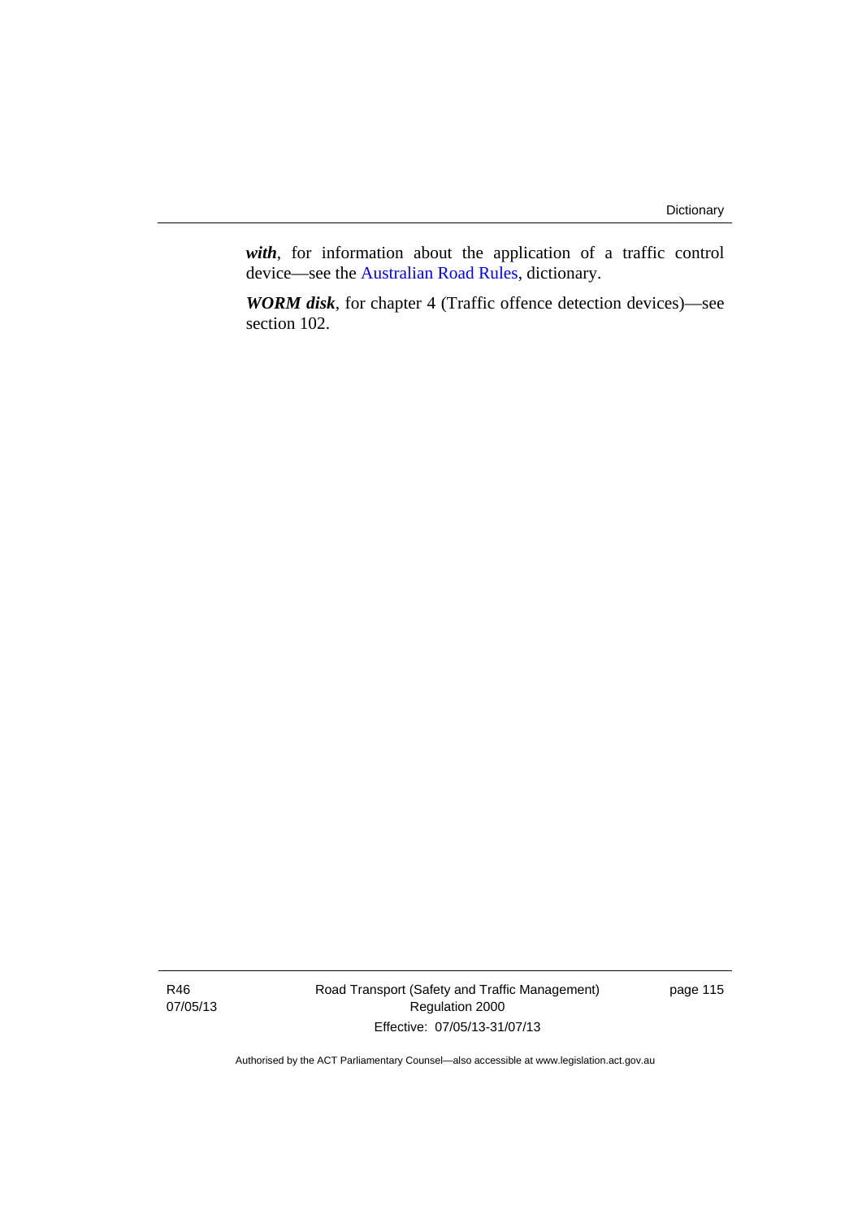***with***, for information about the application of a traffic control device—see the Australian Road Rules, dictionary.

***WORM disk***, for chapter 4 (Traffic offence detection devices)—see section 102.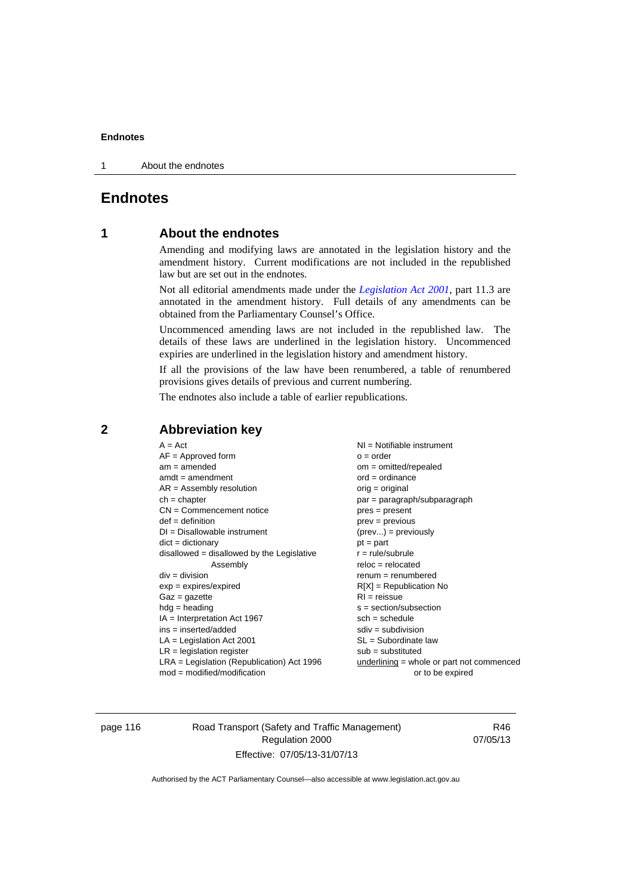# Endnotes

## 1 About the endnotes

Amending and modifying laws are annotated in the legislation history and the amendment history. Current modifications are not included in the republished law but are set out in the endnotes.

Not all editorial amendments made under the *Legislation Act 2001*, part 11.3 are annotated in the amendment history. Full details of any amendments can be obtained from the Parliamentary Counsel's Office.

Uncommenced amending laws are not included in the republished law. The details of these laws are underlined in the legislation history. Uncommenced expiries are underlined in the legislation history and amendment history.

If all the provisions of the law have been renumbered, a table of renumbered provisions gives details of previous and current numbering.

The endnotes also include a table of earlier republications.

## 2 Abbreviation key

A = Act
AF = Approved form
am = amended
amdt = amendment
AR = Assembly resolution
ch = chapter
CN = Commencement notice
def = definition
DI = Disallowable instrument
dict = dictionary
disallowed = disallowed by the Legislative Assembly
div = division
exp = expires/expired
Gaz = gazette
hdg = heading
IA = Interpretation Act 1967
ins = inserted/added
LA = Legislation Act 2001
LR = legislation register
LRA = Legislation (Republication) Act 1996
mod = modified/modification
NI = Notifiable instrument
o = order
om = omitted/repealed
ord = ordinance
orig = original
par = paragraph/subparagraph
pres = present
prev = previous
(prev...) = previously
pt = part
r = rule/subrule
reloc = relocated
renum = renumbered
R[X] = Republication No
RI = reissue
s = section/subsection
sch = schedule
sdiv = subdivision
SL = Subordinate law
sub = substituted
underlining = whole or part not commenced or to be expired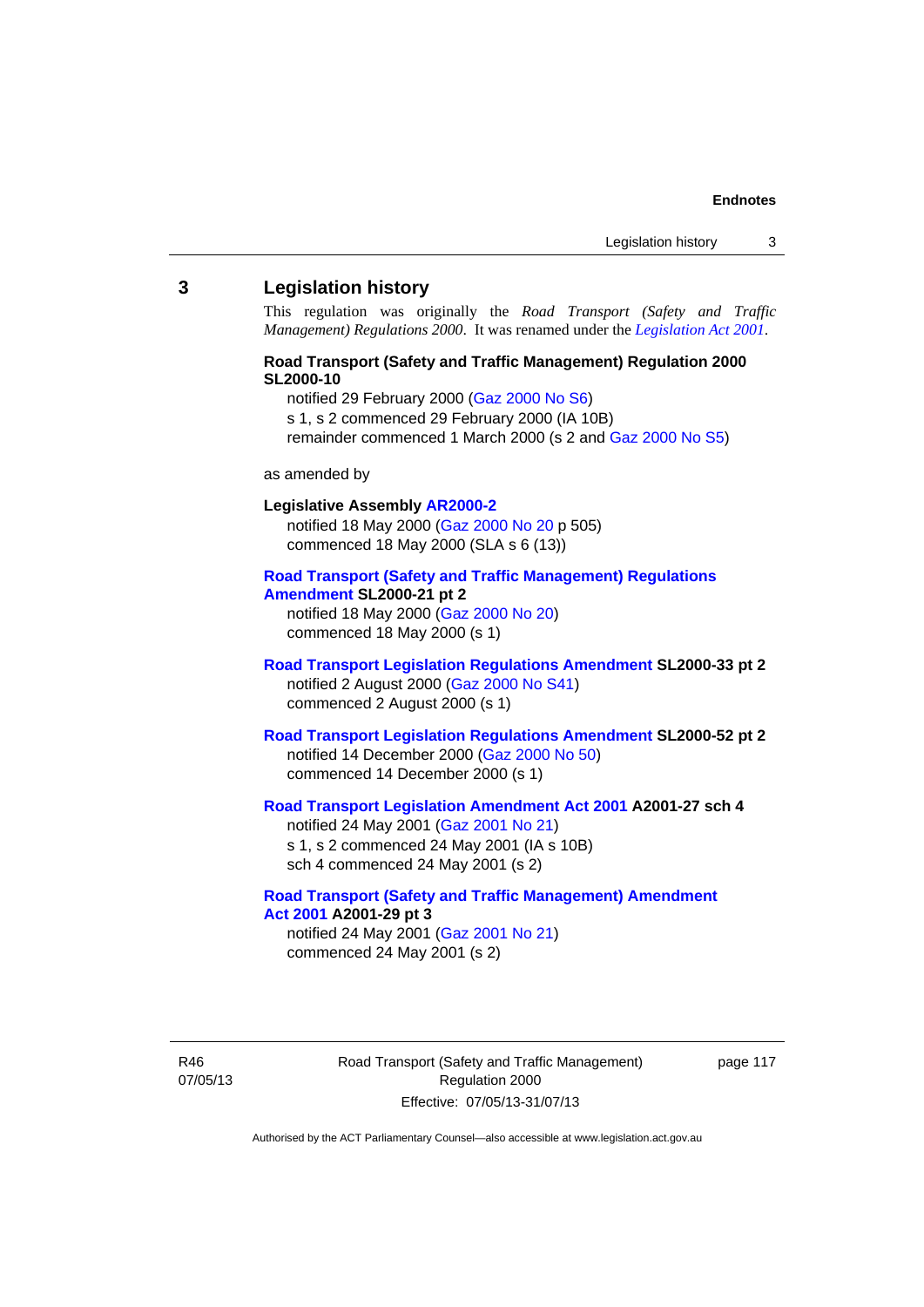## 3 Legislation history

This regulation was originally the *Road Transport (Safety and Traffic Management) Regulations 2000*. It was renamed under the *Legislation Act 2001*.

**Road Transport (Safety and Traffic Management) Regulation 2000 SL2000-10**

notified 29 February 2000 (Gaz 2000 No S6)
s 1, s 2 commenced 29 February 2000 (IA 10B)
remainder commenced 1 March 2000 (s 2 and Gaz 2000 No S5)

as amended by

**Legislative Assembly AR2000-2**

notified 18 May 2000 (Gaz 2000 No 20 p 505)
commenced 18 May 2000 (SLA s 6 (13))

**Road Transport (Safety and Traffic Management) Regulations Amendment SL2000-21 pt 2**

notified 18 May 2000 (Gaz 2000 No 20)
commenced 18 May 2000 (s 1)

**Road Transport Legislation Regulations Amendment SL2000-33 pt 2**

notified 2 August 2000 (Gaz 2000 No S41)
commenced 2 August 2000 (s 1)

**Road Transport Legislation Regulations Amendment SL2000-52 pt 2**

notified 14 December 2000 (Gaz 2000 No 50)
commenced 14 December 2000 (s 1)

**Road Transport Legislation Amendment Act 2001 A2001-27 sch 4**

notified 24 May 2001 (Gaz 2001 No 21)
s 1, s 2 commenced 24 May 2001 (IA s 10B)
sch 4 commenced 24 May 2001 (s 2)

**Road Transport (Safety and Traffic Management) Amendment Act 2001 A2001-29 pt 3**

notified 24 May 2001 (Gaz 2001 No 21)
commenced 24 May 2001 (s 2)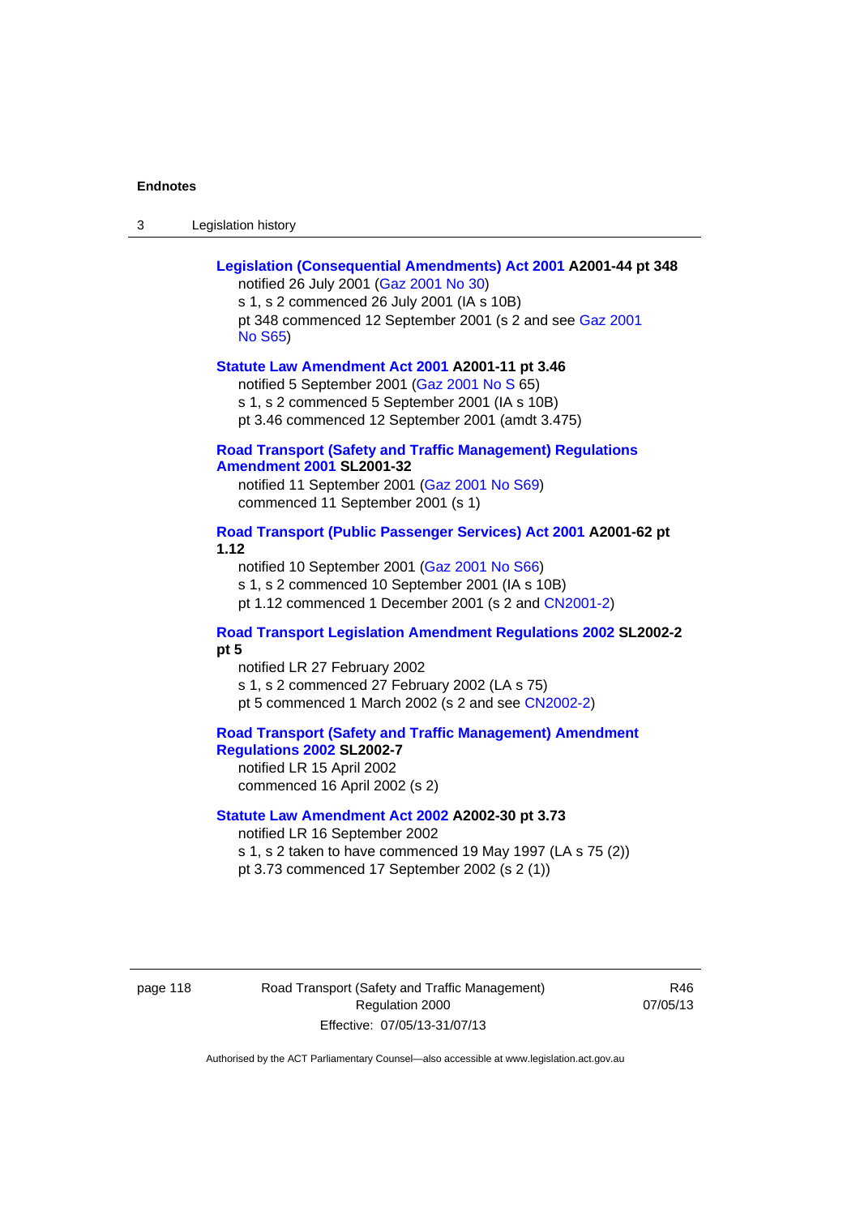**Legislation (Consequential Amendments) Act 2001 A2001-44 pt 348**

notified 26 July 2001 (Gaz 2001 No 30)
s 1, s 2 commenced 26 July 2001 (IA s 10B)
pt 348 commenced 12 September 2001 (s 2 and see Gaz 2001 No S65)

**Statute Law Amendment Act 2001 A2001-11 pt 3.46**

notified 5 September 2001 (Gaz 2001 No S 65)
s 1, s 2 commenced 5 September 2001 (IA s 10B)
pt 3.46 commenced 12 September 2001 (amdt 3.475)

**Road Transport (Safety and Traffic Management) Regulations Amendment 2001 SL2001-32**

notified 11 September 2001 (Gaz 2001 No S69)
commenced 11 September 2001 (s 1)

**Road Transport (Public Passenger Services) Act 2001 A2001-62 pt 1.12**

notified 10 September 2001 (Gaz 2001 No S66)
s 1, s 2 commenced 10 September 2001 (IA s 10B)
pt 1.12 commenced 1 December 2001 (s 2 and CN2001-2)

**Road Transport Legislation Amendment Regulations 2002 SL2002-2 pt 5**

notified LR 27 February 2002
s 1, s 2 commenced 27 February 2002 (LA s 75)
pt 5 commenced 1 March 2002 (s 2 and see CN2002-2)

**Road Transport (Safety and Traffic Management) Amendment Regulations 2002 SL2002-7**

notified LR 15 April 2002
commenced 16 April 2002 (s 2)

**Statute Law Amendment Act 2002 A2002-30 pt 3.73**

notified LR 16 September 2002
s 1, s 2 taken to have commenced 19 May 1997 (LA s 75 (2))
pt 3.73 commenced 17 September 2002 (s 2 (1))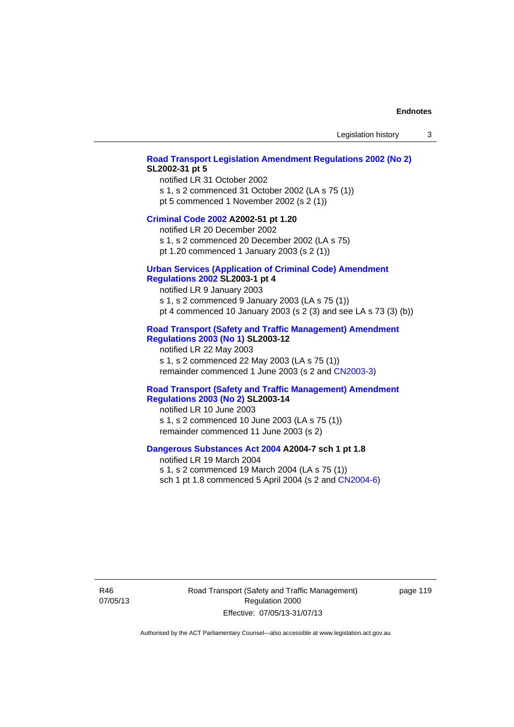**Road Transport Legislation Amendment Regulations 2002 (No 2) SL2002-31 pt 5**

notified LR 31 October 2002
s 1, s 2 commenced 31 October 2002 (LA s 75 (1))
pt 5 commenced 1 November 2002 (s 2 (1))

**Criminal Code 2002 A2002-51 pt 1.20**

notified LR 20 December 2002
s 1, s 2 commenced 20 December 2002 (LA s 75)
pt 1.20 commenced 1 January 2003 (s 2 (1))

**Urban Services (Application of Criminal Code) Amendment Regulations 2002 SL2003-1 pt 4**

notified LR 9 January 2003
s 1, s 2 commenced 9 January 2003 (LA s 75 (1))
pt 4 commenced 10 January 2003 (s 2 (3) and see LA s 73 (3) (b))

**Road Transport (Safety and Traffic Management) Amendment Regulations 2003 (No 1) SL2003-12**

notified LR 22 May 2003
s 1, s 2 commenced 22 May 2003 (LA s 75 (1))
remainder commenced 1 June 2003 (s 2 and CN2003-3)

**Road Transport (Safety and Traffic Management) Amendment Regulations 2003 (No 2) SL2003-14**

notified LR 10 June 2003
s 1, s 2 commenced 10 June 2003 (LA s 75 (1))
remainder commenced 11 June 2003 (s 2)

**Dangerous Substances Act 2004 A2004-7 sch 1 pt 1.8**

notified LR 19 March 2004
s 1, s 2 commenced 19 March 2004 (LA s 75 (1))
sch 1 pt 1.8 commenced 5 April 2004 (s 2 and CN2004-6)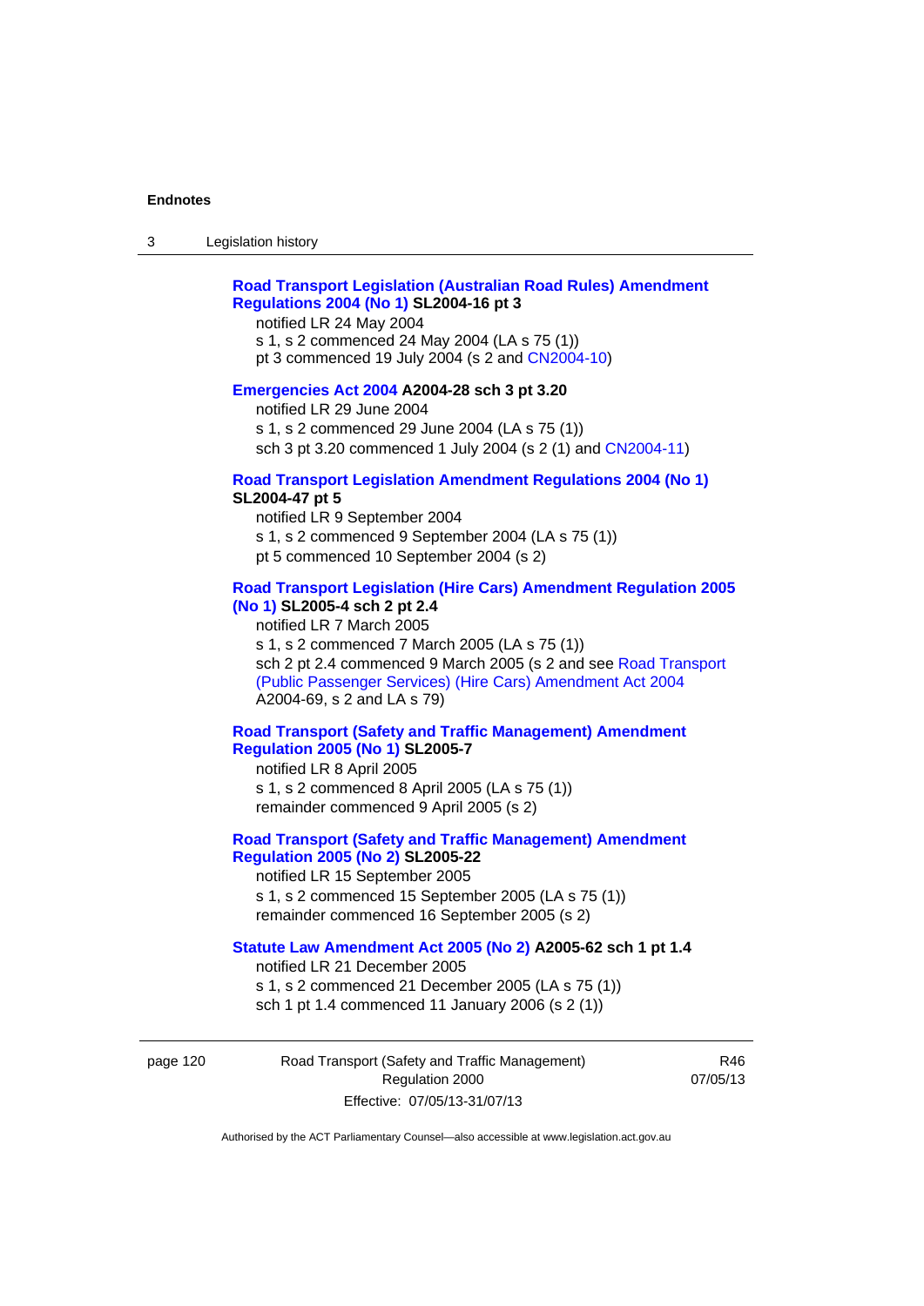**Road Transport Legislation (Australian Road Rules) Amendment Regulations 2004 (No 1) SL2004-16 pt 3**

notified LR 24 May 2004

s 1, s 2 commenced 24 May 2004 (LA s 75 (1))

pt 3 commenced 19 July 2004 (s 2 and CN2004-10)

**Emergencies Act 2004 A2004-28 sch 3 pt 3.20**

notified LR 29 June 2004

s 1, s 2 commenced 29 June 2004 (LA s 75 (1))

sch 3 pt 3.20 commenced 1 July 2004 (s 2 (1) and CN2004-11)

**Road Transport Legislation Amendment Regulations 2004 (No 1) SL2004-47 pt 5**

notified LR 9 September 2004

s 1, s 2 commenced 9 September 2004 (LA s 75 (1))

pt 5 commenced 10 September 2004 (s 2)

**Road Transport Legislation (Hire Cars) Amendment Regulation 2005 (No 1) SL2005-4 sch 2 pt 2.4**

notified LR 7 March 2005

s 1, s 2 commenced 7 March 2005 (LA s 75 (1))

sch 2 pt 2.4 commenced 9 March 2005 (s 2 and see Road Transport (Public Passenger Services) (Hire Cars) Amendment Act 2004 A2004-69, s 2 and LA s 79)

**Road Transport (Safety and Traffic Management) Amendment Regulation 2005 (No 1) SL2005-7**

notified LR 8 April 2005

s 1, s 2 commenced 8 April 2005 (LA s 75 (1))

remainder commenced 9 April 2005 (s 2)

**Road Transport (Safety and Traffic Management) Amendment Regulation 2005 (No 2) SL2005-22**

notified LR 15 September 2005

s 1, s 2 commenced 15 September 2005 (LA s 75 (1))

remainder commenced 16 September 2005 (s 2)

**Statute Law Amendment Act 2005 (No 2) A2005-62 sch 1 pt 1.4**

notified LR 21 December 2005

s 1, s 2 commenced 21 December 2005 (LA s 75 (1))

sch 1 pt 1.4 commenced 11 January 2006 (s 2 (1))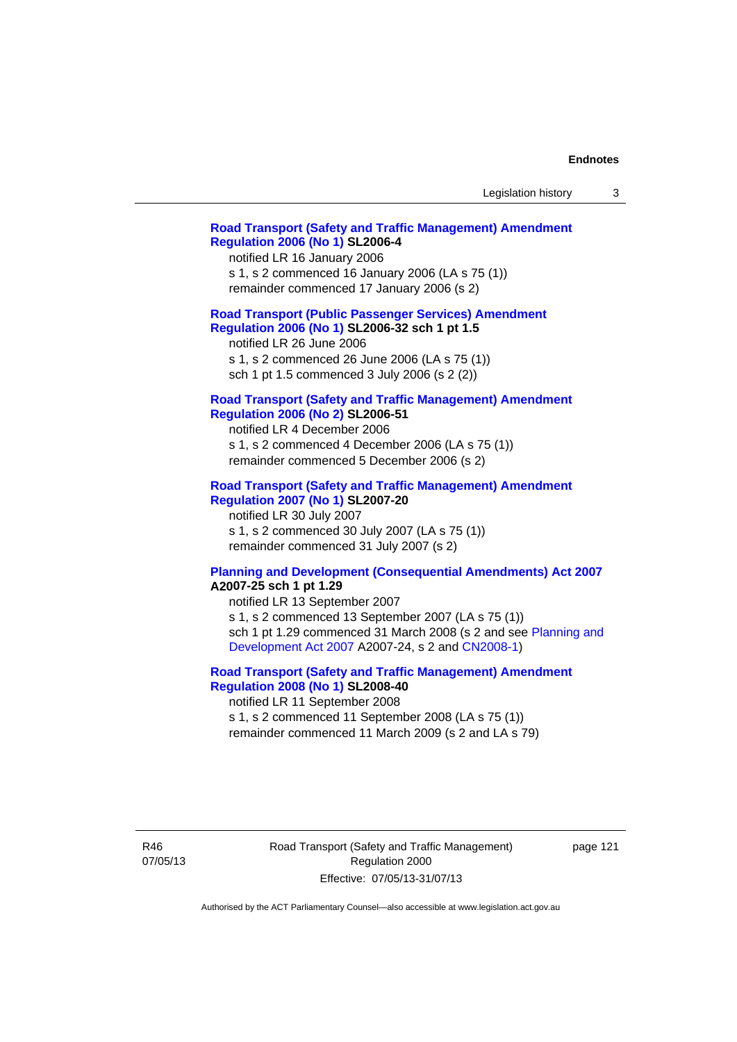**Road Transport (Safety and Traffic Management) Amendment Regulation 2006 (No 1) SL2006-4**

notified LR 16 January 2006

s 1, s 2 commenced 16 January 2006 (LA s 75 (1))

remainder commenced 17 January 2006 (s 2)

**Road Transport (Public Passenger Services) Amendment Regulation 2006 (No 1) SL2006-32 sch 1 pt 1.5**

notified LR 26 June 2006

s 1, s 2 commenced 26 June 2006 (LA s 75 (1))

sch 1 pt 1.5 commenced 3 July 2006 (s 2 (2))

**Road Transport (Safety and Traffic Management) Amendment Regulation 2006 (No 2) SL2006-51**

notified LR 4 December 2006

s 1, s 2 commenced 4 December 2006 (LA s 75 (1))

remainder commenced 5 December 2006 (s 2)

**Road Transport (Safety and Traffic Management) Amendment Regulation 2007 (No 1) SL2007-20**

notified LR 30 July 2007

s 1, s 2 commenced 30 July 2007 (LA s 75 (1))

remainder commenced 31 July 2007 (s 2)

**Planning and Development (Consequential Amendments) Act 2007 A2007-25 sch 1 pt 1.29**

notified LR 13 September 2007

s 1, s 2 commenced 13 September 2007 (LA s 75 (1))

sch 1 pt 1.29 commenced 31 March 2008 (s 2 and see Planning and Development Act 2007 A2007-24, s 2 and CN2008-1)

**Road Transport (Safety and Traffic Management) Amendment Regulation 2008 (No 1) SL2008-40**

notified LR 11 September 2008

s 1, s 2 commenced 11 September 2008 (LA s 75 (1))

remainder commenced 11 March 2009 (s 2 and LA s 79)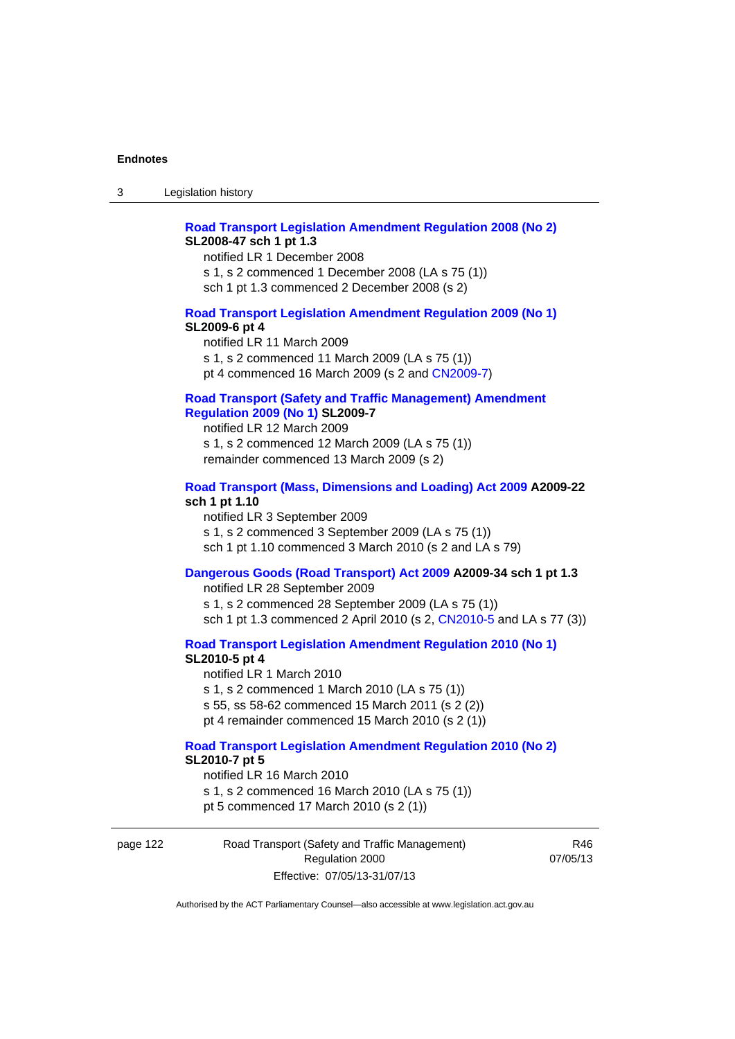**Road Transport Legislation Amendment Regulation 2008 (No 2)**
**SL2008-47 sch 1 pt 1.3**

notified LR 1 December 2008
s 1, s 2 commenced 1 December 2008 (LA s 75 (1))
sch 1 pt 1.3 commenced 2 December 2008 (s 2)

**Road Transport Legislation Amendment Regulation 2009 (No 1)**
**SL2009-6 pt 4**

notified LR 11 March 2009
s 1, s 2 commenced 11 March 2009 (LA s 75 (1))
pt 4 commenced 16 March 2009 (s 2 and CN2009-7)

**Road Transport (Safety and Traffic Management) Amendment Regulation 2009 (No 1) SL2009-7**

notified LR 12 March 2009
s 1, s 2 commenced 12 March 2009 (LA s 75 (1))
remainder commenced 13 March 2009 (s 2)

**Road Transport (Mass, Dimensions and Loading) Act 2009 A2009-22 sch 1 pt 1.10**

notified LR 3 September 2009
s 1, s 2 commenced 3 September 2009 (LA s 75 (1))
sch 1 pt 1.10 commenced 3 March 2010 (s 2 and LA s 79)

**Dangerous Goods (Road Transport) Act 2009 A2009-34 sch 1 pt 1.3**

notified LR 28 September 2009
s 1, s 2 commenced 28 September 2009 (LA s 75 (1))
sch 1 pt 1.3 commenced 2 April 2010 (s 2, CN2010-5 and LA s 77 (3))

**Road Transport Legislation Amendment Regulation 2010 (No 1)**
**SL2010-5 pt 4**

notified LR 1 March 2010
s 1, s 2 commenced 1 March 2010 (LA s 75 (1))
s 55, ss 58-62 commenced 15 March 2011 (s 2 (2))
pt 4 remainder commenced 15 March 2010 (s 2 (1))

**Road Transport Legislation Amendment Regulation 2010 (No 2)**
**SL2010-7 pt 5**

notified LR 16 March 2010
s 1, s 2 commenced 16 March 2010 (LA s 75 (1))
pt 5 commenced 17 March 2010 (s 2 (1))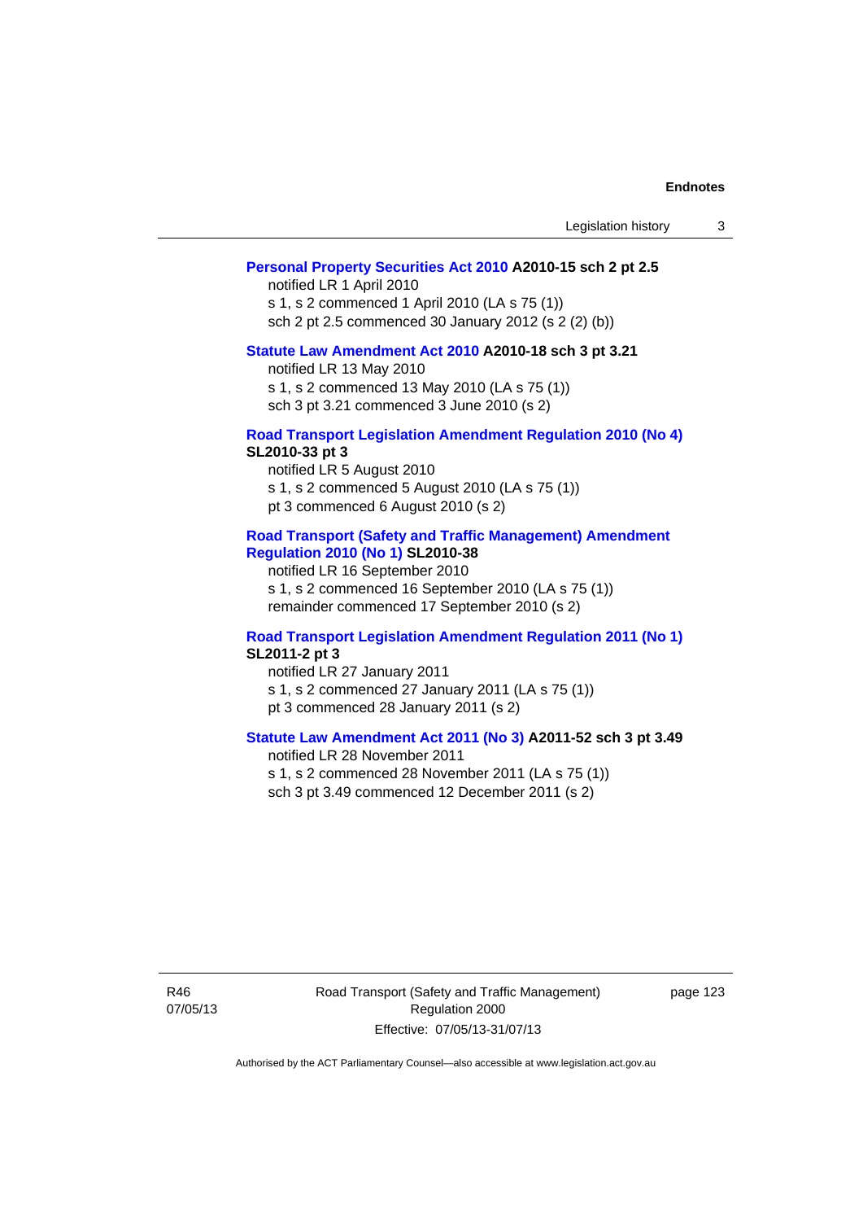**Personal Property Securities Act 2010 A2010-15 sch 2 pt 2.5**
notified LR 1 April 2010
s 1, s 2 commenced 1 April 2010 (LA s 75 (1))
sch 2 pt 2.5 commenced 30 January 2012 (s 2 (2) (b))

**Statute Law Amendment Act 2010 A2010-18 sch 3 pt 3.21**
notified LR 13 May 2010
s 1, s 2 commenced 13 May 2010 (LA s 75 (1))
sch 3 pt 3.21 commenced 3 June 2010 (s 2)

**Road Transport Legislation Amendment Regulation 2010 (No 4) SL2010-33 pt 3**
notified LR 5 August 2010
s 1, s 2 commenced 5 August 2010 (LA s 75 (1))
pt 3 commenced 6 August 2010 (s 2)

**Road Transport (Safety and Traffic Management) Amendment Regulation 2010 (No 1) SL2010-38**
notified LR 16 September 2010
s 1, s 2 commenced 16 September 2010 (LA s 75 (1))
remainder commenced 17 September 2010 (s 2)

**Road Transport Legislation Amendment Regulation 2011 (No 1) SL2011-2 pt 3**
notified LR 27 January 2011
s 1, s 2 commenced 27 January 2011 (LA s 75 (1))
pt 3 commenced 28 January 2011 (s 2)

**Statute Law Amendment Act 2011 (No 3) A2011-52 sch 3 pt 3.49**
notified LR 28 November 2011
s 1, s 2 commenced 28 November 2011 (LA s 75 (1))
sch 3 pt 3.49 commenced 12 December 2011 (s 2)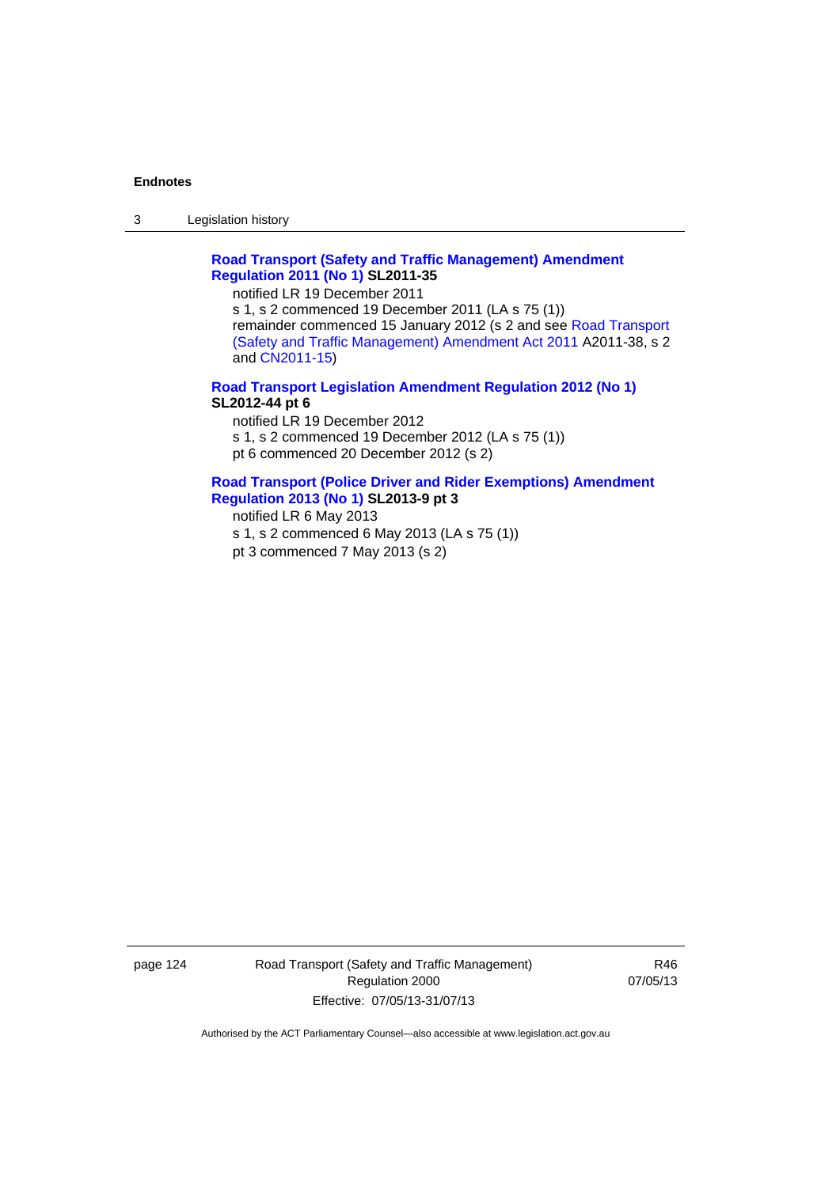**Road Transport (Safety and Traffic Management) Amendment Regulation 2011 (No 1) SL2011-35**

notified LR 19 December 2011

s 1, s 2 commenced 19 December 2011 (LA s 75 (1))

remainder commenced 15 January 2012 (s 2 and see Road Transport (Safety and Traffic Management) Amendment Act 2011 A2011-38, s 2 and CN2011-15)

**Road Transport Legislation Amendment Regulation 2012 (No 1) SL2012-44 pt 6**

notified LR 19 December 2012

s 1, s 2 commenced 19 December 2012 (LA s 75 (1))

pt 6 commenced 20 December 2012 (s 2)

**Road Transport (Police Driver and Rider Exemptions) Amendment Regulation 2013 (No 1) SL2013-9 pt 3**

notified LR 6 May 2013

s 1, s 2 commenced 6 May 2013 (LA s 75 (1))

pt 3 commenced 7 May 2013 (s 2)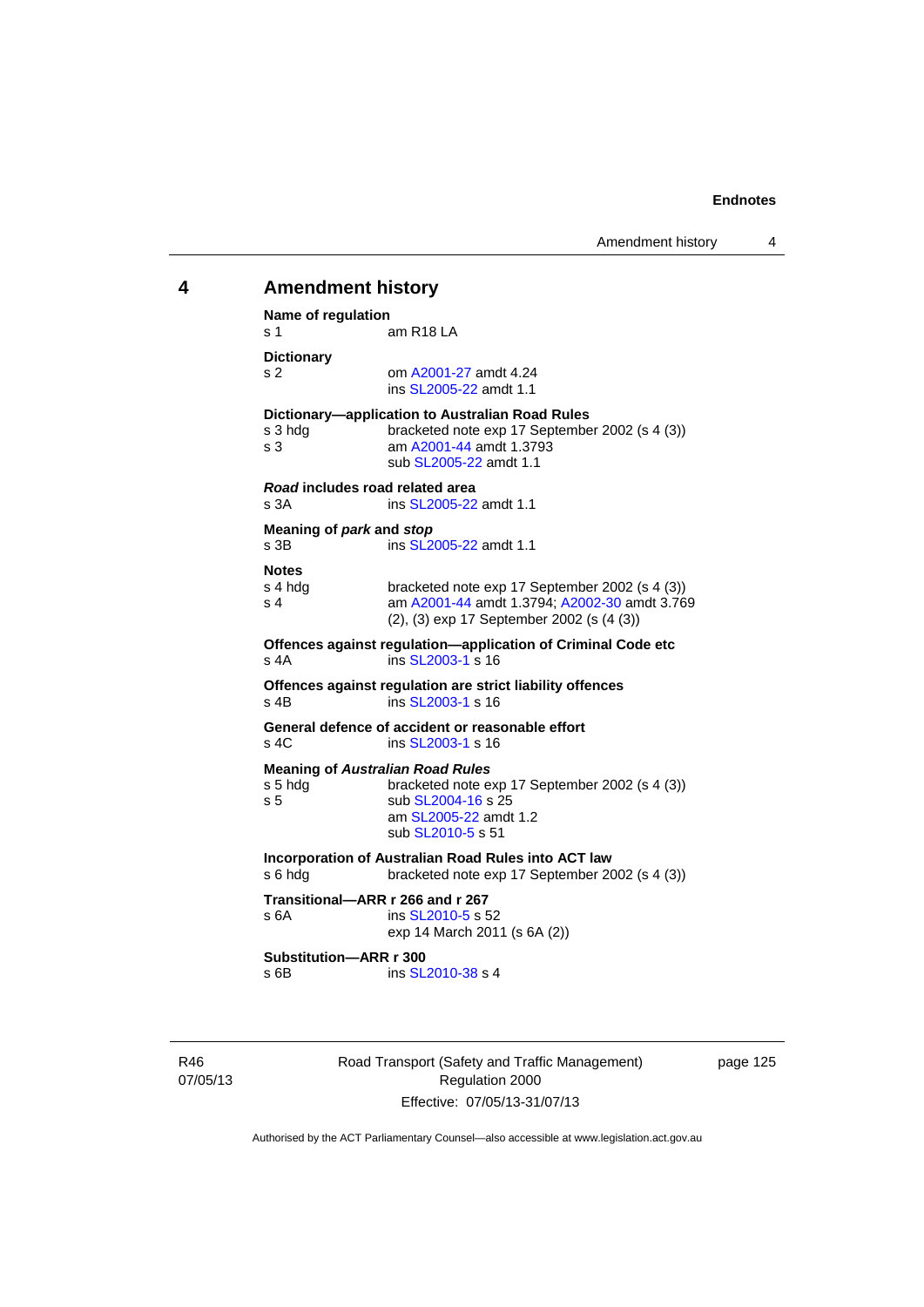## 4 Amendment history

**Name of regulation**
s 1 am R18 LA

**Dictionary**
s 2 om A2001-27 amdt 4.24
ins SL2005-22 amdt 1.1

**Dictionary—application to Australian Road Rules**
s 3 hdg bracketed note exp 17 September 2002 (s 4 (3))
s 3 am A2001-44 amdt 1.3793
sub SL2005-22 amdt 1.1

***Road* includes road related area**
s 3A ins SL2005-22 amdt 1.1

**Meaning of *park* and *stop***
s 3B ins SL2005-22 amdt 1.1

**Notes**
s 4 hdg bracketed note exp 17 September 2002 (s 4 (3))
s 4 am A2001-44 amdt 1.3794; A2002-30 amdt 3.769
(2), (3) exp 17 September 2002 (s (4 (3))

**Offences against regulation—application of Criminal Code etc**
s 4A ins SL2003-1 s 16

**Offences against regulation are strict liability offences**
s 4B ins SL2003-1 s 16

**General defence of accident or reasonable effort**
s 4C ins SL2003-1 s 16

**Meaning of *Australian Road Rules***
s 5 hdg bracketed note exp 17 September 2002 (s 4 (3))
s 5 sub SL2004-16 s 25
am SL2005-22 amdt 1.2
sub SL2010-5 s 51

**Incorporation of Australian Road Rules into ACT law**
s 6 hdg bracketed note exp 17 September 2002 (s 4 (3))

**Transitional—ARR r 266 and r 267**
s 6A ins SL2010-5 s 52
exp 14 March 2011 (s 6A (2))

**Substitution—ARR r 300**
s 6B ins SL2010-38 s 4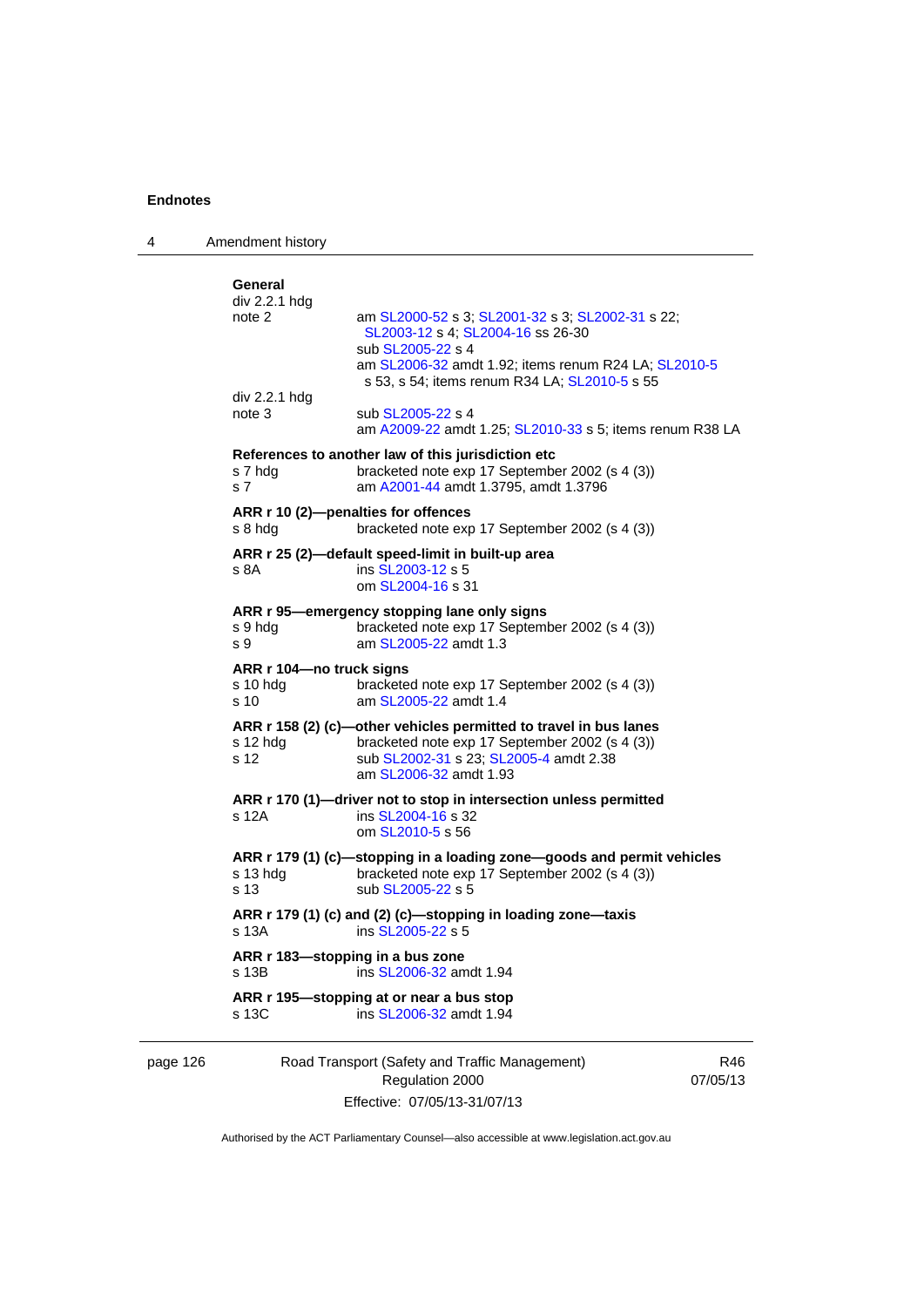**General**

| | |
|---|---|
| div 2.2.1 hdg note 2 | am SL2000-52 s 3; SL2001-32 s 3; SL2002-31 s 22; SL2003-12 s 4; SL2004-16 ss 26-30<br>sub SL2005-22 s 4<br>am SL2006-32 amdt 1.92; items renum R24 LA; SL2010-5 s 53, s 54; items renum R34 LA; SL2010-5 s 55 |
| div 2.2.1 hdg note 3 | sub SL2005-22 s 4<br>am A2009-22 amdt 1.25; SL2010-33 s 5; items renum R38 LA |

**References to another law of this jurisdiction etc**

| | |
|---|---|
| s 7 hdg | bracketed note exp 17 September 2002 (s 4 (3)) |
| s 7 | am A2001-44 amdt 1.3795, amdt 1.3796 |

**ARR r 10 (2)—penalties for offences**

| | |
|---|---|
| s 8 hdg | bracketed note exp 17 September 2002 (s 4 (3)) |

**ARR r 25 (2)—default speed-limit in built-up area**

| | |
|---|---|
| s 8A | ins SL2003-12 s 5<br>om SL2004-16 s 31 |

**ARR r 95—emergency stopping lane only signs**

| | |
|---|---|
| s 9 hdg | bracketed note exp 17 September 2002 (s 4 (3)) |
| s 9 | am SL2005-22 amdt 1.3 |

**ARR r 104—no truck signs**

| | |
|---|---|
| s 10 hdg | bracketed note exp 17 September 2002 (s 4 (3)) |
| s 10 | am SL2005-22 amdt 1.4 |

**ARR r 158 (2) (c)—other vehicles permitted to travel in bus lanes**

| | |
|---|---|
| s 12 hdg | bracketed note exp 17 September 2002 (s 4 (3)) |
| s 12 | sub SL2002-31 s 23; SL2005-4 amdt 2.38<br>am SL2006-32 amdt 1.93 |

**ARR r 170 (1)—driver not to stop in intersection unless permitted**

| | |
|---|---|
| s 12A | ins SL2004-16 s 32<br>om SL2010-5 s 56 |

**ARR r 179 (1) (c)—stopping in a loading zone—goods and permit vehicles**

| | |
|---|---|
| s 13 hdg | bracketed note exp 17 September 2002 (s 4 (3)) |
| s 13 | sub SL2005-22 s 5 |

**ARR r 179 (1) (c) and (2) (c)—stopping in loading zone—taxis**

| | |
|---|---|
| s 13A | ins SL2005-22 s 5 |

**ARR r 183—stopping in a bus zone**

| | |
|---|---|
| s 13B | ins SL2006-32 amdt 1.94 |

**ARR r 195—stopping at or near a bus stop**

| | |
|---|---|
| s 13C | ins SL2006-32 amdt 1.94 |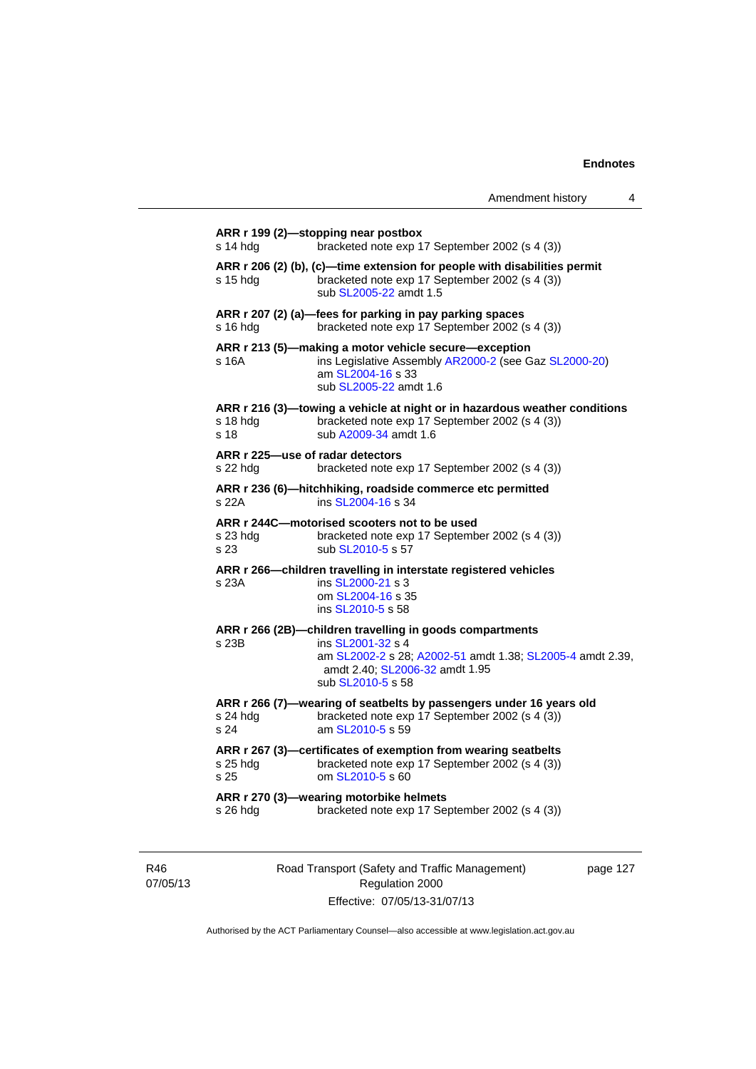**ARR r 199 (2)—stopping near postbox**

s 14 hdg — bracketed note exp 17 September 2002 (s 4 (3))

**ARR r 206 (2) (b), (c)—time extension for people with disabilities permit**

s 15 hdg — bracketed note exp 17 September 2002 (s 4 (3))
sub SL2005-22 amdt 1.5

**ARR r 207 (2) (a)—fees for parking in pay parking spaces**

s 16 hdg — bracketed note exp 17 September 2002 (s 4 (3))

**ARR r 213 (5)—making a motor vehicle secure—exception**

s 16A — ins Legislative Assembly AR2000-2 (see Gaz SL2000-20)
am SL2004-16 s 33
sub SL2005-22 amdt 1.6

**ARR r 216 (3)—towing a vehicle at night or in hazardous weather conditions**

s 18 hdg — bracketed note exp 17 September 2002 (s 4 (3))
s 18 — sub A2009-34 amdt 1.6

**ARR r 225—use of radar detectors**

s 22 hdg — bracketed note exp 17 September 2002 (s 4 (3))

**ARR r 236 (6)—hitchhiking, roadside commerce etc permitted**

s 22A — ins SL2004-16 s 34

**ARR r 244C—motorised scooters not to be used**

s 23 hdg — bracketed note exp 17 September 2002 (s 4 (3))
s 23 — sub SL2010-5 s 57

**ARR r 266—children travelling in interstate registered vehicles**

s 23A — ins SL2000-21 s 3
om SL2004-16 s 35
ins SL2010-5 s 58

**ARR r 266 (2B)—children travelling in goods compartments**

s 23B — ins SL2001-32 s 4
am SL2002-2 s 28; A2002-51 amdt 1.38; SL2005-4 amdt 2.39, amdt 2.40; SL2006-32 amdt 1.95
sub SL2010-5 s 58

**ARR r 266 (7)—wearing of seatbelts by passengers under 16 years old**

s 24 hdg — bracketed note exp 17 September 2002 (s 4 (3))
s 24 — am SL2010-5 s 59

**ARR r 267 (3)—certificates of exemption from wearing seatbelts**

s 25 hdg — bracketed note exp 17 September 2002 (s 4 (3))
s 25 — om SL2010-5 s 60

**ARR r 270 (3)—wearing motorbike helmets**

s 26 hdg — bracketed note exp 17 September 2002 (s 4 (3))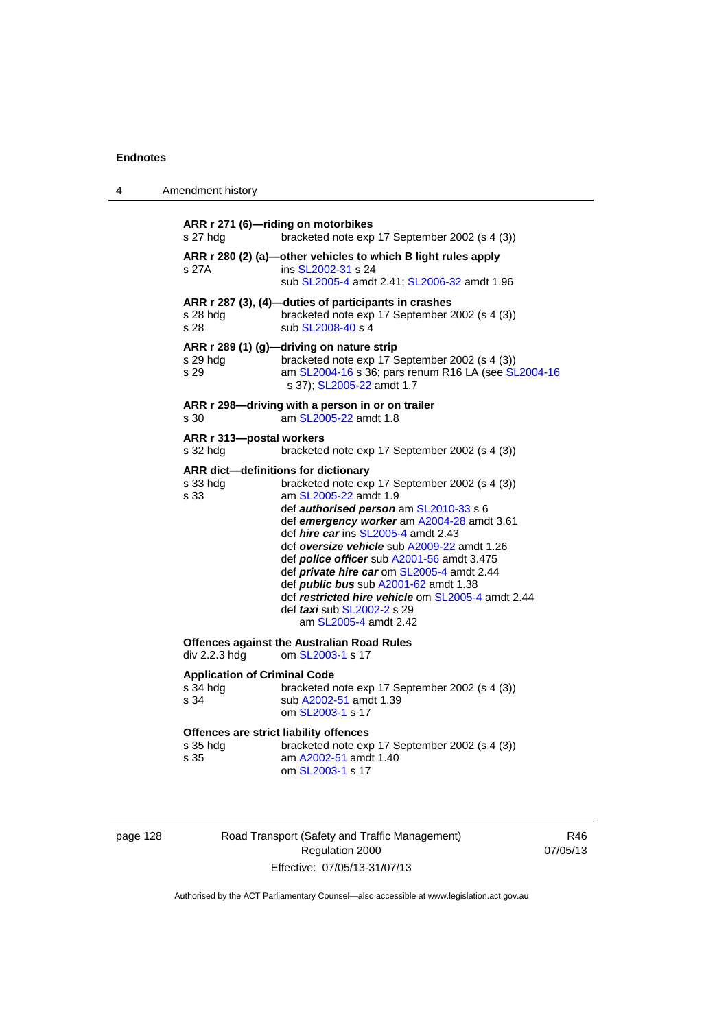**ARR r 271 (6)—riding on motorbikes**

s 27 hdg bracketed note exp 17 September 2002 (s 4 (3))

**ARR r 280 (2) (a)—other vehicles to which B light rules apply**

s 27A ins SL2002-31 s 24
sub SL2005-4 amdt 2.41; SL2006-32 amdt 1.96

**ARR r 287 (3), (4)—duties of participants in crashes**

s 28 hdg bracketed note exp 17 September 2002 (s 4 (3))
s 28 sub SL2008-40 s 4

**ARR r 289 (1) (g)—driving on nature strip**

s 29 hdg bracketed note exp 17 September 2002 (s 4 (3))
s 29 am SL2004-16 s 36; pars renum R16 LA (see SL2004-16 s 37); SL2005-22 amdt 1.7

**ARR r 298—driving with a person in or on trailer**

s 30 am SL2005-22 amdt 1.8

**ARR r 313—postal workers**

s 32 hdg bracketed note exp 17 September 2002 (s 4 (3))

**ARR dict—definitions for dictionary**

s 33 hdg bracketed note exp 17 September 2002 (s 4 (3))
s 33 am SL2005-22 amdt 1.9
def ***authorised person*** am SL2010-33 s 6
def ***emergency worker*** am A2004-28 amdt 3.61
def ***hire car*** ins SL2005-4 amdt 2.43
def ***oversize vehicle*** sub A2009-22 amdt 1.26
def ***police officer*** sub A2001-56 amdt 3.475
def ***private hire car*** om SL2005-4 amdt 2.44
def ***public bus*** sub A2001-62 amdt 1.38
def ***restricted hire vehicle*** om SL2005-4 amdt 2.44
def ***taxi*** sub SL2002-2 s 29
am SL2005-4 amdt 2.42

**Offences against the Australian Road Rules**

div 2.2.3 hdg om SL2003-1 s 17

**Application of Criminal Code**

s 34 hdg bracketed note exp 17 September 2002 (s 4 (3))
s 34 sub A2002-51 amdt 1.39
om SL2003-1 s 17

**Offences are strict liability offences**

s 35 hdg bracketed note exp 17 September 2002 (s 4 (3))
s 35 am A2002-51 amdt 1.40
om SL2003-1 s 17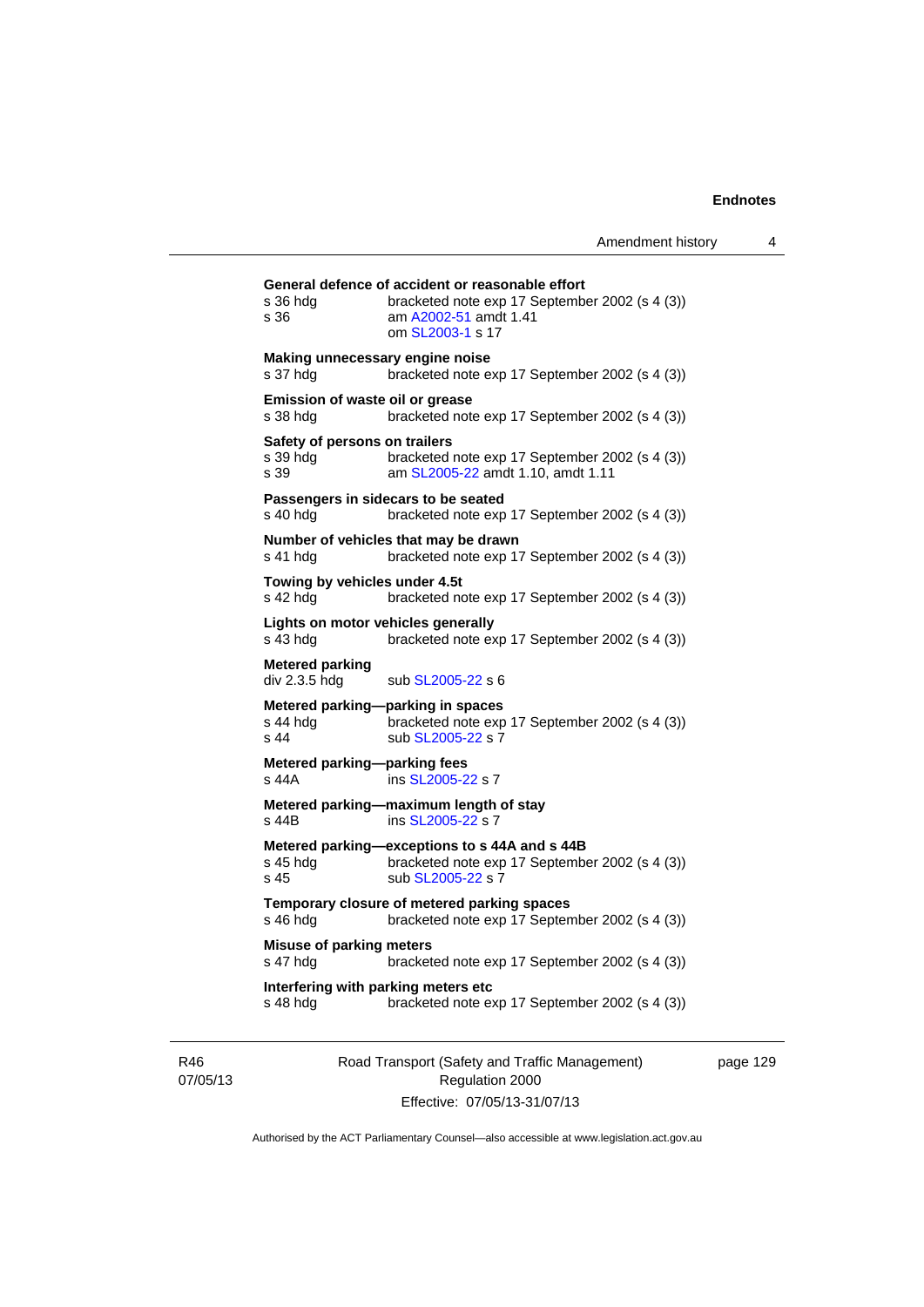**General defence of accident or reasonable effort**

s 36 hdg bracketed note exp 17 September 2002 (s 4 (3))
s 36 am A2002-51 amdt 1.41
om SL2003-1 s 17

**Making unnecessary engine noise**

s 37 hdg bracketed note exp 17 September 2002 (s 4 (3))

**Emission of waste oil or grease**

s 38 hdg bracketed note exp 17 September 2002 (s 4 (3))

**Safety of persons on trailers**

s 39 hdg bracketed note exp 17 September 2002 (s 4 (3))
s 39 am SL2005-22 amdt 1.10, amdt 1.11

**Passengers in sidecars to be seated**

s 40 hdg bracketed note exp 17 September 2002 (s 4 (3))

**Number of vehicles that may be drawn**

s 41 hdg bracketed note exp 17 September 2002 (s 4 (3))

**Towing by vehicles under 4.5t**

s 42 hdg bracketed note exp 17 September 2002 (s 4 (3))

**Lights on motor vehicles generally**

s 43 hdg bracketed note exp 17 September 2002 (s 4 (3))

**Metered parking**

div 2.3.5 hdg sub SL2005-22 s 6

**Metered parking—parking in spaces**

s 44 hdg bracketed note exp 17 September 2002 (s 4 (3))
s 44 sub SL2005-22 s 7

**Metered parking—parking fees**

s 44A ins SL2005-22 s 7

**Metered parking—maximum length of stay**

s 44B ins SL2005-22 s 7

**Metered parking—exceptions to s 44A and s 44B**

s 45 hdg bracketed note exp 17 September 2002 (s 4 (3))
s 45 sub SL2005-22 s 7

**Temporary closure of metered parking spaces**

s 46 hdg bracketed note exp 17 September 2002 (s 4 (3))

**Misuse of parking meters**

s 47 hdg bracketed note exp 17 September 2002 (s 4 (3))

**Interfering with parking meters etc**

s 48 hdg bracketed note exp 17 September 2002 (s 4 (3))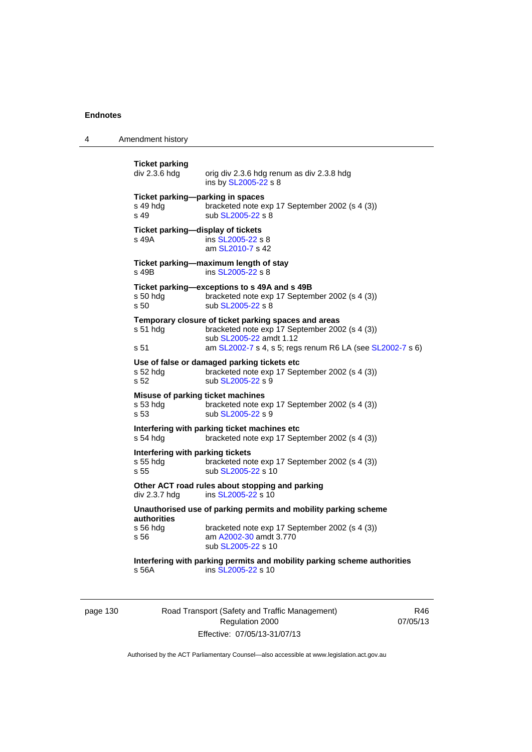**Ticket parking**

div 2.3.6 hdg — orig div 2.3.6 hdg renum as div 2.3.8 hdg
ins by SL2005-22 s 8

**Ticket parking—parking in spaces**

s 49 hdg — bracketed note exp 17 September 2002 (s 4 (3))
s 49 — sub SL2005-22 s 8

**Ticket parking—display of tickets**

s 49A — ins SL2005-22 s 8
am SL2010-7 s 42

**Ticket parking—maximum length of stay**

s 49B — ins SL2005-22 s 8

**Ticket parking—exceptions to s 49A and s 49B**

s 50 hdg — bracketed note exp 17 September 2002 (s 4 (3))
s 50 — sub SL2005-22 s 8

**Temporary closure of ticket parking spaces and areas**

s 51 hdg — bracketed note exp 17 September 2002 (s 4 (3))
sub SL2005-22 amdt 1.12
s 51 — am SL2002-7 s 4, s 5; regs renum R6 LA (see SL2002-7 s 6)

**Use of false or damaged parking tickets etc**

s 52 hdg — bracketed note exp 17 September 2002 (s 4 (3))
s 52 — sub SL2005-22 s 9

**Misuse of parking ticket machines**

s 53 hdg — bracketed note exp 17 September 2002 (s 4 (3))
s 53 — sub SL2005-22 s 9

**Interfering with parking ticket machines etc**

s 54 hdg — bracketed note exp 17 September 2002 (s 4 (3))

**Interfering with parking tickets**

s 55 hdg — bracketed note exp 17 September 2002 (s 4 (3))
s 55 — sub SL2005-22 s 10

**Other ACT road rules about stopping and parking**

div 2.3.7 hdg — ins SL2005-22 s 10

**Unauthorised use of parking permits and mobility parking scheme authorities**

s 56 hdg — bracketed note exp 17 September 2002 (s 4 (3))
s 56 — am A2002-30 amdt 3.770
sub SL2005-22 s 10

**Interfering with parking permits and mobility parking scheme authorities**

s 56A — ins SL2005-22 s 10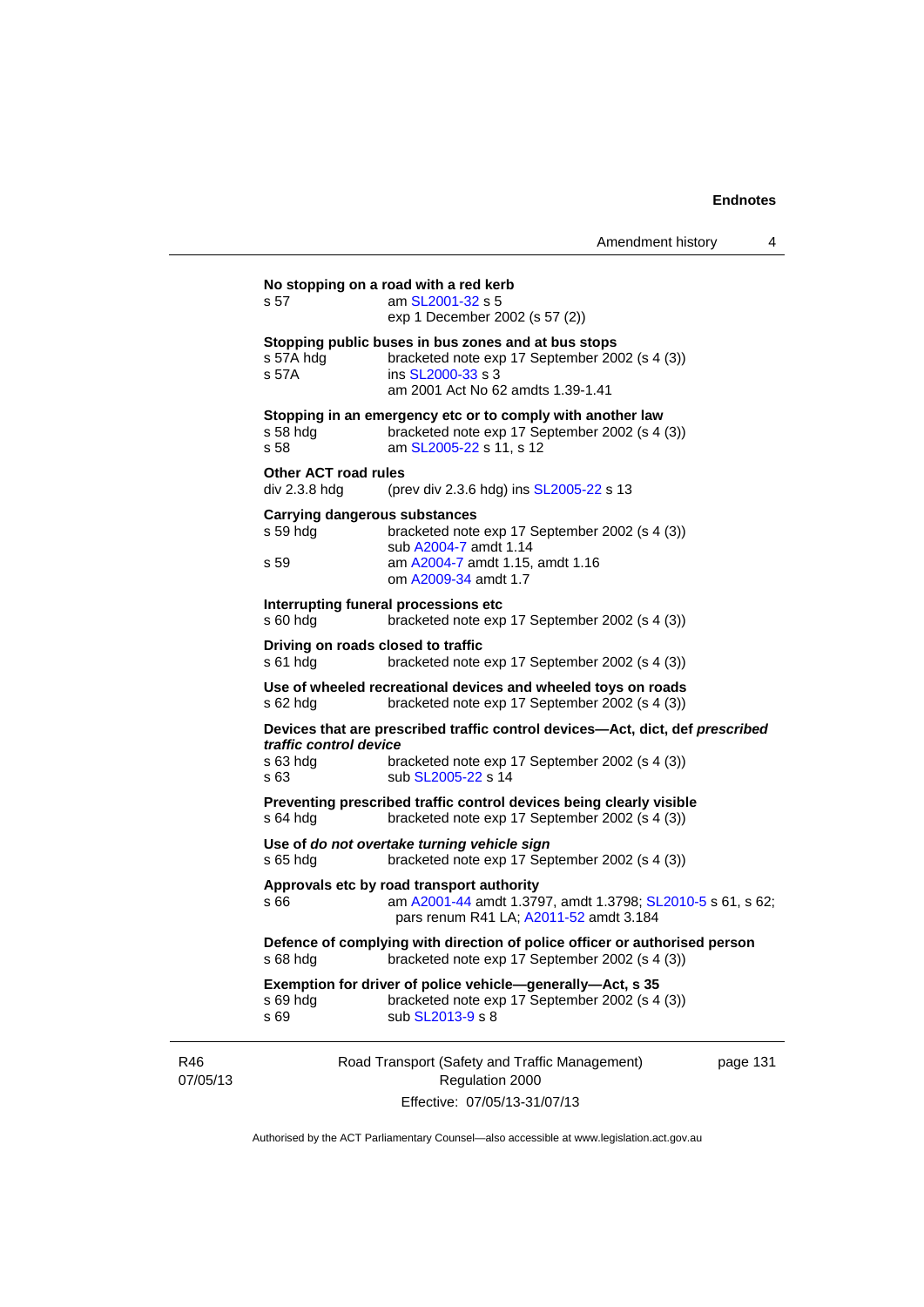**No stopping on a road with a red kerb**

s 57 am SL2001-32 s 5
exp 1 December 2002 (s 57 (2))

**Stopping public buses in bus zones and at bus stops**

s 57A hdg bracketed note exp 17 September 2002 (s 4 (3))
s 57A ins SL2000-33 s 3
am 2001 Act No 62 amdts 1.39-1.41

**Stopping in an emergency etc or to comply with another law**

s 58 hdg bracketed note exp 17 September 2002 (s 4 (3))
s 58 am SL2005-22 s 11, s 12

**Other ACT road rules**

div 2.3.8 hdg (prev div 2.3.6 hdg) ins SL2005-22 s 13

**Carrying dangerous substances**

s 59 hdg bracketed note exp 17 September 2002 (s 4 (3))
sub A2004-7 amdt 1.14
s 59 am A2004-7 amdt 1.15, amdt 1.16
om A2009-34 amdt 1.7

**Interrupting funeral processions etc**

s 60 hdg bracketed note exp 17 September 2002 (s 4 (3))

**Driving on roads closed to traffic**

s 61 hdg bracketed note exp 17 September 2002 (s 4 (3))

**Use of wheeled recreational devices and wheeled toys on roads**

s 62 hdg bracketed note exp 17 September 2002 (s 4 (3))

**Devices that are prescribed traffic control devices—Act, dict, def *prescribed traffic control device***

s 63 hdg bracketed note exp 17 September 2002 (s 4 (3))
s 63 sub SL2005-22 s 14

**Preventing prescribed traffic control devices being clearly visible**

s 64 hdg bracketed note exp 17 September 2002 (s 4 (3))

**Use of *do not overtake turning vehicle sign***

s 65 hdg bracketed note exp 17 September 2002 (s 4 (3))

**Approvals etc by road transport authority**

s 66 am A2001-44 amdt 1.3797, amdt 1.3798; SL2010-5 s 61, s 62; pars renum R41 LA; A2011-52 amdt 3.184

**Defence of complying with direction of police officer or authorised person**

s 68 hdg bracketed note exp 17 September 2002 (s 4 (3))

**Exemption for driver of police vehicle—generally—Act, s 35**

s 69 hdg bracketed note exp 17 September 2002 (s 4 (3))
s 69 sub SL2013-9 s 8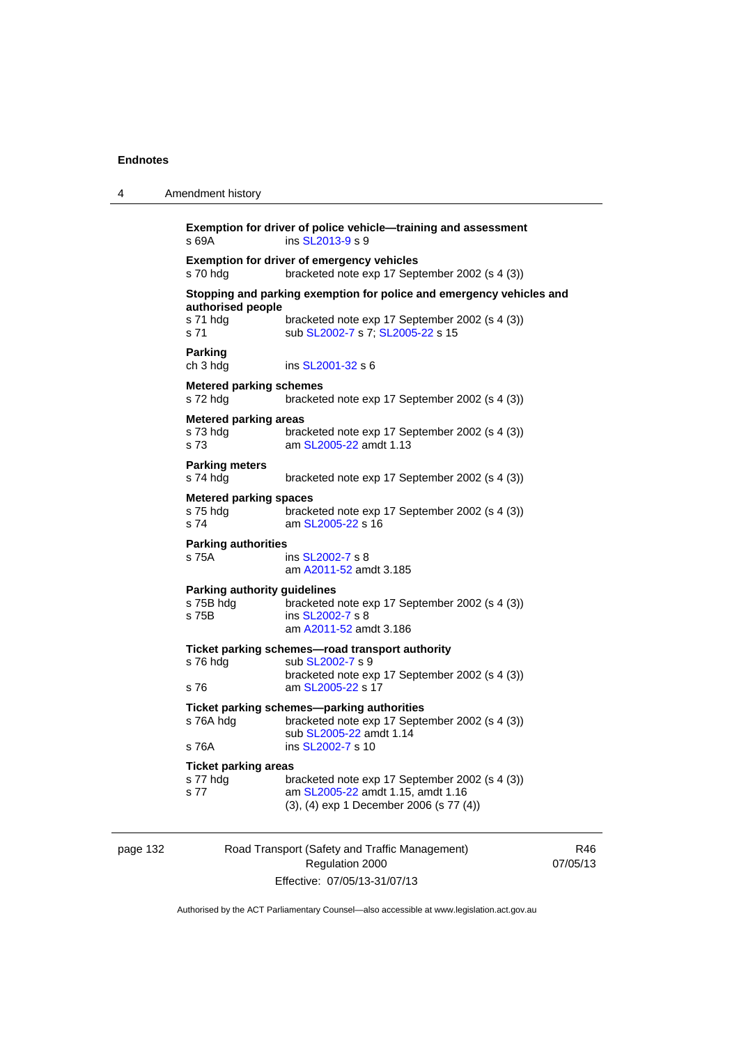**Exemption for driver of police vehicle—training and assessment**
s 69A ins SL2013-9 s 9

**Exemption for driver of emergency vehicles**
s 70 hdg bracketed note exp 17 September 2002 (s 4 (3))

**Stopping and parking exemption for police and emergency vehicles and authorised people**
s 71 hdg bracketed note exp 17 September 2002 (s 4 (3))
s 71 sub SL2002-7 s 7; SL2005-22 s 15

**Parking**
ch 3 hdg ins SL2001-32 s 6

**Metered parking schemes**
s 72 hdg bracketed note exp 17 September 2002 (s 4 (3))

**Metered parking areas**
s 73 hdg bracketed note exp 17 September 2002 (s 4 (3))
s 73 am SL2005-22 amdt 1.13

**Parking meters**
s 74 hdg bracketed note exp 17 September 2002 (s 4 (3))

**Metered parking spaces**
s 75 hdg bracketed note exp 17 September 2002 (s 4 (3))
s 74 am SL2005-22 s 16

**Parking authorities**
s 75A ins SL2002-7 s 8
am A2011-52 amdt 3.185

**Parking authority guidelines**
s 75B hdg bracketed note exp 17 September 2002 (s 4 (3))
s 75B ins SL2002-7 s 8
am A2011-52 amdt 3.186

**Ticket parking schemes—road transport authority**
s 76 hdg sub SL2002-7 s 9
bracketed note exp 17 September 2002 (s 4 (3))
s 76 am SL2005-22 s 17

**Ticket parking schemes—parking authorities**
s 76A hdg bracketed note exp 17 September 2002 (s 4 (3))
sub SL2005-22 amdt 1.14
s 76A ins SL2002-7 s 10

**Ticket parking areas**
s 77 hdg bracketed note exp 17 September 2002 (s 4 (3))
s 77 am SL2005-22 amdt 1.15, amdt 1.16
(3), (4) exp 1 December 2006 (s 77 (4))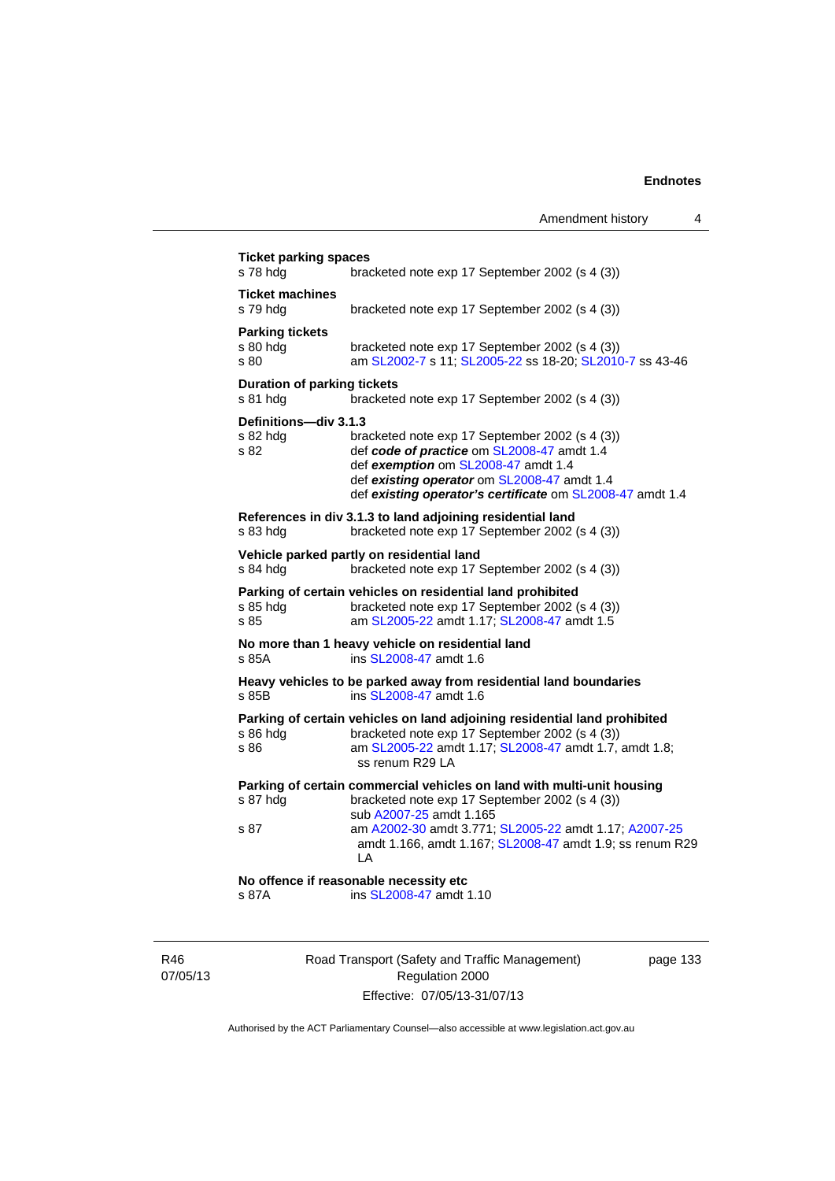**Ticket parking spaces**
s 78 hdg bracketed note exp 17 September 2002 (s 4 (3))

**Ticket machines**
s 79 hdg bracketed note exp 17 September 2002 (s 4 (3))

**Parking tickets**
s 80 hdg bracketed note exp 17 September 2002 (s 4 (3))
s 80 am SL2002-7 s 11; SL2005-22 ss 18-20; SL2010-7 ss 43-46

**Duration of parking tickets**
s 81 hdg bracketed note exp 17 September 2002 (s 4 (3))

**Definitions—div 3.1.3**
s 82 hdg bracketed note exp 17 September 2002 (s 4 (3))
s 82 def ***code of practice*** om SL2008-47 amdt 1.4
def ***exemption*** om SL2008-47 amdt 1.4
def ***existing operator*** om SL2008-47 amdt 1.4
def ***existing operator's certificate*** om SL2008-47 amdt 1.4

**References in div 3.1.3 to land adjoining residential land**
s 83 hdg bracketed note exp 17 September 2002 (s 4 (3))

**Vehicle parked partly on residential land**
s 84 hdg bracketed note exp 17 September 2002 (s 4 (3))

**Parking of certain vehicles on residential land prohibited**
s 85 hdg bracketed note exp 17 September 2002 (s 4 (3))
s 85 am SL2005-22 amdt 1.17; SL2008-47 amdt 1.5

**No more than 1 heavy vehicle on residential land**
s 85A ins SL2008-47 amdt 1.6

**Heavy vehicles to be parked away from residential land boundaries**
s 85B ins SL2008-47 amdt 1.6

**Parking of certain vehicles on land adjoining residential land prohibited**
s 86 hdg bracketed note exp 17 September 2002 (s 4 (3))
s 86 am SL2005-22 amdt 1.17; SL2008-47 amdt 1.7, amdt 1.8; ss renum R29 LA

**Parking of certain commercial vehicles on land with multi-unit housing**
s 87 hdg bracketed note exp 17 September 2002 (s 4 (3))
sub A2007-25 amdt 1.165
s 87 am A2002-30 amdt 3.771; SL2005-22 amdt 1.17; A2007-25 amdt 1.166, amdt 1.167; SL2008-47 amdt 1.9; ss renum R29 LA

**No offence if reasonable necessity etc**
s 87A ins SL2008-47 amdt 1.10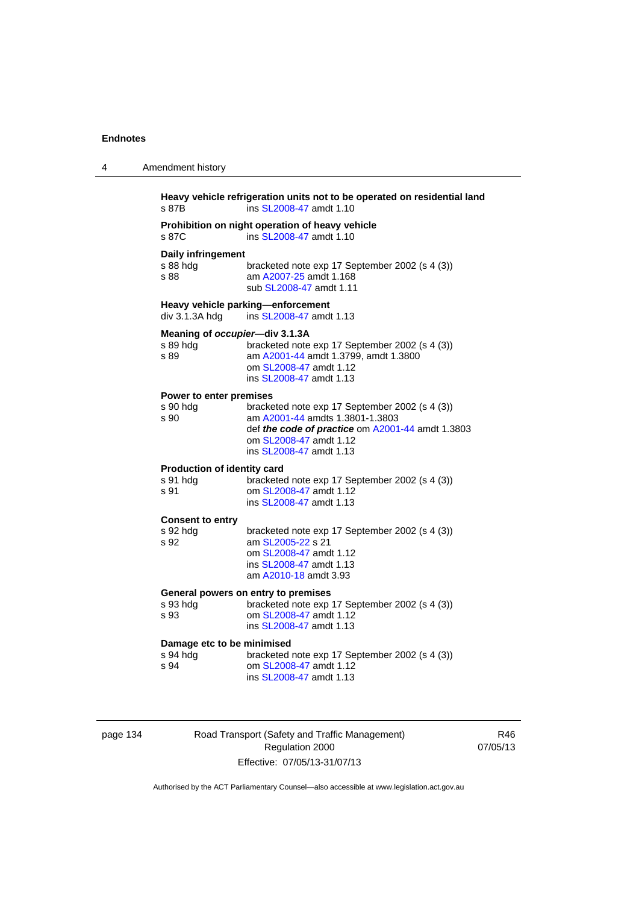**Heavy vehicle refrigeration units not to be operated on residential land**

s 87B ins SL2008-47 amdt 1.10

**Prohibition on night operation of heavy vehicle**

s 87C ins SL2008-47 amdt 1.10

**Daily infringement**

s 88 hdg bracketed note exp 17 September 2002 (s 4 (3))
s 88 am A2007-25 amdt 1.168
sub SL2008-47 amdt 1.11

**Heavy vehicle parking—enforcement**

div 3.1.3A hdg ins SL2008-47 amdt 1.13

**Meaning of *occupier*—div 3.1.3A**

s 89 hdg bracketed note exp 17 September 2002 (s 4 (3))
s 89 am A2001-44 amdt 1.3799, amdt 1.3800
om SL2008-47 amdt 1.12
ins SL2008-47 amdt 1.13

**Power to enter premises**

s 90 hdg bracketed note exp 17 September 2002 (s 4 (3))
s 90 am A2001-44 amdts 1.3801-1.3803
def ***the code of practice*** om A2001-44 amdt 1.3803
om SL2008-47 amdt 1.12
ins SL2008-47 amdt 1.13

**Production of identity card**

s 91 hdg bracketed note exp 17 September 2002 (s 4 (3))
s 91 om SL2008-47 amdt 1.12
ins SL2008-47 amdt 1.13

**Consent to entry**

s 92 hdg bracketed note exp 17 September 2002 (s 4 (3))
s 92 am SL2005-22 s 21
om SL2008-47 amdt 1.12
ins SL2008-47 amdt 1.13
am A2010-18 amdt 3.93

**General powers on entry to premises**

s 93 hdg bracketed note exp 17 September 2002 (s 4 (3))
s 93 om SL2008-47 amdt 1.12
ins SL2008-47 amdt 1.13

**Damage etc to be minimised**

s 94 hdg bracketed note exp 17 September 2002 (s 4 (3))
s 94 om SL2008-47 amdt 1.12
ins SL2008-47 amdt 1.13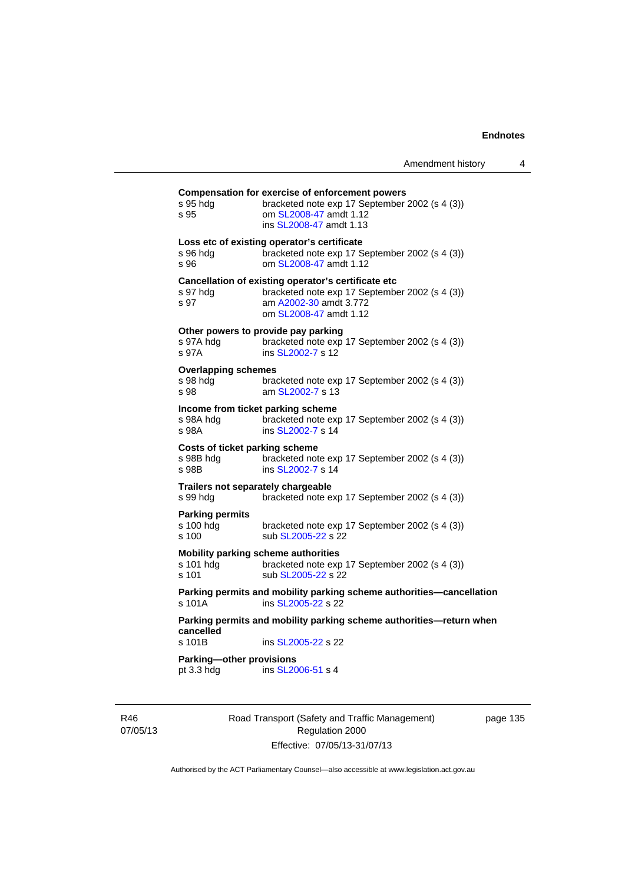**Compensation for exercise of enforcement powers**

s 95 hdg bracketed note exp 17 September 2002 (s 4 (3))
s 95 om SL2008-47 amdt 1.12
ins SL2008-47 amdt 1.13

**Loss etc of existing operator's certificate**

s 96 hdg bracketed note exp 17 September 2002 (s 4 (3))
s 96 om SL2008-47 amdt 1.12

**Cancellation of existing operator's certificate etc**

s 97 hdg bracketed note exp 17 September 2002 (s 4 (3))
s 97 am A2002-30 amdt 3.772
om SL2008-47 amdt 1.12

**Other powers to provide pay parking**

s 97A hdg bracketed note exp 17 September 2002 (s 4 (3))
s 97A ins SL2002-7 s 12

**Overlapping schemes**

s 98 hdg bracketed note exp 17 September 2002 (s 4 (3))
s 98 am SL2002-7 s 13

**Income from ticket parking scheme**

s 98A hdg bracketed note exp 17 September 2002 (s 4 (3))
s 98A ins SL2002-7 s 14

**Costs of ticket parking scheme**

s 98B hdg bracketed note exp 17 September 2002 (s 4 (3))
s 98B ins SL2002-7 s 14

**Trailers not separately chargeable**

s 99 hdg bracketed note exp 17 September 2002 (s 4 (3))

**Parking permits**

s 100 hdg bracketed note exp 17 September 2002 (s 4 (3))
s 100 sub SL2005-22 s 22

**Mobility parking scheme authorities**

s 101 hdg bracketed note exp 17 September 2002 (s 4 (3))
s 101 sub SL2005-22 s 22

**Parking permits and mobility parking scheme authorities—cancellation**

s 101A ins SL2005-22 s 22

**Parking permits and mobility parking scheme authorities—return when cancelled**

s 101B ins SL2005-22 s 22

**Parking—other provisions**

pt 3.3 hdg ins SL2006-51 s 4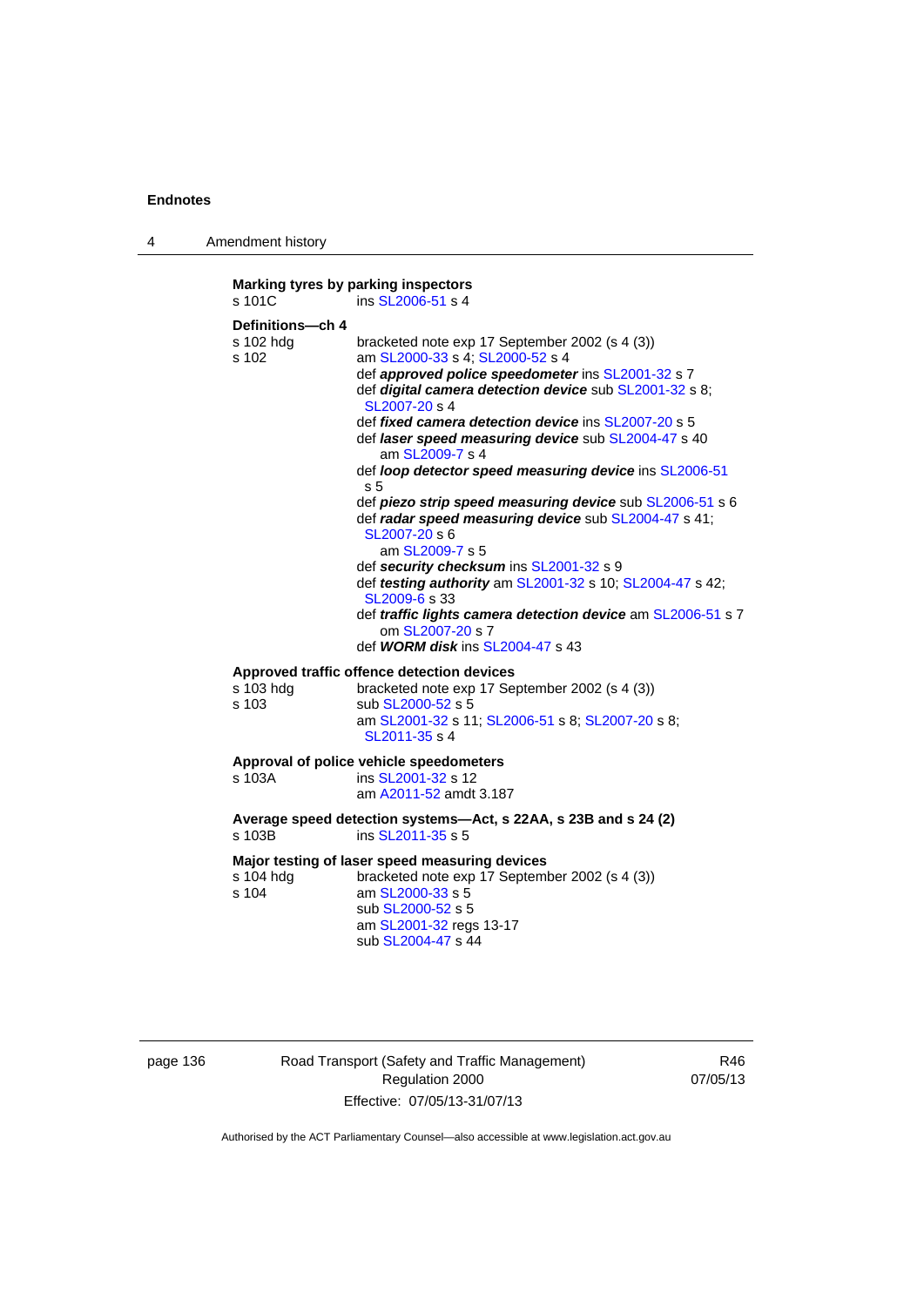**Marking tyres by parking inspectors**

s 101C ins SL2006-51 s 4

**Definitions—ch 4**

s 102 hdg bracketed note exp 17 September 2002 (s 4 (3))

s 102 am SL2000-33 s 4; SL2000-52 s 4

def ***approved police speedometer*** ins SL2001-32 s 7

def ***digital camera detection device*** sub SL2001-32 s 8; SL2007-20 s 4

def ***fixed camera detection device*** ins SL2007-20 s 5

def ***laser speed measuring device*** sub SL2004-47 s 40
am SL2009-7 s 4

def ***loop detector speed measuring device*** ins SL2006-51 s 5

def ***piezo strip speed measuring device*** sub SL2006-51 s 6

def ***radar speed measuring device*** sub SL2004-47 s 41; SL2007-20 s 6
am SL2009-7 s 5

def ***security checksum*** ins SL2001-32 s 9

def ***testing authority*** am SL2001-32 s 10; SL2004-47 s 42; SL2009-6 s 33

def ***traffic lights camera detection device*** am SL2006-51 s 7
om SL2007-20 s 7

def ***WORM disk*** ins SL2004-47 s 43

**Approved traffic offence detection devices**

s 103 hdg bracketed note exp 17 September 2002 (s 4 (3))

s 103 sub SL2000-52 s 5
am SL2001-32 s 11; SL2006-51 s 8; SL2007-20 s 8; SL2011-35 s 4

**Approval of police vehicle speedometers**

s 103A ins SL2001-32 s 12
am A2011-52 amdt 3.187

**Average speed detection systems—Act, s 22AA, s 23B and s 24 (2)**

s 103B ins SL2011-35 s 5

**Major testing of laser speed measuring devices**

s 104 hdg bracketed note exp 17 September 2002 (s 4 (3))

s 104 am SL2000-33 s 5
sub SL2000-52 s 5
am SL2001-32 regs 13-17
sub SL2004-47 s 44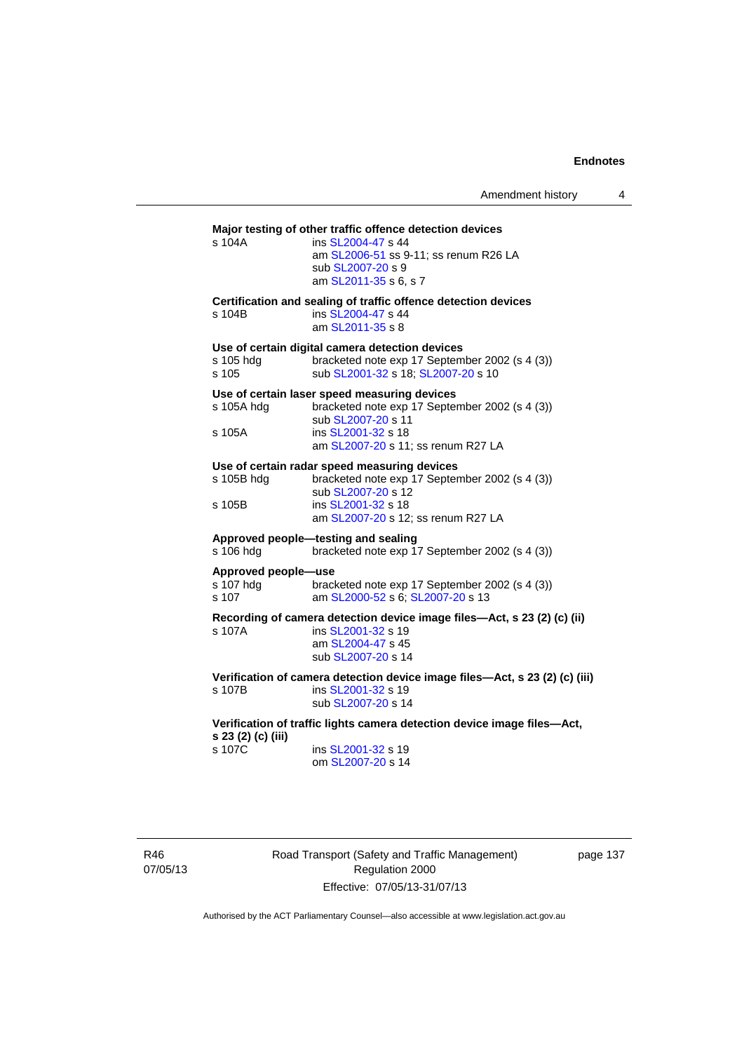**Major testing of other traffic offence detection devices**

s 104A ins SL2004-47 s 44
am SL2006-51 ss 9-11; ss renum R26 LA
sub SL2007-20 s 9
am SL2011-35 s 6, s 7

**Certification and sealing of traffic offence detection devices**

s 104B ins SL2004-47 s 44
am SL2011-35 s 8

**Use of certain digital camera detection devices**

s 105 hdg bracketed note exp 17 September 2002 (s 4 (3))
s 105 sub SL2001-32 s 18; SL2007-20 s 10

**Use of certain laser speed measuring devices**

s 105A hdg bracketed note exp 17 September 2002 (s 4 (3))
sub SL2007-20 s 11
s 105A ins SL2001-32 s 18
am SL2007-20 s 11; ss renum R27 LA

**Use of certain radar speed measuring devices**

s 105B hdg bracketed note exp 17 September 2002 (s 4 (3))
sub SL2007-20 s 12
s 105B ins SL2001-32 s 18
am SL2007-20 s 12; ss renum R27 LA

**Approved people—testing and sealing**

s 106 hdg bracketed note exp 17 September 2002 (s 4 (3))

**Approved people—use**

s 107 hdg bracketed note exp 17 September 2002 (s 4 (3))
s 107 am SL2000-52 s 6; SL2007-20 s 13

**Recording of camera detection device image files—Act, s 23 (2) (c) (ii)**

s 107A ins SL2001-32 s 19
am SL2004-47 s 45
sub SL2007-20 s 14

**Verification of camera detection device image files—Act, s 23 (2) (c) (iii)**

s 107B ins SL2001-32 s 19
sub SL2007-20 s 14

**Verification of traffic lights camera detection device image files—Act, s 23 (2) (c) (iii)**

s 107C ins SL2001-32 s 19
om SL2007-20 s 14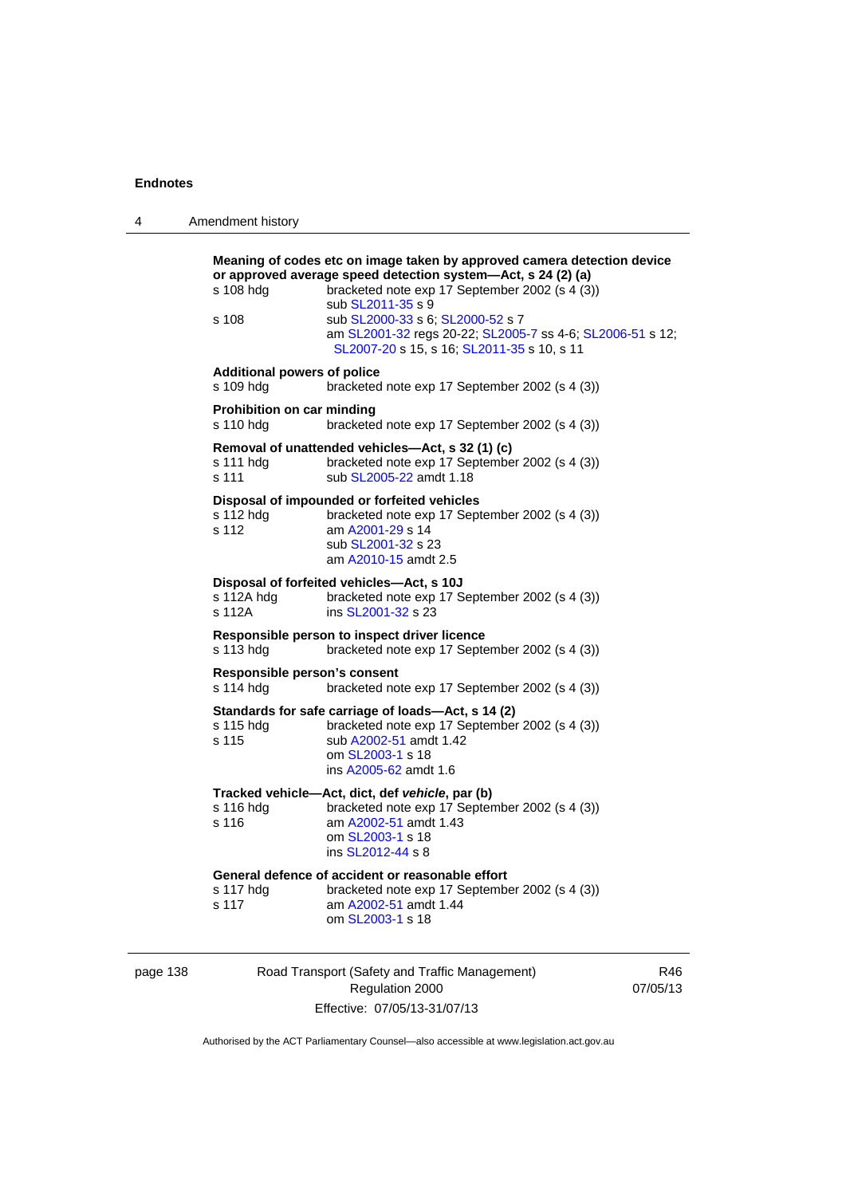**Meaning of codes etc on image taken by approved camera detection device or approved average speed detection system—Act, s 24 (2) (a)**

s 108 hdg bracketed note exp 17 September 2002 (s 4 (3))
sub SL2011-35 s 9

s 108 sub SL2000-33 s 6; SL2000-52 s 7
am SL2001-32 regs 20-22; SL2005-7 ss 4-6; SL2006-51 s 12; SL2007-20 s 15, s 16; SL2011-35 s 10, s 11

**Additional powers of police**

s 109 hdg bracketed note exp 17 September 2002 (s 4 (3))

**Prohibition on car minding**

s 110 hdg bracketed note exp 17 September 2002 (s 4 (3))

**Removal of unattended vehicles—Act, s 32 (1) (c)**

s 111 hdg bracketed note exp 17 September 2002 (s 4 (3))

s 111 sub SL2005-22 amdt 1.18

**Disposal of impounded or forfeited vehicles**

s 112 hdg bracketed note exp 17 September 2002 (s 4 (3))

s 112 am A2001-29 s 14
sub SL2001-32 s 23
am A2010-15 amdt 2.5

**Disposal of forfeited vehicles—Act, s 10J**

s 112A hdg bracketed note exp 17 September 2002 (s 4 (3))

s 112A ins SL2001-32 s 23

**Responsible person to inspect driver licence**

s 113 hdg bracketed note exp 17 September 2002 (s 4 (3))

**Responsible person's consent**

s 114 hdg bracketed note exp 17 September 2002 (s 4 (3))

**Standards for safe carriage of loads—Act, s 14 (2)**

s 115 hdg bracketed note exp 17 September 2002 (s 4 (3))

s 115 sub A2002-51 amdt 1.42
om SL2003-1 s 18
ins A2005-62 amdt 1.6

**Tracked vehicle—Act, dict, def *vehicle*, par (b)**

s 116 hdg bracketed note exp 17 September 2002 (s 4 (3))

s 116 am A2002-51 amdt 1.43
om SL2003-1 s 18
ins SL2012-44 s 8

**General defence of accident or reasonable effort**

s 117 hdg bracketed note exp 17 September 2002 (s 4 (3))

s 117 am A2002-51 amdt 1.44
om SL2003-1 s 18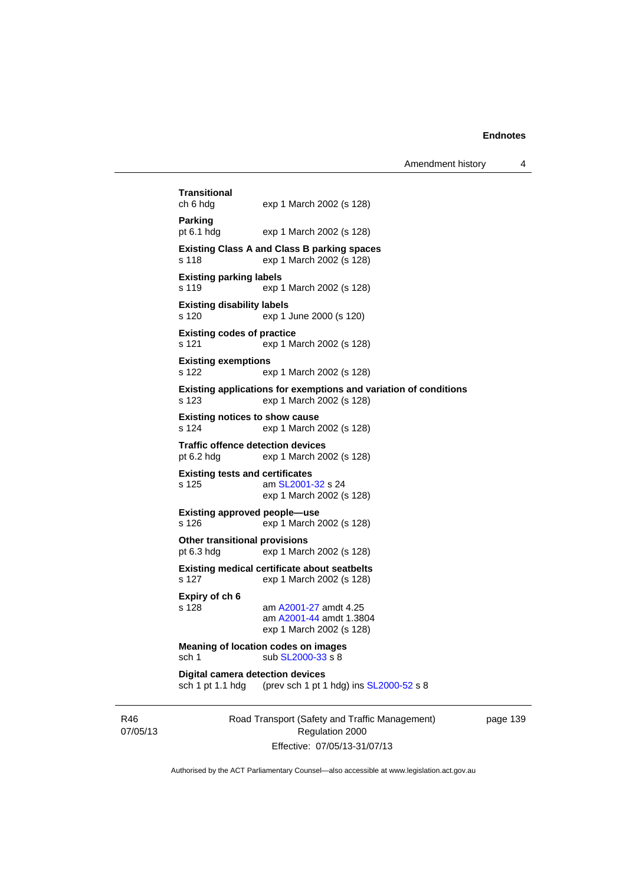**Transitional**
ch 6 hdg exp 1 March 2002 (s 128)

**Parking**
pt 6.1 hdg exp 1 March 2002 (s 128)

**Existing Class A and Class B parking spaces**
s 118 exp 1 March 2002 (s 128)

**Existing parking labels**
s 119 exp 1 March 2002 (s 128)

**Existing disability labels**
s 120 exp 1 June 2000 (s 120)

**Existing codes of practice**
s 121 exp 1 March 2002 (s 128)

**Existing exemptions**
s 122 exp 1 March 2002 (s 128)

**Existing applications for exemptions and variation of conditions**
s 123 exp 1 March 2002 (s 128)

**Existing notices to show cause**
s 124 exp 1 March 2002 (s 128)

**Traffic offence detection devices**
pt 6.2 hdg exp 1 March 2002 (s 128)

**Existing tests and certificates**
s 125 am SL2001-32 s 24
exp 1 March 2002 (s 128)

**Existing approved people—use**
s 126 exp 1 March 2002 (s 128)

**Other transitional provisions**
pt 6.3 hdg exp 1 March 2002 (s 128)

**Existing medical certificate about seatbelts**
s 127 exp 1 March 2002 (s 128)

**Expiry of ch 6**
s 128 am A2001-27 amdt 4.25
am A2001-44 amdt 1.3804
exp 1 March 2002 (s 128)

**Meaning of location codes on images**
sch 1 sub SL2000-33 s 8

**Digital camera detection devices**
sch 1 pt 1.1 hdg (prev sch 1 pt 1 hdg) ins SL2000-52 s 8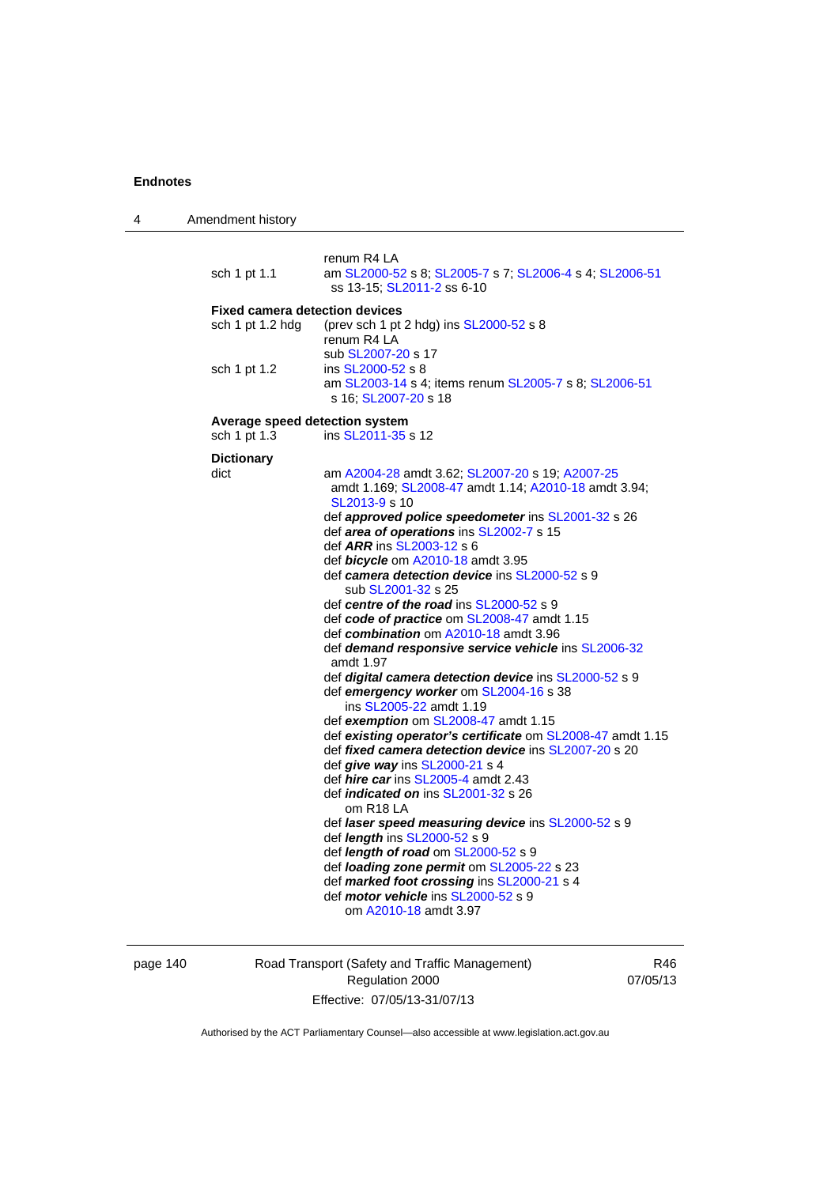| | |
|---|---|
| | renum R4 LA |
| sch 1 pt 1.1 | am SL2000-52 s 8; SL2005-7 s 7; SL2006-4 s 4; SL2006-51 ss 13-15; SL2011-2 ss 6-10 |

**Fixed camera detection devices**

| | |
|---|---|
| sch 1 pt 1.2 hdg | (prev sch 1 pt 2 hdg) ins SL2000-52 s 8<br>renum R4 LA<br>sub SL2007-20 s 17 |
| sch 1 pt 1.2 | ins SL2000-52 s 8<br>am SL2003-14 s 4; items renum SL2005-7 s 8; SL2006-51 s 16; SL2007-20 s 18 |

**Average speed detection system**

| | |
|---|---|
| sch 1 pt 1.3 | ins SL2011-35 s 12 |

**Dictionary**

| | |
|---|---|
| dict | am A2004-28 amdt 3.62; SL2007-20 s 19; A2007-25 amdt 1.169; SL2008-47 amdt 1.14; A2010-18 amdt 3.94; SL2013-9 s 10 |
| | def ***approved police speedometer*** ins SL2001-32 s 26 |
| | def ***area of operations*** ins SL2002-7 s 15 |
| | def ***ARR*** ins SL2003-12 s 6 |
| | def ***bicycle*** om A2010-18 amdt 3.95 |
| | def ***camera detection device*** ins SL2000-52 s 9<br>sub SL2001-32 s 25 |
| | def ***centre of the road*** ins SL2000-52 s 9 |
| | def ***code of practice*** om SL2008-47 amdt 1.15 |
| | def ***combination*** om A2010-18 amdt 3.96 |
| | def ***demand responsive service vehicle*** ins SL2006-32 amdt 1.97 |
| | def ***digital camera detection device*** ins SL2000-52 s 9 |
| | def ***emergency worker*** om SL2004-16 s 38<br>ins SL2005-22 amdt 1.19 |
| | def ***exemption*** om SL2008-47 amdt 1.15 |
| | def ***existing operator's certificate*** om SL2008-47 amdt 1.15 |
| | def ***fixed camera detection device*** ins SL2007-20 s 20 |
| | def ***give way*** ins SL2000-21 s 4 |
| | def ***hire car*** ins SL2005-4 amdt 2.43 |
| | def ***indicated on*** ins SL2001-32 s 26<br>om R18 LA |
| | def ***laser speed measuring device*** ins SL2000-52 s 9 |
| | def ***length*** ins SL2000-52 s 9 |
| | def ***length of road*** om SL2000-52 s 9 |
| | def ***loading zone permit*** om SL2005-22 s 23 |
| | def ***marked foot crossing*** ins SL2000-21 s 4 |
| | def ***motor vehicle*** ins SL2000-52 s 9<br>om A2010-18 amdt 3.97 |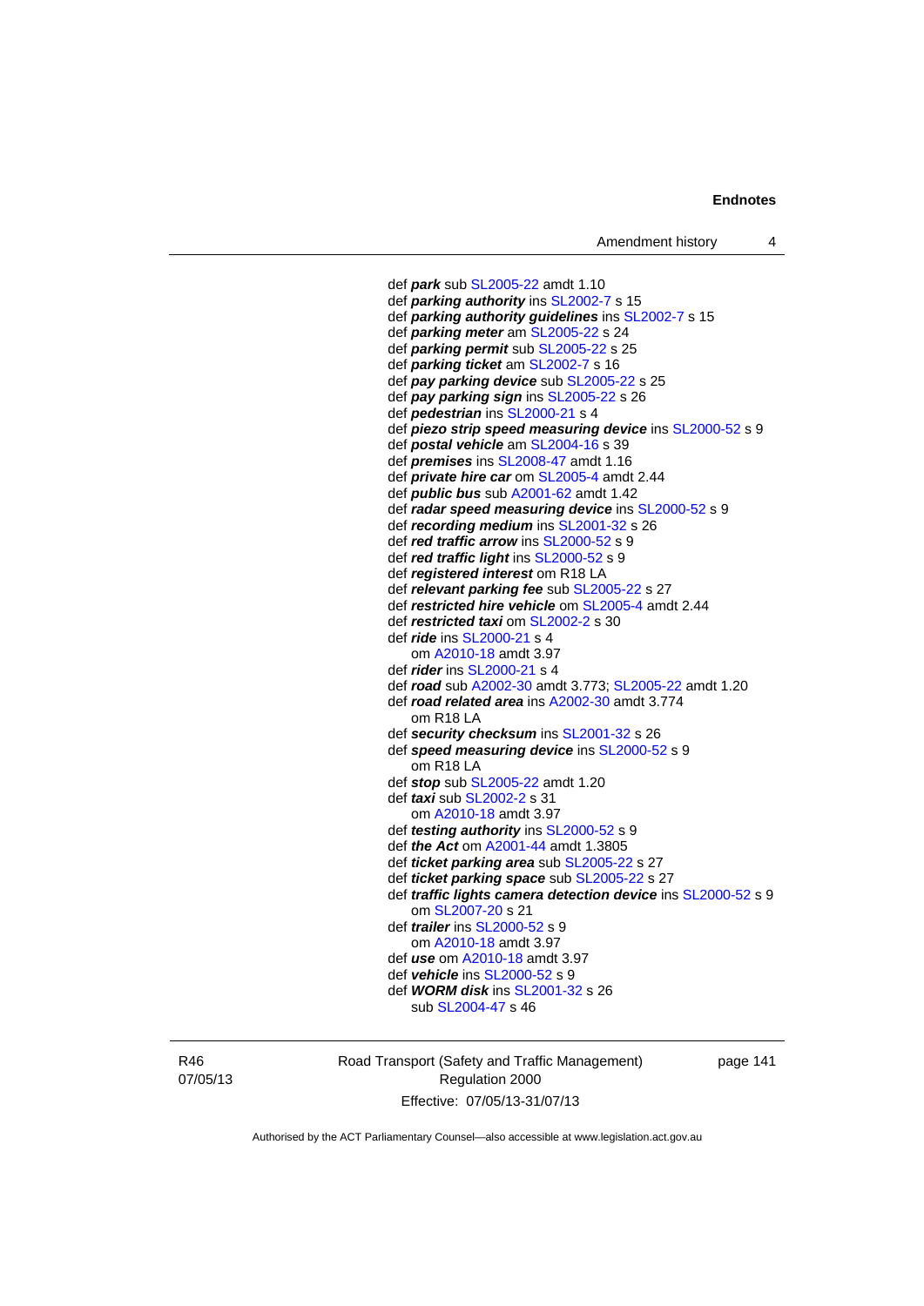def ***park*** sub SL2005-22 amdt 1.10
def ***parking authority*** ins SL2002-7 s 15
def ***parking authority guidelines*** ins SL2002-7 s 15
def ***parking meter*** am SL2005-22 s 24
def ***parking permit*** sub SL2005-22 s 25
def ***parking ticket*** am SL2002-7 s 16
def ***pay parking device*** sub SL2005-22 s 25
def ***pay parking sign*** ins SL2005-22 s 26
def ***pedestrian*** ins SL2000-21 s 4
def ***piezo strip speed measuring device*** ins SL2000-52 s 9
def ***postal vehicle*** am SL2004-16 s 39
def ***premises*** ins SL2008-47 amdt 1.16
def ***private hire car*** om SL2005-4 amdt 2.44
def ***public bus*** sub A2001-62 amdt 1.42
def ***radar speed measuring device*** ins SL2000-52 s 9
def ***recording medium*** ins SL2001-32 s 26
def ***red traffic arrow*** ins SL2000-52 s 9
def ***red traffic light*** ins SL2000-52 s 9
def ***registered interest*** om R18 LA
def ***relevant parking fee*** sub SL2005-22 s 27
def ***restricted hire vehicle*** om SL2005-4 amdt 2.44
def ***restricted taxi*** om SL2002-2 s 30
def ***ride*** ins SL2000-21 s 4
om A2010-18 amdt 3.97
def ***rider*** ins SL2000-21 s 4
def ***road*** sub A2002-30 amdt 3.773; SL2005-22 amdt 1.20
def ***road related area*** ins A2002-30 amdt 3.774
om R18 LA
def ***security checksum*** ins SL2001-32 s 26
def ***speed measuring device*** ins SL2000-52 s 9
om R18 LA
def ***stop*** sub SL2005-22 amdt 1.20
def ***taxi*** sub SL2002-2 s 31
om A2010-18 amdt 3.97
def ***testing authority*** ins SL2000-52 s 9
def ***the Act*** om A2001-44 amdt 1.3805
def ***ticket parking area*** sub SL2005-22 s 27
def ***ticket parking space*** sub SL2005-22 s 27
def ***traffic lights camera detection device*** ins SL2000-52 s 9
om SL2007-20 s 21
def ***trailer*** ins SL2000-52 s 9
om A2010-18 amdt 3.97
def ***use*** om A2010-18 amdt 3.97
def ***vehicle*** ins SL2000-52 s 9
def ***WORM disk*** ins SL2001-32 s 26
sub SL2004-47 s 46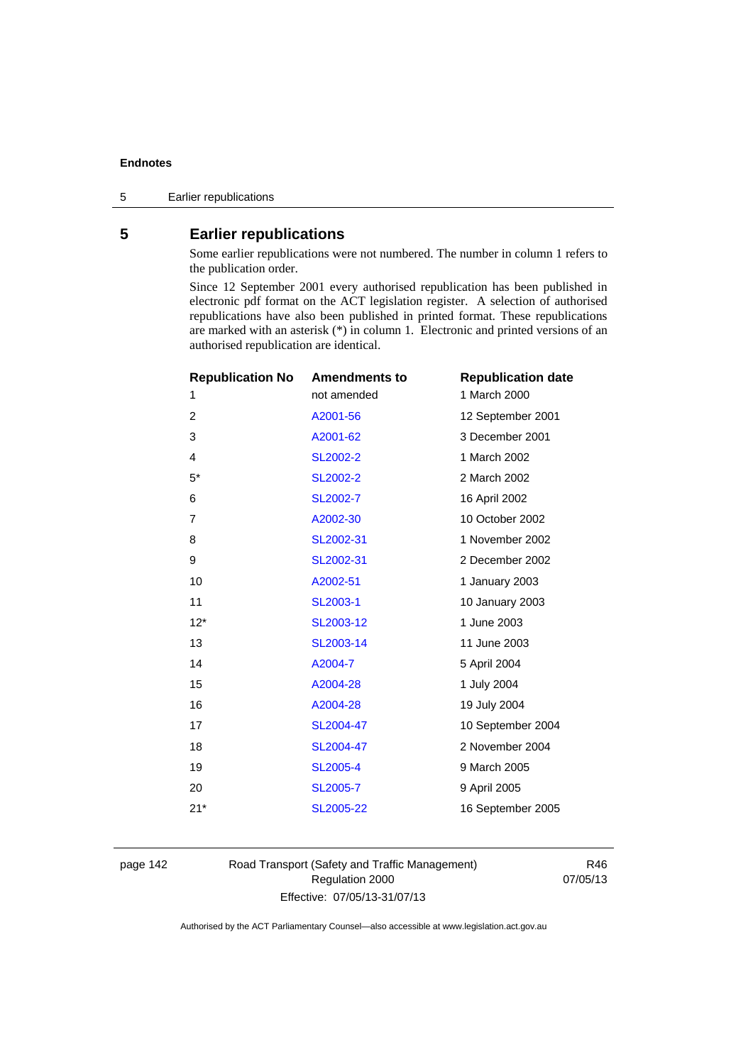## 5 Earlier republications

Some earlier republications were not numbered. The number in column 1 refers to the publication order.

Since 12 September 2001 every authorised republication has been published in electronic pdf format on the ACT legislation register. A selection of authorised republications have also been published in printed format. These republications are marked with an asterisk (*) in column 1. Electronic and printed versions of an authorised republication are identical.

| Republication No | Amendments to | Republication date |
|---|---|---|
| 1 | not amended | 1 March 2000 |
| 2 | A2001-56 | 12 September 2001 |
| 3 | A2001-62 | 3 December 2001 |
| 4 | SL2002-2 | 1 March 2002 |
| 5* | SL2002-2 | 2 March 2002 |
| 6 | SL2002-7 | 16 April 2002 |
| 7 | A2002-30 | 10 October 2002 |
| 8 | SL2002-31 | 1 November 2002 |
| 9 | SL2002-31 | 2 December 2002 |
| 10 | A2002-51 | 1 January 2003 |
| 11 | SL2003-1 | 10 January 2003 |
| 12* | SL2003-12 | 1 June 2003 |
| 13 | SL2003-14 | 11 June 2003 |
| 14 | A2004-7 | 5 April 2004 |
| 15 | A2004-28 | 1 July 2004 |
| 16 | A2004-28 | 19 July 2004 |
| 17 | SL2004-47 | 10 September 2004 |
| 18 | SL2004-47 | 2 November 2004 |
| 19 | SL2005-4 | 9 March 2005 |
| 20 | SL2005-7 | 9 April 2005 |
| 21* | SL2005-22 | 16 September 2005 |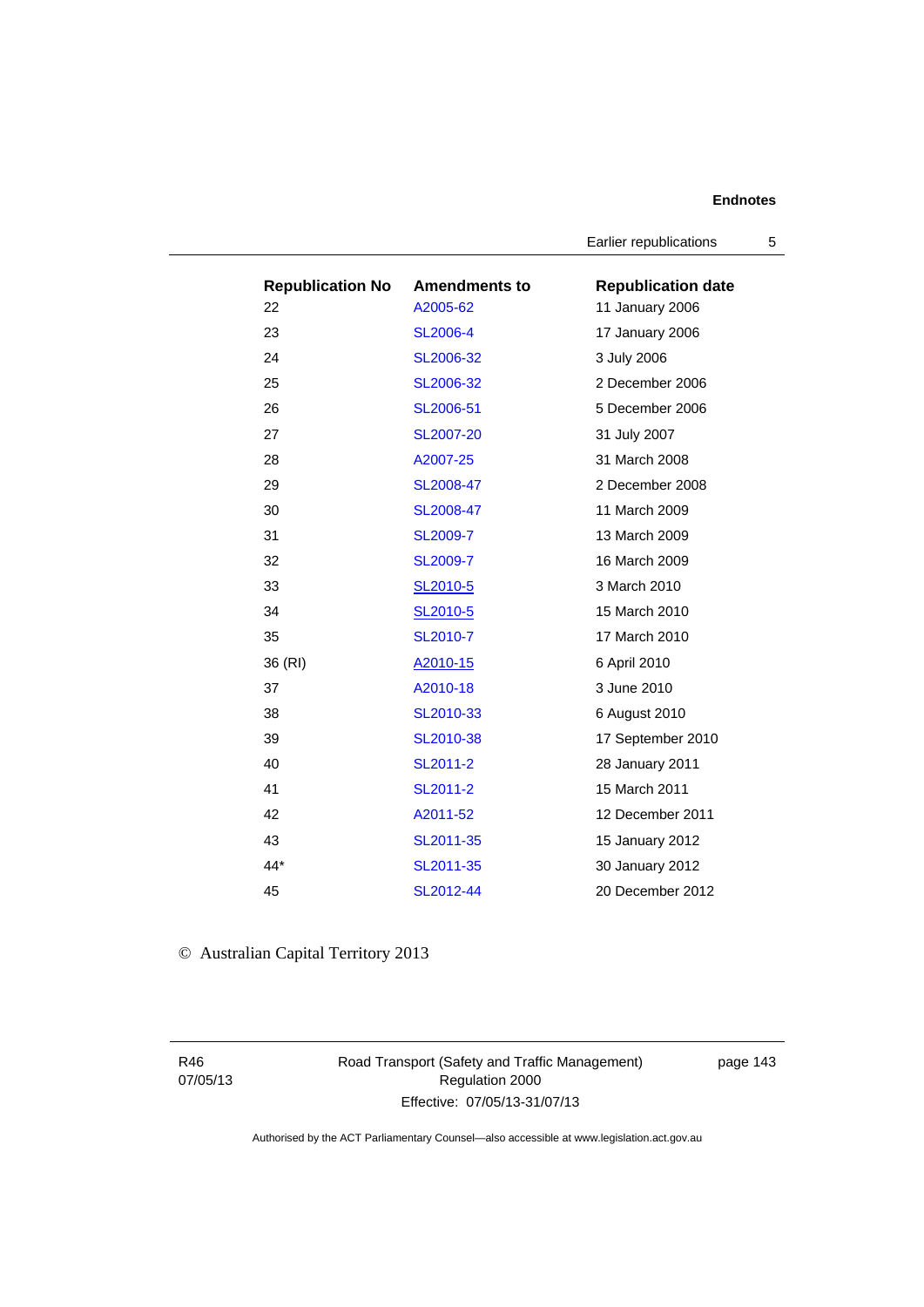| Republication No | Amendments to | Republication date |
|---|---|---|
| 22 | A2005-62 | 11 January 2006 |
| 23 | SL2006-4 | 17 January 2006 |
| 24 | SL2006-32 | 3 July 2006 |
| 25 | SL2006-32 | 2 December 2006 |
| 26 | SL2006-51 | 5 December 2006 |
| 27 | SL2007-20 | 31 July 2007 |
| 28 | A2007-25 | 31 March 2008 |
| 29 | SL2008-47 | 2 December 2008 |
| 30 | SL2008-47 | 11 March 2009 |
| 31 | SL2009-7 | 13 March 2009 |
| 32 | SL2009-7 | 16 March 2009 |
| 33 | SL2010-5 | 3 March 2010 |
| 34 | SL2010-5 | 15 March 2010 |
| 35 | SL2010-7 | 17 March 2010 |
| 36 (RI) | A2010-15 | 6 April 2010 |
| 37 | A2010-18 | 3 June 2010 |
| 38 | SL2010-33 | 6 August 2010 |
| 39 | SL2010-38 | 17 September 2010 |
| 40 | SL2011-2 | 28 January 2011 |
| 41 | SL2011-2 | 15 March 2011 |
| 42 | A2011-52 | 12 December 2011 |
| 43 | SL2011-35 | 15 January 2012 |
| 44* | SL2011-35 | 30 January 2012 |
| 45 | SL2012-44 | 20 December 2012 |

© Australian Capital Territory 2013